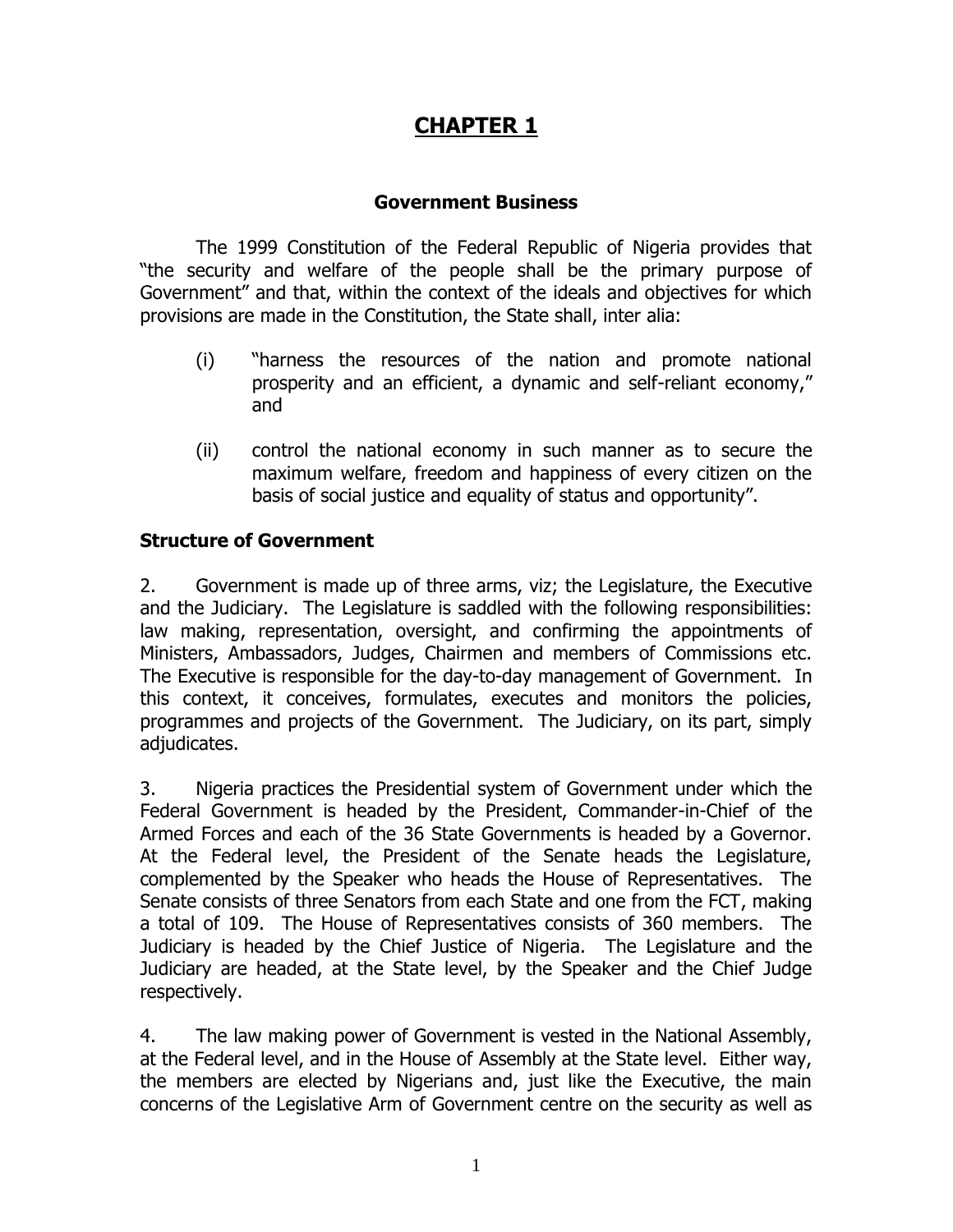# CHAPTER 1

## Government Business

The 1999 Constitution of the Federal Republic of Nigeria provides that "the security and welfare of the people shall be the primary purpose of Government" and that, within the context of the ideals and objectives for which provisions are made in the Constitution, the State shall, inter alia:

(i) "harness the resources of the nation and promote national prosperity and an efficient, a dynamic and self-reliant economy," and

(ii) control the national economy in such manner as to secure the maximum welfare, freedom and happiness of every citizen on the basis of social justice and equality of status and opportunity".

### Structure of Government

2. Government is made up of three arms, viz; the Legislature, the Executive and the Judiciary. The Legislature is saddled with the following responsibilities: law making, representation, oversight, and confirming the appointments of Ministers, Ambassadors, Judges, Chairmen and members of Commissions etc. The Executive is responsible for the day-to-day management of Government. In this context, it conceives, formulates, executes and monitors the policies, programmes and projects of the Government. The Judiciary, on its part, simply adjudicates.

3. Nigeria practices the Presidential system of Government under which the Federal Government is headed by the President, Commander-in-Chief of the Armed Forces and each of the 36 State Governments is headed by a Governor. At the Federal level, the President of the Senate heads the Legislature, complemented by the Speaker who heads the House of Representatives. The Senate consists of three Senators from each State and one from the FCT, making a total of 109. The House of Representatives consists of 360 members. The Judiciary is headed by the Chief Justice of Nigeria. The Legislature and the Judiciary are headed, at the State level, by the Speaker and the Chief Judge respectively.

4. The law making power of Government is vested in the National Assembly, at the Federal level, and in the House of Assembly at the State level. Either way, the members are elected by Nigerians and, just like the Executive, the main concerns of the Legislative Arm of Government centre on the security as well as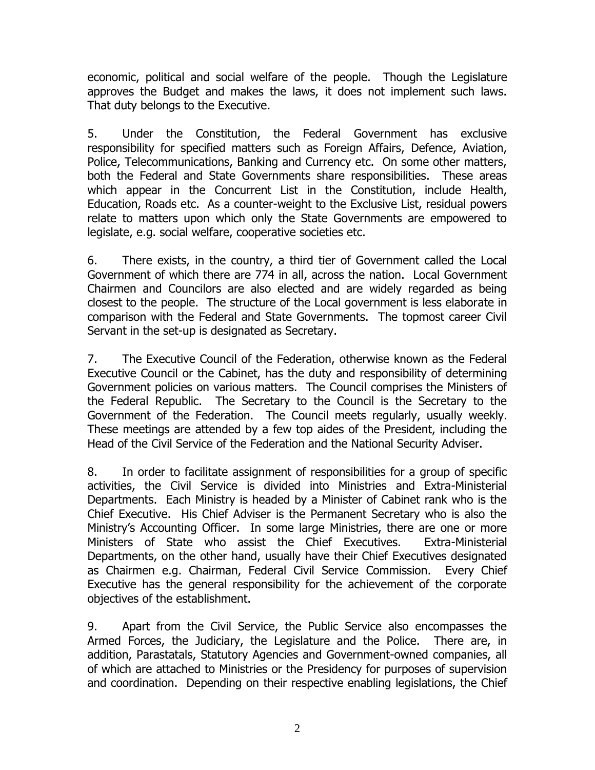economic, political and social welfare of the people. Though the Legislature approves the Budget and makes the laws, it does not implement such laws. That duty belongs to the Executive.

5. Under the Constitution, the Federal Government has exclusive responsibility for specified matters such as Foreign Affairs, Defence, Aviation, Police, Telecommunications, Banking and Currency etc. On some other matters, both the Federal and State Governments share responsibilities. These areas which appear in the Concurrent List in the Constitution, include Health, Education, Roads etc. As a counter-weight to the Exclusive List, residual powers relate to matters upon which only the State Governments are empowered to legislate, e.g. social welfare, cooperative societies etc.

6. There exists, in the country, a third tier of Government called the Local Government of which there are 774 in all, across the nation. Local Government Chairmen and Councilors are also elected and are widely regarded as being closest to the people. The structure of the Local government is less elaborate in comparison with the Federal and State Governments. The topmost career Civil Servant in the set-up is designated as Secretary.

7. The Executive Council of the Federation, otherwise known as the Federal Executive Council or the Cabinet, has the duty and responsibility of determining Government policies on various matters. The Council comprises the Ministers of the Federal Republic. The Secretary to the Council is the Secretary to the Government of the Federation. The Council meets regularly, usually weekly. These meetings are attended by a few top aides of the President, including the Head of the Civil Service of the Federation and the National Security Adviser.

8. In order to facilitate assignment of responsibilities for a group of specific activities, the Civil Service is divided into Ministries and Extra-Ministerial Departments. Each Ministry is headed by a Minister of Cabinet rank who is the Chief Executive. His Chief Adviser is the Permanent Secretary who is also the Ministry's Accounting Officer. In some large Ministries, there are one or more Ministers of State who assist the Chief Executives. Extra-Ministerial Departments, on the other hand, usually have their Chief Executives designated as Chairmen e.g. Chairman, Federal Civil Service Commission. Every Chief Executive has the general responsibility for the achievement of the corporate objectives of the establishment.

9. Apart from the Civil Service, the Public Service also encompasses the Armed Forces, the Judiciary, the Legislature and the Police. There are, in addition, Parastatals, Statutory Agencies and Government-owned companies, all of which are attached to Ministries or the Presidency for purposes of supervision and coordination. Depending on their respective enabling legislations, the Chief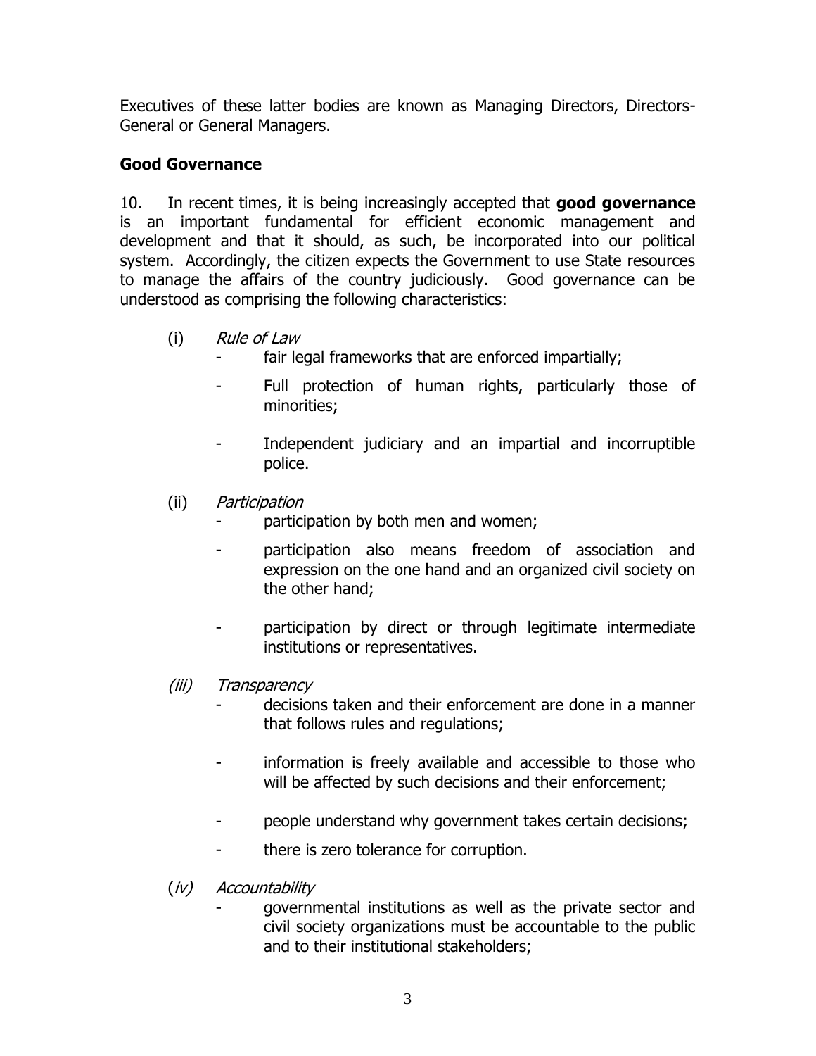Executives of these latter bodies are known as Managing Directors, Directors-General or General Managers.

**Good Governance**

10. In recent times, it is being increasingly accepted that **good governance** is an important fundamental for efficient economic management and development and that it should, as such, be incorporated into our political system. Accordingly, the citizen expects the Government to use State resources to manage the affairs of the country judiciously. Good governance can be understood as comprising the following characteristics:

(i) *Rule of Law*

- fair legal frameworks that are enforced impartially;
- Full protection of human rights, particularly those of minorities;
- Independent judiciary and an impartial and incorruptible police.

(ii) *Participation*

- participation by both men and women;
- participation also means freedom of association and expression on the one hand and an organized civil society on the other hand;
- participation by direct or through legitimate intermediate institutions or representatives.

*(iii)* *Transparency*

- decisions taken and their enforcement are done in a manner that follows rules and regulations;
- information is freely available and accessible to those who will be affected by such decisions and their enforcement;
- people understand why government takes certain decisions;
- there is zero tolerance for corruption.

(*iv)* *Accountability*

- governmental institutions as well as the private sector and civil society organizations must be accountable to the public and to their institutional stakeholders;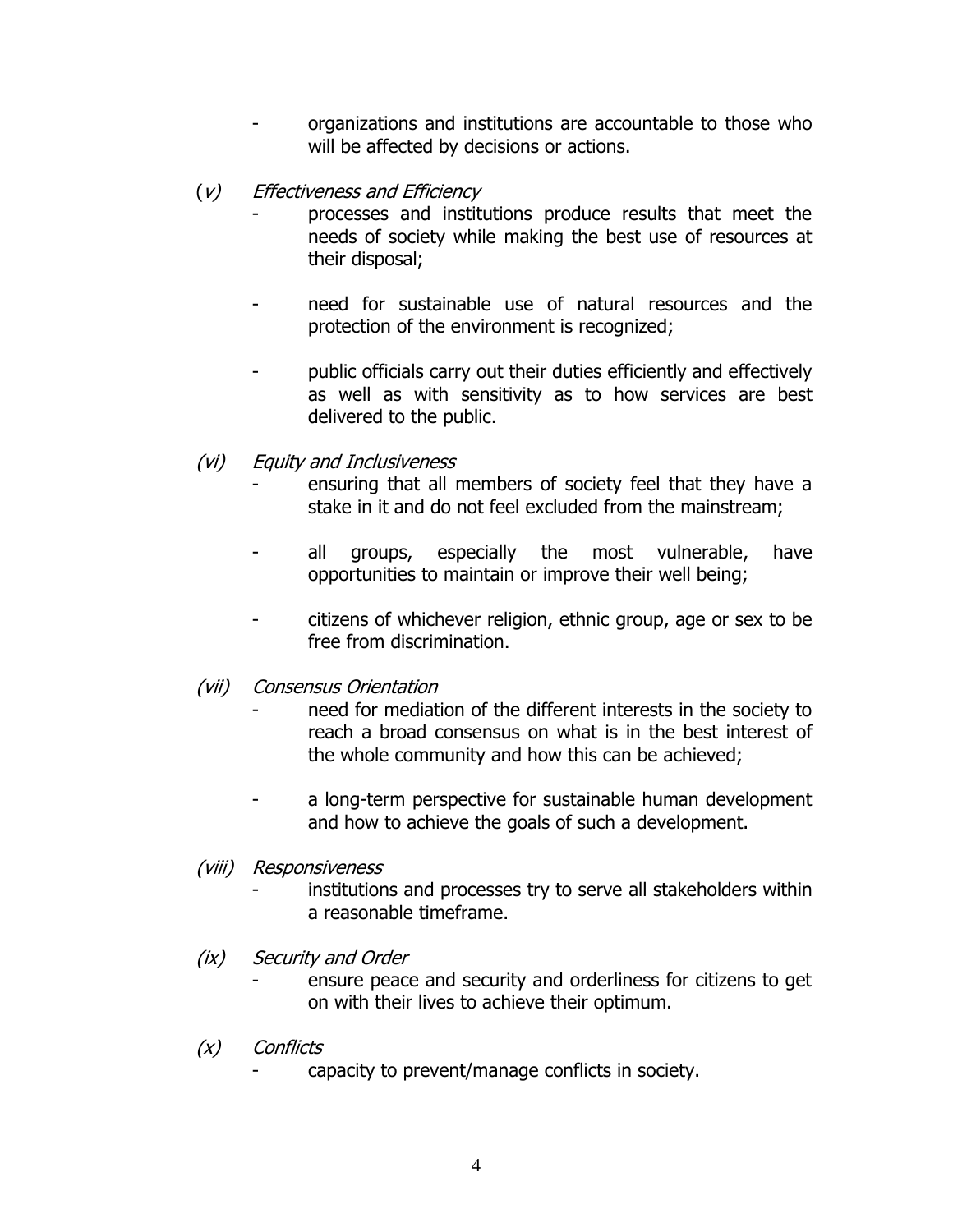- organizations and institutions are accountable to those who will be affected by decisions or actions.

(*v*) *Effectiveness and Efficiency*

- processes and institutions produce results that meet the needs of society while making the best use of resources at their disposal;
- need for sustainable use of natural resources and the protection of the environment is recognized;
- public officials carry out their duties efficiently and effectively as well as with sensitivity as to how services are best delivered to the public.

*(vi) Equity and Inclusiveness*

- ensuring that all members of society feel that they have a stake in it and do not feel excluded from the mainstream;
- all groups, especially the most vulnerable, have opportunities to maintain or improve their well being;
- citizens of whichever religion, ethnic group, age or sex to be free from discrimination.

*(vii) Consensus Orientation*

- need for mediation of the different interests in the society to reach a broad consensus on what is in the best interest of the whole community and how this can be achieved;
- a long-term perspective for sustainable human development and how to achieve the goals of such a development.

*(viii) Responsiveness*

- institutions and processes try to serve all stakeholders within a reasonable timeframe.

*(ix) Security and Order*

- ensure peace and security and orderliness for citizens to get on with their lives to achieve their optimum.

*(x) Conflicts*

- capacity to prevent/manage conflicts in society.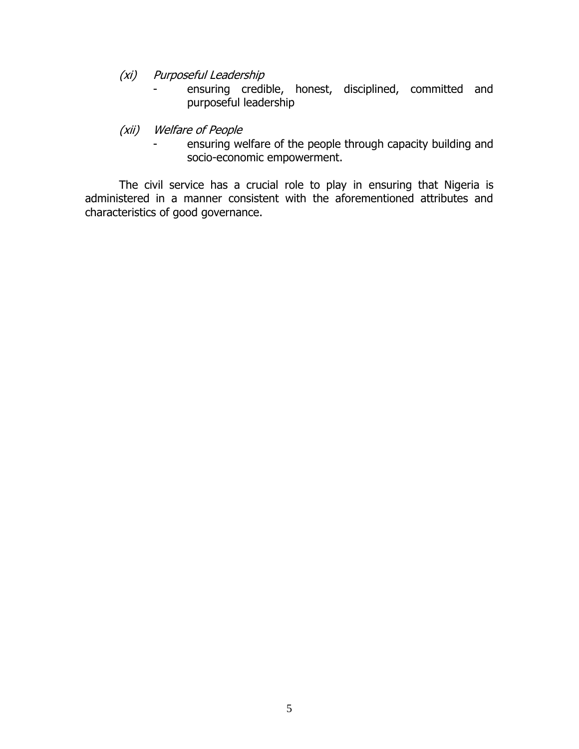*(xi) Purposeful Leadership*

- ensuring credible, honest, disciplined, committed and purposeful leadership

*(xii) Welfare of People*

- ensuring welfare of the people through capacity building and socio-economic empowerment.

The civil service has a crucial role to play in ensuring that Nigeria is administered in a manner consistent with the aforementioned attributes and characteristics of good governance.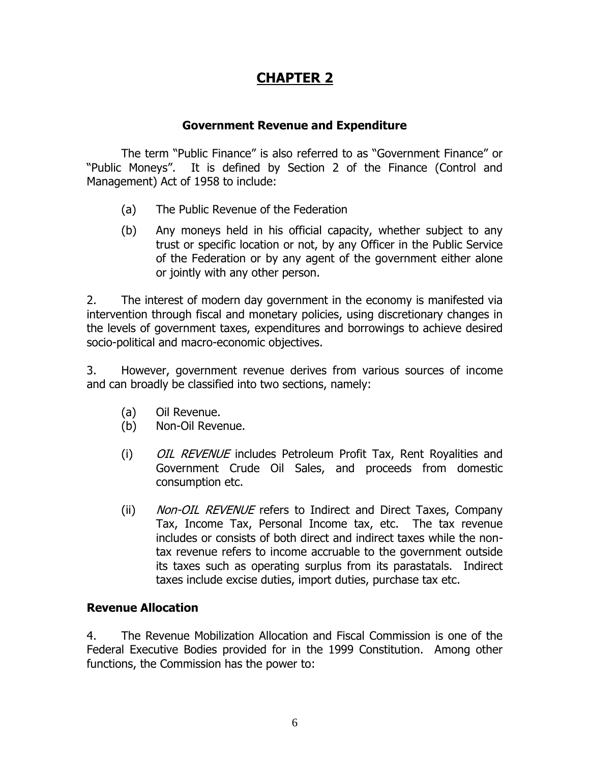# CHAPTER 2

### Government Revenue and Expenditure

The term "Public Finance" is also referred to as "Government Finance" or "Public Moneys". It is defined by Section 2 of the Finance (Control and Management) Act of 1958 to include:

(a) The Public Revenue of the Federation

(b) Any moneys held in his official capacity, whether subject to any trust or specific location or not, by any Officer in the Public Service of the Federation or by any agent of the government either alone or jointly with any other person.

2. The interest of modern day government in the economy is manifested via intervention through fiscal and monetary policies, using discretionary changes in the levels of government taxes, expenditures and borrowings to achieve desired socio-political and macro-economic objectives.

3. However, government revenue derives from various sources of income and can broadly be classified into two sections, namely:

(a) Oil Revenue.
(b) Non-Oil Revenue.

(i) *OIL REVENUE* includes Petroleum Profit Tax, Rent Royalities and Government Crude Oil Sales, and proceeds from domestic consumption etc.

(ii) *Non-OIL REVENUE* refers to Indirect and Direct Taxes, Company Tax, Income Tax, Personal Income tax, etc. The tax revenue includes or consists of both direct and indirect taxes while the non-tax revenue refers to income accruable to the government outside its taxes such as operating surplus from its parastatals. Indirect taxes include excise duties, import duties, purchase tax etc.

### Revenue Allocation

4. The Revenue Mobilization Allocation and Fiscal Commission is one of the Federal Executive Bodies provided for in the 1999 Constitution. Among other functions, the Commission has the power to: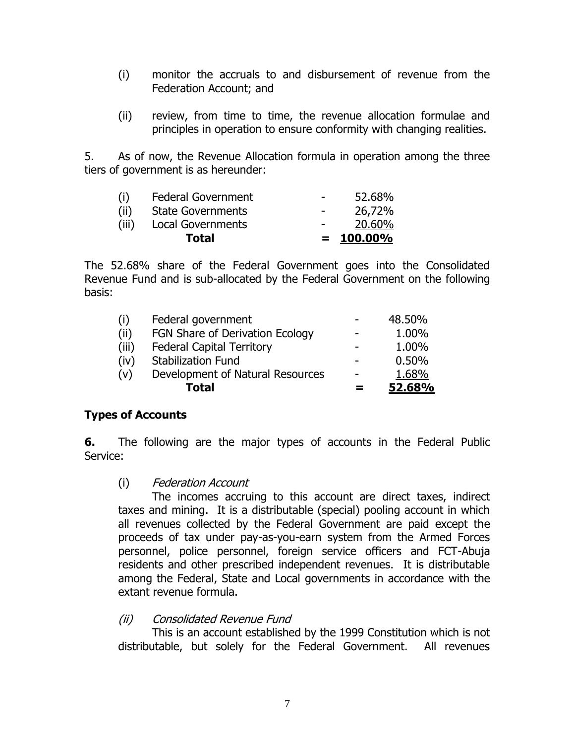(i) monitor the accruals to and disbursement of revenue from the Federation Account; and

(ii) review, from time to time, the revenue allocation formulae and principles in operation to ensure conformity with changing realities.

5. As of now, the Revenue Allocation formula in operation among the three tiers of government is as hereunder:

| | | | |
|---|---|---|---|
| (i) | Federal Government | - | 52.68% |
| (ii) | State Governments | - | 26,72% |
| (iii) | Local Governments | - | 20.60% |
| | **Total** | = | **100.00%** |

The 52.68% share of the Federal Government goes into the Consolidated Revenue Fund and is sub-allocated by the Federal Government on the following basis:

| | | | |
|---|---|---|---|
| (i) | Federal government | - | 48.50% |
| (ii) | FGN Share of Derivation Ecology | - | 1.00% |
| (iii) | Federal Capital Territory | - | 1.00% |
| (iv) | Stabilization Fund | - | 0.50% |
| (v) | Development of Natural Resources | - | 1.68% |
| | **Total** | = | **52.68%** |

## Types of Accounts

**6.** The following are the major types of accounts in the Federal Public Service:

(i) *Federation Account*

The incomes accruing to this account are direct taxes, indirect taxes and mining. It is a distributable (special) pooling account in which all revenues collected by the Federal Government are paid except the proceeds of tax under pay-as-you-earn system from the Armed Forces personnel, police personnel, foreign service officers and FCT-Abuja residents and other prescribed independent revenues. It is distributable among the Federal, State and Local governments in accordance with the extant revenue formula.

*(ii) Consolidated Revenue Fund*

This is an account established by the 1999 Constitution which is not distributable, but solely for the Federal Government. All revenues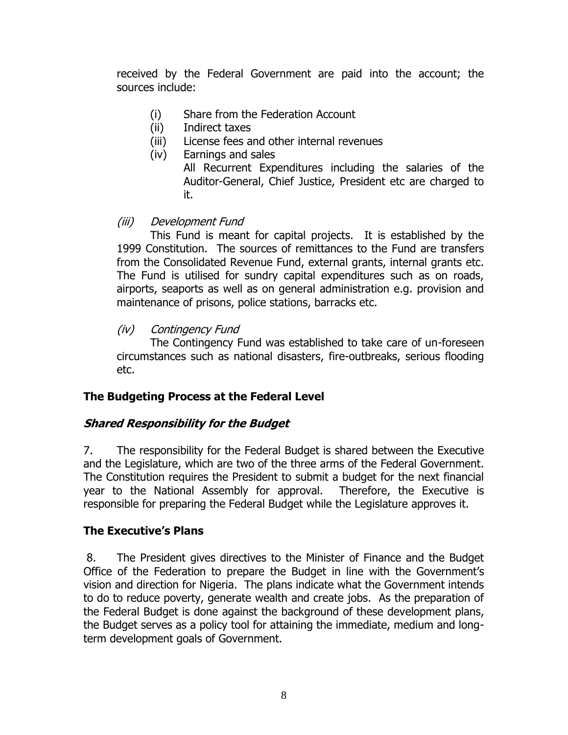received by the Federal Government are paid into the account; the sources include:

(i) Share from the Federation Account
(ii) Indirect taxes
(iii) License fees and other internal revenues
(iv) Earnings and sales

All Recurrent Expenditures including the salaries of the Auditor-General, Chief Justice, President etc are charged to it.

*(iii) Development Fund*

This Fund is meant for capital projects. It is established by the 1999 Constitution. The sources of remittances to the Fund are transfers from the Consolidated Revenue Fund, external grants, internal grants etc. The Fund is utilised for sundry capital expenditures such as on roads, airports, seaports as well as on general administration e.g. provision and maintenance of prisons, police stations, barracks etc.

*(iv) Contingency Fund*

The Contingency Fund was established to take care of un-foreseen circumstances such as national disasters, fire-outbreaks, serious flooding etc.

## The Budgeting Process at the Federal Level

### *Shared Responsibility for the Budget*

7. The responsibility for the Federal Budget is shared between the Executive and the Legislature, which are two of the three arms of the Federal Government. The Constitution requires the President to submit a budget for the next financial year to the National Assembly for approval. Therefore, the Executive is responsible for preparing the Federal Budget while the Legislature approves it.

### The Executive's Plans

8. The President gives directives to the Minister of Finance and the Budget Office of the Federation to prepare the Budget in line with the Government's vision and direction for Nigeria. The plans indicate what the Government intends to do to reduce poverty, generate wealth and create jobs. As the preparation of the Federal Budget is done against the background of these development plans, the Budget serves as a policy tool for attaining the immediate, medium and long-term development goals of Government.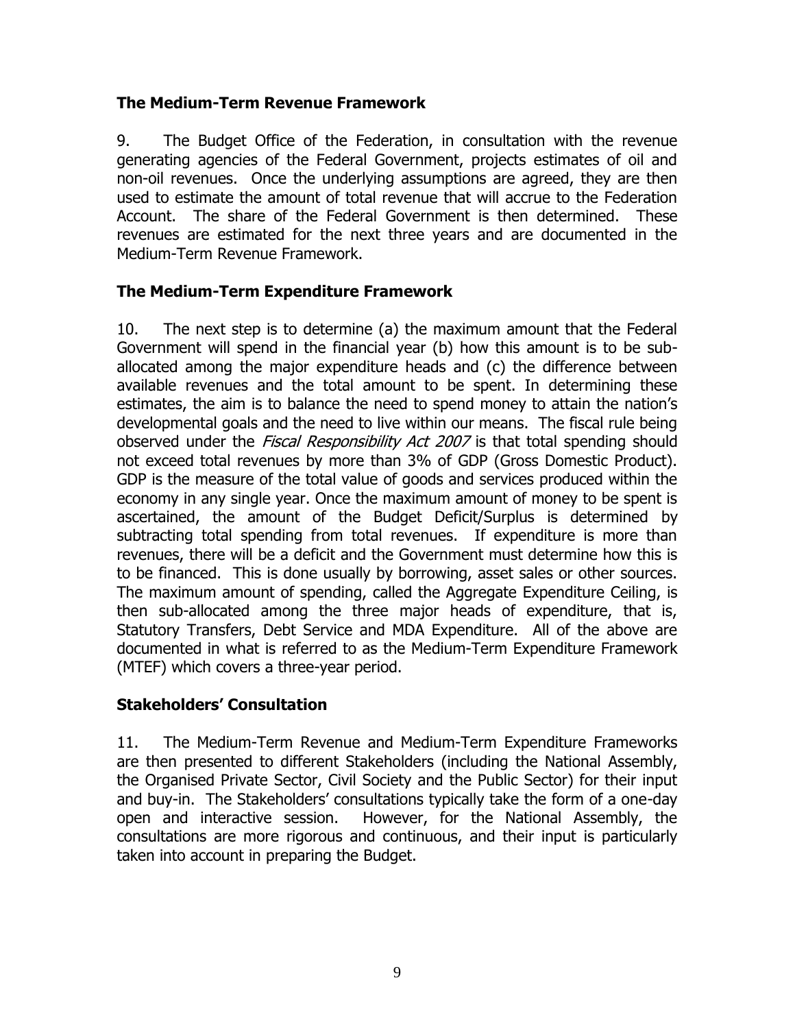### The Medium-Term Revenue Framework

9. The Budget Office of the Federation, in consultation with the revenue generating agencies of the Federal Government, projects estimates of oil and non-oil revenues. Once the underlying assumptions are agreed, they are then used to estimate the amount of total revenue that will accrue to the Federation Account. The share of the Federal Government is then determined. These revenues are estimated for the next three years and are documented in the Medium-Term Revenue Framework.

### The Medium-Term Expenditure Framework

10. The next step is to determine (a) the maximum amount that the Federal Government will spend in the financial year (b) how this amount is to be sub-allocated among the major expenditure heads and (c) the difference between available revenues and the total amount to be spent. In determining these estimates, the aim is to balance the need to spend money to attain the nation's developmental goals and the need to live within our means. The fiscal rule being observed under the *Fiscal Responsibility Act 2007* is that total spending should not exceed total revenues by more than 3% of GDP (Gross Domestic Product). GDP is the measure of the total value of goods and services produced within the economy in any single year. Once the maximum amount of money to be spent is ascertained, the amount of the Budget Deficit/Surplus is determined by subtracting total spending from total revenues. If expenditure is more than revenues, there will be a deficit and the Government must determine how this is to be financed. This is done usually by borrowing, asset sales or other sources. The maximum amount of spending, called the Aggregate Expenditure Ceiling, is then sub-allocated among the three major heads of expenditure, that is, Statutory Transfers, Debt Service and MDA Expenditure. All of the above are documented in what is referred to as the Medium-Term Expenditure Framework (MTEF) which covers a three-year period.

### Stakeholders' Consultation

11. The Medium-Term Revenue and Medium-Term Expenditure Frameworks are then presented to different Stakeholders (including the National Assembly, the Organised Private Sector, Civil Society and the Public Sector) for their input and buy-in. The Stakeholders' consultations typically take the form of a one-day open and interactive session. However, for the National Assembly, the consultations are more rigorous and continuous, and their input is particularly taken into account in preparing the Budget.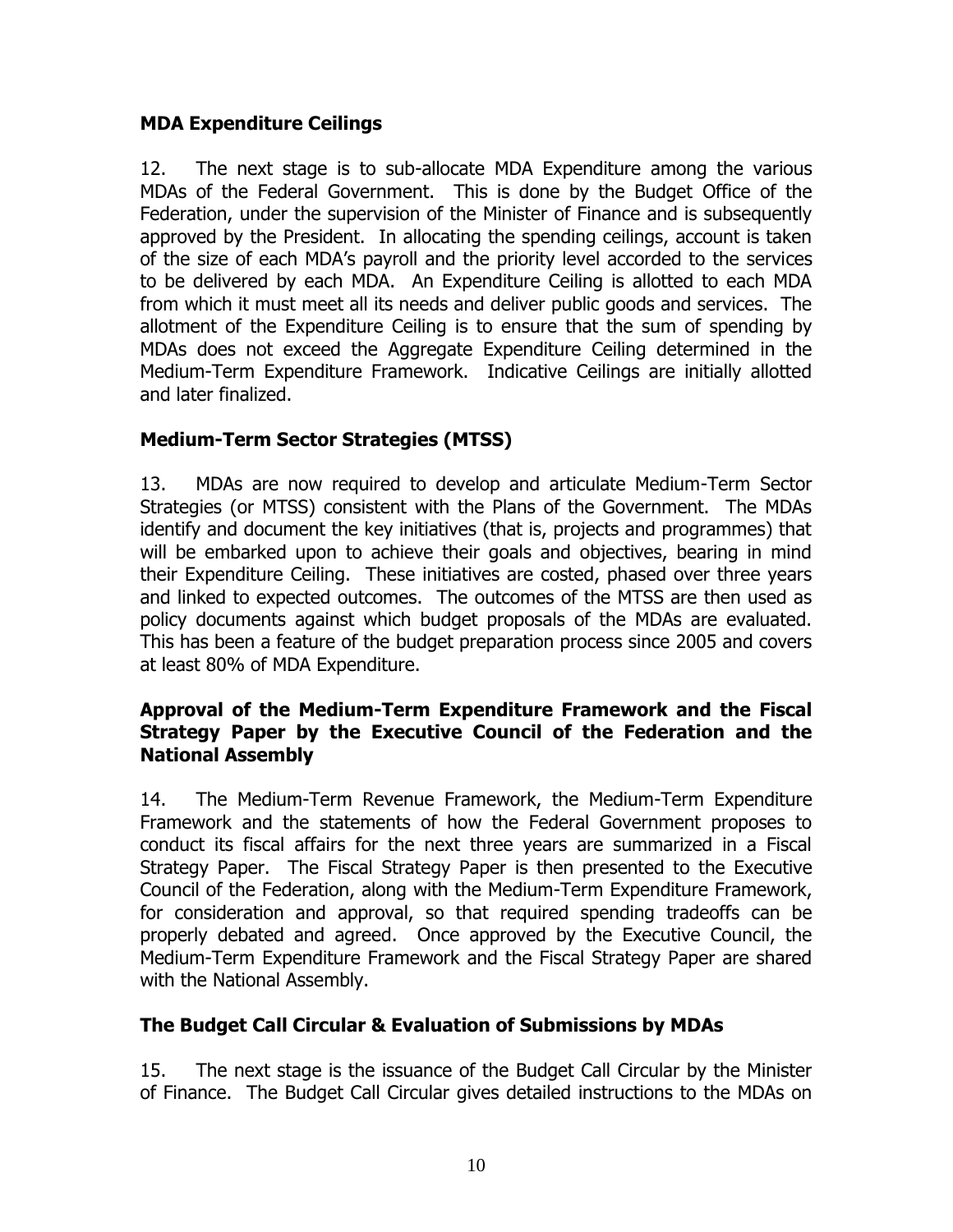## MDA Expenditure Ceilings

12. The next stage is to sub-allocate MDA Expenditure among the various MDAs of the Federal Government. This is done by the Budget Office of the Federation, under the supervision of the Minister of Finance and is subsequently approved by the President. In allocating the spending ceilings, account is taken of the size of each MDA's payroll and the priority level accorded to the services to be delivered by each MDA. An Expenditure Ceiling is allotted to each MDA from which it must meet all its needs and deliver public goods and services. The allotment of the Expenditure Ceiling is to ensure that the sum of spending by MDAs does not exceed the Aggregate Expenditure Ceiling determined in the Medium-Term Expenditure Framework. Indicative Ceilings are initially allotted and later finalized.

## Medium-Term Sector Strategies (MTSS)

13. MDAs are now required to develop and articulate Medium-Term Sector Strategies (or MTSS) consistent with the Plans of the Government. The MDAs identify and document the key initiatives (that is, projects and programmes) that will be embarked upon to achieve their goals and objectives, bearing in mind their Expenditure Ceiling. These initiatives are costed, phased over three years and linked to expected outcomes. The outcomes of the MTSS are then used as policy documents against which budget proposals of the MDAs are evaluated. This has been a feature of the budget preparation process since 2005 and covers at least 80% of MDA Expenditure.

## Approval of the Medium-Term Expenditure Framework and the Fiscal Strategy Paper by the Executive Council of the Federation and the National Assembly

14. The Medium-Term Revenue Framework, the Medium-Term Expenditure Framework and the statements of how the Federal Government proposes to conduct its fiscal affairs for the next three years are summarized in a Fiscal Strategy Paper. The Fiscal Strategy Paper is then presented to the Executive Council of the Federation, along with the Medium-Term Expenditure Framework, for consideration and approval, so that required spending tradeoffs can be properly debated and agreed. Once approved by the Executive Council, the Medium-Term Expenditure Framework and the Fiscal Strategy Paper are shared with the National Assembly.

## The Budget Call Circular & Evaluation of Submissions by MDAs

15. The next stage is the issuance of the Budget Call Circular by the Minister of Finance. The Budget Call Circular gives detailed instructions to the MDAs on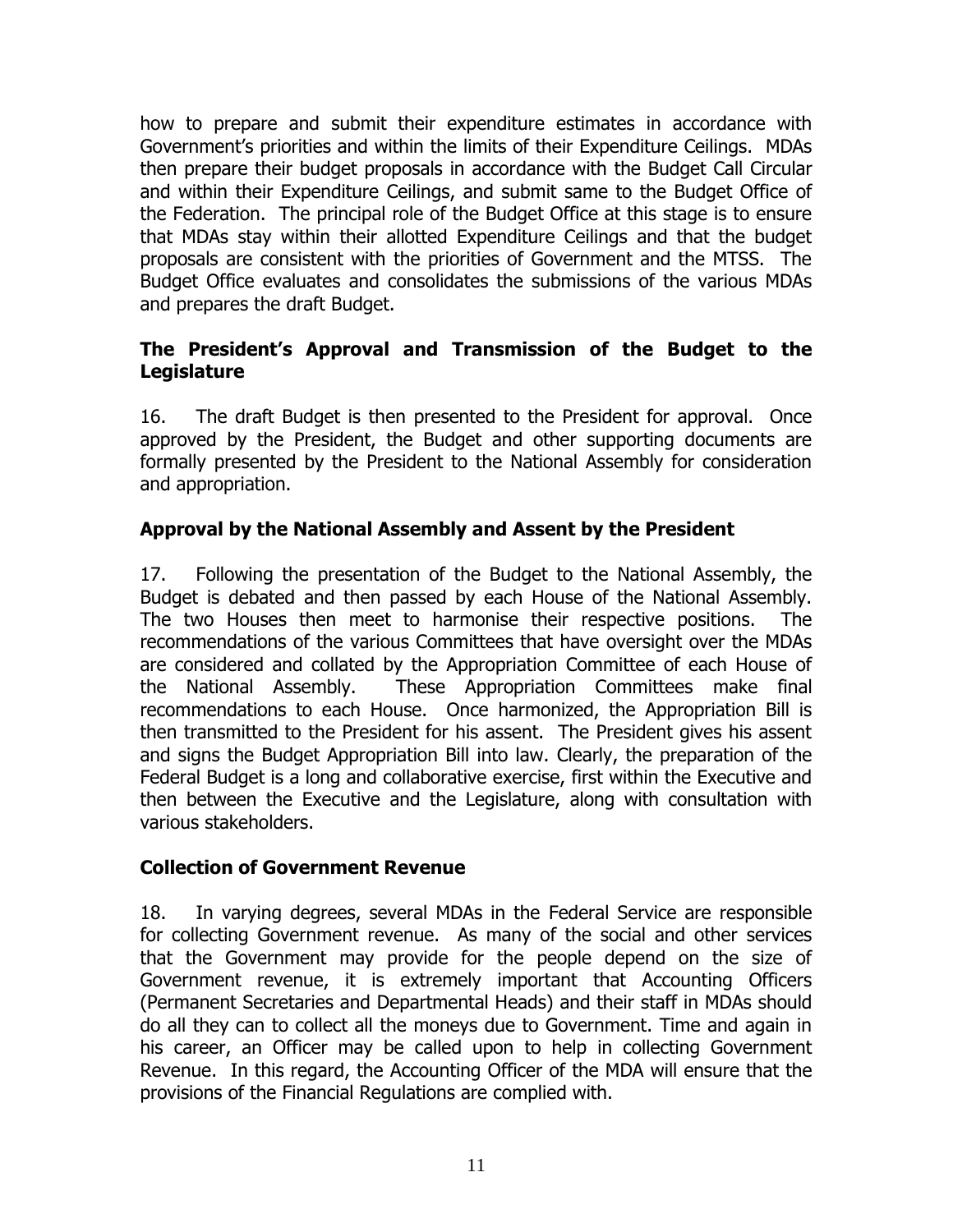how to prepare and submit their expenditure estimates in accordance with Government's priorities and within the limits of their Expenditure Ceilings. MDAs then prepare their budget proposals in accordance with the Budget Call Circular and within their Expenditure Ceilings, and submit same to the Budget Office of the Federation. The principal role of the Budget Office at this stage is to ensure that MDAs stay within their allotted Expenditure Ceilings and that the budget proposals are consistent with the priorities of Government and the MTSS. The Budget Office evaluates and consolidates the submissions of the various MDAs and prepares the draft Budget.

### The President's Approval and Transmission of the Budget to the Legislature

16. The draft Budget is then presented to the President for approval. Once approved by the President, the Budget and other supporting documents are formally presented by the President to the National Assembly for consideration and appropriation.

### Approval by the National Assembly and Assent by the President

17. Following the presentation of the Budget to the National Assembly, the Budget is debated and then passed by each House of the National Assembly. The two Houses then meet to harmonise their respective positions. The recommendations of the various Committees that have oversight over the MDAs are considered and collated by the Appropriation Committee of each House of the National Assembly. These Appropriation Committees make final recommendations to each House. Once harmonized, the Appropriation Bill is then transmitted to the President for his assent. The President gives his assent and signs the Budget Appropriation Bill into law. Clearly, the preparation of the Federal Budget is a long and collaborative exercise, first within the Executive and then between the Executive and the Legislature, along with consultation with various stakeholders.

### Collection of Government Revenue

18. In varying degrees, several MDAs in the Federal Service are responsible for collecting Government revenue. As many of the social and other services that the Government may provide for the people depend on the size of Government revenue, it is extremely important that Accounting Officers (Permanent Secretaries and Departmental Heads) and their staff in MDAs should do all they can to collect all the moneys due to Government. Time and again in his career, an Officer may be called upon to help in collecting Government Revenue. In this regard, the Accounting Officer of the MDA will ensure that the provisions of the Financial Regulations are complied with.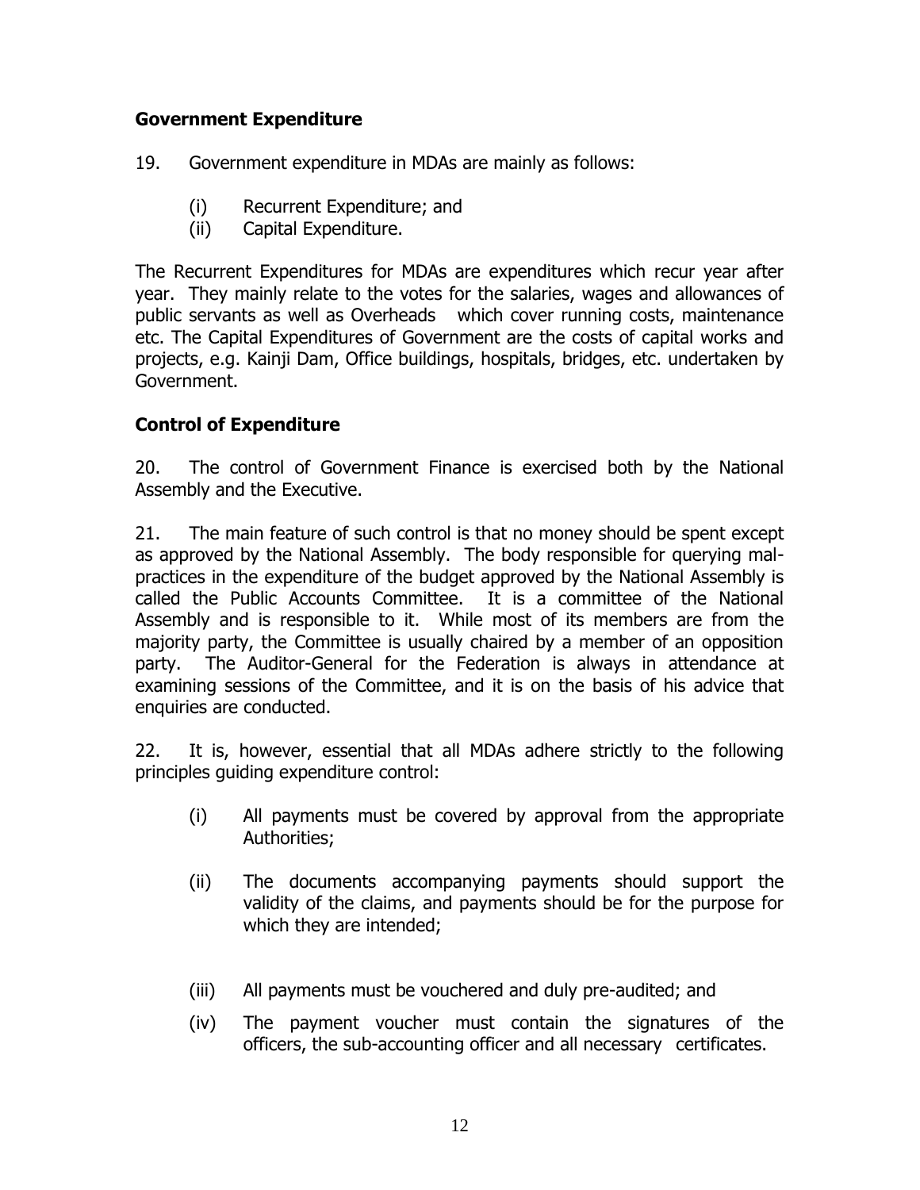## Government Expenditure

19. Government expenditure in MDAs are mainly as follows:

- (i) Recurrent Expenditure; and
- (ii) Capital Expenditure.

The Recurrent Expenditures for MDAs are expenditures which recur year after year. They mainly relate to the votes for the salaries, wages and allowances of public servants as well as Overheads which cover running costs, maintenance etc. The Capital Expenditures of Government are the costs of capital works and projects, e.g. Kainji Dam, Office buildings, hospitals, bridges, etc. undertaken by Government.

## Control of Expenditure

20. The control of Government Finance is exercised both by the National Assembly and the Executive.

21. The main feature of such control is that no money should be spent except as approved by the National Assembly. The body responsible for querying mal-practices in the expenditure of the budget approved by the National Assembly is called the Public Accounts Committee. It is a committee of the National Assembly and is responsible to it. While most of its members are from the majority party, the Committee is usually chaired by a member of an opposition party. The Auditor-General for the Federation is always in attendance at examining sessions of the Committee, and it is on the basis of his advice that enquiries are conducted.

22. It is, however, essential that all MDAs adhere strictly to the following principles guiding expenditure control:

- (i) All payments must be covered by approval from the appropriate Authorities;
- (ii) The documents accompanying payments should support the validity of the claims, and payments should be for the purpose for which they are intended;
- (iii) All payments must be vouchered and duly pre-audited; and
- (iv) The payment voucher must contain the signatures of the officers, the sub-accounting officer and all necessary certificates.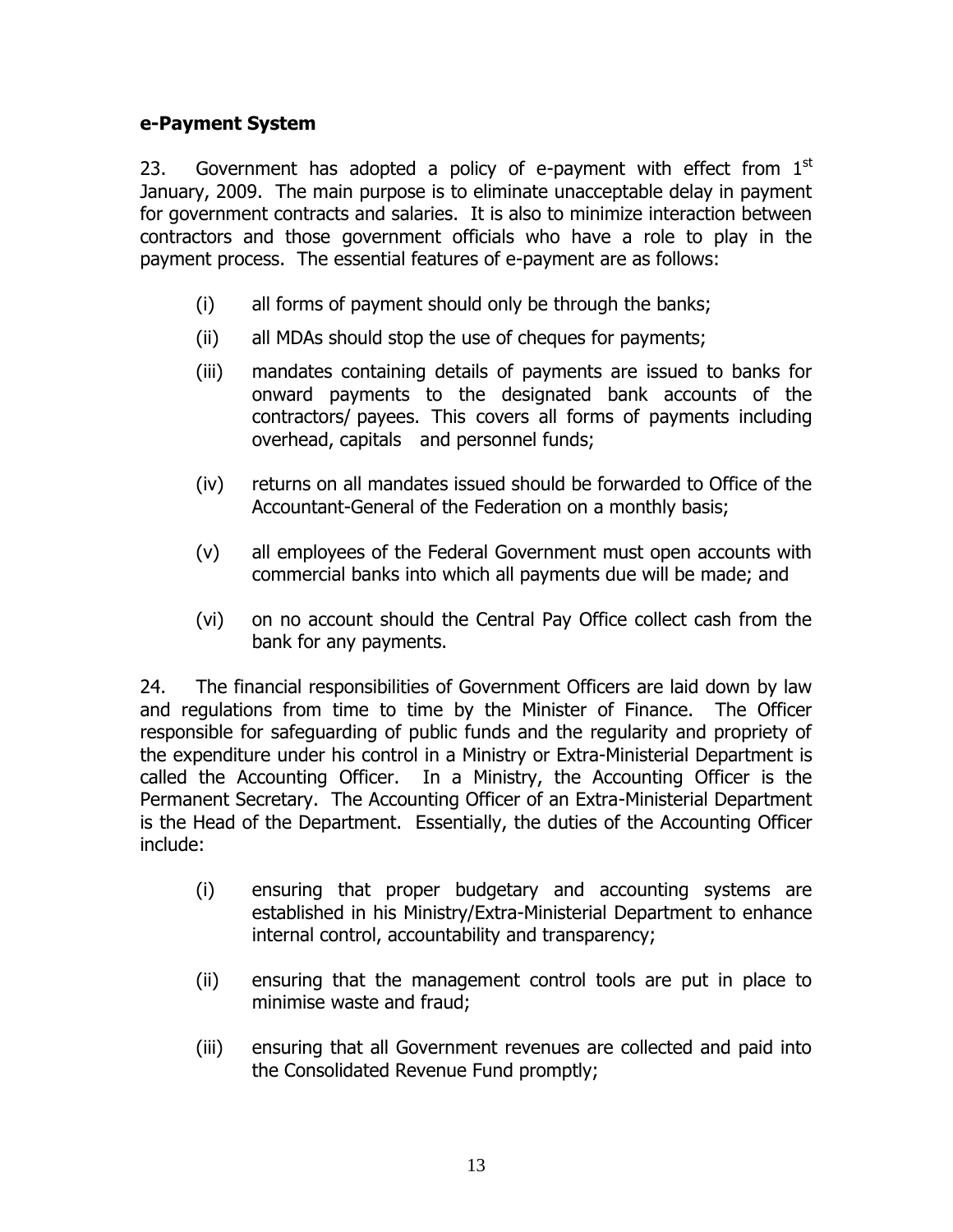## e-Payment System

23. Government has adopted a policy of e-payment with effect from 1st January, 2009. The main purpose is to eliminate unacceptable delay in payment for government contracts and salaries. It is also to minimize interaction between contractors and those government officials who have a role to play in the payment process. The essential features of e-payment are as follows:

(i) all forms of payment should only be through the banks;

(ii) all MDAs should stop the use of cheques for payments;

(iii) mandates containing details of payments are issued to banks for onward payments to the designated bank accounts of the contractors/ payees. This covers all forms of payments including overhead, capitals and personnel funds;

(iv) returns on all mandates issued should be forwarded to Office of the Accountant-General of the Federation on a monthly basis;

(v) all employees of the Federal Government must open accounts with commercial banks into which all payments due will be made; and

(vi) on no account should the Central Pay Office collect cash from the bank for any payments.

24. The financial responsibilities of Government Officers are laid down by law and regulations from time to time by the Minister of Finance. The Officer responsible for safeguarding of public funds and the regularity and propriety of the expenditure under his control in a Ministry or Extra-Ministerial Department is called the Accounting Officer. In a Ministry, the Accounting Officer is the Permanent Secretary. The Accounting Officer of an Extra-Ministerial Department is the Head of the Department. Essentially, the duties of the Accounting Officer include:

(i) ensuring that proper budgetary and accounting systems are established in his Ministry/Extra-Ministerial Department to enhance internal control, accountability and transparency;

(ii) ensuring that the management control tools are put in place to minimise waste and fraud;

(iii) ensuring that all Government revenues are collected and paid into the Consolidated Revenue Fund promptly;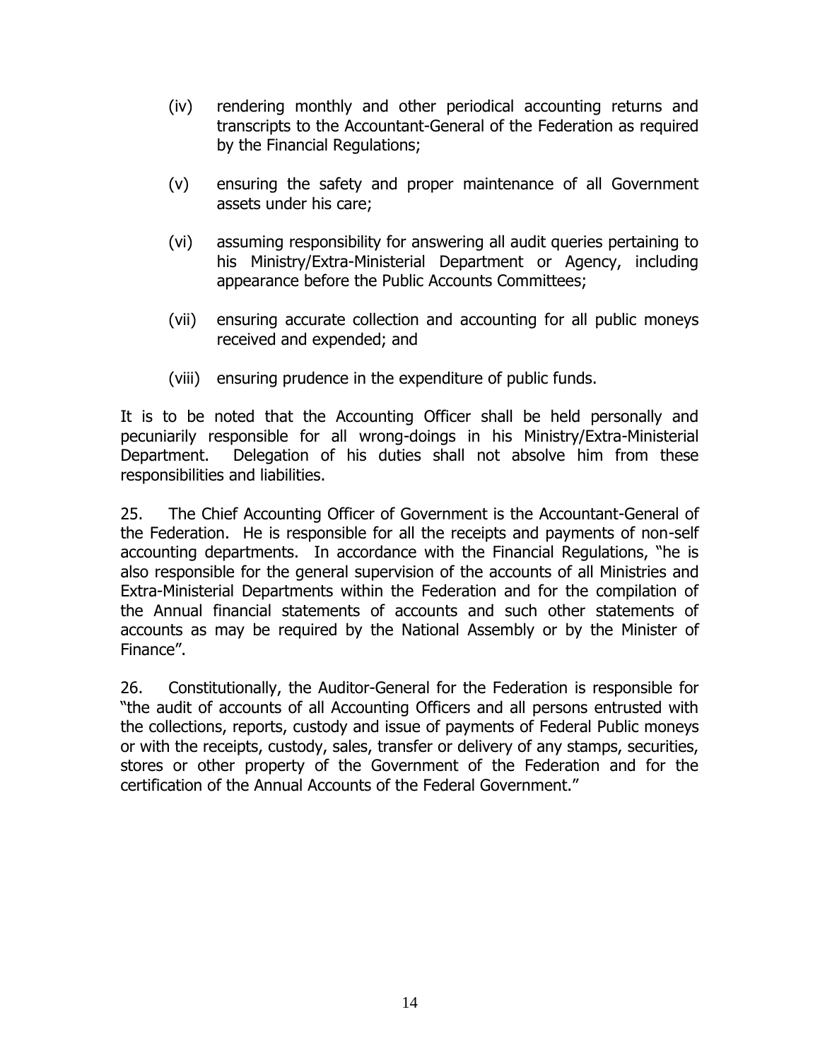(iv) rendering monthly and other periodical accounting returns and transcripts to the Accountant-General of the Federation as required by the Financial Regulations;

(v) ensuring the safety and proper maintenance of all Government assets under his care;

(vi) assuming responsibility for answering all audit queries pertaining to his Ministry/Extra-Ministerial Department or Agency, including appearance before the Public Accounts Committees;

(vii) ensuring accurate collection and accounting for all public moneys received and expended; and

(viii) ensuring prudence in the expenditure of public funds.

It is to be noted that the Accounting Officer shall be held personally and pecuniarily responsible for all wrong-doings in his Ministry/Extra-Ministerial Department. Delegation of his duties shall not absolve him from these responsibilities and liabilities.

25. The Chief Accounting Officer of Government is the Accountant-General of the Federation. He is responsible for all the receipts and payments of non-self accounting departments. In accordance with the Financial Regulations, "he is also responsible for the general supervision of the accounts of all Ministries and Extra-Ministerial Departments within the Federation and for the compilation of the Annual financial statements of accounts and such other statements of accounts as may be required by the National Assembly or by the Minister of Finance".

26. Constitutionally, the Auditor-General for the Federation is responsible for "the audit of accounts of all Accounting Officers and all persons entrusted with the collections, reports, custody and issue of payments of Federal Public moneys or with the receipts, custody, sales, transfer or delivery of any stamps, securities, stores or other property of the Government of the Federation and for the certification of the Annual Accounts of the Federal Government."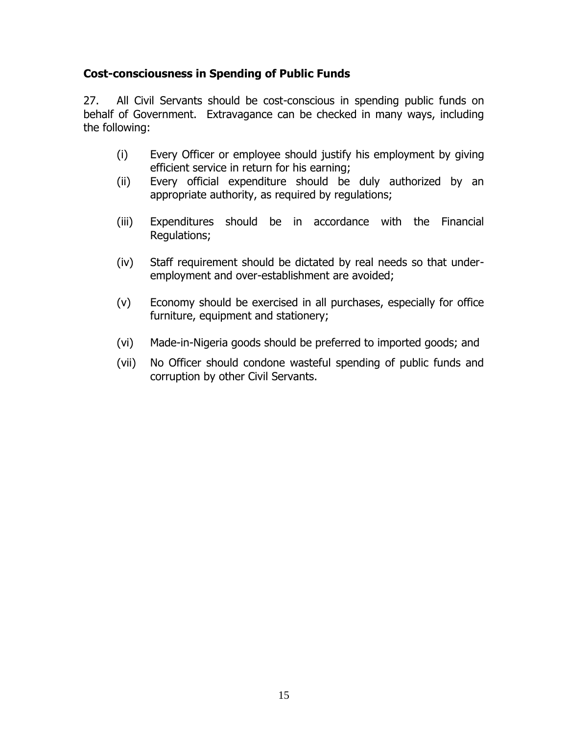**Cost-consciousness in Spending of Public Funds**

27. All Civil Servants should be cost-conscious in spending public funds on behalf of Government. Extravagance can be checked in many ways, including the following:

(i) Every Officer or employee should justify his employment by giving efficient service in return for his earning;

(ii) Every official expenditure should be duly authorized by an appropriate authority, as required by regulations;

(iii) Expenditures should be in accordance with the Financial Regulations;

(iv) Staff requirement should be dictated by real needs so that under-employment and over-establishment are avoided;

(v) Economy should be exercised in all purchases, especially for office furniture, equipment and stationery;

(vi) Made-in-Nigeria goods should be preferred to imported goods; and

(vii) No Officer should condone wasteful spending of public funds and corruption by other Civil Servants.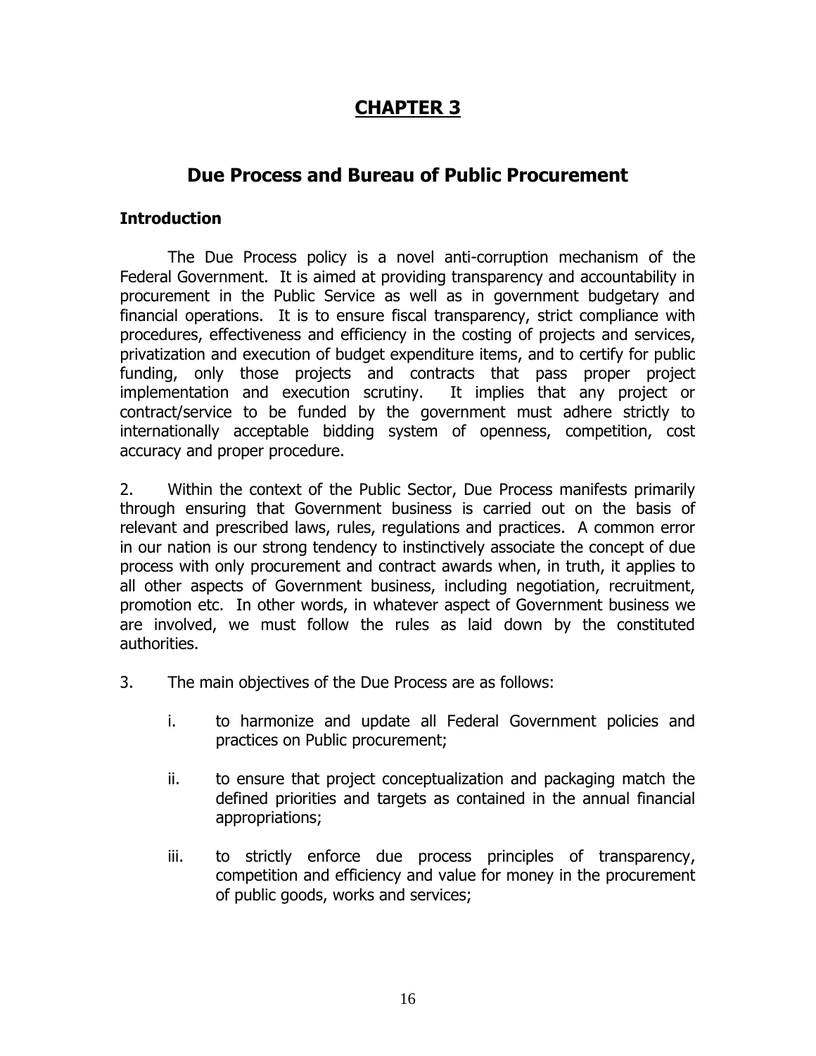# CHAPTER 3

## Due Process and Bureau of Public Procurement

### Introduction

The Due Process policy is a novel anti-corruption mechanism of the Federal Government. It is aimed at providing transparency and accountability in procurement in the Public Service as well as in government budgetary and financial operations. It is to ensure fiscal transparency, strict compliance with procedures, effectiveness and efficiency in the costing of projects and services, privatization and execution of budget expenditure items, and to certify for public funding, only those projects and contracts that pass proper project implementation and execution scrutiny. It implies that any project or contract/service to be funded by the government must adhere strictly to internationally acceptable bidding system of openness, competition, cost accuracy and proper procedure.

2. Within the context of the Public Sector, Due Process manifests primarily through ensuring that Government business is carried out on the basis of relevant and prescribed laws, rules, regulations and practices. A common error in our nation is our strong tendency to instinctively associate the concept of due process with only procurement and contract awards when, in truth, it applies to all other aspects of Government business, including negotiation, recruitment, promotion etc. In other words, in whatever aspect of Government business we are involved, we must follow the rules as laid down by the constituted authorities.

3. The main objectives of the Due Process are as follows:

   i. to harmonize and update all Federal Government policies and practices on Public procurement;

   ii. to ensure that project conceptualization and packaging match the defined priorities and targets as contained in the annual financial appropriations;

   iii. to strictly enforce due process principles of transparency, competition and efficiency and value for money in the procurement of public goods, works and services;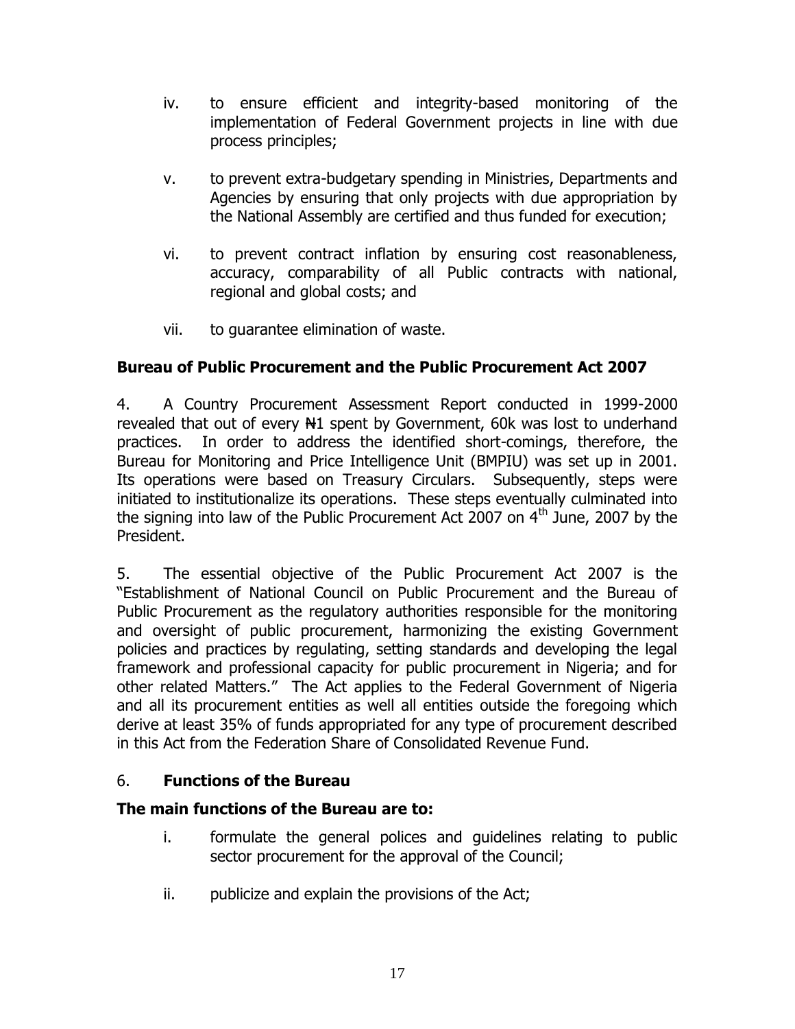iv. to ensure efficient and integrity-based monitoring of the implementation of Federal Government projects in line with due process principles;

v. to prevent extra-budgetary spending in Ministries, Departments and Agencies by ensuring that only projects with due appropriation by the National Assembly are certified and thus funded for execution;

vi. to prevent contract inflation by ensuring cost reasonableness, accuracy, comparability of all Public contracts with national, regional and global costs; and

vii. to guarantee elimination of waste.

**Bureau of Public Procurement and the Public Procurement Act 2007**

4. A Country Procurement Assessment Report conducted in 1999-2000 revealed that out of every ₦1 spent by Government, 60k was lost to underhand practices. In order to address the identified short-comings, therefore, the Bureau for Monitoring and Price Intelligence Unit (BMPIU) was set up in 2001. Its operations were based on Treasury Circulars. Subsequently, steps were initiated to institutionalize its operations. These steps eventually culminated into the signing into law of the Public Procurement Act 2007 on 4th June, 2007 by the President.

5. The essential objective of the Public Procurement Act 2007 is the "Establishment of National Council on Public Procurement and the Bureau of Public Procurement as the regulatory authorities responsible for the monitoring and oversight of public procurement, harmonizing the existing Government policies and practices by regulating, setting standards and developing the legal framework and professional capacity for public procurement in Nigeria; and for other related Matters." The Act applies to the Federal Government of Nigeria and all its procurement entities as well all entities outside the foregoing which derive at least 35% of funds appropriated for any type of procurement described in this Act from the Federation Share of Consolidated Revenue Fund.

6. **Functions of the Bureau**

**The main functions of the Bureau are to:**

i. formulate the general polices and guidelines relating to public sector procurement for the approval of the Council;

ii. publicize and explain the provisions of the Act;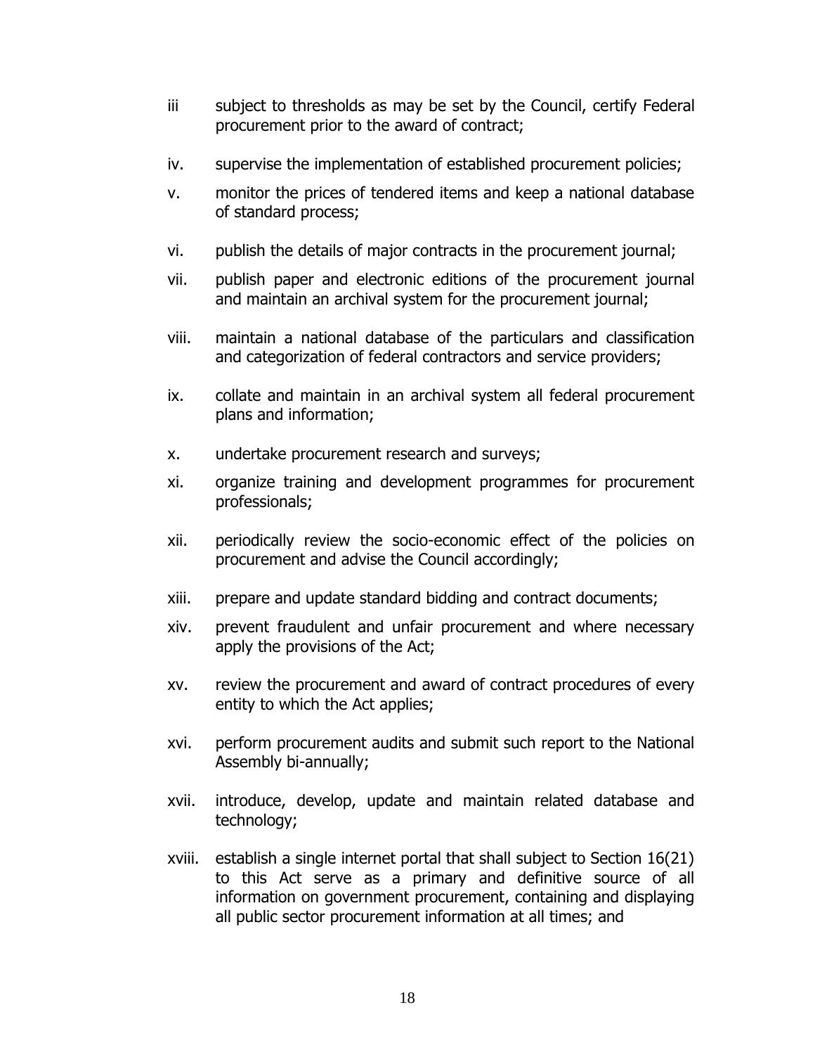iii subject to thresholds as may be set by the Council, certify Federal procurement prior to the award of contract;

iv. supervise the implementation of established procurement policies;

v. monitor the prices of tendered items and keep a national database of standard process;

vi. publish the details of major contracts in the procurement journal;

vii. publish paper and electronic editions of the procurement journal and maintain an archival system for the procurement journal;

viii. maintain a national database of the particulars and classification and categorization of federal contractors and service providers;

ix. collate and maintain in an archival system all federal procurement plans and information;

x. undertake procurement research and surveys;

xi. organize training and development programmes for procurement professionals;

xii. periodically review the socio-economic effect of the policies on procurement and advise the Council accordingly;

xiii. prepare and update standard bidding and contract documents;

xiv. prevent fraudulent and unfair procurement and where necessary apply the provisions of the Act;

xv. review the procurement and award of contract procedures of every entity to which the Act applies;

xvi. perform procurement audits and submit such report to the National Assembly bi-annually;

xvii. introduce, develop, update and maintain related database and technology;

xviii. establish a single internet portal that shall subject to Section 16(21) to this Act serve as a primary and definitive source of all information on government procurement, containing and displaying all public sector procurement information at all times; and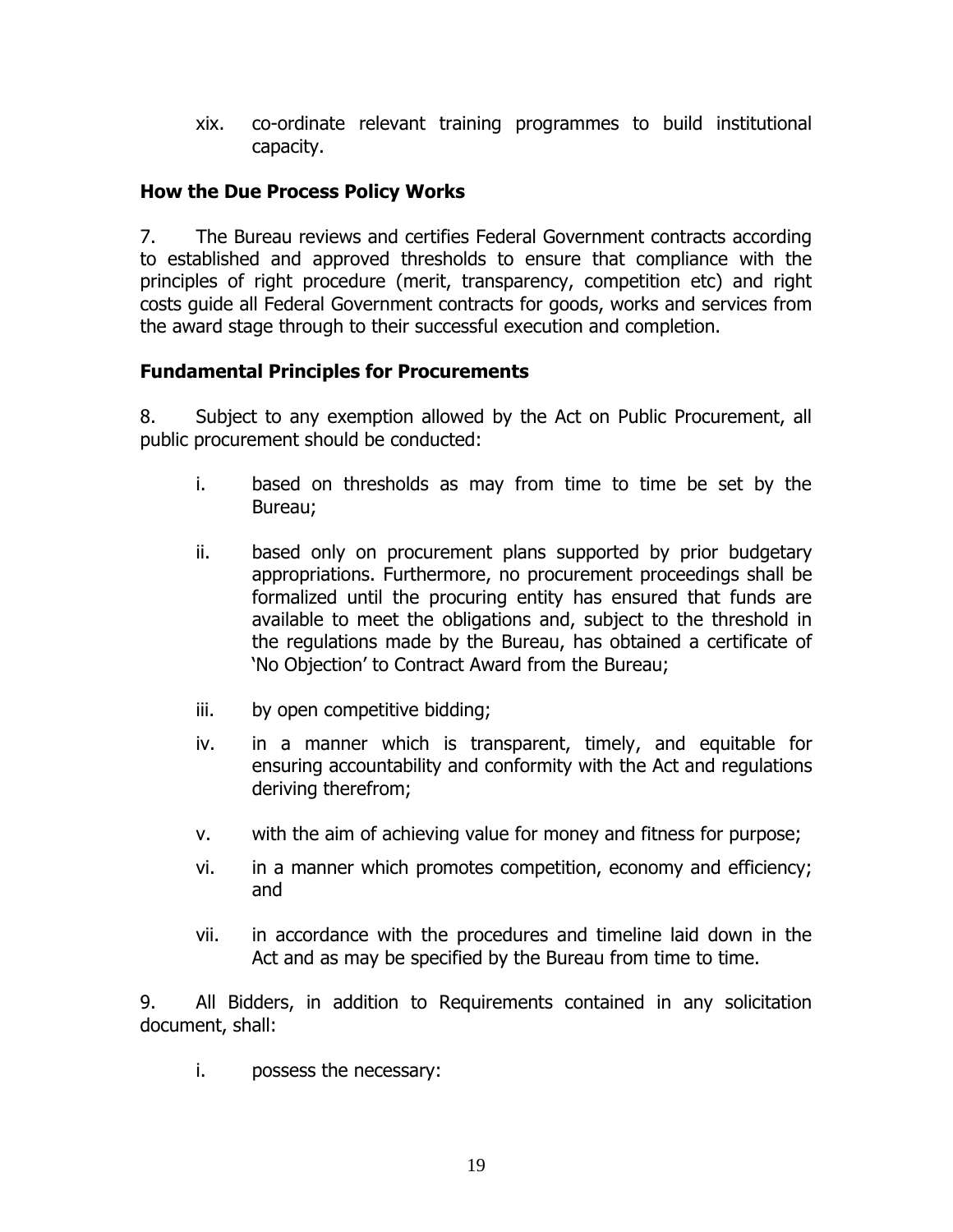xix. co-ordinate relevant training programmes to build institutional capacity.

## How the Due Process Policy Works

7. The Bureau reviews and certifies Federal Government contracts according to established and approved thresholds to ensure that compliance with the principles of right procedure (merit, transparency, competition etc) and right costs guide all Federal Government contracts for goods, works and services from the award stage through to their successful execution and completion.

## Fundamental Principles for Procurements

8. Subject to any exemption allowed by the Act on Public Procurement, all public procurement should be conducted:

i. based on thresholds as may from time to time be set by the Bureau;

ii. based only on procurement plans supported by prior budgetary appropriations. Furthermore, no procurement proceedings shall be formalized until the procuring entity has ensured that funds are available to meet the obligations and, subject to the threshold in the regulations made by the Bureau, has obtained a certificate of 'No Objection' to Contract Award from the Bureau;

iii. by open competitive bidding;

iv. in a manner which is transparent, timely, and equitable for ensuring accountability and conformity with the Act and regulations deriving therefrom;

v. with the aim of achieving value for money and fitness for purpose;

vi. in a manner which promotes competition, economy and efficiency; and

vii. in accordance with the procedures and timeline laid down in the Act and as may be specified by the Bureau from time to time.

9. All Bidders, in addition to Requirements contained in any solicitation document, shall:

i. possess the necessary: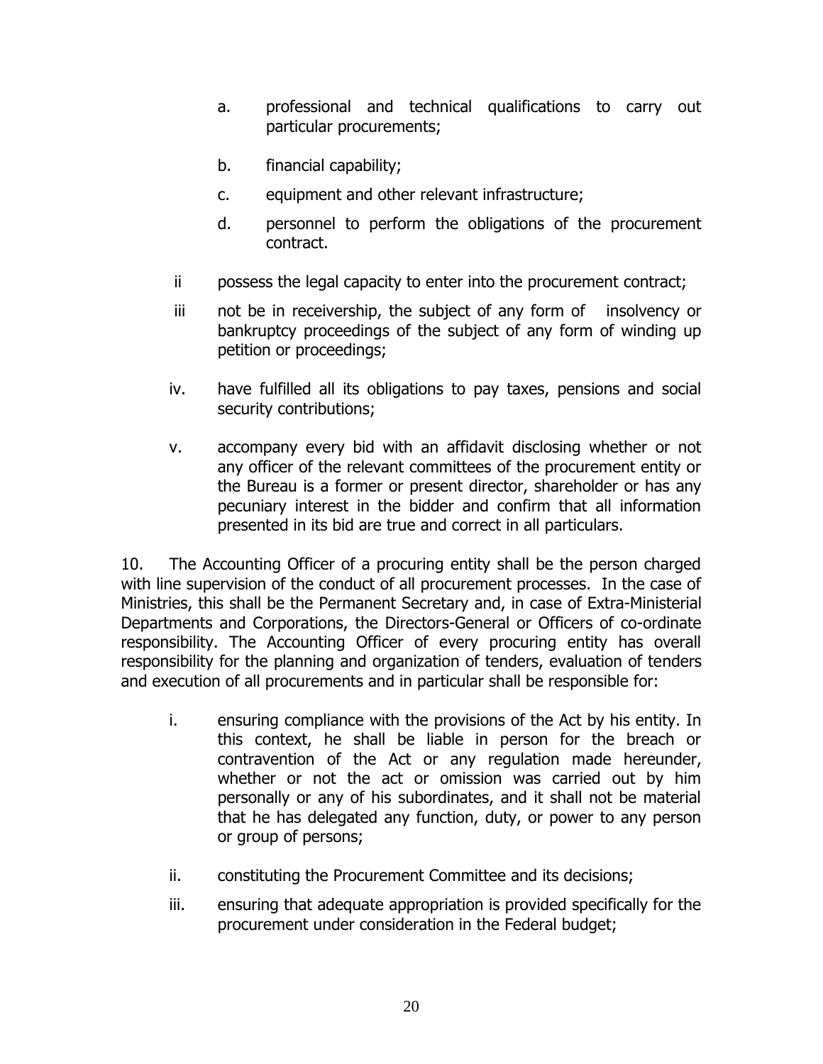a. professional and technical qualifications to carry out particular procurements;

b. financial capability;

c. equipment and other relevant infrastructure;

d. personnel to perform the obligations of the procurement contract.

ii possess the legal capacity to enter into the procurement contract;

iii not be in receivership, the subject of any form of insolvency or bankruptcy proceedings of the subject of any form of winding up petition or proceedings;

iv. have fulfilled all its obligations to pay taxes, pensions and social security contributions;

v. accompany every bid with an affidavit disclosing whether or not any officer of the relevant committees of the procurement entity or the Bureau is a former or present director, shareholder or has any pecuniary interest in the bidder and confirm that all information presented in its bid are true and correct in all particulars.

10. The Accounting Officer of a procuring entity shall be the person charged with line supervision of the conduct of all procurement processes. In the case of Ministries, this shall be the Permanent Secretary and, in case of Extra-Ministerial Departments and Corporations, the Directors-General or Officers of co-ordinate responsibility. The Accounting Officer of every procuring entity has overall responsibility for the planning and organization of tenders, evaluation of tenders and execution of all procurements and in particular shall be responsible for:

i. ensuring compliance with the provisions of the Act by his entity. In this context, he shall be liable in person for the breach or contravention of the Act or any regulation made hereunder, whether or not the act or omission was carried out by him personally or any of his subordinates, and it shall not be material that he has delegated any function, duty, or power to any person or group of persons;

ii. constituting the Procurement Committee and its decisions;

iii. ensuring that adequate appropriation is provided specifically for the procurement under consideration in the Federal budget;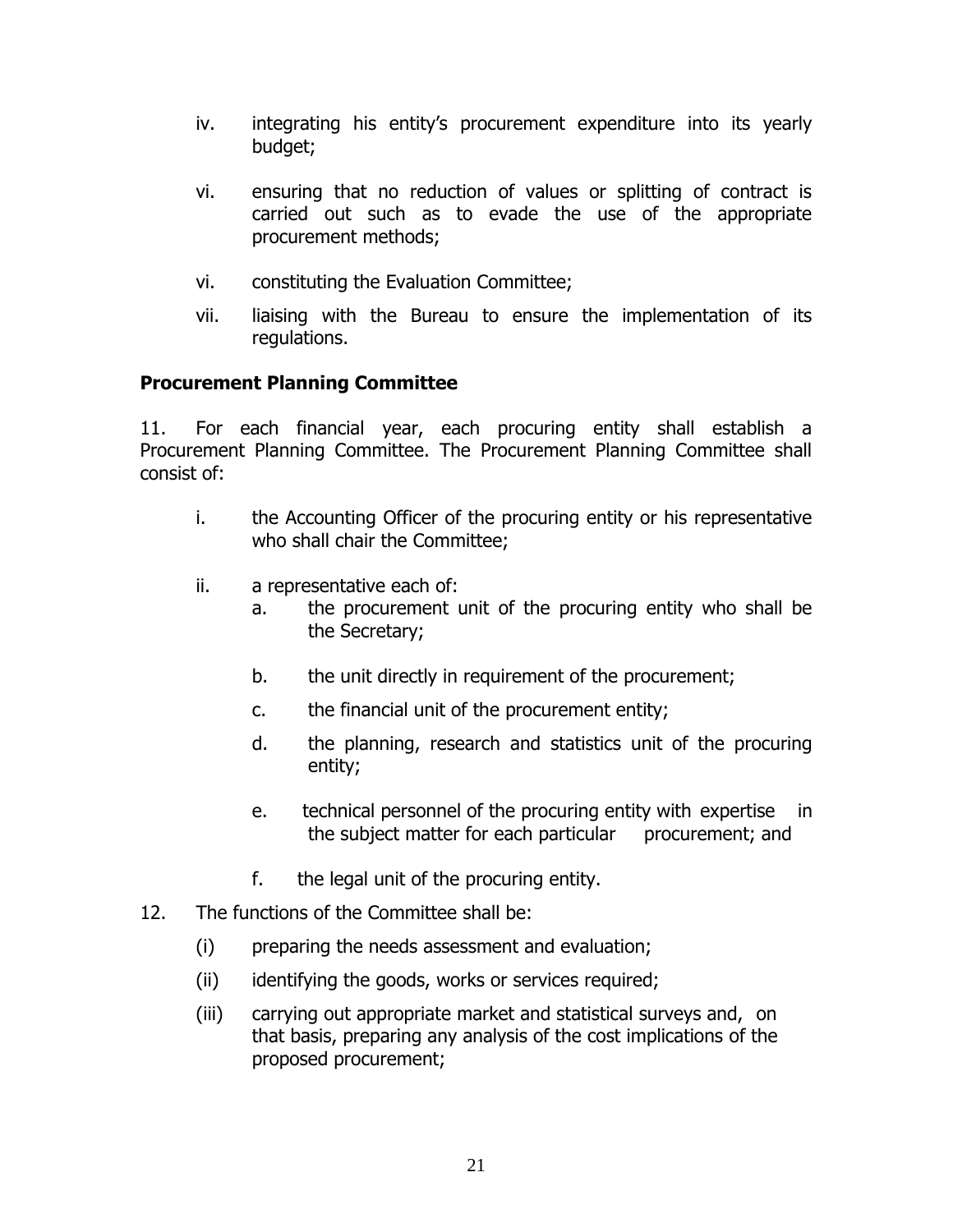iv. integrating his entity's procurement expenditure into its yearly budget;

vi. ensuring that no reduction of values or splitting of contract is carried out such as to evade the use of the appropriate procurement methods;

vi. constituting the Evaluation Committee;

vii. liaising with the Bureau to ensure the implementation of its regulations.

**Procurement Planning Committee**

11. For each financial year, each procuring entity shall establish a Procurement Planning Committee. The Procurement Planning Committee shall consist of:

i. the Accounting Officer of the procuring entity or his representative who shall chair the Committee;

ii. a representative each of:

  a. the procurement unit of the procuring entity who shall be the Secretary;

  b. the unit directly in requirement of the procurement;

  c. the financial unit of the procurement entity;

  d. the planning, research and statistics unit of the procuring entity;

  e. technical personnel of the procuring entity with expertise in the subject matter for each particular procurement; and

  f. the legal unit of the procuring entity.

12. The functions of the Committee shall be:

(i) preparing the needs assessment and evaluation;

(ii) identifying the goods, works or services required;

(iii) carrying out appropriate market and statistical surveys and, on that basis, preparing any analysis of the cost implications of the proposed procurement;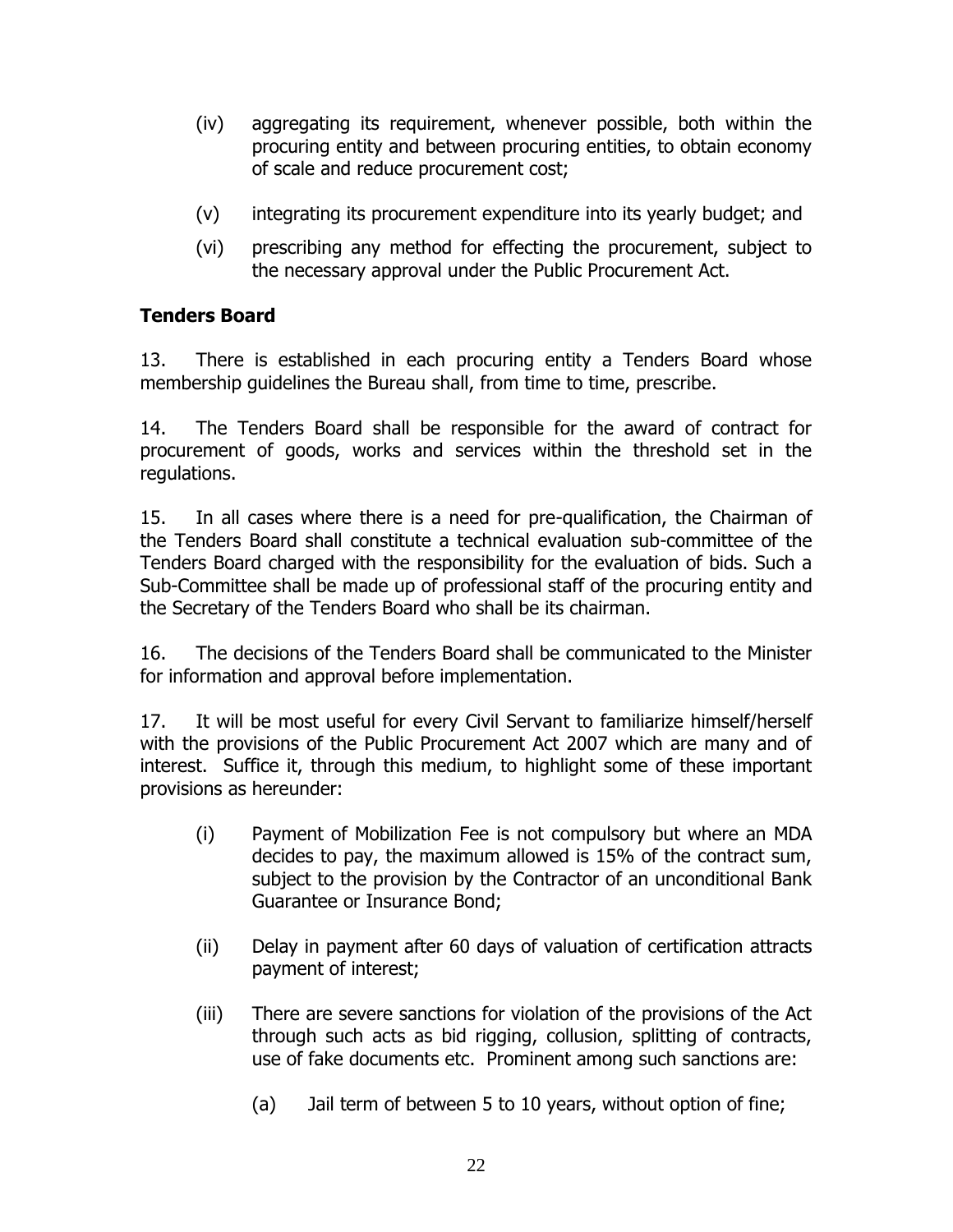(iv) aggregating its requirement, whenever possible, both within the procuring entity and between procuring entities, to obtain economy of scale and reduce procurement cost;

(v) integrating its procurement expenditure into its yearly budget; and

(vi) prescribing any method for effecting the procurement, subject to the necessary approval under the Public Procurement Act.

**Tenders Board**

13. There is established in each procuring entity a Tenders Board whose membership guidelines the Bureau shall, from time to time, prescribe.

14. The Tenders Board shall be responsible for the award of contract for procurement of goods, works and services within the threshold set in the regulations.

15. In all cases where there is a need for pre-qualification, the Chairman of the Tenders Board shall constitute a technical evaluation sub-committee of the Tenders Board charged with the responsibility for the evaluation of bids. Such a Sub-Committee shall be made up of professional staff of the procuring entity and the Secretary of the Tenders Board who shall be its chairman.

16. The decisions of the Tenders Board shall be communicated to the Minister for information and approval before implementation.

17. It will be most useful for every Civil Servant to familiarize himself/herself with the provisions of the Public Procurement Act 2007 which are many and of interest. Suffice it, through this medium, to highlight some of these important provisions as hereunder:

(i) Payment of Mobilization Fee is not compulsory but where an MDA decides to pay, the maximum allowed is 15% of the contract sum, subject to the provision by the Contractor of an unconditional Bank Guarantee or Insurance Bond;

(ii) Delay in payment after 60 days of valuation of certification attracts payment of interest;

(iii) There are severe sanctions for violation of the provisions of the Act through such acts as bid rigging, collusion, splitting of contracts, use of fake documents etc. Prominent among such sanctions are:

(a) Jail term of between 5 to 10 years, without option of fine;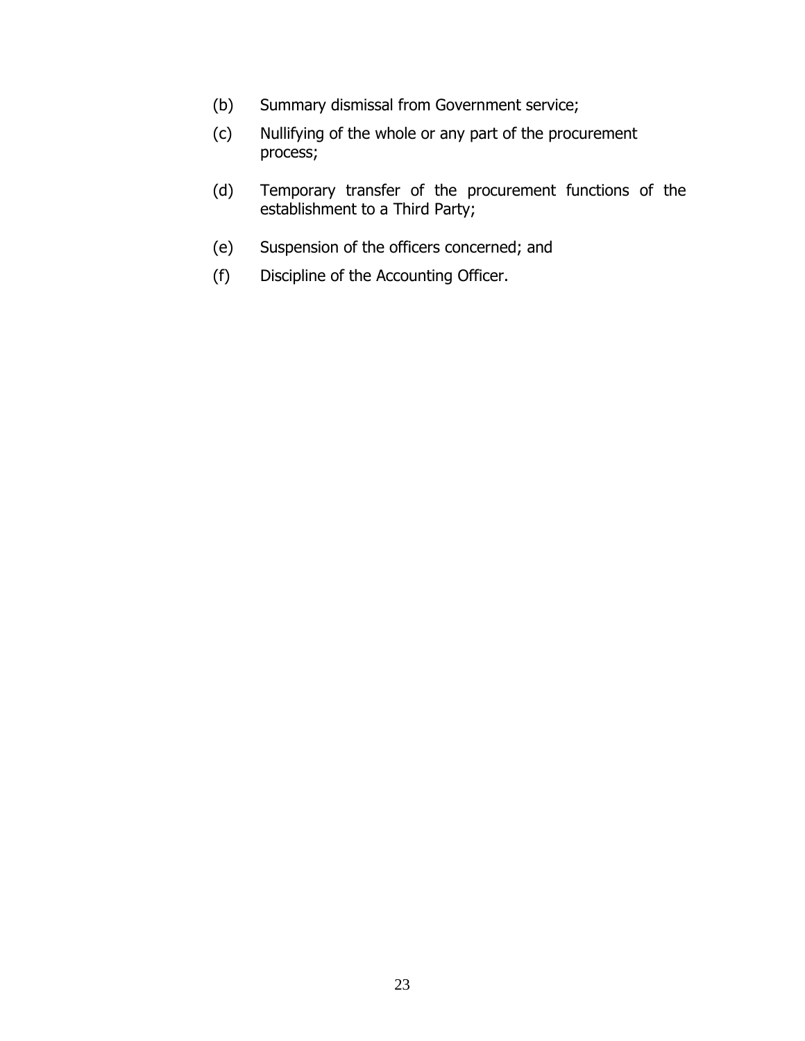(b) Summary dismissal from Government service;

(c) Nullifying of the whole or any part of the procurement process;

(d) Temporary transfer of the procurement functions of the establishment to a Third Party;

(e) Suspension of the officers concerned; and

(f) Discipline of the Accounting Officer.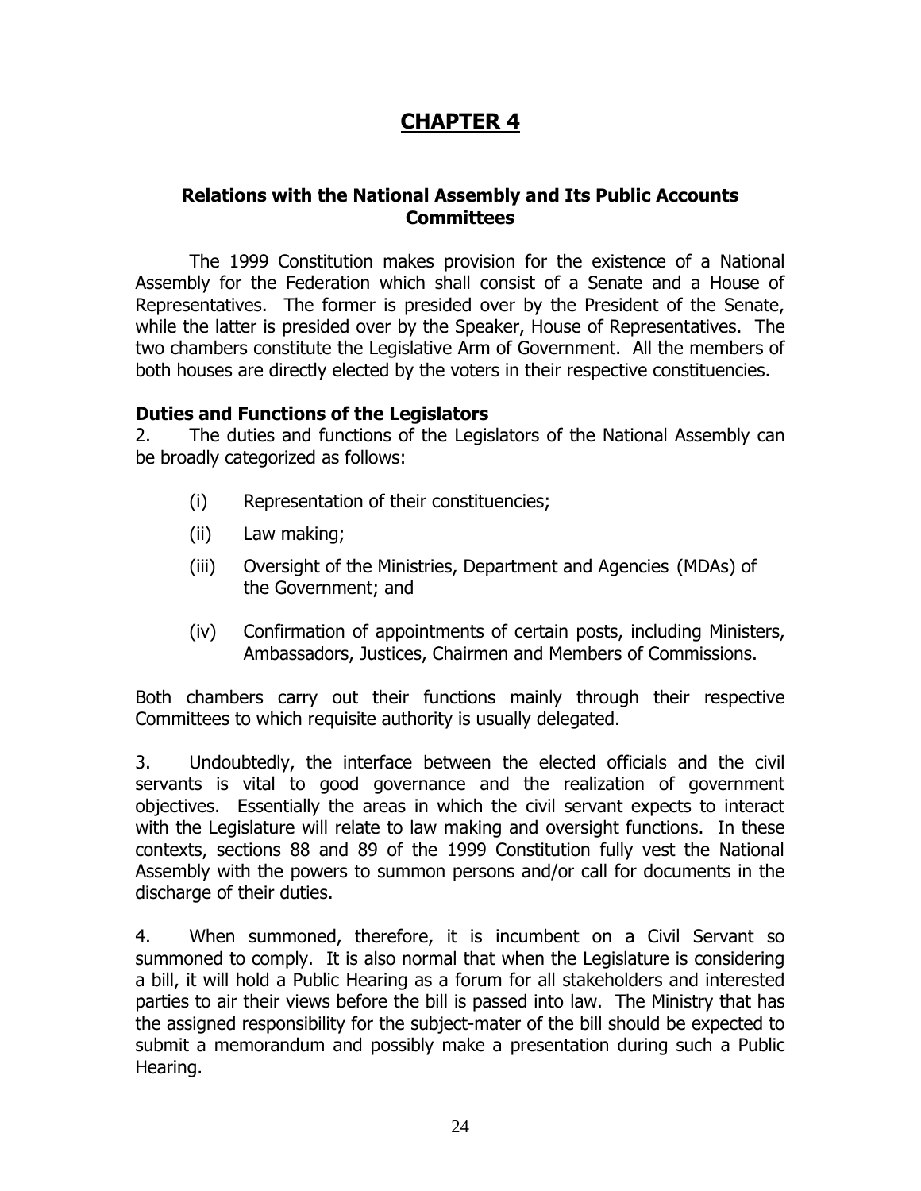# CHAPTER 4

## Relations with the National Assembly and Its Public Accounts Committees

The 1999 Constitution makes provision for the existence of a National Assembly for the Federation which shall consist of a Senate and a House of Representatives. The former is presided over by the President of the Senate, while the latter is presided over by the Speaker, House of Representatives. The two chambers constitute the Legislative Arm of Government. All the members of both houses are directly elected by the voters in their respective constituencies.

### Duties and Functions of the Legislators

2. The duties and functions of the Legislators of the National Assembly can be broadly categorized as follows:

(i) Representation of their constituencies;

(ii) Law making;

(iii) Oversight of the Ministries, Department and Agencies (MDAs) of the Government; and

(iv) Confirmation of appointments of certain posts, including Ministers, Ambassadors, Justices, Chairmen and Members of Commissions.

Both chambers carry out their functions mainly through their respective Committees to which requisite authority is usually delegated.

3. Undoubtedly, the interface between the elected officials and the civil servants is vital to good governance and the realization of government objectives. Essentially the areas in which the civil servant expects to interact with the Legislature will relate to law making and oversight functions. In these contexts, sections 88 and 89 of the 1999 Constitution fully vest the National Assembly with the powers to summon persons and/or call for documents in the discharge of their duties.

4. When summoned, therefore, it is incumbent on a Civil Servant so summoned to comply. It is also normal that when the Legislature is considering a bill, it will hold a Public Hearing as a forum for all stakeholders and interested parties to air their views before the bill is passed into law. The Ministry that has the assigned responsibility for the subject-mater of the bill should be expected to submit a memorandum and possibly make a presentation during such a Public Hearing.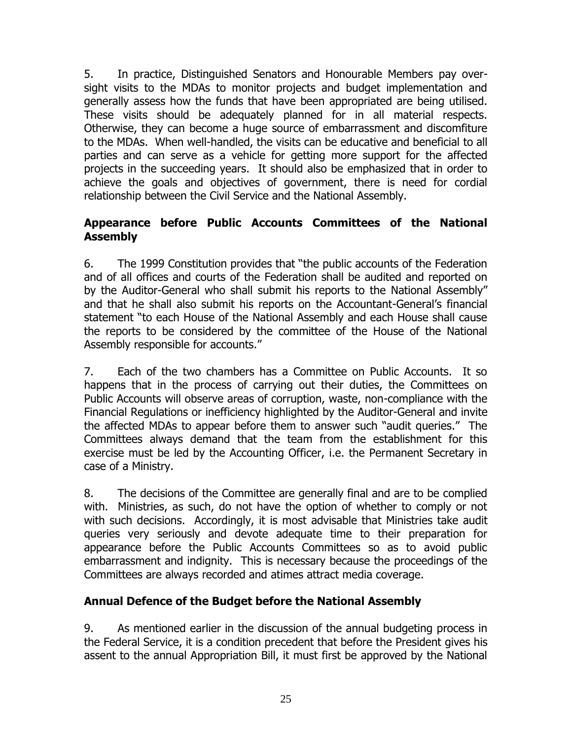5. In practice, Distinguished Senators and Honourable Members pay over-sight visits to the MDAs to monitor projects and budget implementation and generally assess how the funds that have been appropriated are being utilised. These visits should be adequately planned for in all material respects. Otherwise, they can become a huge source of embarrassment and discomfiture to the MDAs. When well-handled, the visits can be educative and beneficial to all parties and can serve as a vehicle for getting more support for the affected projects in the succeeding years. It should also be emphasized that in order to achieve the goals and objectives of government, there is need for cordial relationship between the Civil Service and the National Assembly.

**Appearance before Public Accounts Committees of the National Assembly**

6. The 1999 Constitution provides that "the public accounts of the Federation and of all offices and courts of the Federation shall be audited and reported on by the Auditor-General who shall submit his reports to the National Assembly" and that he shall also submit his reports on the Accountant-General's financial statement "to each House of the National Assembly and each House shall cause the reports to be considered by the committee of the House of the National Assembly responsible for accounts."

7. Each of the two chambers has a Committee on Public Accounts. It so happens that in the process of carrying out their duties, the Committees on Public Accounts will observe areas of corruption, waste, non-compliance with the Financial Regulations or inefficiency highlighted by the Auditor-General and invite the affected MDAs to appear before them to answer such "audit queries." The Committees always demand that the team from the establishment for this exercise must be led by the Accounting Officer, i.e. the Permanent Secretary in case of a Ministry.

8. The decisions of the Committee are generally final and are to be complied with. Ministries, as such, do not have the option of whether to comply or not with such decisions. Accordingly, it is most advisable that Ministries take audit queries very seriously and devote adequate time to their preparation for appearance before the Public Accounts Committees so as to avoid public embarrassment and indignity. This is necessary because the proceedings of the Committees are always recorded and atimes attract media coverage.

**Annual Defence of the Budget before the National Assembly**

9. As mentioned earlier in the discussion of the annual budgeting process in the Federal Service, it is a condition precedent that before the President gives his assent to the annual Appropriation Bill, it must first be approved by the National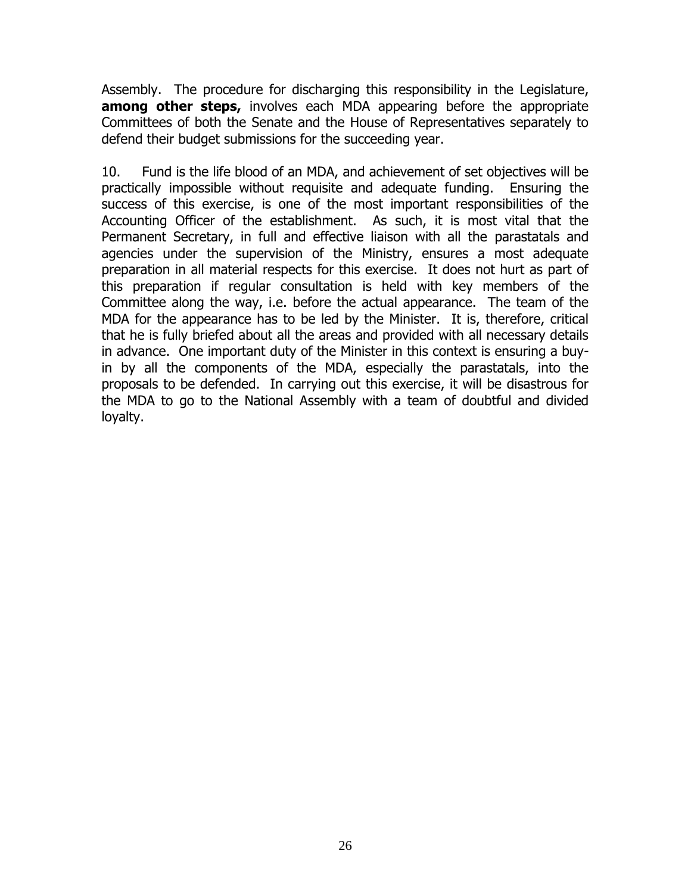Assembly. The procedure for discharging this responsibility in the Legislature, **among other steps,** involves each MDA appearing before the appropriate Committees of both the Senate and the House of Representatives separately to defend their budget submissions for the succeeding year.

10. Fund is the life blood of an MDA, and achievement of set objectives will be practically impossible without requisite and adequate funding. Ensuring the success of this exercise, is one of the most important responsibilities of the Accounting Officer of the establishment. As such, it is most vital that the Permanent Secretary, in full and effective liaison with all the parastatals and agencies under the supervision of the Ministry, ensures a most adequate preparation in all material respects for this exercise. It does not hurt as part of this preparation if regular consultation is held with key members of the Committee along the way, i.e. before the actual appearance. The team of the MDA for the appearance has to be led by the Minister. It is, therefore, critical that he is fully briefed about all the areas and provided with all necessary details in advance. One important duty of the Minister in this context is ensuring a buy-in by all the components of the MDA, especially the parastatals, into the proposals to be defended. In carrying out this exercise, it will be disastrous for the MDA to go to the National Assembly with a team of doubtful and divided loyalty.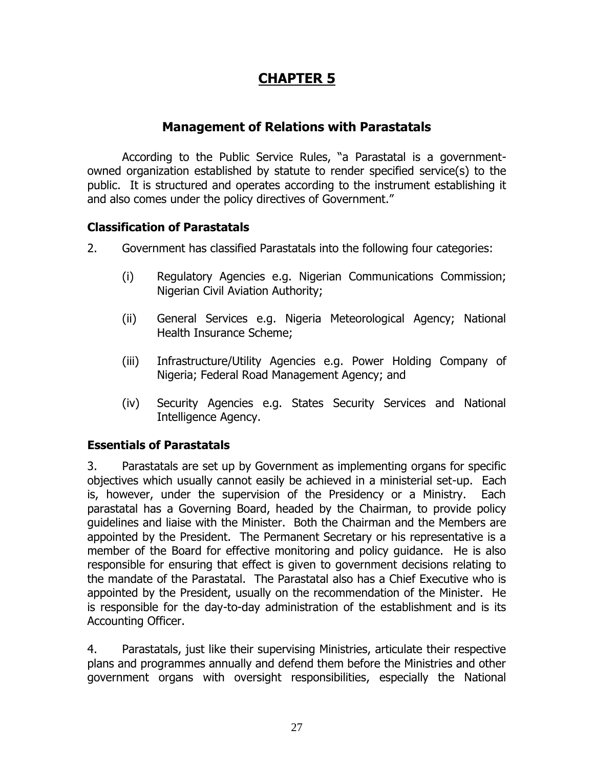# CHAPTER 5

## Management of Relations with Parastatals

According to the Public Service Rules, "a Parastatal is a government-owned organization established by statute to render specified service(s) to the public. It is structured and operates according to the instrument establishing it and also comes under the policy directives of Government."

### Classification of Parastatals

2. Government has classified Parastatals into the following four categories:

   (i) Regulatory Agencies e.g. Nigerian Communications Commission; Nigerian Civil Aviation Authority;

   (ii) General Services e.g. Nigeria Meteorological Agency; National Health Insurance Scheme;

   (iii) Infrastructure/Utility Agencies e.g. Power Holding Company of Nigeria; Federal Road Management Agency; and

   (iv) Security Agencies e.g. States Security Services and National Intelligence Agency.

### Essentials of Parastatals

3. Parastatals are set up by Government as implementing organs for specific objectives which usually cannot easily be achieved in a ministerial set-up. Each is, however, under the supervision of the Presidency or a Ministry. Each parastatal has a Governing Board, headed by the Chairman, to provide policy guidelines and liaise with the Minister. Both the Chairman and the Members are appointed by the President. The Permanent Secretary or his representative is a member of the Board for effective monitoring and policy guidance. He is also responsible for ensuring that effect is given to government decisions relating to the mandate of the Parastatal. The Parastatal also has a Chief Executive who is appointed by the President, usually on the recommendation of the Minister. He is responsible for the day-to-day administration of the establishment and is its Accounting Officer.

4. Parastatals, just like their supervising Ministries, articulate their respective plans and programmes annually and defend them before the Ministries and other government organs with oversight responsibilities, especially the National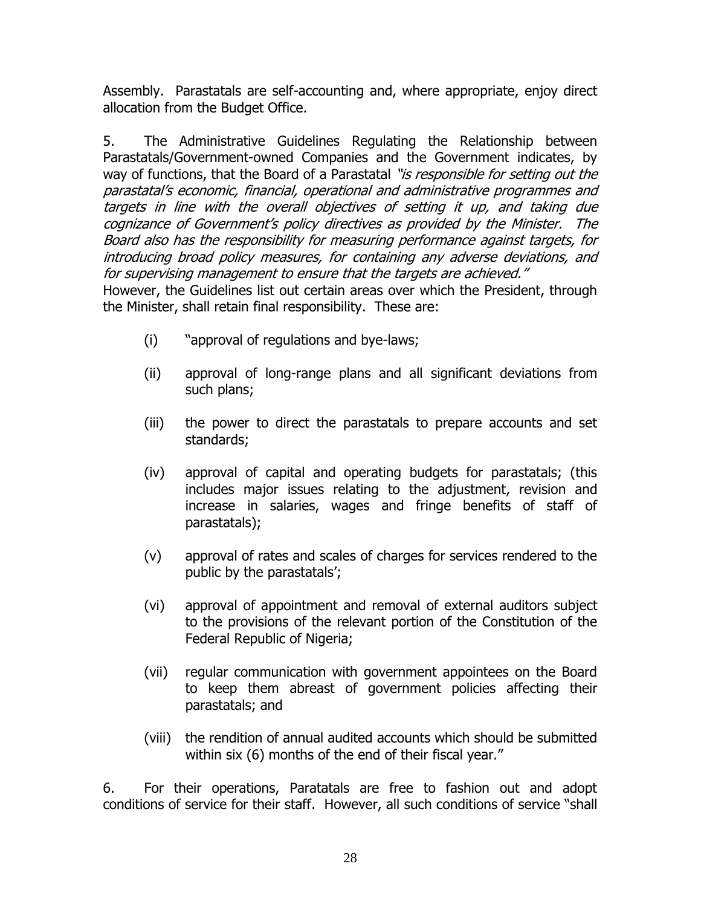Assembly. Parastatals are self-accounting and, where appropriate, enjoy direct allocation from the Budget Office.

5. The Administrative Guidelines Regulating the Relationship between Parastatals/Government-owned Companies and the Government indicates, by way of functions, that the Board of a Parastatal *"is responsible for setting out the parastatal's economic, financial, operational and administrative programmes and targets in line with the overall objectives of setting it up, and taking due cognizance of Government's policy directives as provided by the Minister. The Board also has the responsibility for measuring performance against targets, for introducing broad policy measures, for containing any adverse deviations, and for supervising management to ensure that the targets are achieved."*

However, the Guidelines list out certain areas over which the President, through the Minister, shall retain final responsibility. These are:

(i) "approval of regulations and bye-laws;

(ii) approval of long-range plans and all significant deviations from such plans;

(iii) the power to direct the parastatals to prepare accounts and set standards;

(iv) approval of capital and operating budgets for parastatals; (this includes major issues relating to the adjustment, revision and increase in salaries, wages and fringe benefits of staff of parastatals);

(v) approval of rates and scales of charges for services rendered to the public by the parastatals';

(vi) approval of appointment and removal of external auditors subject to the provisions of the relevant portion of the Constitution of the Federal Republic of Nigeria;

(vii) regular communication with government appointees on the Board to keep them abreast of government policies affecting their parastatals; and

(viii) the rendition of annual audited accounts which should be submitted within six (6) months of the end of their fiscal year."

6. For their operations, Paratatals are free to fashion out and adopt conditions of service for their staff. However, all such conditions of service "shall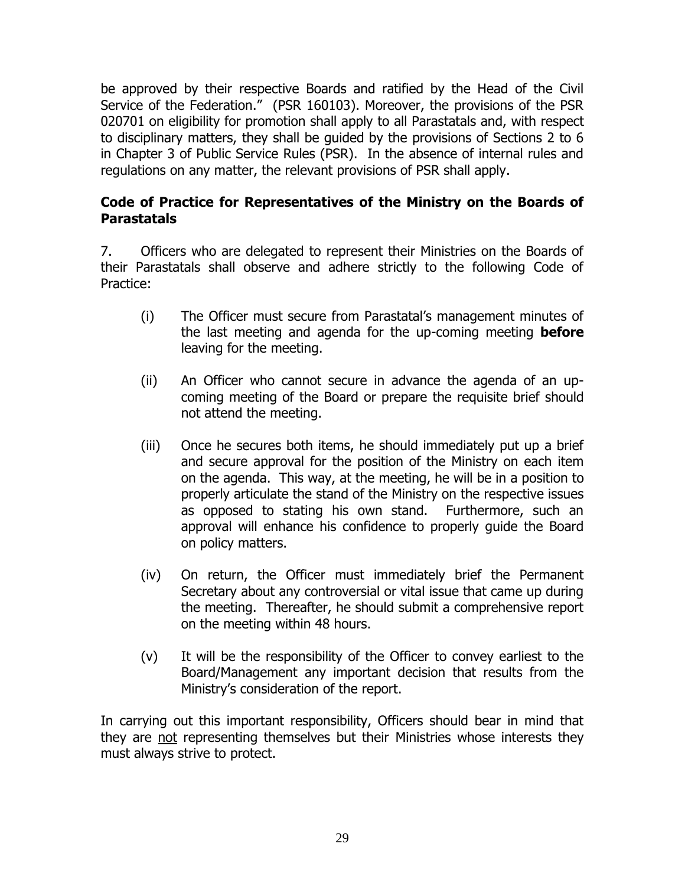be approved by their respective Boards and ratified by the Head of the Civil Service of the Federation." (PSR 160103). Moreover, the provisions of the PSR 020701 on eligibility for promotion shall apply to all Parastatals and, with respect to disciplinary matters, they shall be guided by the provisions of Sections 2 to 6 in Chapter 3 of Public Service Rules (PSR). In the absence of internal rules and regulations on any matter, the relevant provisions of PSR shall apply.

### Code of Practice for Representatives of the Ministry on the Boards of Parastatals

7. Officers who are delegated to represent their Ministries on the Boards of their Parastatals shall observe and adhere strictly to the following Code of Practice:

(i) The Officer must secure from Parastatal's management minutes of the last meeting and agenda for the up-coming meeting **before** leaving for the meeting.

(ii) An Officer who cannot secure in advance the agenda of an up-coming meeting of the Board or prepare the requisite brief should not attend the meeting.

(iii) Once he secures both items, he should immediately put up a brief and secure approval for the position of the Ministry on each item on the agenda. This way, at the meeting, he will be in a position to properly articulate the stand of the Ministry on the respective issues as opposed to stating his own stand. Furthermore, such an approval will enhance his confidence to properly guide the Board on policy matters.

(iv) On return, the Officer must immediately brief the Permanent Secretary about any controversial or vital issue that came up during the meeting. Thereafter, he should submit a comprehensive report on the meeting within 48 hours.

(v) It will be the responsibility of the Officer to convey earliest to the Board/Management any important decision that results from the Ministry's consideration of the report.

In carrying out this important responsibility, Officers should bear in mind that they are <u>not</u> representing themselves but their Ministries whose interests they must always strive to protect.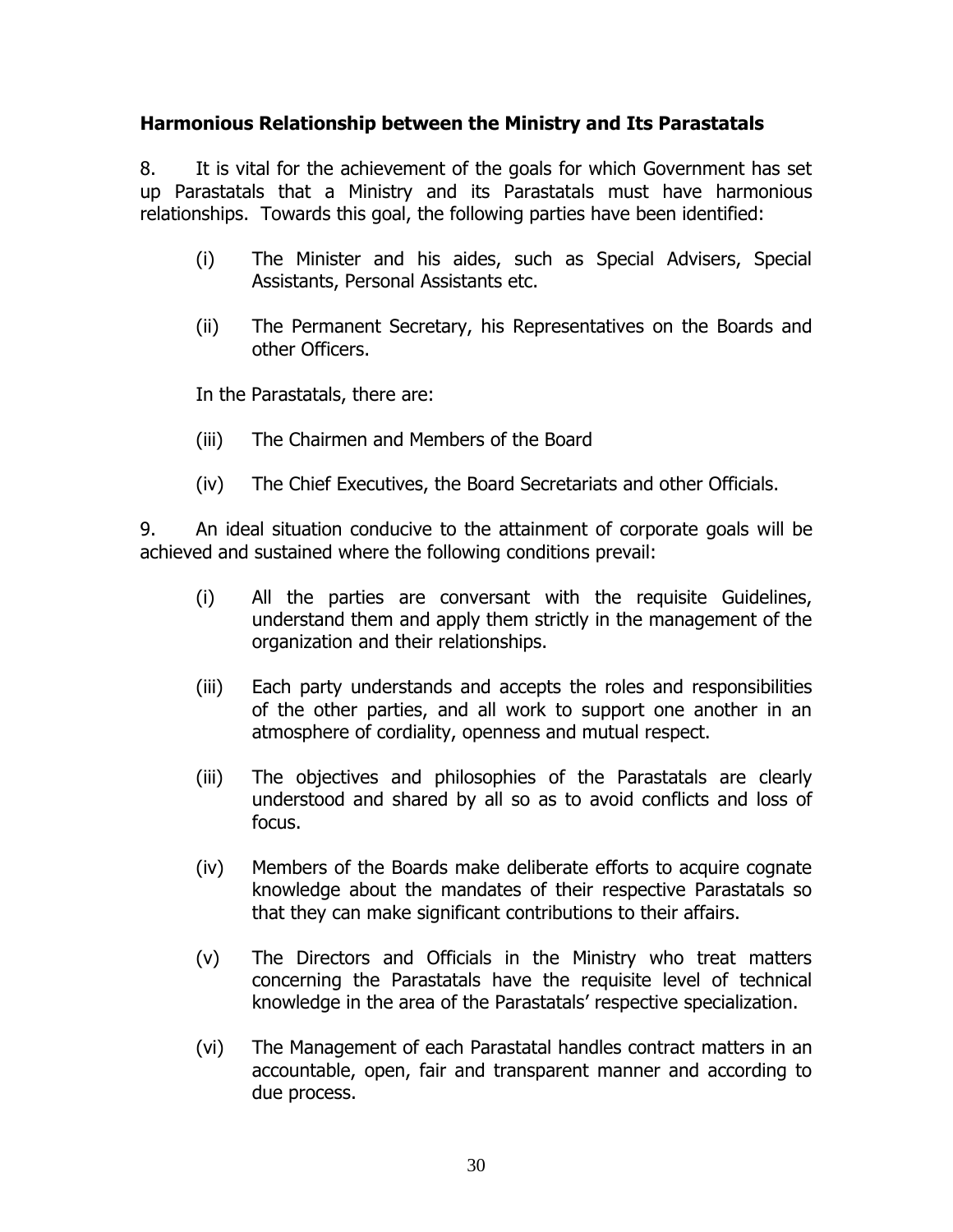**Harmonious Relationship between the Ministry and Its Parastatals**

8. It is vital for the achievement of the goals for which Government has set up Parastatals that a Ministry and its Parastatals must have harmonious relationships. Towards this goal, the following parties have been identified:

(i) The Minister and his aides, such as Special Advisers, Special Assistants, Personal Assistants etc.

(ii) The Permanent Secretary, his Representatives on the Boards and other Officers.

In the Parastatals, there are:

(iii) The Chairmen and Members of the Board

(iv) The Chief Executives, the Board Secretariats and other Officials.

9. An ideal situation conducive to the attainment of corporate goals will be achieved and sustained where the following conditions prevail:

(i) All the parties are conversant with the requisite Guidelines, understand them and apply them strictly in the management of the organization and their relationships.

(iii) Each party understands and accepts the roles and responsibilities of the other parties, and all work to support one another in an atmosphere of cordiality, openness and mutual respect.

(iii) The objectives and philosophies of the Parastatals are clearly understood and shared by all so as to avoid conflicts and loss of focus.

(iv) Members of the Boards make deliberate efforts to acquire cognate knowledge about the mandates of their respective Parastatals so that they can make significant contributions to their affairs.

(v) The Directors and Officials in the Ministry who treat matters concerning the Parastatals have the requisite level of technical knowledge in the area of the Parastatals' respective specialization.

(vi) The Management of each Parastatal handles contract matters in an accountable, open, fair and transparent manner and according to due process.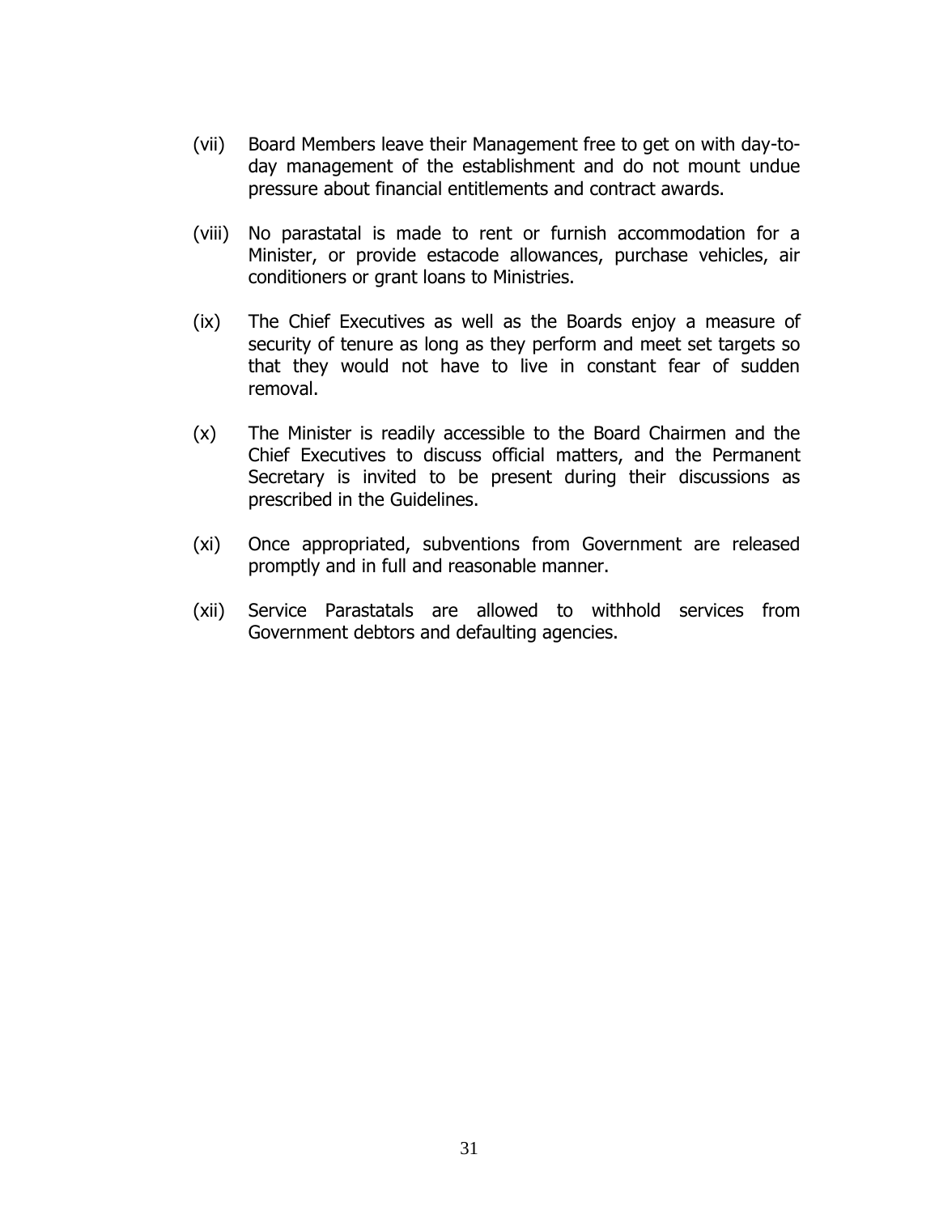(vii) Board Members leave their Management free to get on with day-to-day management of the establishment and do not mount undue pressure about financial entitlements and contract awards.

(viii) No parastatal is made to rent or furnish accommodation for a Minister, or provide estacode allowances, purchase vehicles, air conditioners or grant loans to Ministries.

(ix) The Chief Executives as well as the Boards enjoy a measure of security of tenure as long as they perform and meet set targets so that they would not have to live in constant fear of sudden removal.

(x) The Minister is readily accessible to the Board Chairmen and the Chief Executives to discuss official matters, and the Permanent Secretary is invited to be present during their discussions as prescribed in the Guidelines.

(xi) Once appropriated, subventions from Government are released promptly and in full and reasonable manner.

(xii) Service Parastatals are allowed to withhold services from Government debtors and defaulting agencies.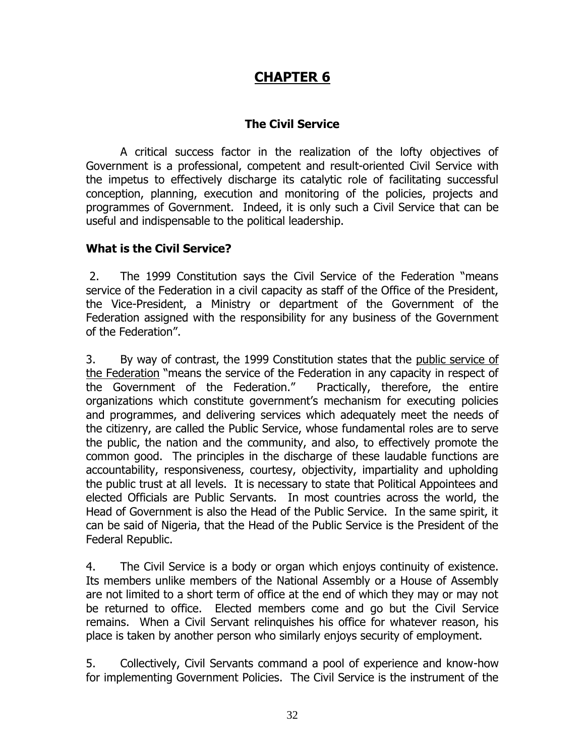# CHAPTER 6

## The Civil Service

A critical success factor in the realization of the lofty objectives of Government is a professional, competent and result-oriented Civil Service with the impetus to effectively discharge its catalytic role of facilitating successful conception, planning, execution and monitoring of the policies, projects and programmes of Government. Indeed, it is only such a Civil Service that can be useful and indispensable to the political leadership.

### What is the Civil Service?

2. The 1999 Constitution says the Civil Service of the Federation "means service of the Federation in a civil capacity as staff of the Office of the President, the Vice-President, a Ministry or department of the Government of the Federation assigned with the responsibility for any business of the Government of the Federation".

3. By way of contrast, the 1999 Constitution states that the public service of the Federation "means the service of the Federation in any capacity in respect of the Government of the Federation." Practically, therefore, the entire organizations which constitute government's mechanism for executing policies and programmes, and delivering services which adequately meet the needs of the citizenry, are called the Public Service, whose fundamental roles are to serve the public, the nation and the community, and also, to effectively promote the common good. The principles in the discharge of these laudable functions are accountability, responsiveness, courtesy, objectivity, impartiality and upholding the public trust at all levels. It is necessary to state that Political Appointees and elected Officials are Public Servants. In most countries across the world, the Head of Government is also the Head of the Public Service. In the same spirit, it can be said of Nigeria, that the Head of the Public Service is the President of the Federal Republic.

4. The Civil Service is a body or organ which enjoys continuity of existence. Its members unlike members of the National Assembly or a House of Assembly are not limited to a short term of office at the end of which they may or may not be returned to office. Elected members come and go but the Civil Service remains. When a Civil Servant relinquishes his office for whatever reason, his place is taken by another person who similarly enjoys security of employment.

5. Collectively, Civil Servants command a pool of experience and know-how for implementing Government Policies. The Civil Service is the instrument of the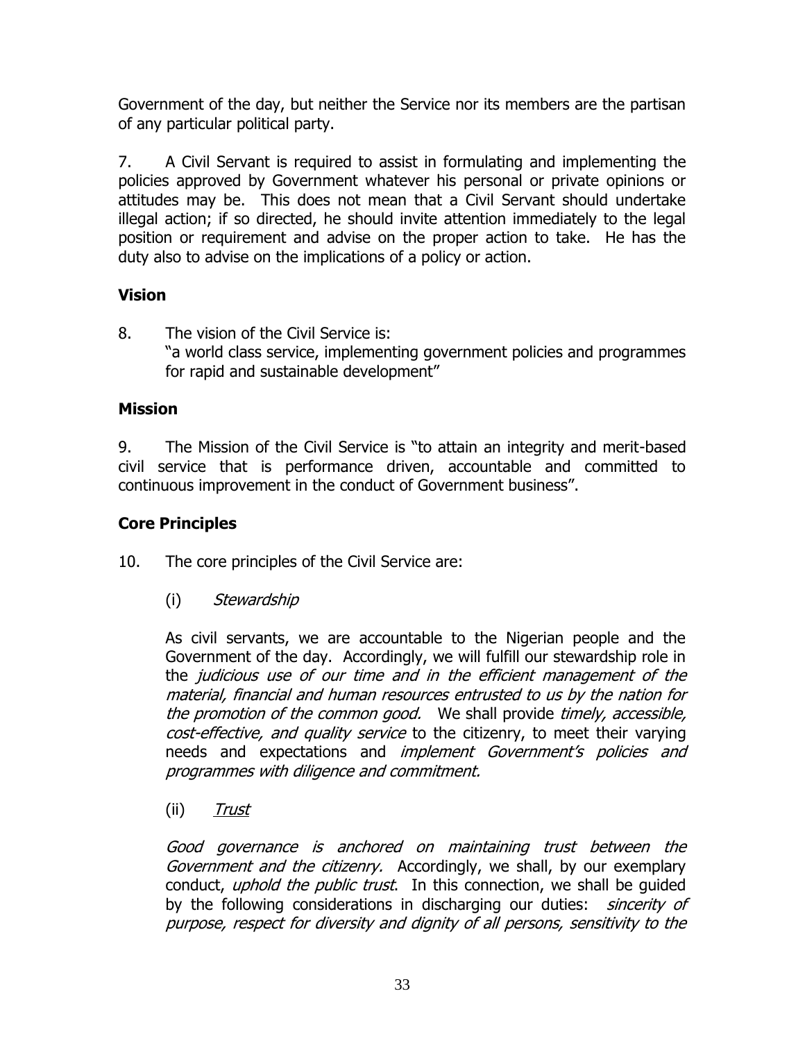Government of the day, but neither the Service nor its members are the partisan of any particular political party.

7. A Civil Servant is required to assist in formulating and implementing the policies approved by Government whatever his personal or private opinions or attitudes may be. This does not mean that a Civil Servant should undertake illegal action; if so directed, he should invite attention immediately to the legal position or requirement and advise on the proper action to take. He has the duty also to advise on the implications of a policy or action.

### Vision

8. The vision of the Civil Service is:
"a world class service, implementing government policies and programmes for rapid and sustainable development"

### Mission

9. The Mission of the Civil Service is "to attain an integrity and merit-based civil service that is performance driven, accountable and committed to continuous improvement in the conduct of Government business".

### Core Principles

10. The core principles of the Civil Service are:

(i) *Stewardship*

As civil servants, we are accountable to the Nigerian people and the Government of the day. Accordingly, we will fulfill our stewardship role in the *judicious use of our time and in the efficient management of the material, financial and human resources entrusted to us by the nation for the promotion of the common good.* We shall provide *timely, accessible, cost-effective, and quality service* to the citizenry, to meet their varying needs and expectations and *implement Government's policies and programmes with diligence and commitment.*

(ii) *Trust*

*Good governance is anchored on maintaining trust between the Government and the citizenry.* Accordingly, we shall, by our exemplary conduct, *uphold the public trust*. In this connection, we shall be guided by the following considerations in discharging our duties: *sincerity of purpose, respect for diversity and dignity of all persons, sensitivity to the*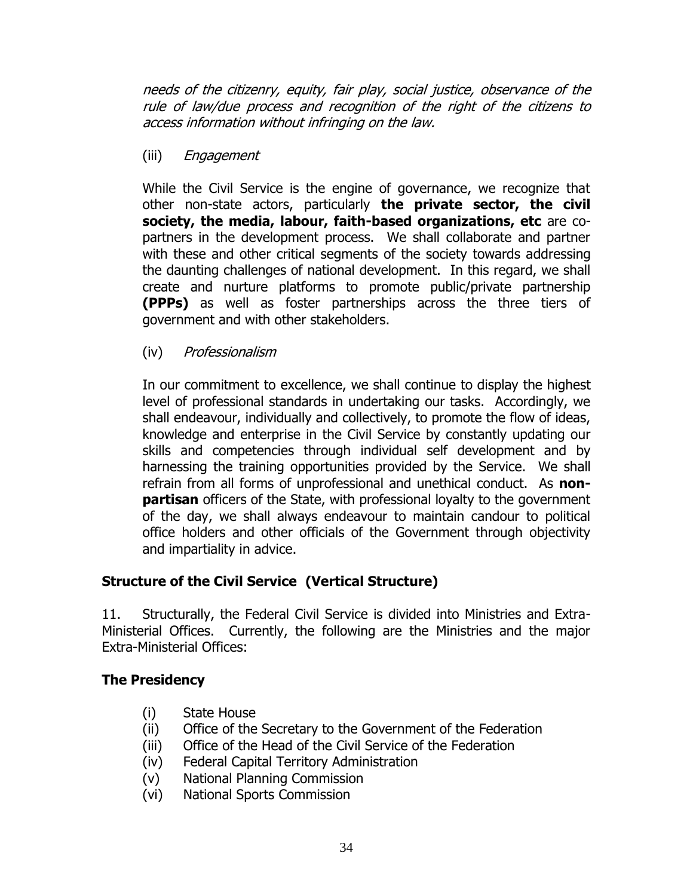*needs of the citizenry, equity, fair play, social justice, observance of the rule of law/due process and recognition of the right of the citizens to access information without infringing on the law.*

(iii) *Engagement*

While the Civil Service is the engine of governance, we recognize that other non-state actors, particularly **the private sector, the civil society, the media, labour, faith-based organizations, etc** are co-partners in the development process. We shall collaborate and partner with these and other critical segments of the society towards addressing the daunting challenges of national development. In this regard, we shall create and nurture platforms to promote public/private partnership **(PPPs)** as well as foster partnerships across the three tiers of government and with other stakeholders.

(iv) *Professionalism*

In our commitment to excellence, we shall continue to display the highest level of professional standards in undertaking our tasks. Accordingly, we shall endeavour, individually and collectively, to promote the flow of ideas, knowledge and enterprise in the Civil Service by constantly updating our skills and competencies through individual self development and by harnessing the training opportunities provided by the Service. We shall refrain from all forms of unprofessional and unethical conduct. As **non-partisan** officers of the State, with professional loyalty to the government of the day, we shall always endeavour to maintain candour to political office holders and other officials of the Government through objectivity and impartiality in advice.

### Structure of the Civil Service (Vertical Structure)

11. Structurally, the Federal Civil Service is divided into Ministries and Extra-Ministerial Offices. Currently, the following are the Ministries and the major Extra-Ministerial Offices:

### The Presidency

(i) State House
(ii) Office of the Secretary to the Government of the Federation
(iii) Office of the Head of the Civil Service of the Federation
(iv) Federal Capital Territory Administration
(v) National Planning Commission
(vi) National Sports Commission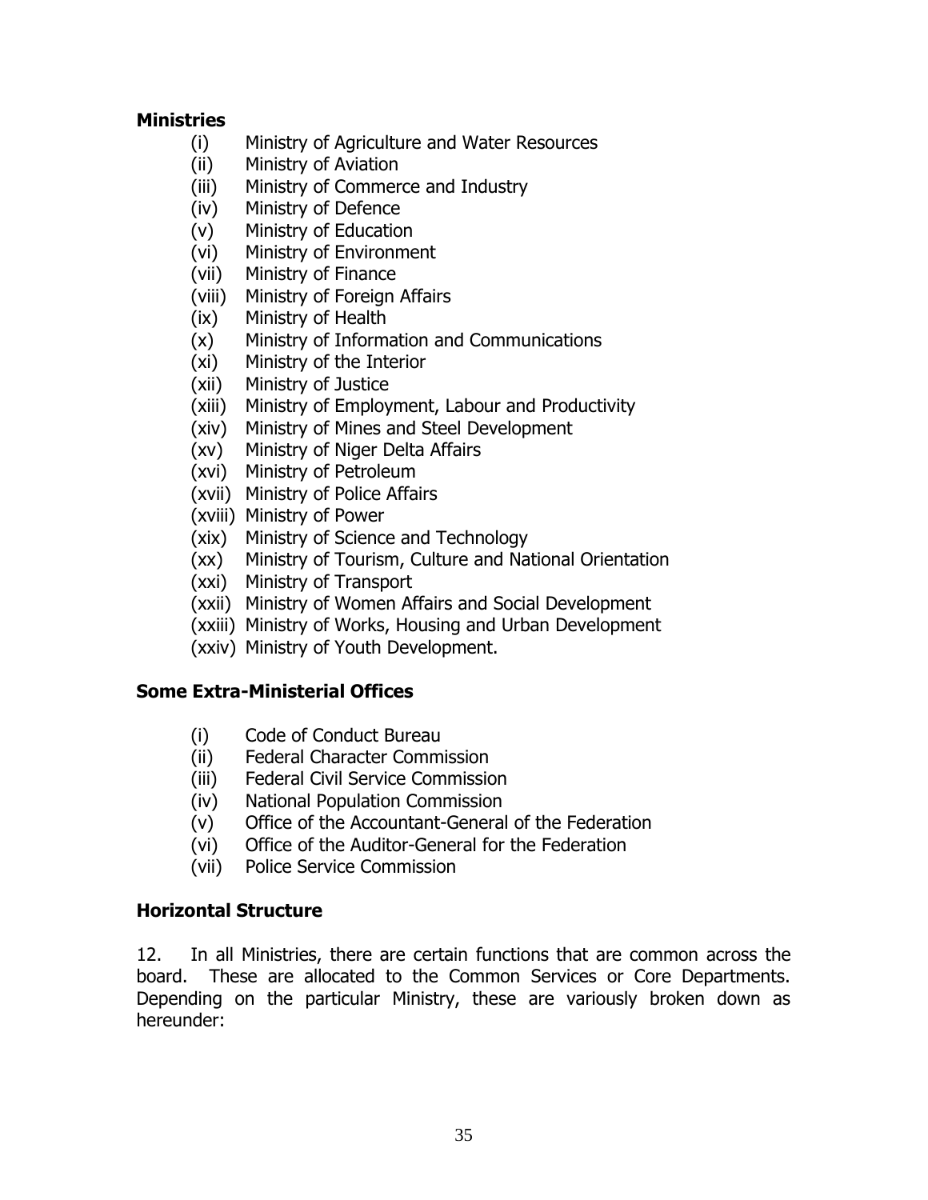**Ministries**

(i) Ministry of Agriculture and Water Resources
(ii) Ministry of Aviation
(iii) Ministry of Commerce and Industry
(iv) Ministry of Defence
(v) Ministry of Education
(vi) Ministry of Environment
(vii) Ministry of Finance
(viii) Ministry of Foreign Affairs
(ix) Ministry of Health
(x) Ministry of Information and Communications
(xi) Ministry of the Interior
(xii) Ministry of Justice
(xiii) Ministry of Employment, Labour and Productivity
(xiv) Ministry of Mines and Steel Development
(xv) Ministry of Niger Delta Affairs
(xvi) Ministry of Petroleum
(xvii) Ministry of Police Affairs
(xviii) Ministry of Power
(xix) Ministry of Science and Technology
(xx) Ministry of Tourism, Culture and National Orientation
(xxi) Ministry of Transport
(xxii) Ministry of Women Affairs and Social Development
(xxiii) Ministry of Works, Housing and Urban Development
(xxiv) Ministry of Youth Development.

**Some Extra-Ministerial Offices**

(i) Code of Conduct Bureau
(ii) Federal Character Commission
(iii) Federal Civil Service Commission
(iv) National Population Commission
(v) Office of the Accountant-General of the Federation
(vi) Office of the Auditor-General for the Federation
(vii) Police Service Commission

**Horizontal Structure**

12. In all Ministries, there are certain functions that are common across the board. These are allocated to the Common Services or Core Departments. Depending on the particular Ministry, these are variously broken down as hereunder: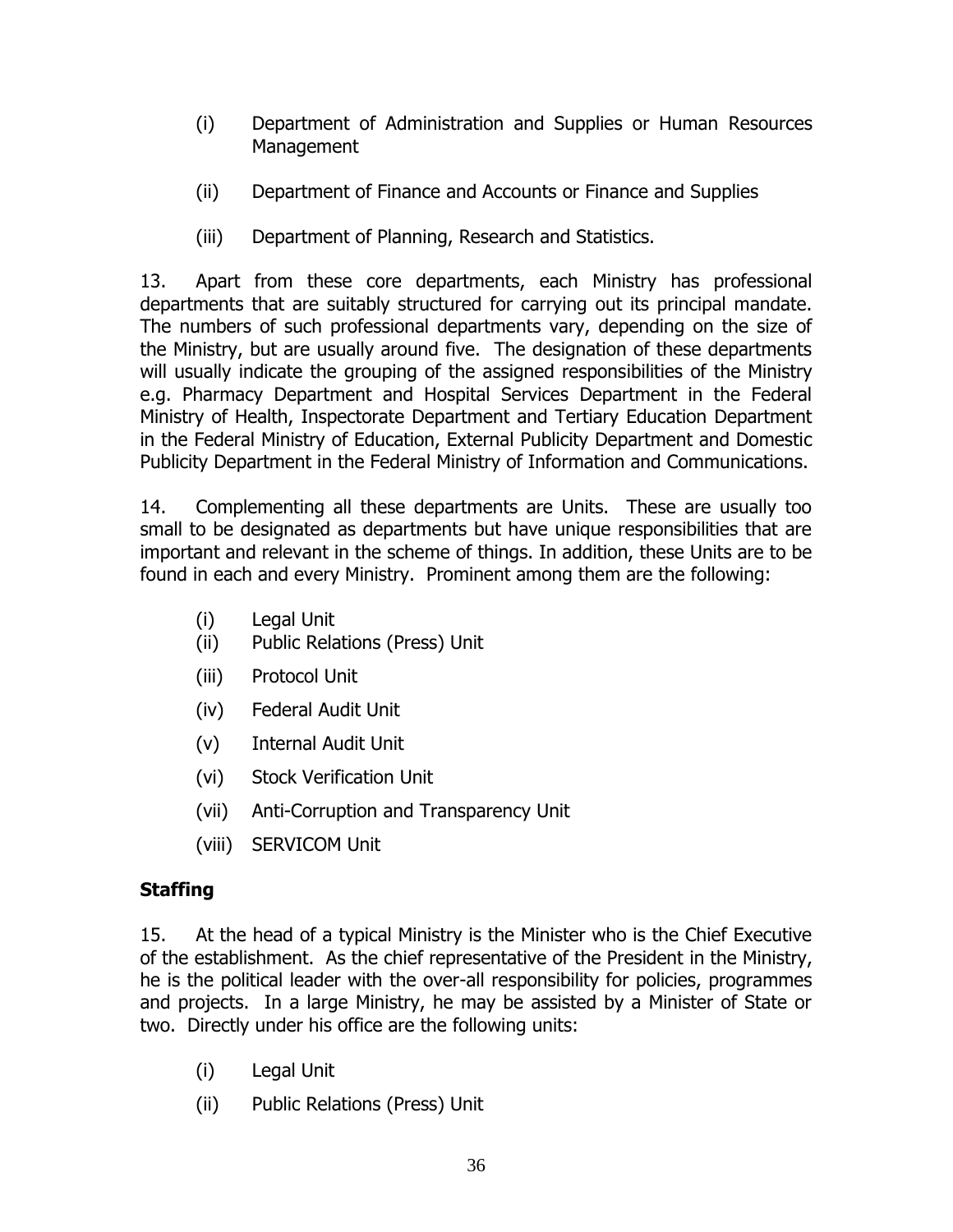(i) Department of Administration and Supplies or Human Resources Management

(ii) Department of Finance and Accounts or Finance and Supplies

(iii) Department of Planning, Research and Statistics.

13. Apart from these core departments, each Ministry has professional departments that are suitably structured for carrying out its principal mandate. The numbers of such professional departments vary, depending on the size of the Ministry, but are usually around five. The designation of these departments will usually indicate the grouping of the assigned responsibilities of the Ministry e.g. Pharmacy Department and Hospital Services Department in the Federal Ministry of Health, Inspectorate Department and Tertiary Education Department in the Federal Ministry of Education, External Publicity Department and Domestic Publicity Department in the Federal Ministry of Information and Communications.

14. Complementing all these departments are Units. These are usually too small to be designated as departments but have unique responsibilities that are important and relevant in the scheme of things. In addition, these Units are to be found in each and every Ministry. Prominent among them are the following:

(i) Legal Unit
(ii) Public Relations (Press) Unit
(iii) Protocol Unit
(iv) Federal Audit Unit
(v) Internal Audit Unit
(vi) Stock Verification Unit
(vii) Anti-Corruption and Transparency Unit
(viii) SERVICOM Unit

**Staffing**

15. At the head of a typical Ministry is the Minister who is the Chief Executive of the establishment. As the chief representative of the President in the Ministry, he is the political leader with the over-all responsibility for policies, programmes and projects. In a large Ministry, he may be assisted by a Minister of State or two. Directly under his office are the following units:

(i) Legal Unit

(ii) Public Relations (Press) Unit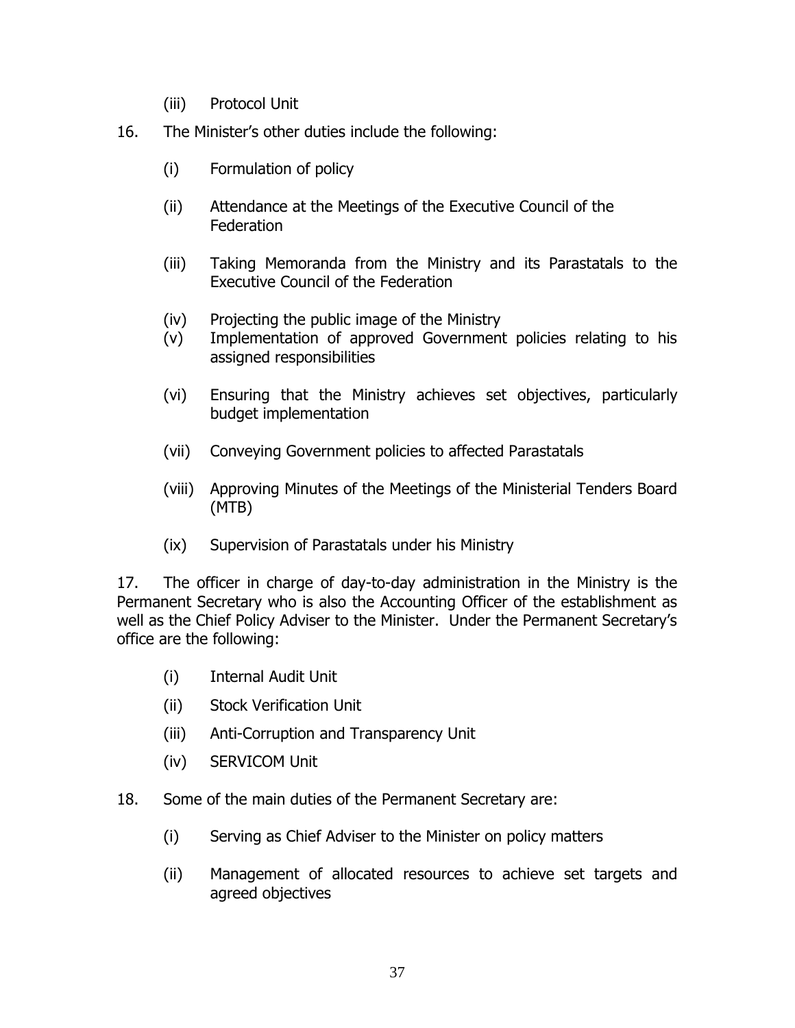(iii) Protocol Unit

16. The Minister's other duties include the following:

(i) Formulation of policy

(ii) Attendance at the Meetings of the Executive Council of the Federation

(iii) Taking Memoranda from the Ministry and its Parastatals to the Executive Council of the Federation

(iv) Projecting the public image of the Ministry

(v) Implementation of approved Government policies relating to his assigned responsibilities

(vi) Ensuring that the Ministry achieves set objectives, particularly budget implementation

(vii) Conveying Government policies to affected Parastatals

(viii) Approving Minutes of the Meetings of the Ministerial Tenders Board (MTB)

(ix) Supervision of Parastatals under his Ministry

17. The officer in charge of day-to-day administration in the Ministry is the Permanent Secretary who is also the Accounting Officer of the establishment as well as the Chief Policy Adviser to the Minister. Under the Permanent Secretary's office are the following:

(i) Internal Audit Unit

(ii) Stock Verification Unit

(iii) Anti-Corruption and Transparency Unit

(iv) SERVICOM Unit

18. Some of the main duties of the Permanent Secretary are:

(i) Serving as Chief Adviser to the Minister on policy matters

(ii) Management of allocated resources to achieve set targets and agreed objectives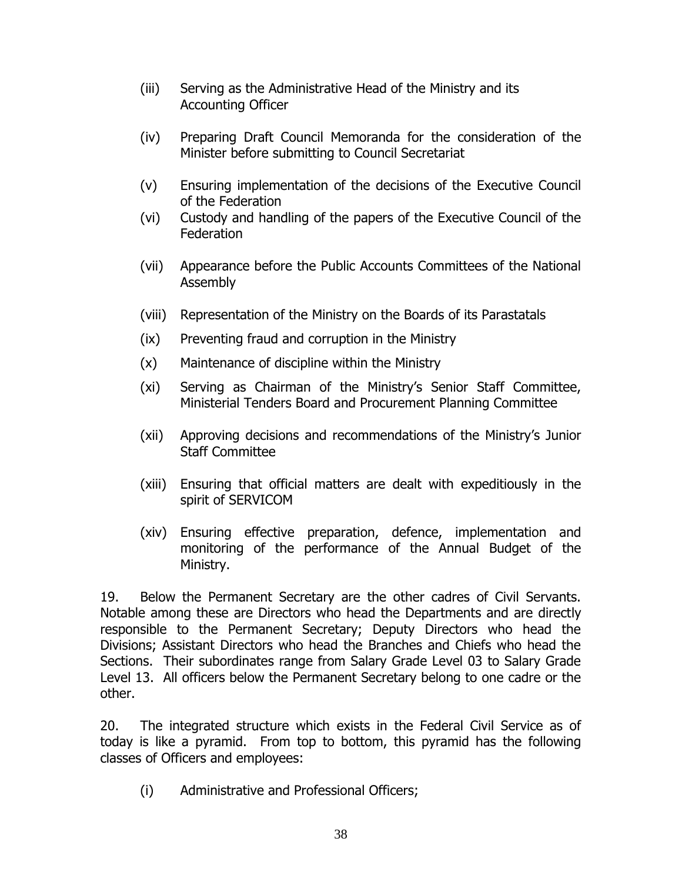(iii) Serving as the Administrative Head of the Ministry and its Accounting Officer

(iv) Preparing Draft Council Memoranda for the consideration of the Minister before submitting to Council Secretariat

(v) Ensuring implementation of the decisions of the Executive Council of the Federation

(vi) Custody and handling of the papers of the Executive Council of the Federation

(vii) Appearance before the Public Accounts Committees of the National Assembly

(viii) Representation of the Ministry on the Boards of its Parastatals

(ix) Preventing fraud and corruption in the Ministry

(x) Maintenance of discipline within the Ministry

(xi) Serving as Chairman of the Ministry's Senior Staff Committee, Ministerial Tenders Board and Procurement Planning Committee

(xii) Approving decisions and recommendations of the Ministry's Junior Staff Committee

(xiii) Ensuring that official matters are dealt with expeditiously in the spirit of SERVICOM

(xiv) Ensuring effective preparation, defence, implementation and monitoring of the performance of the Annual Budget of the Ministry.

19. Below the Permanent Secretary are the other cadres of Civil Servants. Notable among these are Directors who head the Departments and are directly responsible to the Permanent Secretary; Deputy Directors who head the Divisions; Assistant Directors who head the Branches and Chiefs who head the Sections. Their subordinates range from Salary Grade Level 03 to Salary Grade Level 13. All officers below the Permanent Secretary belong to one cadre or the other.

20. The integrated structure which exists in the Federal Civil Service as of today is like a pyramid. From top to bottom, this pyramid has the following classes of Officers and employees:

(i) Administrative and Professional Officers;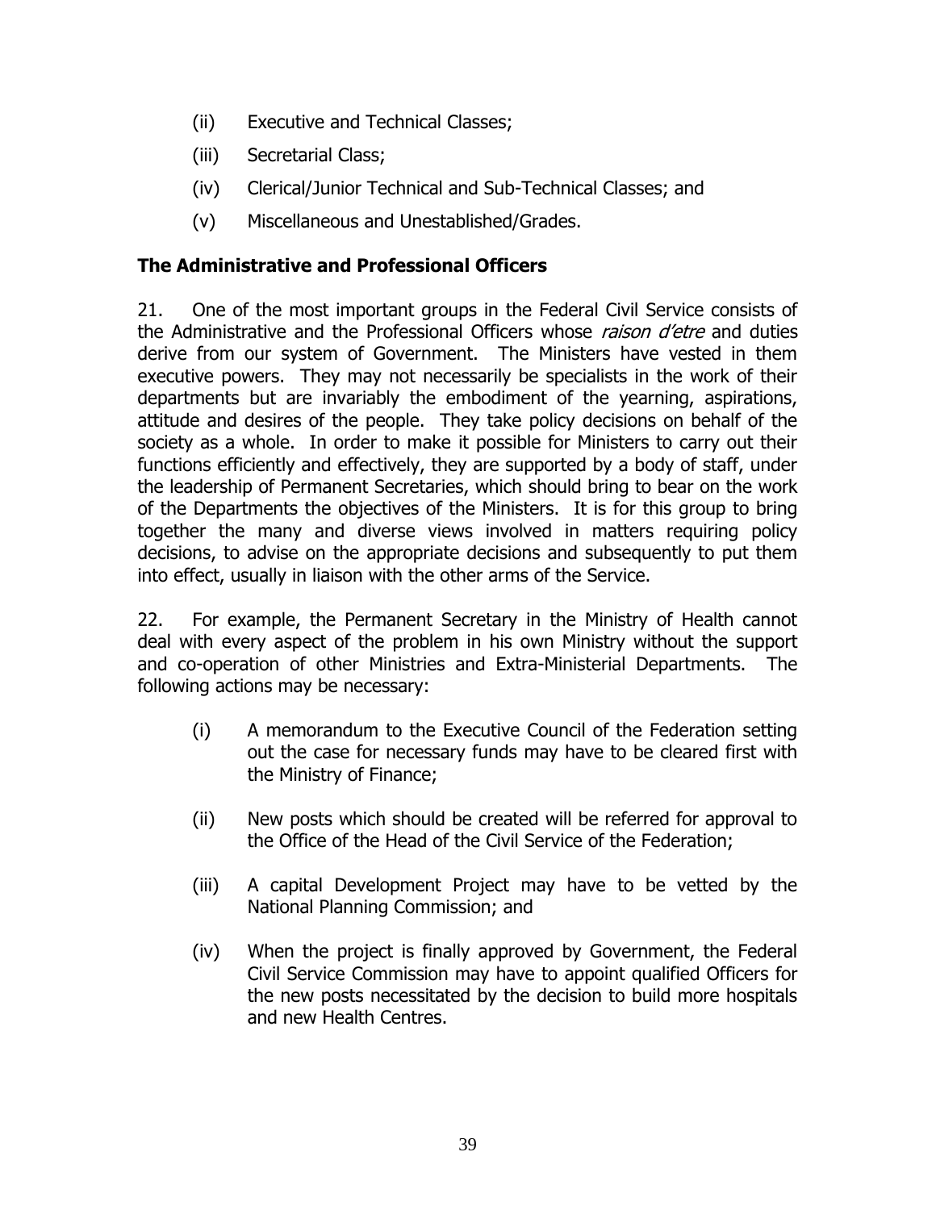(ii) Executive and Technical Classes;

(iii) Secretarial Class;

(iv) Clerical/Junior Technical and Sub-Technical Classes; and

(v) Miscellaneous and Unestablished/Grades.

**The Administrative and Professional Officers**

21. One of the most important groups in the Federal Civil Service consists of the Administrative and the Professional Officers whose *raison d'etre* and duties derive from our system of Government. The Ministers have vested in them executive powers. They may not necessarily be specialists in the work of their departments but are invariably the embodiment of the yearning, aspirations, attitude and desires of the people. They take policy decisions on behalf of the society as a whole. In order to make it possible for Ministers to carry out their functions efficiently and effectively, they are supported by a body of staff, under the leadership of Permanent Secretaries, which should bring to bear on the work of the Departments the objectives of the Ministers. It is for this group to bring together the many and diverse views involved in matters requiring policy decisions, to advise on the appropriate decisions and subsequently to put them into effect, usually in liaison with the other arms of the Service.

22. For example, the Permanent Secretary in the Ministry of Health cannot deal with every aspect of the problem in his own Ministry without the support and co-operation of other Ministries and Extra-Ministerial Departments. The following actions may be necessary:

(i) A memorandum to the Executive Council of the Federation setting out the case for necessary funds may have to be cleared first with the Ministry of Finance;

(ii) New posts which should be created will be referred for approval to the Office of the Head of the Civil Service of the Federation;

(iii) A capital Development Project may have to be vetted by the National Planning Commission; and

(iv) When the project is finally approved by Government, the Federal Civil Service Commission may have to appoint qualified Officers for the new posts necessitated by the decision to build more hospitals and new Health Centres.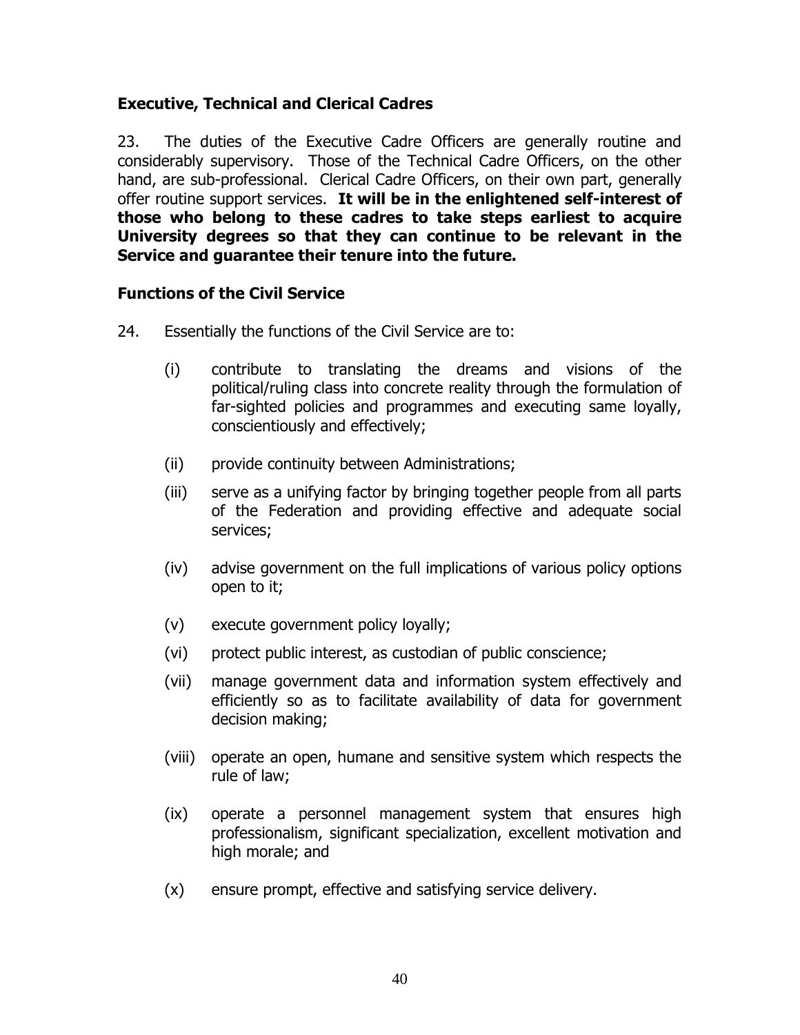### Executive, Technical and Clerical Cadres

23. The duties of the Executive Cadre Officers are generally routine and considerably supervisory. Those of the Technical Cadre Officers, on the other hand, are sub-professional. Clerical Cadre Officers, on their own part, generally offer routine support services. **It will be in the enlightened self-interest of those who belong to these cadres to take steps earliest to acquire University degrees so that they can continue to be relevant in the Service and guarantee their tenure into the future.**

### Functions of the Civil Service

24. Essentially the functions of the Civil Service are to:

(i) contribute to translating the dreams and visions of the political/ruling class into concrete reality through the formulation of far-sighted policies and programmes and executing same loyally, conscientiously and effectively;

(ii) provide continuity between Administrations;

(iii) serve as a unifying factor by bringing together people from all parts of the Federation and providing effective and adequate social services;

(iv) advise government on the full implications of various policy options open to it;

(v) execute government policy loyally;

(vi) protect public interest, as custodian of public conscience;

(vii) manage government data and information system effectively and efficiently so as to facilitate availability of data for government decision making;

(viii) operate an open, humane and sensitive system which respects the rule of law;

(ix) operate a personnel management system that ensures high professionalism, significant specialization, excellent motivation and high morale; and

(x) ensure prompt, effective and satisfying service delivery.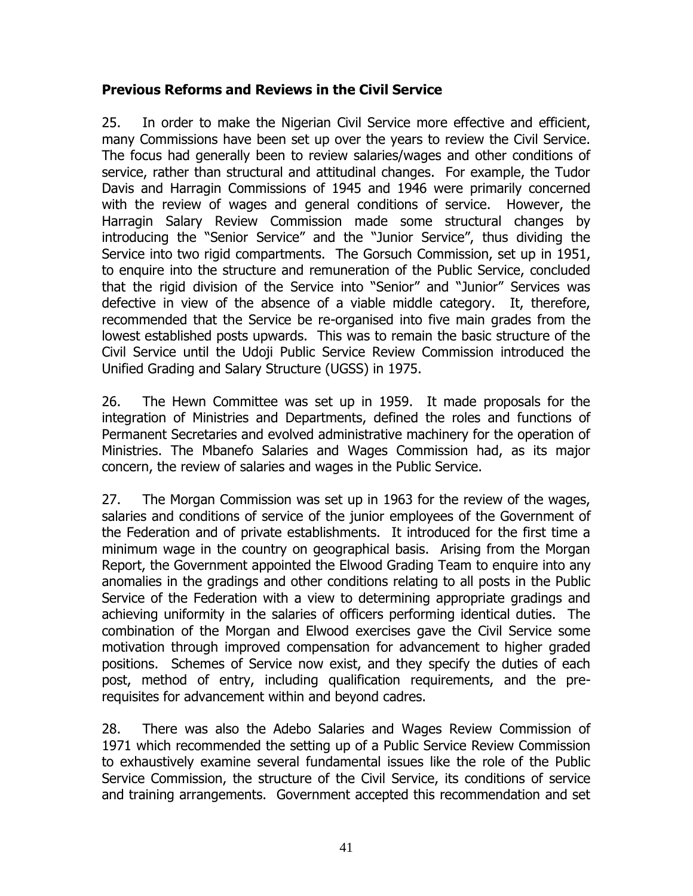**Previous Reforms and Reviews in the Civil Service**

25. In order to make the Nigerian Civil Service more effective and efficient, many Commissions have been set up over the years to review the Civil Service. The focus had generally been to review salaries/wages and other conditions of service, rather than structural and attitudinal changes. For example, the Tudor Davis and Harragin Commissions of 1945 and 1946 were primarily concerned with the review of wages and general conditions of service. However, the Harragin Salary Review Commission made some structural changes by introducing the "Senior Service" and the "Junior Service", thus dividing the Service into two rigid compartments. The Gorsuch Commission, set up in 1951, to enquire into the structure and remuneration of the Public Service, concluded that the rigid division of the Service into "Senior" and "Junior" Services was defective in view of the absence of a viable middle category. It, therefore, recommended that the Service be re-organised into five main grades from the lowest established posts upwards. This was to remain the basic structure of the Civil Service until the Udoji Public Service Review Commission introduced the Unified Grading and Salary Structure (UGSS) in 1975.

26. The Hewn Committee was set up in 1959. It made proposals for the integration of Ministries and Departments, defined the roles and functions of Permanent Secretaries and evolved administrative machinery for the operation of Ministries. The Mbanefo Salaries and Wages Commission had, as its major concern, the review of salaries and wages in the Public Service.

27. The Morgan Commission was set up in 1963 for the review of the wages, salaries and conditions of service of the junior employees of the Government of the Federation and of private establishments. It introduced for the first time a minimum wage in the country on geographical basis. Arising from the Morgan Report, the Government appointed the Elwood Grading Team to enquire into any anomalies in the gradings and other conditions relating to all posts in the Public Service of the Federation with a view to determining appropriate gradings and achieving uniformity in the salaries of officers performing identical duties. The combination of the Morgan and Elwood exercises gave the Civil Service some motivation through improved compensation for advancement to higher graded positions. Schemes of Service now exist, and they specify the duties of each post, method of entry, including qualification requirements, and the pre-requisites for advancement within and beyond cadres.

28. There was also the Adebo Salaries and Wages Review Commission of 1971 which recommended the setting up of a Public Service Review Commission to exhaustively examine several fundamental issues like the role of the Public Service Commission, the structure of the Civil Service, its conditions of service and training arrangements. Government accepted this recommendation and set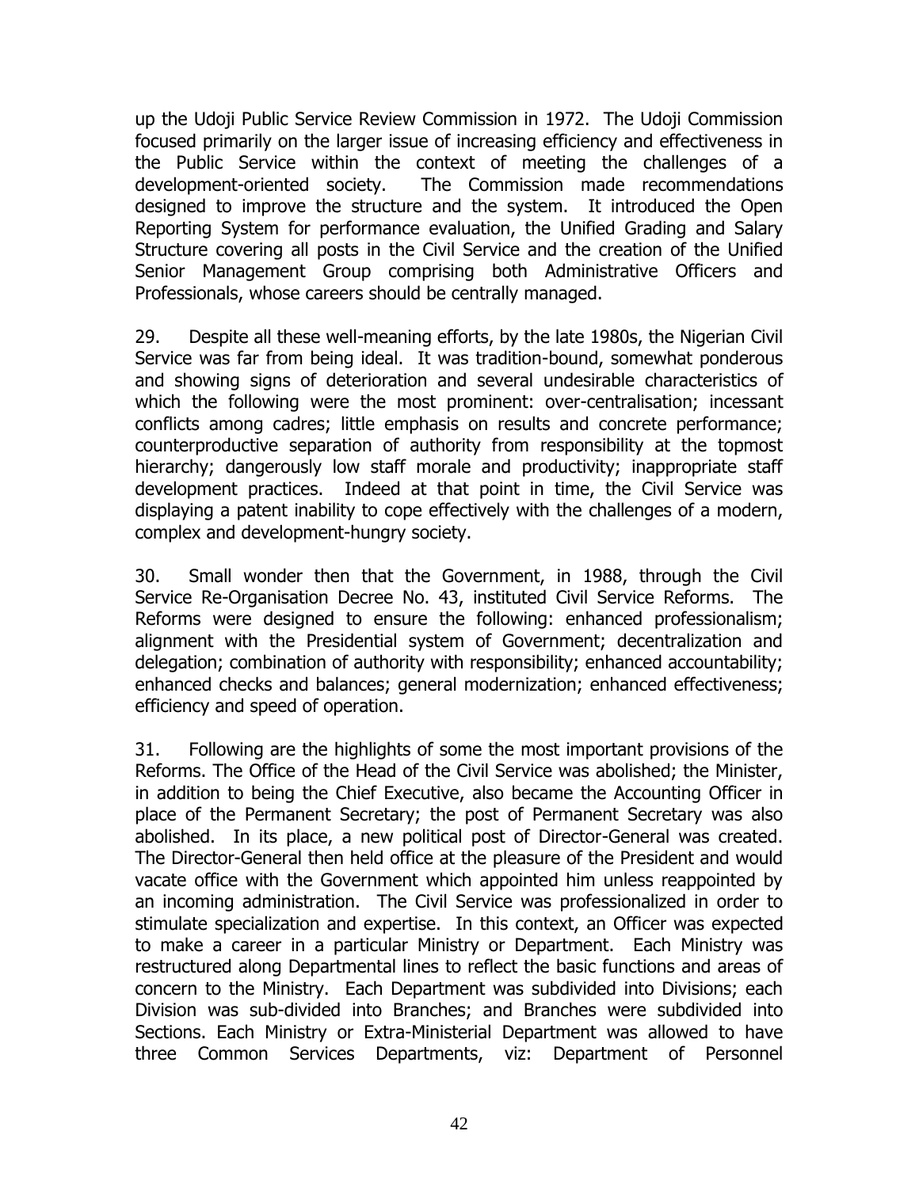up the Udoji Public Service Review Commission in 1972. The Udoji Commission focused primarily on the larger issue of increasing efficiency and effectiveness in the Public Service within the context of meeting the challenges of a development-oriented society. The Commission made recommendations designed to improve the structure and the system. It introduced the Open Reporting System for performance evaluation, the Unified Grading and Salary Structure covering all posts in the Civil Service and the creation of the Unified Senior Management Group comprising both Administrative Officers and Professionals, whose careers should be centrally managed.

29. Despite all these well-meaning efforts, by the late 1980s, the Nigerian Civil Service was far from being ideal. It was tradition-bound, somewhat ponderous and showing signs of deterioration and several undesirable characteristics of which the following were the most prominent: over-centralisation; incessant conflicts among cadres; little emphasis on results and concrete performance; counterproductive separation of authority from responsibility at the topmost hierarchy; dangerously low staff morale and productivity; inappropriate staff development practices. Indeed at that point in time, the Civil Service was displaying a patent inability to cope effectively with the challenges of a modern, complex and development-hungry society.

30. Small wonder then that the Government, in 1988, through the Civil Service Re-Organisation Decree No. 43, instituted Civil Service Reforms. The Reforms were designed to ensure the following: enhanced professionalism; alignment with the Presidential system of Government; decentralization and delegation; combination of authority with responsibility; enhanced accountability; enhanced checks and balances; general modernization; enhanced effectiveness; efficiency and speed of operation.

31. Following are the highlights of some the most important provisions of the Reforms. The Office of the Head of the Civil Service was abolished; the Minister, in addition to being the Chief Executive, also became the Accounting Officer in place of the Permanent Secretary; the post of Permanent Secretary was also abolished. In its place, a new political post of Director-General was created. The Director-General then held office at the pleasure of the President and would vacate office with the Government which appointed him unless reappointed by an incoming administration. The Civil Service was professionalized in order to stimulate specialization and expertise. In this context, an Officer was expected to make a career in a particular Ministry or Department. Each Ministry was restructured along Departmental lines to reflect the basic functions and areas of concern to the Ministry. Each Department was subdivided into Divisions; each Division was sub-divided into Branches; and Branches were subdivided into Sections. Each Ministry or Extra-Ministerial Department was allowed to have three Common Services Departments, viz: Department of Personnel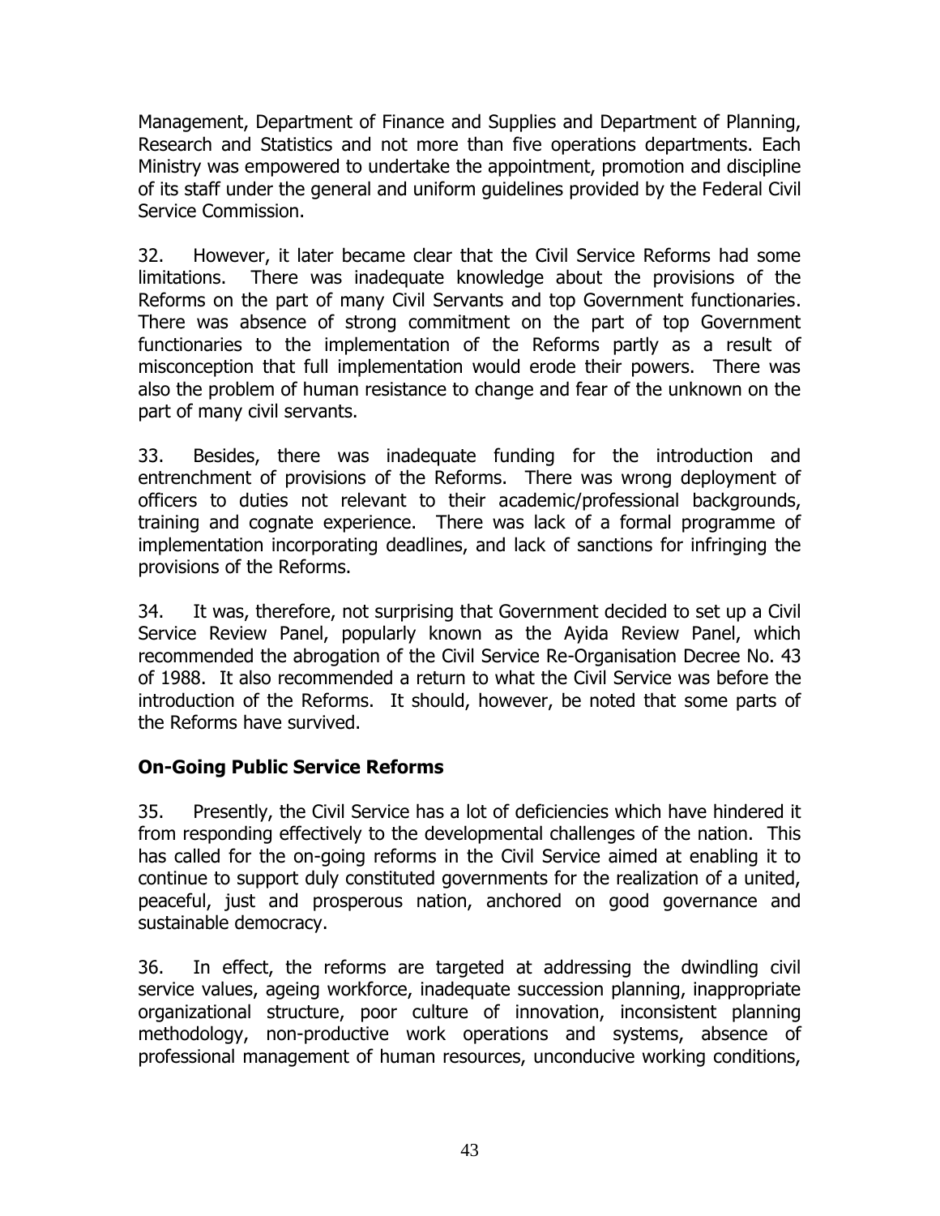Management, Department of Finance and Supplies and Department of Planning, Research and Statistics and not more than five operations departments. Each Ministry was empowered to undertake the appointment, promotion and discipline of its staff under the general and uniform guidelines provided by the Federal Civil Service Commission.

32. However, it later became clear that the Civil Service Reforms had some limitations. There was inadequate knowledge about the provisions of the Reforms on the part of many Civil Servants and top Government functionaries. There was absence of strong commitment on the part of top Government functionaries to the implementation of the Reforms partly as a result of misconception that full implementation would erode their powers. There was also the problem of human resistance to change and fear of the unknown on the part of many civil servants.

33. Besides, there was inadequate funding for the introduction and entrenchment of provisions of the Reforms. There was wrong deployment of officers to duties not relevant to their academic/professional backgrounds, training and cognate experience. There was lack of a formal programme of implementation incorporating deadlines, and lack of sanctions for infringing the provisions of the Reforms.

34. It was, therefore, not surprising that Government decided to set up a Civil Service Review Panel, popularly known as the Ayida Review Panel, which recommended the abrogation of the Civil Service Re-Organisation Decree No. 43 of 1988. It also recommended a return to what the Civil Service was before the introduction of the Reforms. It should, however, be noted that some parts of the Reforms have survived.

## On-Going Public Service Reforms

35. Presently, the Civil Service has a lot of deficiencies which have hindered it from responding effectively to the developmental challenges of the nation. This has called for the on-going reforms in the Civil Service aimed at enabling it to continue to support duly constituted governments for the realization of a united, peaceful, just and prosperous nation, anchored on good governance and sustainable democracy.

36. In effect, the reforms are targeted at addressing the dwindling civil service values, ageing workforce, inadequate succession planning, inappropriate organizational structure, poor culture of innovation, inconsistent planning methodology, non-productive work operations and systems, absence of professional management of human resources, unconducive working conditions,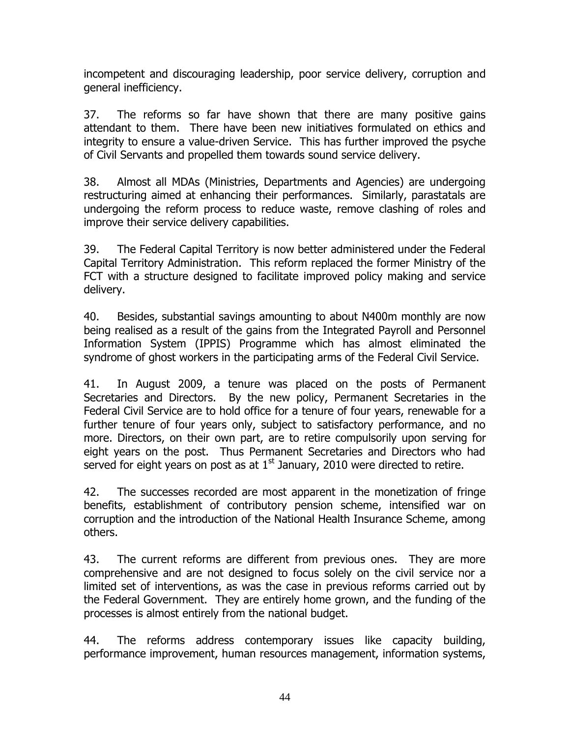incompetent and discouraging leadership, poor service delivery, corruption and general inefficiency.

37. The reforms so far have shown that there are many positive gains attendant to them. There have been new initiatives formulated on ethics and integrity to ensure a value-driven Service. This has further improved the psyche of Civil Servants and propelled them towards sound service delivery.

38. Almost all MDAs (Ministries, Departments and Agencies) are undergoing restructuring aimed at enhancing their performances. Similarly, parastatals are undergoing the reform process to reduce waste, remove clashing of roles and improve their service delivery capabilities.

39. The Federal Capital Territory is now better administered under the Federal Capital Territory Administration. This reform replaced the former Ministry of the FCT with a structure designed to facilitate improved policy making and service delivery.

40. Besides, substantial savings amounting to about N400m monthly are now being realised as a result of the gains from the Integrated Payroll and Personnel Information System (IPPIS) Programme which has almost eliminated the syndrome of ghost workers in the participating arms of the Federal Civil Service.

41. In August 2009, a tenure was placed on the posts of Permanent Secretaries and Directors. By the new policy, Permanent Secretaries in the Federal Civil Service are to hold office for a tenure of four years, renewable for a further tenure of four years only, subject to satisfactory performance, and no more. Directors, on their own part, are to retire compulsorily upon serving for eight years on the post. Thus Permanent Secretaries and Directors who had served for eight years on post as at 1st January, 2010 were directed to retire.

42. The successes recorded are most apparent in the monetization of fringe benefits, establishment of contributory pension scheme, intensified war on corruption and the introduction of the National Health Insurance Scheme, among others.

43. The current reforms are different from previous ones. They are more comprehensive and are not designed to focus solely on the civil service nor a limited set of interventions, as was the case in previous reforms carried out by the Federal Government. They are entirely home grown, and the funding of the processes is almost entirely from the national budget.

44. The reforms address contemporary issues like capacity building, performance improvement, human resources management, information systems,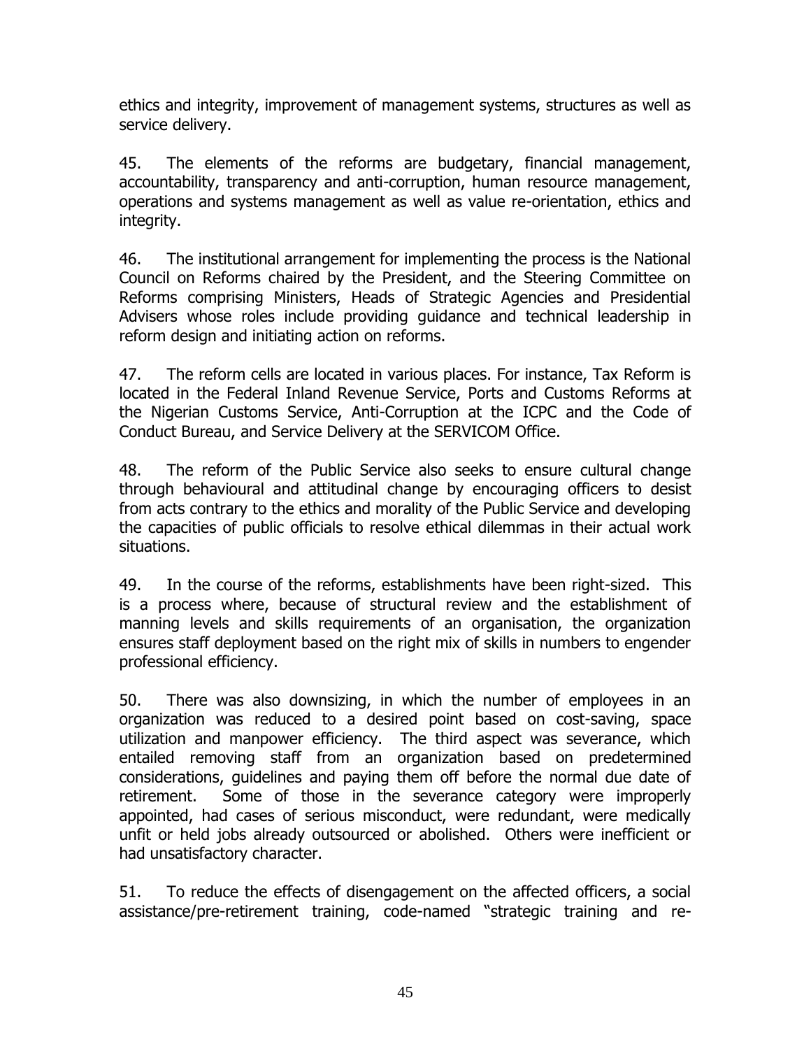ethics and integrity, improvement of management systems, structures as well as service delivery.

45. The elements of the reforms are budgetary, financial management, accountability, transparency and anti-corruption, human resource management, operations and systems management as well as value re-orientation, ethics and integrity.

46. The institutional arrangement for implementing the process is the National Council on Reforms chaired by the President, and the Steering Committee on Reforms comprising Ministers, Heads of Strategic Agencies and Presidential Advisers whose roles include providing guidance and technical leadership in reform design and initiating action on reforms.

47. The reform cells are located in various places. For instance, Tax Reform is located in the Federal Inland Revenue Service, Ports and Customs Reforms at the Nigerian Customs Service, Anti-Corruption at the ICPC and the Code of Conduct Bureau, and Service Delivery at the SERVICOM Office.

48. The reform of the Public Service also seeks to ensure cultural change through behavioural and attitudinal change by encouraging officers to desist from acts contrary to the ethics and morality of the Public Service and developing the capacities of public officials to resolve ethical dilemmas in their actual work situations.

49. In the course of the reforms, establishments have been right-sized. This is a process where, because of structural review and the establishment of manning levels and skills requirements of an organisation, the organization ensures staff deployment based on the right mix of skills in numbers to engender professional efficiency.

50. There was also downsizing, in which the number of employees in an organization was reduced to a desired point based on cost-saving, space utilization and manpower efficiency. The third aspect was severance, which entailed removing staff from an organization based on predetermined considerations, guidelines and paying them off before the normal due date of retirement. Some of those in the severance category were improperly appointed, had cases of serious misconduct, were redundant, were medically unfit or held jobs already outsourced or abolished. Others were inefficient or had unsatisfactory character.

51. To reduce the effects of disengagement on the affected officers, a social assistance/pre-retirement training, code-named "strategic training and re-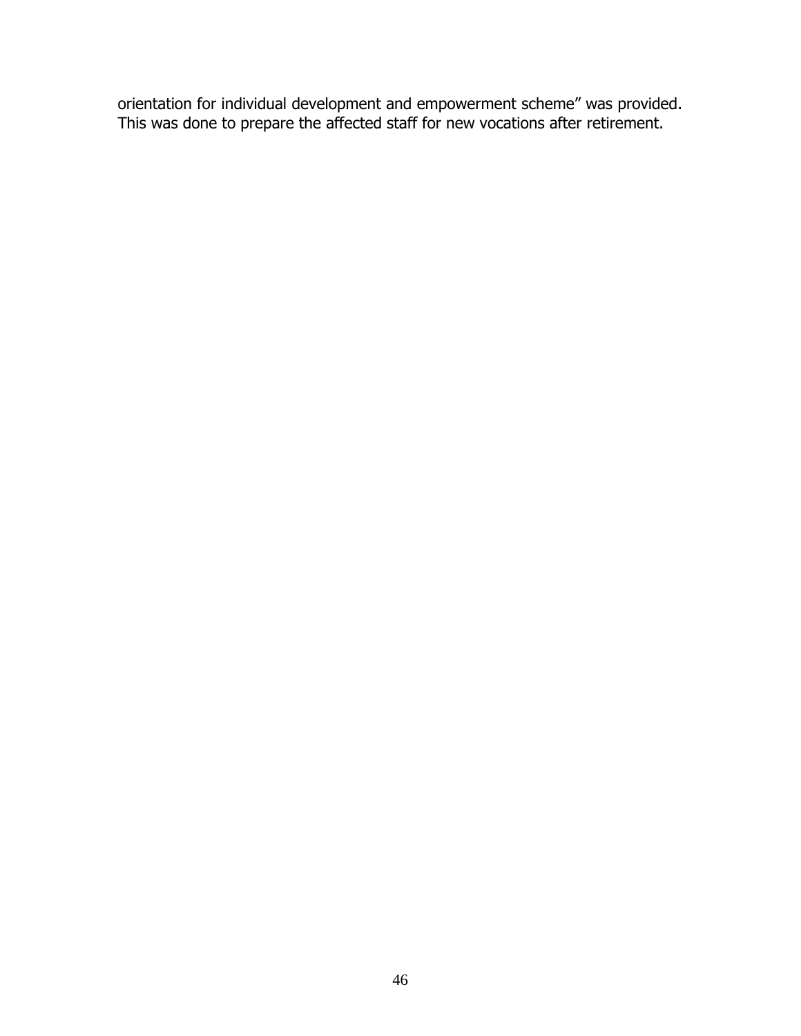orientation for individual development and empowerment scheme" was provided. This was done to prepare the affected staff for new vocations after retirement.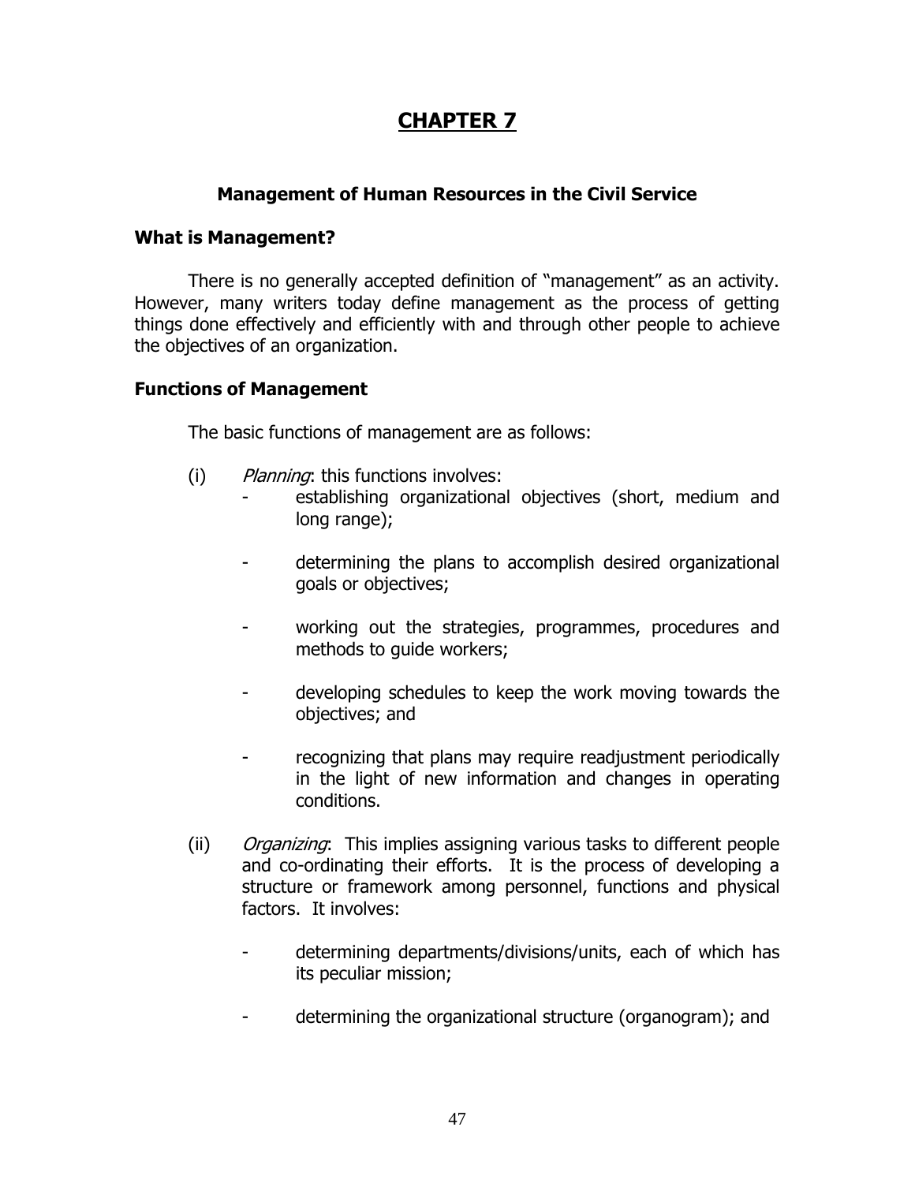# CHAPTER 7

## Management of Human Resources in the Civil Service

### What is Management?

There is no generally accepted definition of "management" as an activity. However, many writers today define management as the process of getting things done effectively and efficiently with and through other people to achieve the objectives of an organization.

### Functions of Management

The basic functions of management are as follows:

(i) *Planning*: this functions involves:

- establishing organizational objectives (short, medium and long range);
- determining the plans to accomplish desired organizational goals or objectives;
- working out the strategies, programmes, procedures and methods to guide workers;
- developing schedules to keep the work moving towards the objectives; and
- recognizing that plans may require readjustment periodically in the light of new information and changes in operating conditions.

(ii) *Organizing*: This implies assigning various tasks to different people and co-ordinating their efforts. It is the process of developing a structure or framework among personnel, functions and physical factors. It involves:

- determining departments/divisions/units, each of which has its peculiar mission;
- determining the organizational structure (organogram); and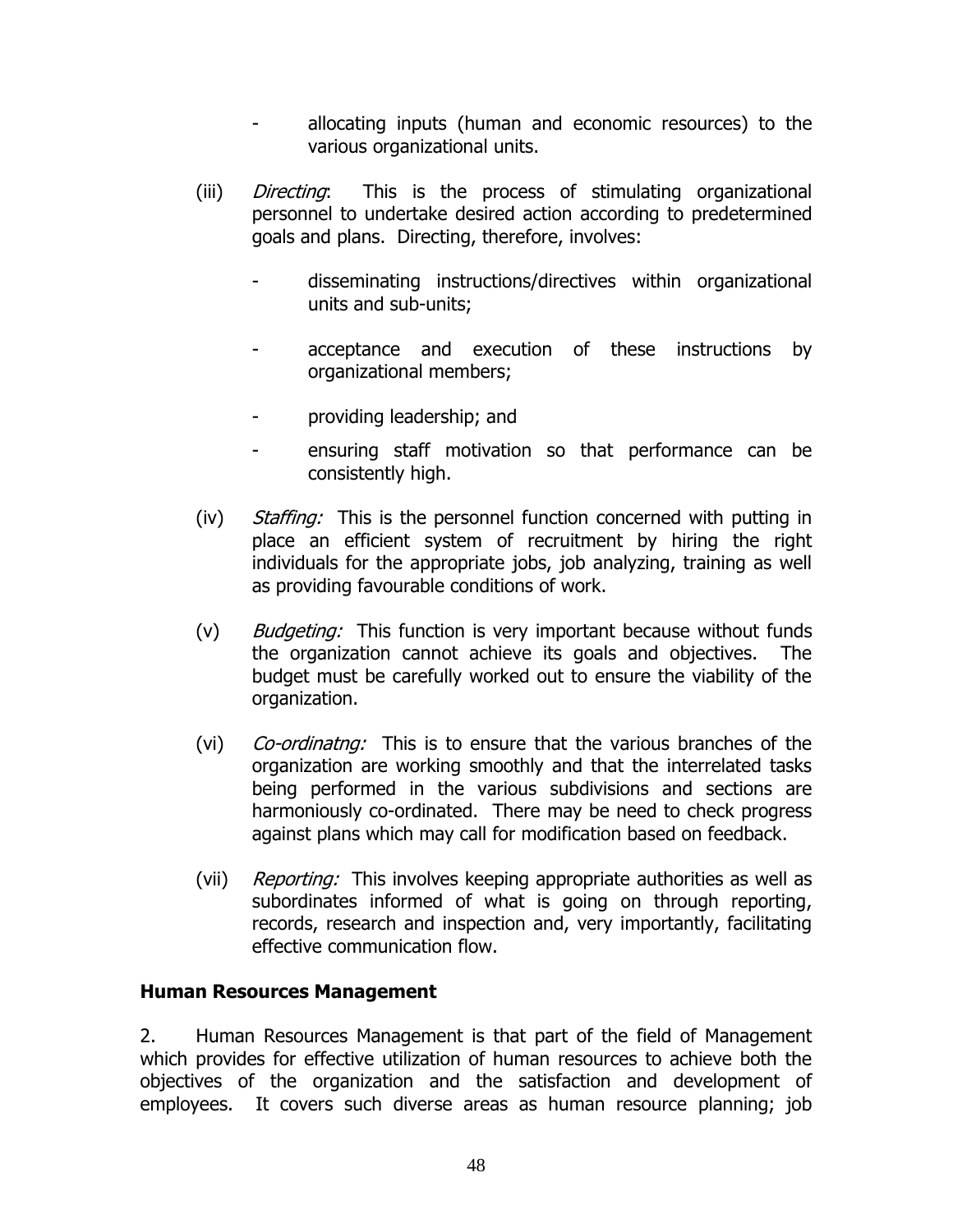- allocating inputs (human and economic resources) to the various organizational units.

(iii) *Directing*: This is the process of stimulating organizational personnel to undertake desired action according to predetermined goals and plans. Directing, therefore, involves:

- disseminating instructions/directives within organizational units and sub-units;
- acceptance and execution of these instructions by organizational members;
- providing leadership; and
- ensuring staff motivation so that performance can be consistently high.

(iv) *Staffing:* This is the personnel function concerned with putting in place an efficient system of recruitment by hiring the right individuals for the appropriate jobs, job analyzing, training as well as providing favourable conditions of work.

(v) *Budgeting:* This function is very important because without funds the organization cannot achieve its goals and objectives. The budget must be carefully worked out to ensure the viability of the organization.

(vi) *Co-ordinatng:* This is to ensure that the various branches of the organization are working smoothly and that the interrelated tasks being performed in the various subdivisions and sections are harmoniously co-ordinated. There may be need to check progress against plans which may call for modification based on feedback.

(vii) *Reporting:* This involves keeping appropriate authorities as well as subordinates informed of what is going on through reporting, records, research and inspection and, very importantly, facilitating effective communication flow.

**Human Resources Management**

2. Human Resources Management is that part of the field of Management which provides for effective utilization of human resources to achieve both the objectives of the organization and the satisfaction and development of employees. It covers such diverse areas as human resource planning; job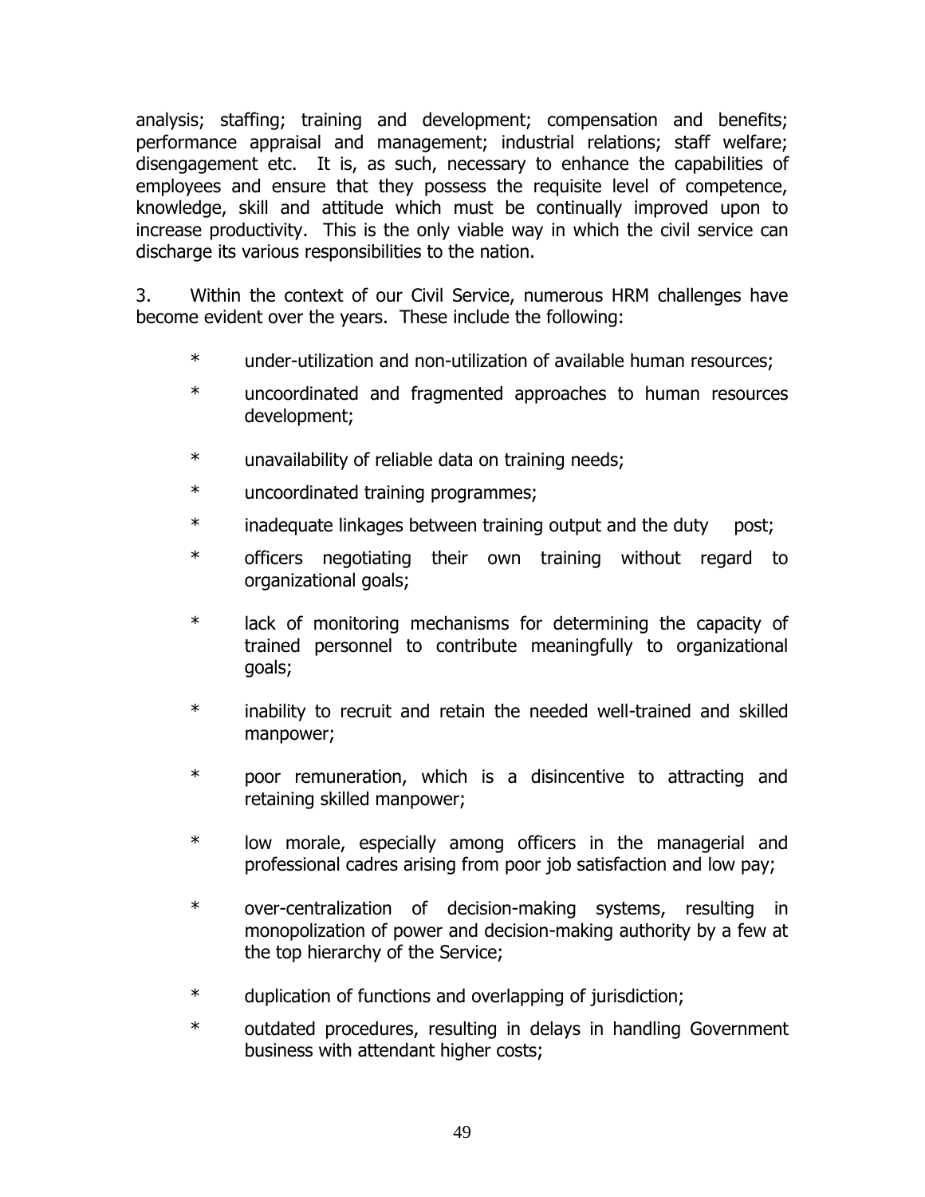analysis; staffing; training and development; compensation and benefits; performance appraisal and management; industrial relations; staff welfare; disengagement etc. It is, as such, necessary to enhance the capabilities of employees and ensure that they possess the requisite level of competence, knowledge, skill and attitude which must be continually improved upon to increase productivity. This is the only viable way in which the civil service can discharge its various responsibilities to the nation.

3. Within the context of our Civil Service, numerous HRM challenges have become evident over the years. These include the following:

* under-utilization and non-utilization of available human resources;
* uncoordinated and fragmented approaches to human resources development;
* unavailability of reliable data on training needs;
* uncoordinated training programmes;
* inadequate linkages between training output and the duty post;
* officers negotiating their own training without regard to organizational goals;
* lack of monitoring mechanisms for determining the capacity of trained personnel to contribute meaningfully to organizational goals;
* inability to recruit and retain the needed well-trained and skilled manpower;
* poor remuneration, which is a disincentive to attracting and retaining skilled manpower;
* low morale, especially among officers in the managerial and professional cadres arising from poor job satisfaction and low pay;
* over-centralization of decision-making systems, resulting in monopolization of power and decision-making authority by a few at the top hierarchy of the Service;
* duplication of functions and overlapping of jurisdiction;
* outdated procedures, resulting in delays in handling Government business with attendant higher costs;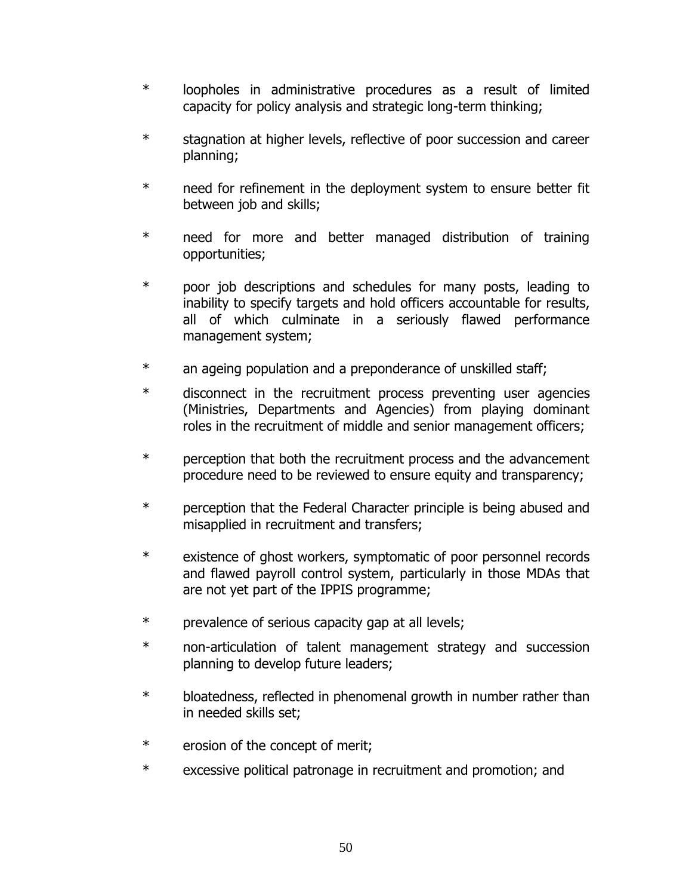* loopholes in administrative procedures as a result of limited capacity for policy analysis and strategic long-term thinking;

* stagnation at higher levels, reflective of poor succession and career planning;

* need for refinement in the deployment system to ensure better fit between job and skills;

* need for more and better managed distribution of training opportunities;

* poor job descriptions and schedules for many posts, leading to inability to specify targets and hold officers accountable for results, all of which culminate in a seriously flawed performance management system;

* an ageing population and a preponderance of unskilled staff;

* disconnect in the recruitment process preventing user agencies (Ministries, Departments and Agencies) from playing dominant roles in the recruitment of middle and senior management officers;

* perception that both the recruitment process and the advancement procedure need to be reviewed to ensure equity and transparency;

* perception that the Federal Character principle is being abused and misapplied in recruitment and transfers;

* existence of ghost workers, symptomatic of poor personnel records and flawed payroll control system, particularly in those MDAs that are not yet part of the IPPIS programme;

* prevalence of serious capacity gap at all levels;

* non-articulation of talent management strategy and succession planning to develop future leaders;

* bloatedness, reflected in phenomenal growth in number rather than in needed skills set;

* erosion of the concept of merit;

* excessive political patronage in recruitment and promotion; and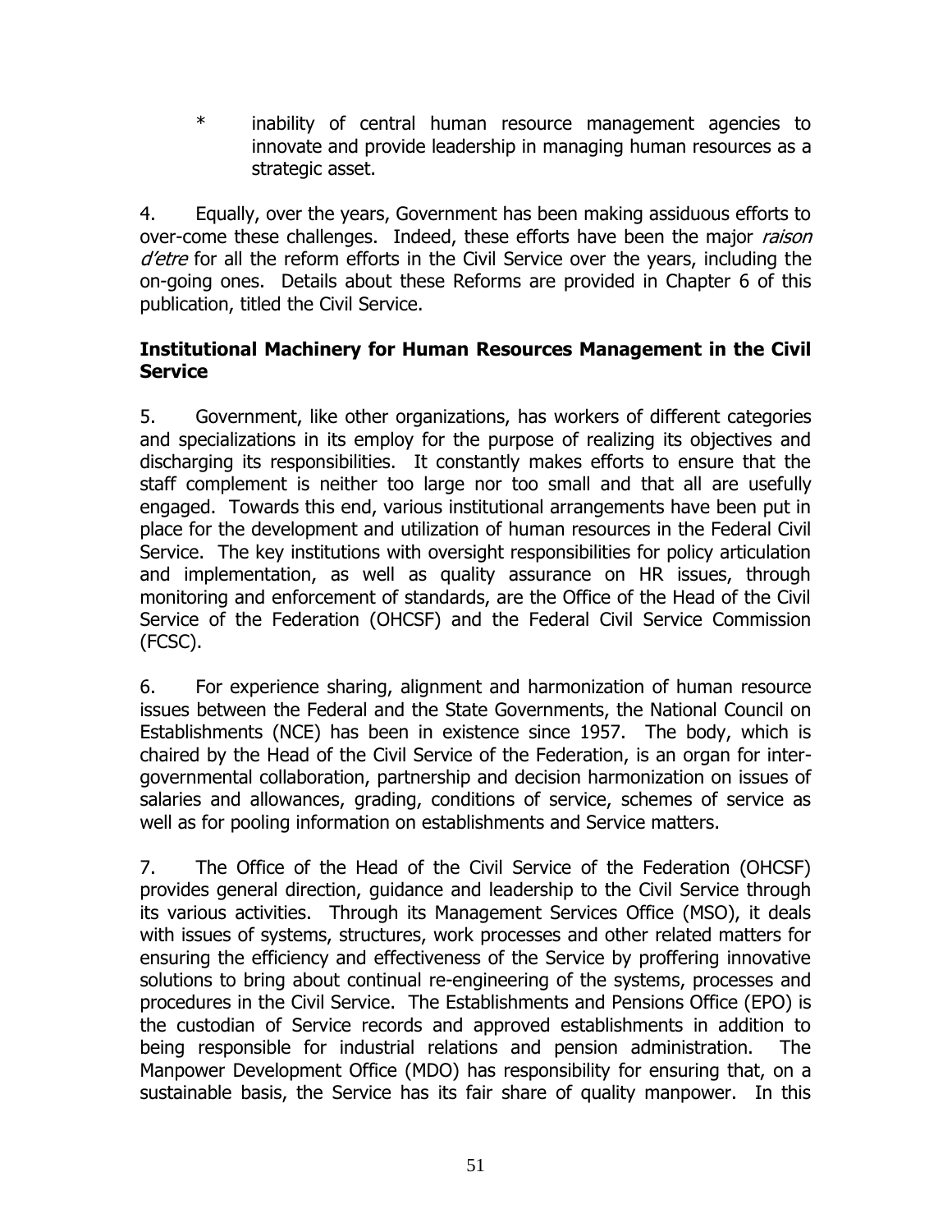* inability of central human resource management agencies to innovate and provide leadership in managing human resources as a strategic asset.

4. Equally, over the years, Government has been making assiduous efforts to over-come these challenges. Indeed, these efforts have been the major *raison d'etre* for all the reform efforts in the Civil Service over the years, including the on-going ones. Details about these Reforms are provided in Chapter 6 of this publication, titled the Civil Service.

**Institutional Machinery for Human Resources Management in the Civil Service**

5. Government, like other organizations, has workers of different categories and specializations in its employ for the purpose of realizing its objectives and discharging its responsibilities. It constantly makes efforts to ensure that the staff complement is neither too large nor too small and that all are usefully engaged. Towards this end, various institutional arrangements have been put in place for the development and utilization of human resources in the Federal Civil Service. The key institutions with oversight responsibilities for policy articulation and implementation, as well as quality assurance on HR issues, through monitoring and enforcement of standards, are the Office of the Head of the Civil Service of the Federation (OHCSF) and the Federal Civil Service Commission (FCSC).

6. For experience sharing, alignment and harmonization of human resource issues between the Federal and the State Governments, the National Council on Establishments (NCE) has been in existence since 1957. The body, which is chaired by the Head of the Civil Service of the Federation, is an organ for inter-governmental collaboration, partnership and decision harmonization on issues of salaries and allowances, grading, conditions of service, schemes of service as well as for pooling information on establishments and Service matters.

7. The Office of the Head of the Civil Service of the Federation (OHCSF) provides general direction, guidance and leadership to the Civil Service through its various activities. Through its Management Services Office (MSO), it deals with issues of systems, structures, work processes and other related matters for ensuring the efficiency and effectiveness of the Service by proffering innovative solutions to bring about continual re-engineering of the systems, processes and procedures in the Civil Service. The Establishments and Pensions Office (EPO) is the custodian of Service records and approved establishments in addition to being responsible for industrial relations and pension administration. The Manpower Development Office (MDO) has responsibility for ensuring that, on a sustainable basis, the Service has its fair share of quality manpower. In this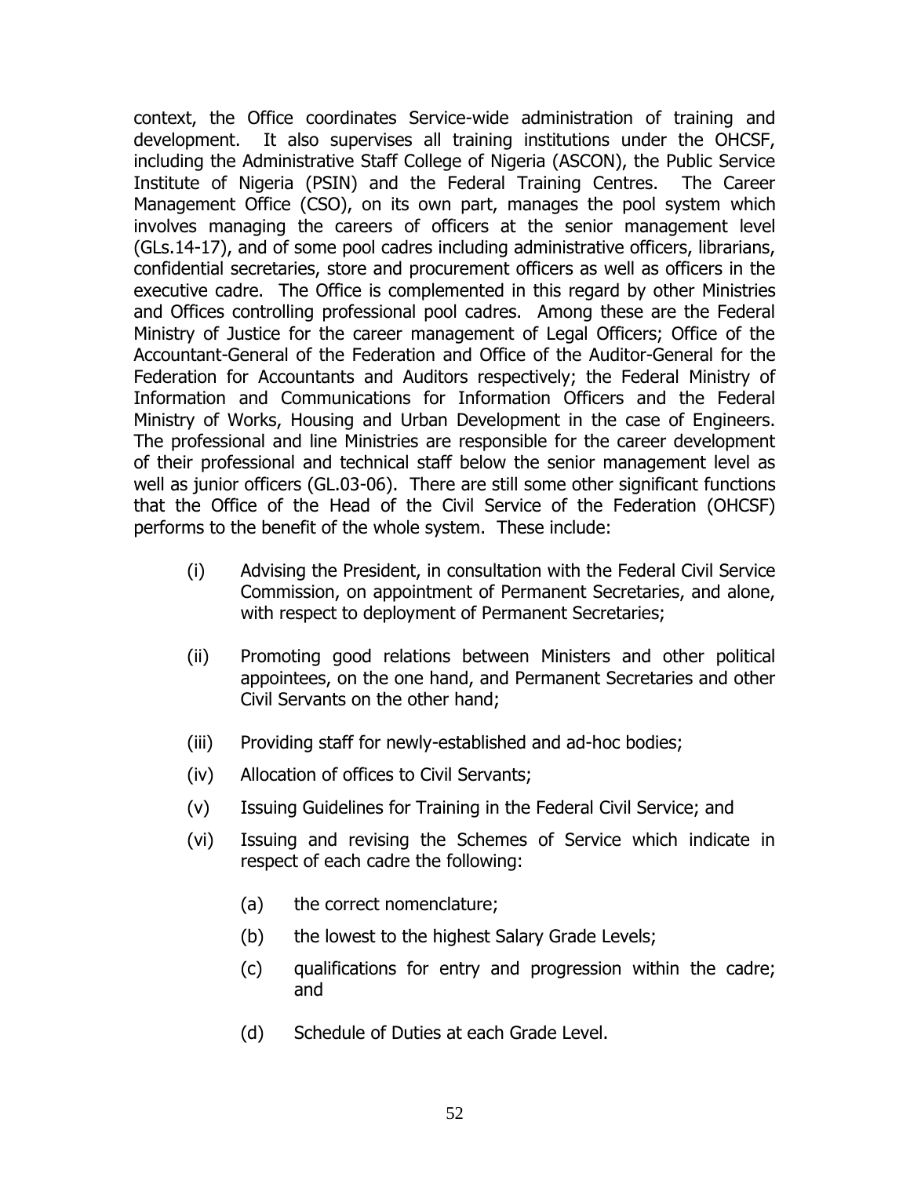context, the Office coordinates Service-wide administration of training and development. It also supervises all training institutions under the OHCSF, including the Administrative Staff College of Nigeria (ASCON), the Public Service Institute of Nigeria (PSIN) and the Federal Training Centres. The Career Management Office (CSO), on its own part, manages the pool system which involves managing the careers of officers at the senior management level (GLs.14-17), and of some pool cadres including administrative officers, librarians, confidential secretaries, store and procurement officers as well as officers in the executive cadre. The Office is complemented in this regard by other Ministries and Offices controlling professional pool cadres. Among these are the Federal Ministry of Justice for the career management of Legal Officers; Office of the Accountant-General of the Federation and Office of the Auditor-General for the Federation for Accountants and Auditors respectively; the Federal Ministry of Information and Communications for Information Officers and the Federal Ministry of Works, Housing and Urban Development in the case of Engineers. The professional and line Ministries are responsible for the career development of their professional and technical staff below the senior management level as well as junior officers (GL.03-06). There are still some other significant functions that the Office of the Head of the Civil Service of the Federation (OHCSF) performs to the benefit of the whole system. These include:

(i) Advising the President, in consultation with the Federal Civil Service Commission, on appointment of Permanent Secretaries, and alone, with respect to deployment of Permanent Secretaries;

(ii) Promoting good relations between Ministers and other political appointees, on the one hand, and Permanent Secretaries and other Civil Servants on the other hand;

(iii) Providing staff for newly-established and ad-hoc bodies;

(iv) Allocation of offices to Civil Servants;

(v) Issuing Guidelines for Training in the Federal Civil Service; and

(vi) Issuing and revising the Schemes of Service which indicate in respect of each cadre the following:

   (a) the correct nomenclature;

   (b) the lowest to the highest Salary Grade Levels;

   (c) qualifications for entry and progression within the cadre; and

   (d) Schedule of Duties at each Grade Level.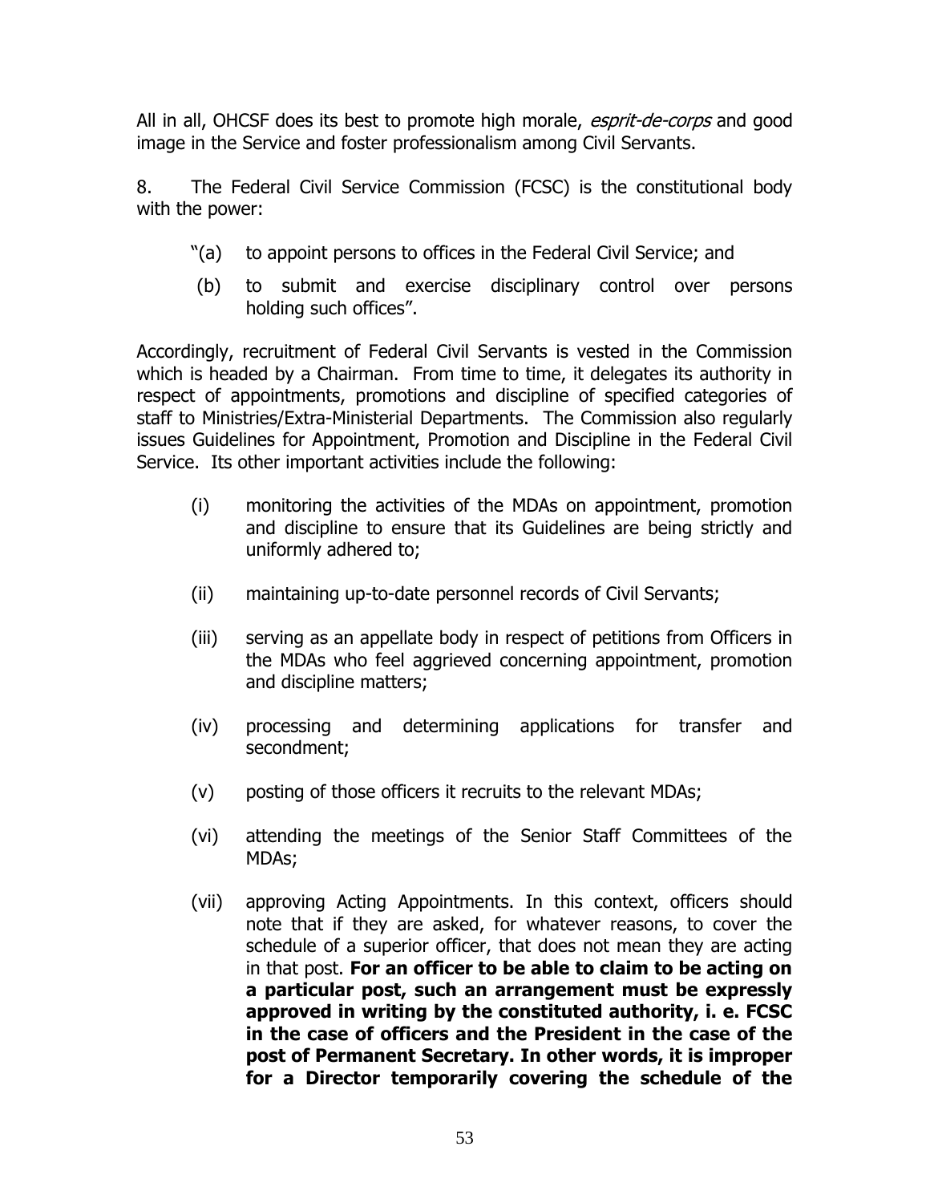All in all, OHCSF does its best to promote high morale, *esprit-de-corps* and good image in the Service and foster professionalism among Civil Servants.

8. The Federal Civil Service Commission (FCSC) is the constitutional body with the power:

"(a) to appoint persons to offices in the Federal Civil Service; and

(b) to submit and exercise disciplinary control over persons holding such offices".

Accordingly, recruitment of Federal Civil Servants is vested in the Commission which is headed by a Chairman. From time to time, it delegates its authority in respect of appointments, promotions and discipline of specified categories of staff to Ministries/Extra-Ministerial Departments. The Commission also regularly issues Guidelines for Appointment, Promotion and Discipline in the Federal Civil Service. Its other important activities include the following:

(i) monitoring the activities of the MDAs on appointment, promotion and discipline to ensure that its Guidelines are being strictly and uniformly adhered to;

(ii) maintaining up-to-date personnel records of Civil Servants;

(iii) serving as an appellate body in respect of petitions from Officers in the MDAs who feel aggrieved concerning appointment, promotion and discipline matters;

(iv) processing and determining applications for transfer and secondment;

(v) posting of those officers it recruits to the relevant MDAs;

(vi) attending the meetings of the Senior Staff Committees of the MDAs;

(vii) approving Acting Appointments. In this context, officers should note that if they are asked, for whatever reasons, to cover the schedule of a superior officer, that does not mean they are acting in that post. **For an officer to be able to claim to be acting on a particular post, such an arrangement must be expressly approved in writing by the constituted authority, i. e. FCSC in the case of officers and the President in the case of the post of Permanent Secretary. In other words, it is improper for a Director temporarily covering the schedule of the**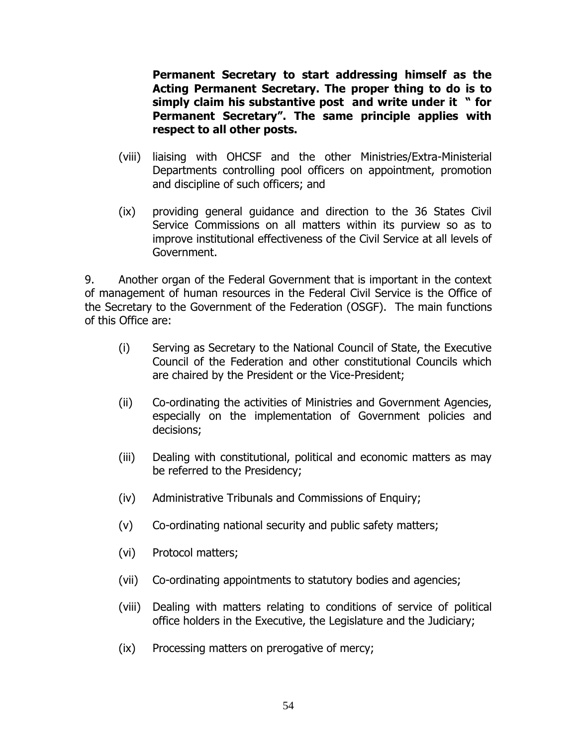**Permanent Secretary to start addressing himself as the Acting Permanent Secretary. The proper thing to do is to simply claim his substantive post and write under it " for Permanent Secretary". The same principle applies with respect to all other posts.**

(viii) liaising with OHCSF and the other Ministries/Extra-Ministerial Departments controlling pool officers on appointment, promotion and discipline of such officers; and

(ix) providing general guidance and direction to the 36 States Civil Service Commissions on all matters within its purview so as to improve institutional effectiveness of the Civil Service at all levels of Government.

9. Another organ of the Federal Government that is important in the context of management of human resources in the Federal Civil Service is the Office of the Secretary to the Government of the Federation (OSGF). The main functions of this Office are:

(i) Serving as Secretary to the National Council of State, the Executive Council of the Federation and other constitutional Councils which are chaired by the President or the Vice-President;

(ii) Co-ordinating the activities of Ministries and Government Agencies, especially on the implementation of Government policies and decisions;

(iii) Dealing with constitutional, political and economic matters as may be referred to the Presidency;

(iv) Administrative Tribunals and Commissions of Enquiry;

(v) Co-ordinating national security and public safety matters;

(vi) Protocol matters;

(vii) Co-ordinating appointments to statutory bodies and agencies;

(viii) Dealing with matters relating to conditions of service of political office holders in the Executive, the Legislature and the Judiciary;

(ix) Processing matters on prerogative of mercy;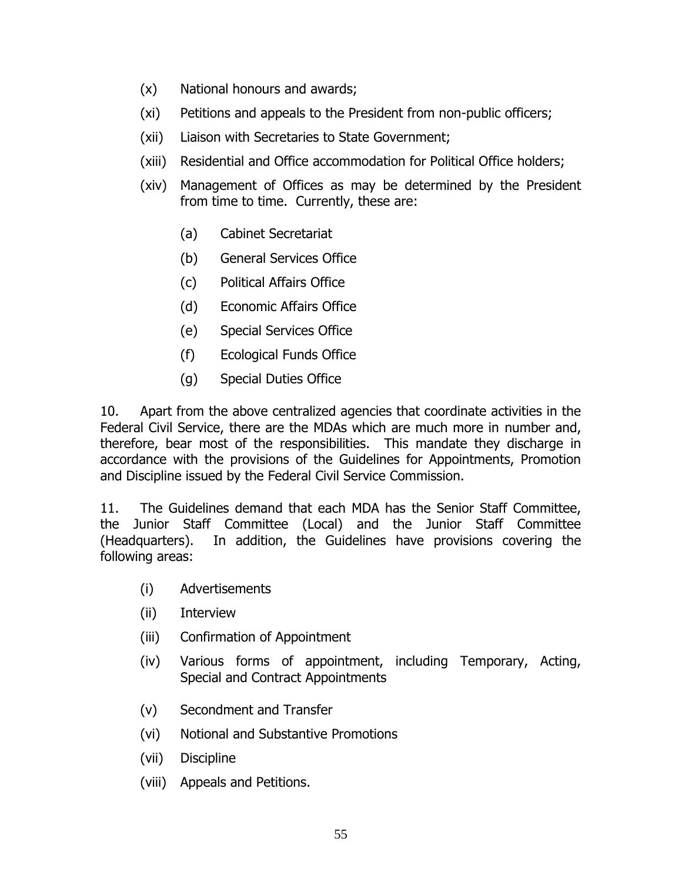(x) National honours and awards;

(xi) Petitions and appeals to the President from non-public officers;

(xii) Liaison with Secretaries to State Government;

(xiii) Residential and Office accommodation for Political Office holders;

(xiv) Management of Offices as may be determined by the President from time to time. Currently, these are:

  (a) Cabinet Secretariat

  (b) General Services Office

  (c) Political Affairs Office

  (d) Economic Affairs Office

  (e) Special Services Office

  (f) Ecological Funds Office

  (g) Special Duties Office

10. Apart from the above centralized agencies that coordinate activities in the Federal Civil Service, there are the MDAs which are much more in number and, therefore, bear most of the responsibilities. This mandate they discharge in accordance with the provisions of the Guidelines for Appointments, Promotion and Discipline issued by the Federal Civil Service Commission.

11. The Guidelines demand that each MDA has the Senior Staff Committee, the Junior Staff Committee (Local) and the Junior Staff Committee (Headquarters). In addition, the Guidelines have provisions covering the following areas:

(i) Advertisements

(ii) Interview

(iii) Confirmation of Appointment

(iv) Various forms of appointment, including Temporary, Acting, Special and Contract Appointments

(v) Secondment and Transfer

(vi) Notional and Substantive Promotions

(vii) Discipline

(viii) Appeals and Petitions.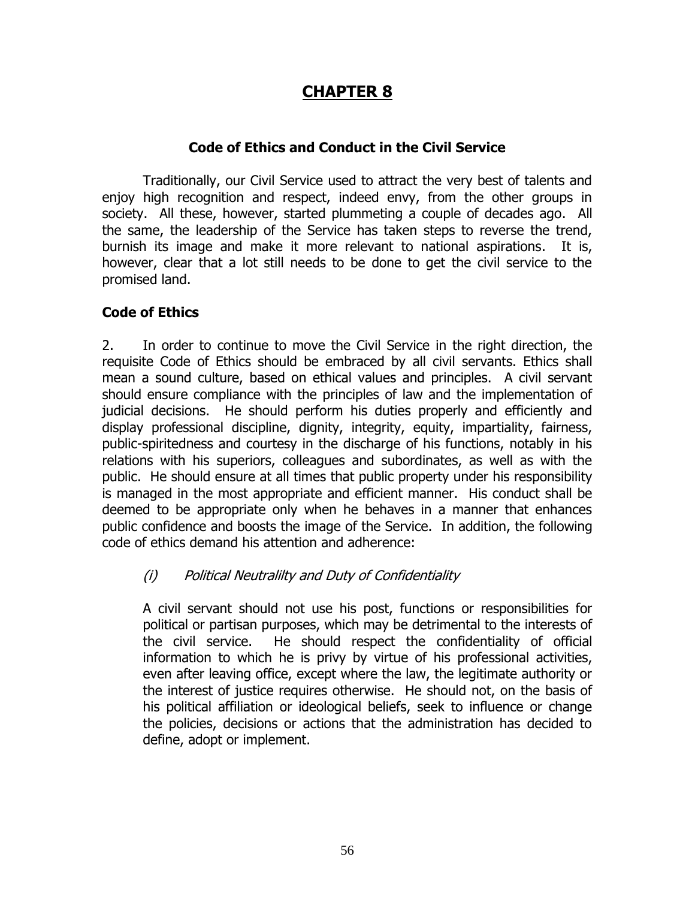# CHAPTER 8

## Code of Ethics and Conduct in the Civil Service

Traditionally, our Civil Service used to attract the very best of talents and enjoy high recognition and respect, indeed envy, from the other groups in society. All these, however, started plummeting a couple of decades ago. All the same, the leadership of the Service has taken steps to reverse the trend, burnish its image and make it more relevant to national aspirations. It is, however, clear that a lot still needs to be done to get the civil service to the promised land.

### Code of Ethics

2. In order to continue to move the Civil Service in the right direction, the requisite Code of Ethics should be embraced by all civil servants. Ethics shall mean a sound culture, based on ethical values and principles. A civil servant should ensure compliance with the principles of law and the implementation of judicial decisions. He should perform his duties properly and efficiently and display professional discipline, dignity, integrity, equity, impartiality, fairness, public-spiritedness and courtesy in the discharge of his functions, notably in his relations with his superiors, colleagues and subordinates, as well as with the public. He should ensure at all times that public property under his responsibility is managed in the most appropriate and efficient manner. His conduct shall be deemed to be appropriate only when he behaves in a manner that enhances public confidence and boosts the image of the Service. In addition, the following code of ethics demand his attention and adherence:

*(i) Political Neutralilty and Duty of Confidentiality*

A civil servant should not use his post, functions or responsibilities for political or partisan purposes, which may be detrimental to the interests of the civil service. He should respect the confidentiality of official information to which he is privy by virtue of his professional activities, even after leaving office, except where the law, the legitimate authority or the interest of justice requires otherwise. He should not, on the basis of his political affiliation or ideological beliefs, seek to influence or change the policies, decisions or actions that the administration has decided to define, adopt or implement.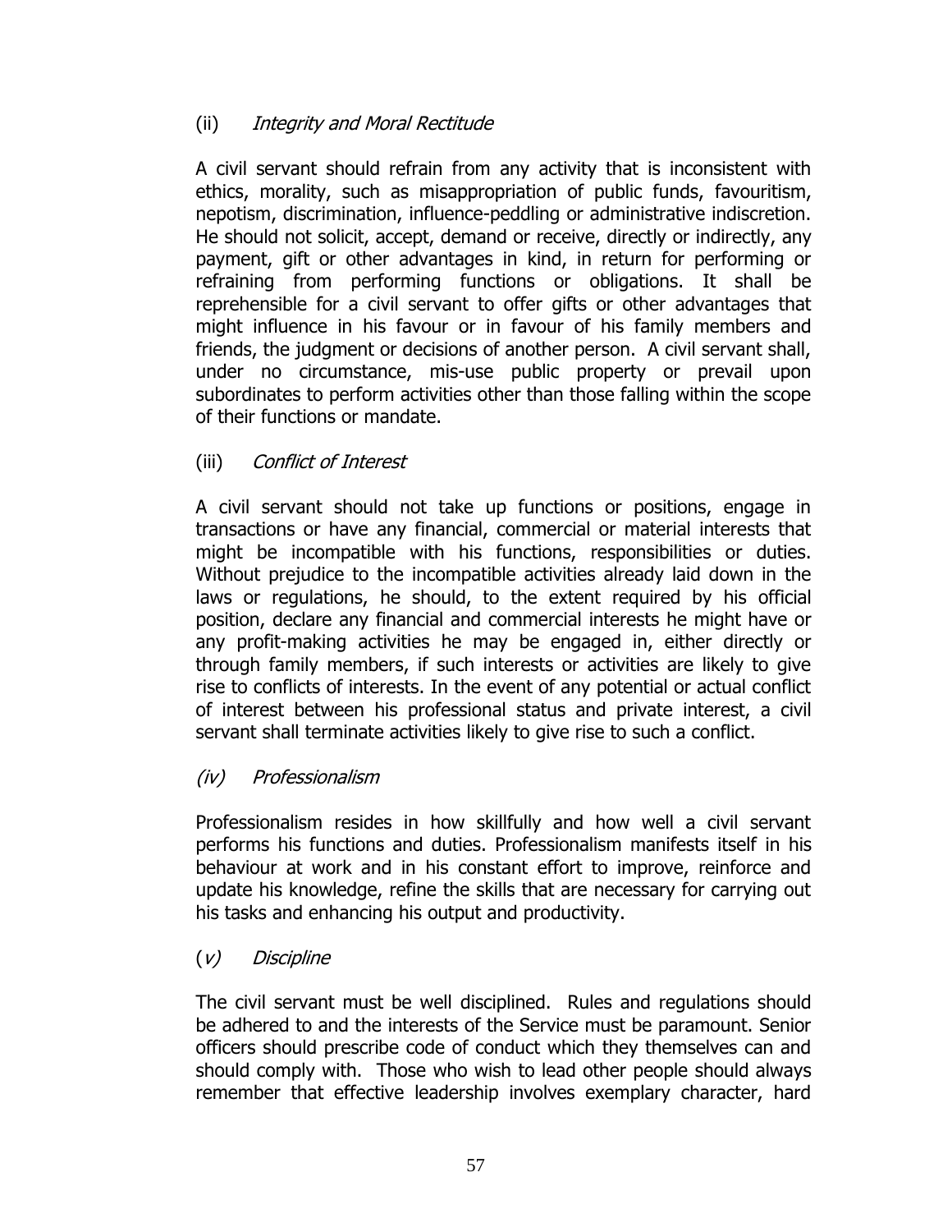### (ii) *Integrity and Moral Rectitude*

A civil servant should refrain from any activity that is inconsistent with ethics, morality, such as misappropriation of public funds, favouritism, nepotism, discrimination, influence-peddling or administrative indiscretion. He should not solicit, accept, demand or receive, directly or indirectly, any payment, gift or other advantages in kind, in return for performing or refraining from performing functions or obligations. It shall be reprehensible for a civil servant to offer gifts or other advantages that might influence in his favour or in favour of his family members and friends, the judgment or decisions of another person. A civil servant shall, under no circumstance, mis-use public property or prevail upon subordinates to perform activities other than those falling within the scope of their functions or mandate.

### (iii) *Conflict of Interest*

A civil servant should not take up functions or positions, engage in transactions or have any financial, commercial or material interests that might be incompatible with his functions, responsibilities or duties. Without prejudice to the incompatible activities already laid down in the laws or regulations, he should, to the extent required by his official position, declare any financial and commercial interests he might have or any profit-making activities he may be engaged in, either directly or through family members, if such interests or activities are likely to give rise to conflicts of interests. In the event of any potential or actual conflict of interest between his professional status and private interest, a civil servant shall terminate activities likely to give rise to such a conflict.

### *(iv) Professionalism*

Professionalism resides in how skillfully and how well a civil servant performs his functions and duties. Professionalism manifests itself in his behaviour at work and in his constant effort to improve, reinforce and update his knowledge, refine the skills that are necessary for carrying out his tasks and enhancing his output and productivity.

### (*v) Discipline*

The civil servant must be well disciplined. Rules and regulations should be adhered to and the interests of the Service must be paramount. Senior officers should prescribe code of conduct which they themselves can and should comply with. Those who wish to lead other people should always remember that effective leadership involves exemplary character, hard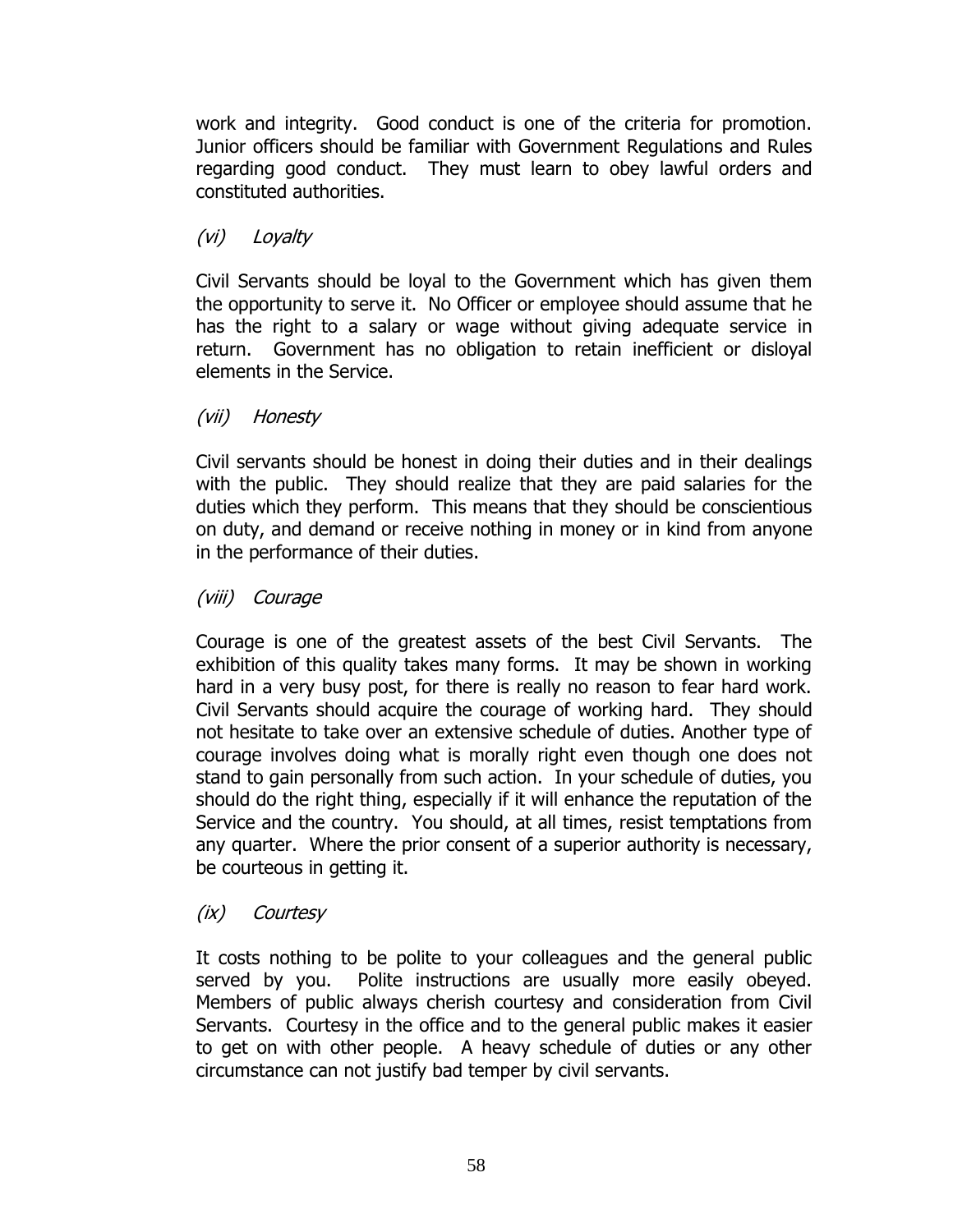work and integrity. Good conduct is one of the criteria for promotion. Junior officers should be familiar with Government Regulations and Rules regarding good conduct. They must learn to obey lawful orders and constituted authorities.

*(vi) Loyalty*

Civil Servants should be loyal to the Government which has given them the opportunity to serve it. No Officer or employee should assume that he has the right to a salary or wage without giving adequate service in return. Government has no obligation to retain inefficient or disloyal elements in the Service.

*(vii) Honesty*

Civil servants should be honest in doing their duties and in their dealings with the public. They should realize that they are paid salaries for the duties which they perform. This means that they should be conscientious on duty, and demand or receive nothing in money or in kind from anyone in the performance of their duties.

*(viii) Courage*

Courage is one of the greatest assets of the best Civil Servants. The exhibition of this quality takes many forms. It may be shown in working hard in a very busy post, for there is really no reason to fear hard work. Civil Servants should acquire the courage of working hard. They should not hesitate to take over an extensive schedule of duties. Another type of courage involves doing what is morally right even though one does not stand to gain personally from such action. In your schedule of duties, you should do the right thing, especially if it will enhance the reputation of the Service and the country. You should, at all times, resist temptations from any quarter. Where the prior consent of a superior authority is necessary, be courteous in getting it.

*(ix) Courtesy*

It costs nothing to be polite to your colleagues and the general public served by you. Polite instructions are usually more easily obeyed. Members of public always cherish courtesy and consideration from Civil Servants. Courtesy in the office and to the general public makes it easier to get on with other people. A heavy schedule of duties or any other circumstance can not justify bad temper by civil servants.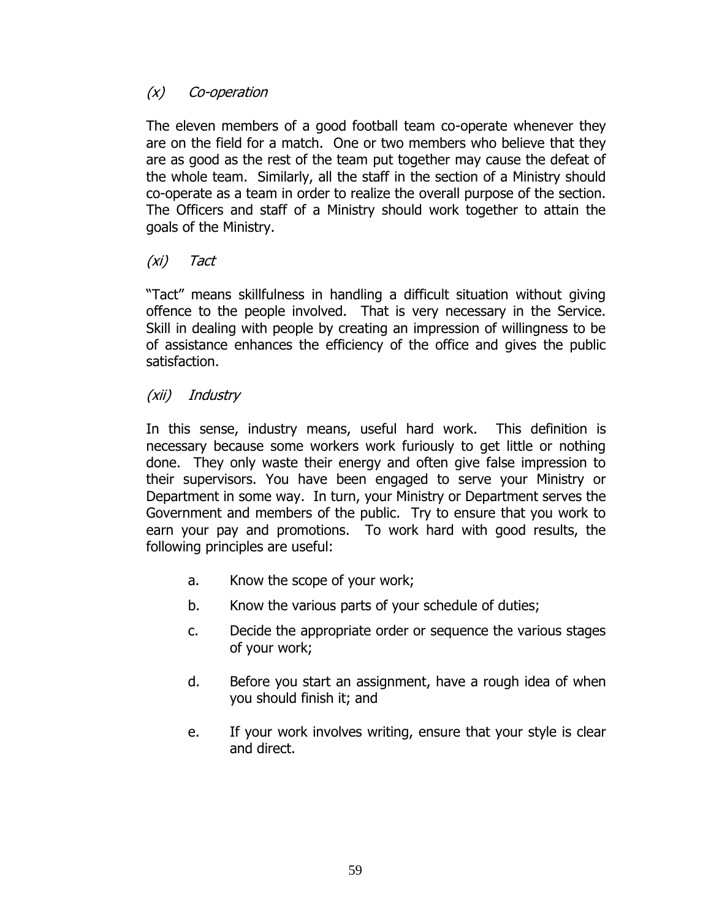### *(x) Co-operation*

The eleven members of a good football team co-operate whenever they are on the field for a match. One or two members who believe that they are as good as the rest of the team put together may cause the defeat of the whole team. Similarly, all the staff in the section of a Ministry should co-operate as a team in order to realize the overall purpose of the section. The Officers and staff of a Ministry should work together to attain the goals of the Ministry.

### *(xi) Tact*

"Tact" means skillfulness in handling a difficult situation without giving offence to the people involved. That is very necessary in the Service. Skill in dealing with people by creating an impression of willingness to be of assistance enhances the efficiency of the office and gives the public satisfaction.

### *(xii) Industry*

In this sense, industry means, useful hard work. This definition is necessary because some workers work furiously to get little or nothing done. They only waste their energy and often give false impression to their supervisors. You have been engaged to serve your Ministry or Department in some way. In turn, your Ministry or Department serves the Government and members of the public. Try to ensure that you work to earn your pay and promotions. To work hard with good results, the following principles are useful:

a. Know the scope of your work;

b. Know the various parts of your schedule of duties;

c. Decide the appropriate order or sequence the various stages of your work;

d. Before you start an assignment, have a rough idea of when you should finish it; and

e. If your work involves writing, ensure that your style is clear and direct.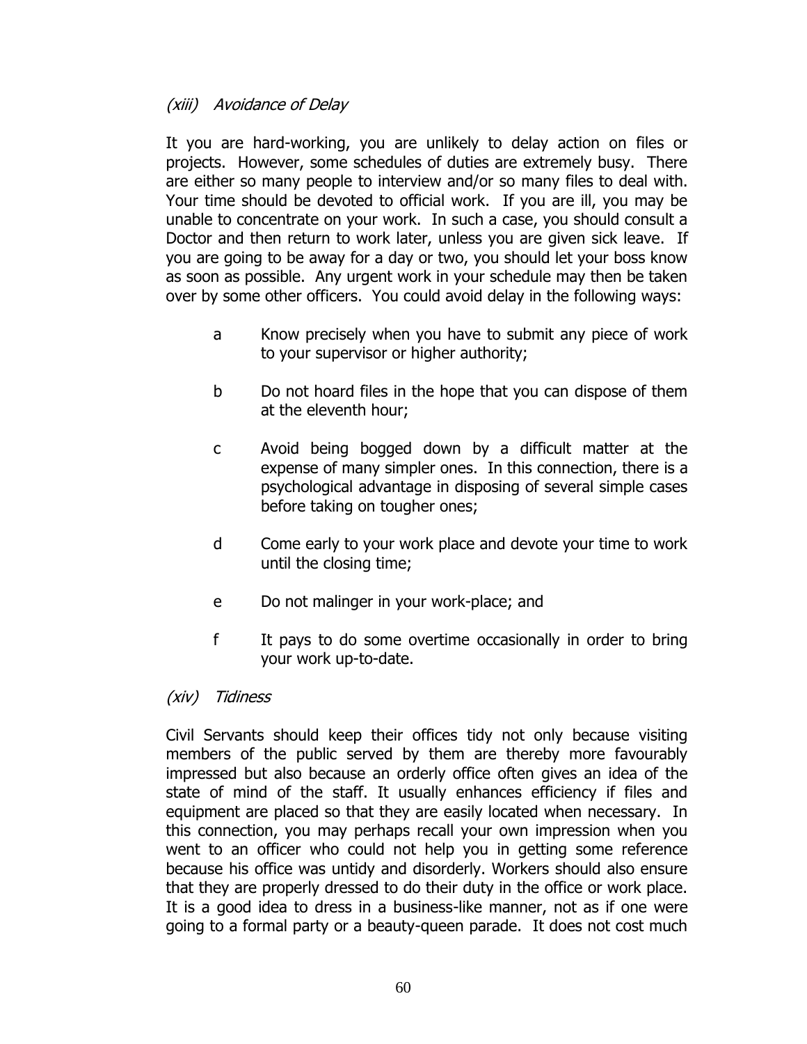### *(xiii) Avoidance of Delay*

It you are hard-working, you are unlikely to delay action on files or projects. However, some schedules of duties are extremely busy. There are either so many people to interview and/or so many files to deal with. Your time should be devoted to official work. If you are ill, you may be unable to concentrate on your work. In such a case, you should consult a Doctor and then return to work later, unless you are given sick leave. If you are going to be away for a day or two, you should let your boss know as soon as possible. Any urgent work in your schedule may then be taken over by some other officers. You could avoid delay in the following ways:

- a Know precisely when you have to submit any piece of work to your supervisor or higher authority;
- b Do not hoard files in the hope that you can dispose of them at the eleventh hour;
- c Avoid being bogged down by a difficult matter at the expense of many simpler ones. In this connection, there is a psychological advantage in disposing of several simple cases before taking on tougher ones;
- d Come early to your work place and devote your time to work until the closing time;
- e Do not malinger in your work-place; and
- f It pays to do some overtime occasionally in order to bring your work up-to-date.

### *(xiv) Tidiness*

Civil Servants should keep their offices tidy not only because visiting members of the public served by them are thereby more favourably impressed but also because an orderly office often gives an idea of the state of mind of the staff. It usually enhances efficiency if files and equipment are placed so that they are easily located when necessary. In this connection, you may perhaps recall your own impression when you went to an officer who could not help you in getting some reference because his office was untidy and disorderly. Workers should also ensure that they are properly dressed to do their duty in the office or work place. It is a good idea to dress in a business-like manner, not as if one were going to a formal party or a beauty-queen parade. It does not cost much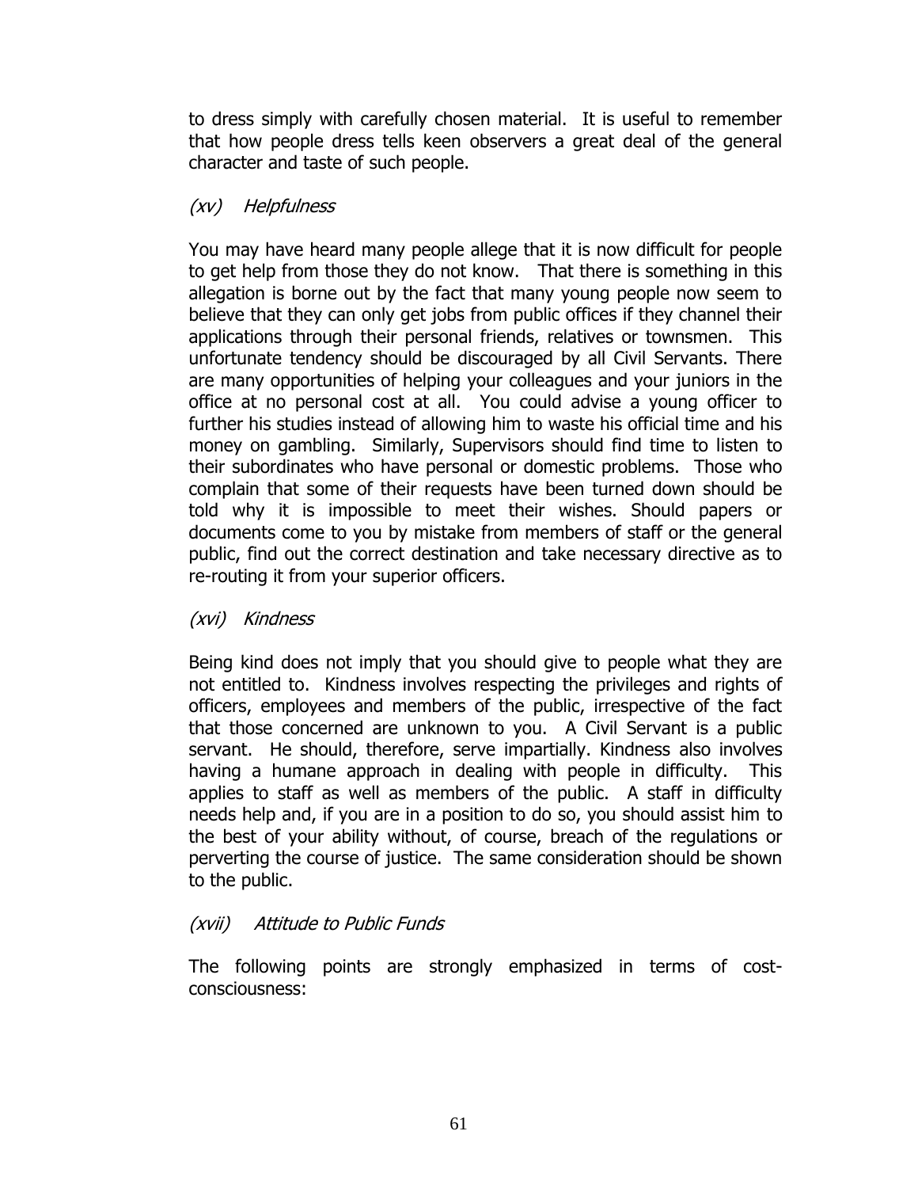to dress simply with carefully chosen material. It is useful to remember that how people dress tells keen observers a great deal of the general character and taste of such people.

### *(xv) Helpfulness*

You may have heard many people allege that it is now difficult for people to get help from those they do not know. That there is something in this allegation is borne out by the fact that many young people now seem to believe that they can only get jobs from public offices if they channel their applications through their personal friends, relatives or townsmen. This unfortunate tendency should be discouraged by all Civil Servants. There are many opportunities of helping your colleagues and your juniors in the office at no personal cost at all. You could advise a young officer to further his studies instead of allowing him to waste his official time and his money on gambling. Similarly, Supervisors should find time to listen to their subordinates who have personal or domestic problems. Those who complain that some of their requests have been turned down should be told why it is impossible to meet their wishes. Should papers or documents come to you by mistake from members of staff or the general public, find out the correct destination and take necessary directive as to re-routing it from your superior officers.

### *(xvi) Kindness*

Being kind does not imply that you should give to people what they are not entitled to. Kindness involves respecting the privileges and rights of officers, employees and members of the public, irrespective of the fact that those concerned are unknown to you. A Civil Servant is a public servant. He should, therefore, serve impartially. Kindness also involves having a humane approach in dealing with people in difficulty. This applies to staff as well as members of the public. A staff in difficulty needs help and, if you are in a position to do so, you should assist him to the best of your ability without, of course, breach of the regulations or perverting the course of justice. The same consideration should be shown to the public.

### *(xvii) Attitude to Public Funds*

The following points are strongly emphasized in terms of cost-consciousness: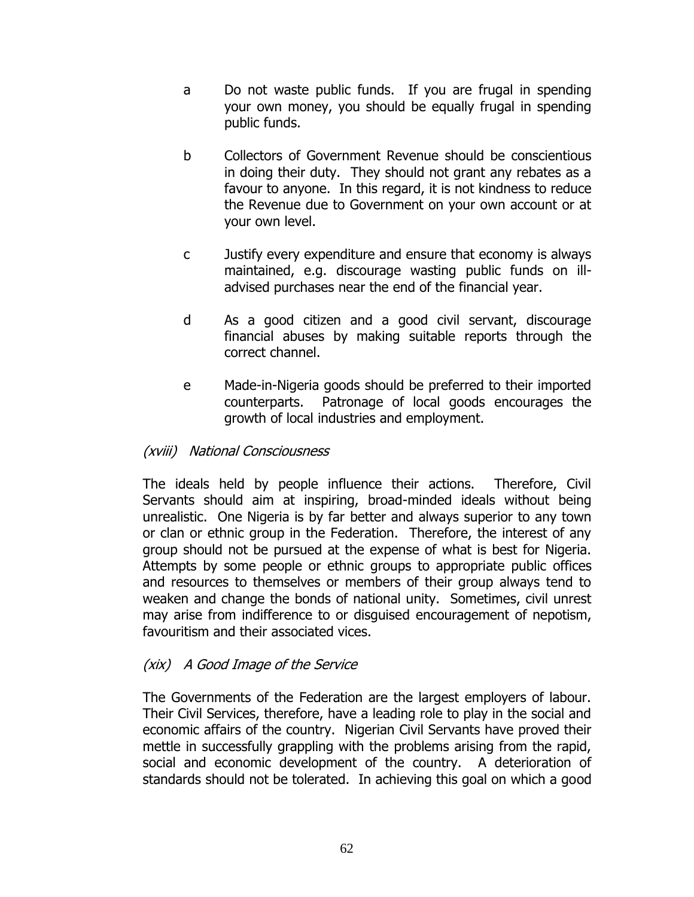a. Do not waste public funds. If you are frugal in spending your own money, you should be equally frugal in spending public funds.

b. Collectors of Government Revenue should be conscientious in doing their duty. They should not grant any rebates as a favour to anyone. In this regard, it is not kindness to reduce the Revenue due to Government on your own account or at your own level.

c. Justify every expenditure and ensure that economy is always maintained, e.g. discourage wasting public funds on ill-advised purchases near the end of the financial year.

d. As a good citizen and a good civil servant, discourage financial abuses by making suitable reports through the correct channel.

e. Made-in-Nigeria goods should be preferred to their imported counterparts. Patronage of local goods encourages the growth of local industries and employment.

*(xviii) National Consciousness*

The ideals held by people influence their actions. Therefore, Civil Servants should aim at inspiring, broad-minded ideals without being unrealistic. One Nigeria is by far better and always superior to any town or clan or ethnic group in the Federation. Therefore, the interest of any group should not be pursued at the expense of what is best for Nigeria. Attempts by some people or ethnic groups to appropriate public offices and resources to themselves or members of their group always tend to weaken and change the bonds of national unity. Sometimes, civil unrest may arise from indifference to or disguised encouragement of nepotism, favouritism and their associated vices.

*(xix) A Good Image of the Service*

The Governments of the Federation are the largest employers of labour. Their Civil Services, therefore, have a leading role to play in the social and economic affairs of the country. Nigerian Civil Servants have proved their mettle in successfully grappling with the problems arising from the rapid, social and economic development of the country. A deterioration of standards should not be tolerated. In achieving this goal on which a good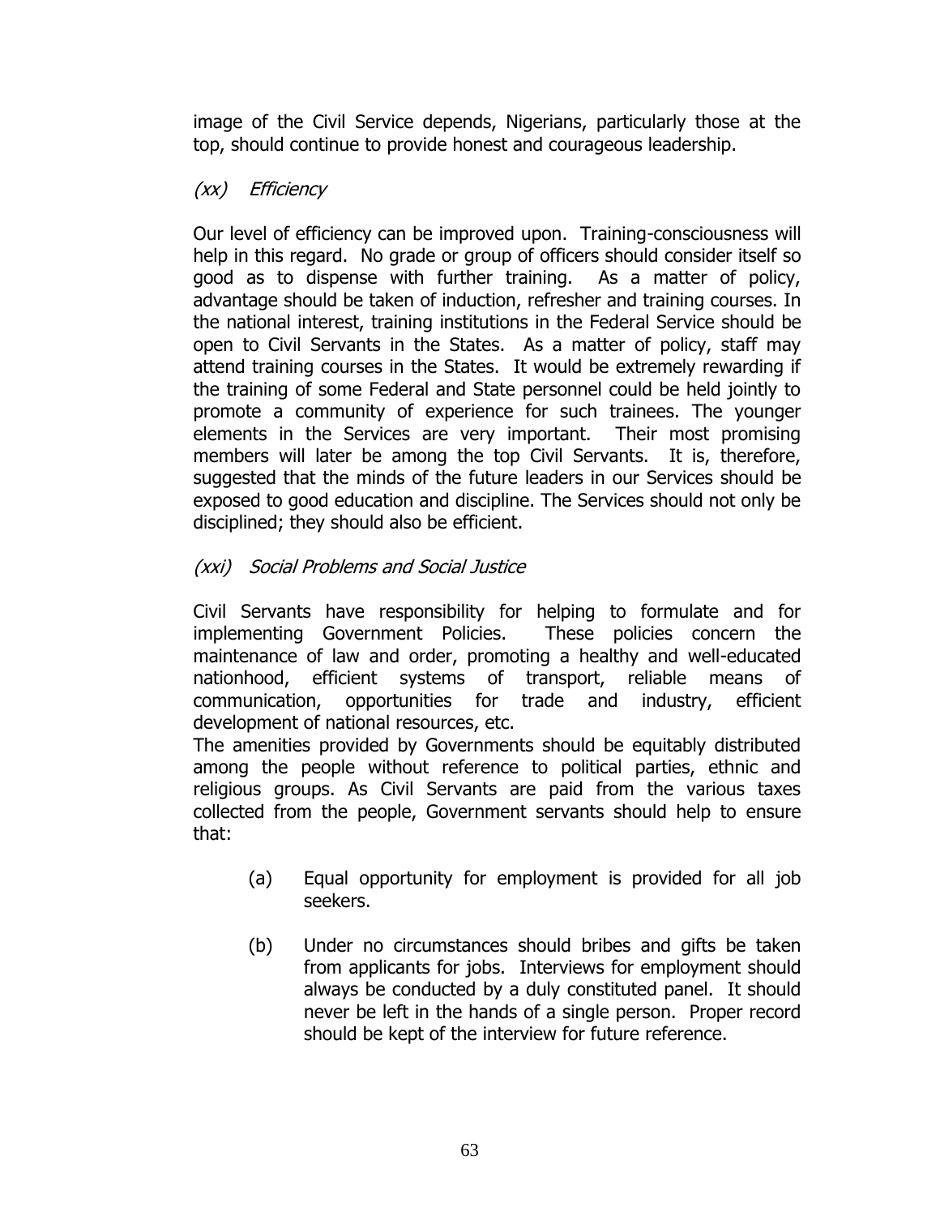image of the Civil Service depends, Nigerians, particularly those at the top, should continue to provide honest and courageous leadership.

*(xx) Efficiency*

Our level of efficiency can be improved upon. Training-consciousness will help in this regard. No grade or group of officers should consider itself so good as to dispense with further training. As a matter of policy, advantage should be taken of induction, refresher and training courses. In the national interest, training institutions in the Federal Service should be open to Civil Servants in the States. As a matter of policy, staff may attend training courses in the States. It would be extremely rewarding if the training of some Federal and State personnel could be held jointly to promote a community of experience for such trainees. The younger elements in the Services are very important. Their most promising members will later be among the top Civil Servants. It is, therefore, suggested that the minds of the future leaders in our Services should be exposed to good education and discipline. The Services should not only be disciplined; they should also be efficient.

*(xxi) Social Problems and Social Justice*

Civil Servants have responsibility for helping to formulate and for implementing Government Policies. These policies concern the maintenance of law and order, promoting a healthy and well-educated nationhood, efficient systems of transport, reliable means of communication, opportunities for trade and industry, efficient development of national resources, etc.

The amenities provided by Governments should be equitably distributed among the people without reference to political parties, ethnic and religious groups. As Civil Servants are paid from the various taxes collected from the people, Government servants should help to ensure that:

(a) Equal opportunity for employment is provided for all job seekers.

(b) Under no circumstances should bribes and gifts be taken from applicants for jobs. Interviews for employment should always be conducted by a duly constituted panel. It should never be left in the hands of a single person. Proper record should be kept of the interview for future reference.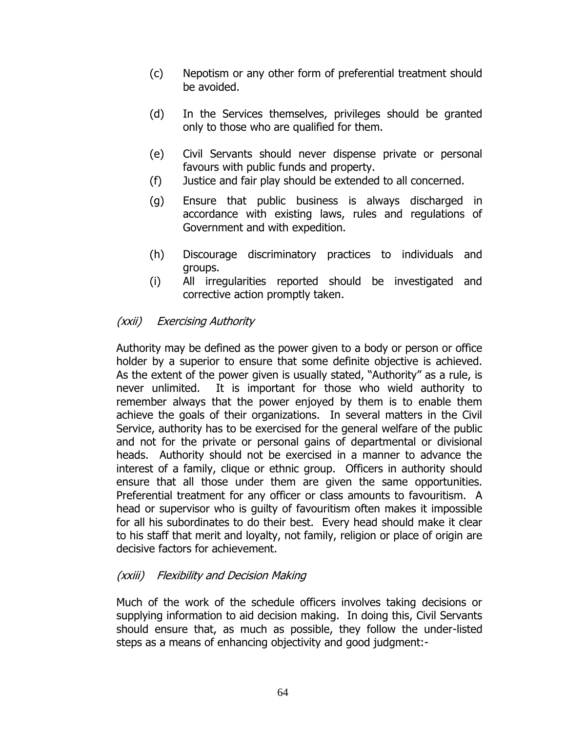(c) Nepotism or any other form of preferential treatment should be avoided.

(d) In the Services themselves, privileges should be granted only to those who are qualified for them.

(e) Civil Servants should never dispense private or personal favours with public funds and property.

(f) Justice and fair play should be extended to all concerned.

(g) Ensure that public business is always discharged in accordance with existing laws, rules and regulations of Government and with expedition.

(h) Discourage discriminatory practices to individuals and groups.

(i) All irregularities reported should be investigated and corrective action promptly taken.

*(xxii) Exercising Authority*

Authority may be defined as the power given to a body or person or office holder by a superior to ensure that some definite objective is achieved. As the extent of the power given is usually stated, "Authority" as a rule, is never unlimited. It is important for those who wield authority to remember always that the power enjoyed by them is to enable them achieve the goals of their organizations. In several matters in the Civil Service, authority has to be exercised for the general welfare of the public and not for the private or personal gains of departmental or divisional heads. Authority should not be exercised in a manner to advance the interest of a family, clique or ethnic group. Officers in authority should ensure that all those under them are given the same opportunities. Preferential treatment for any officer or class amounts to favouritism. A head or supervisor who is guilty of favouritism often makes it impossible for all his subordinates to do their best. Every head should make it clear to his staff that merit and loyalty, not family, religion or place of origin are decisive factors for achievement.

*(xxiii) Flexibility and Decision Making*

Much of the work of the schedule officers involves taking decisions or supplying information to aid decision making. In doing this, Civil Servants should ensure that, as much as possible, they follow the under-listed steps as a means of enhancing objectivity and good judgment:-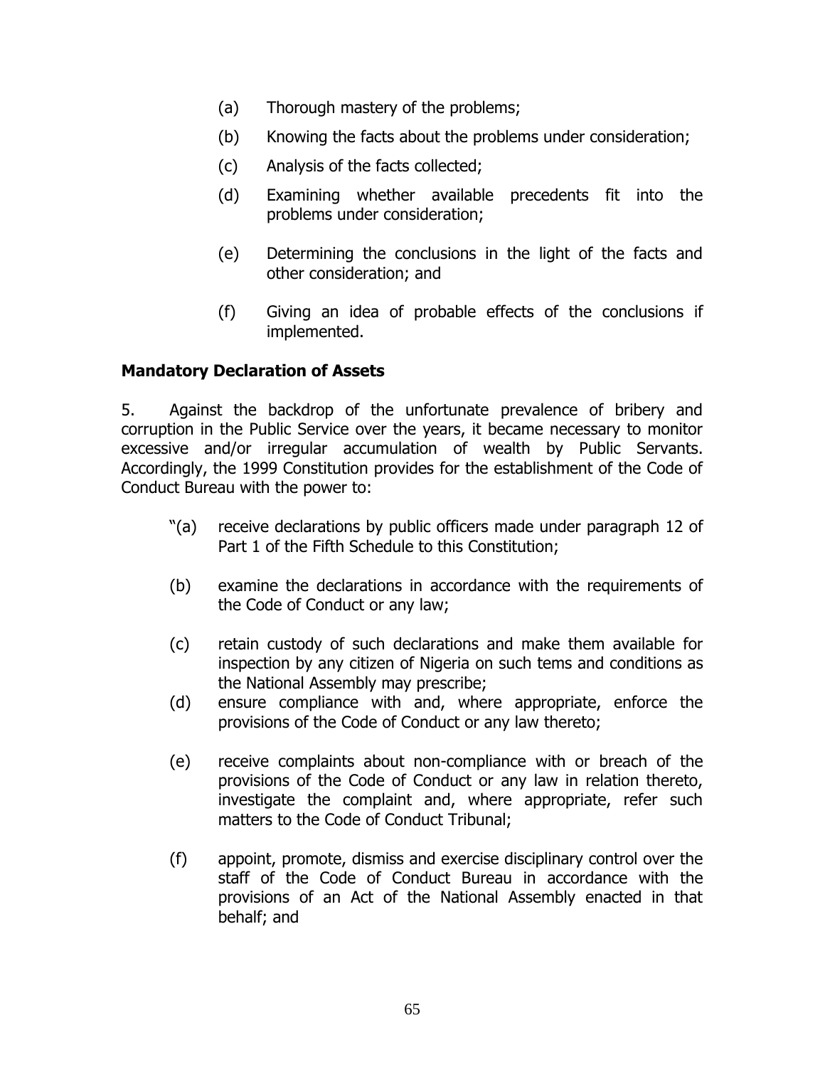(a) Thorough mastery of the problems;

(b) Knowing the facts about the problems under consideration;

(c) Analysis of the facts collected;

(d) Examining whether available precedents fit into the problems under consideration;

(e) Determining the conclusions in the light of the facts and other consideration; and

(f) Giving an idea of probable effects of the conclusions if implemented.

**Mandatory Declaration of Assets**

5. Against the backdrop of the unfortunate prevalence of bribery and corruption in the Public Service over the years, it became necessary to monitor excessive and/or irregular accumulation of wealth by Public Servants. Accordingly, the 1999 Constitution provides for the establishment of the Code of Conduct Bureau with the power to:

"(a) receive declarations by public officers made under paragraph 12 of Part 1 of the Fifth Schedule to this Constitution;

(b) examine the declarations in accordance with the requirements of the Code of Conduct or any law;

(c) retain custody of such declarations and make them available for inspection by any citizen of Nigeria on such tems and conditions as the National Assembly may prescribe;

(d) ensure compliance with and, where appropriate, enforce the provisions of the Code of Conduct or any law thereto;

(e) receive complaints about non-compliance with or breach of the provisions of the Code of Conduct or any law in relation thereto, investigate the complaint and, where appropriate, refer such matters to the Code of Conduct Tribunal;

(f) appoint, promote, dismiss and exercise disciplinary control over the staff of the Code of Conduct Bureau in accordance with the provisions of an Act of the National Assembly enacted in that behalf; and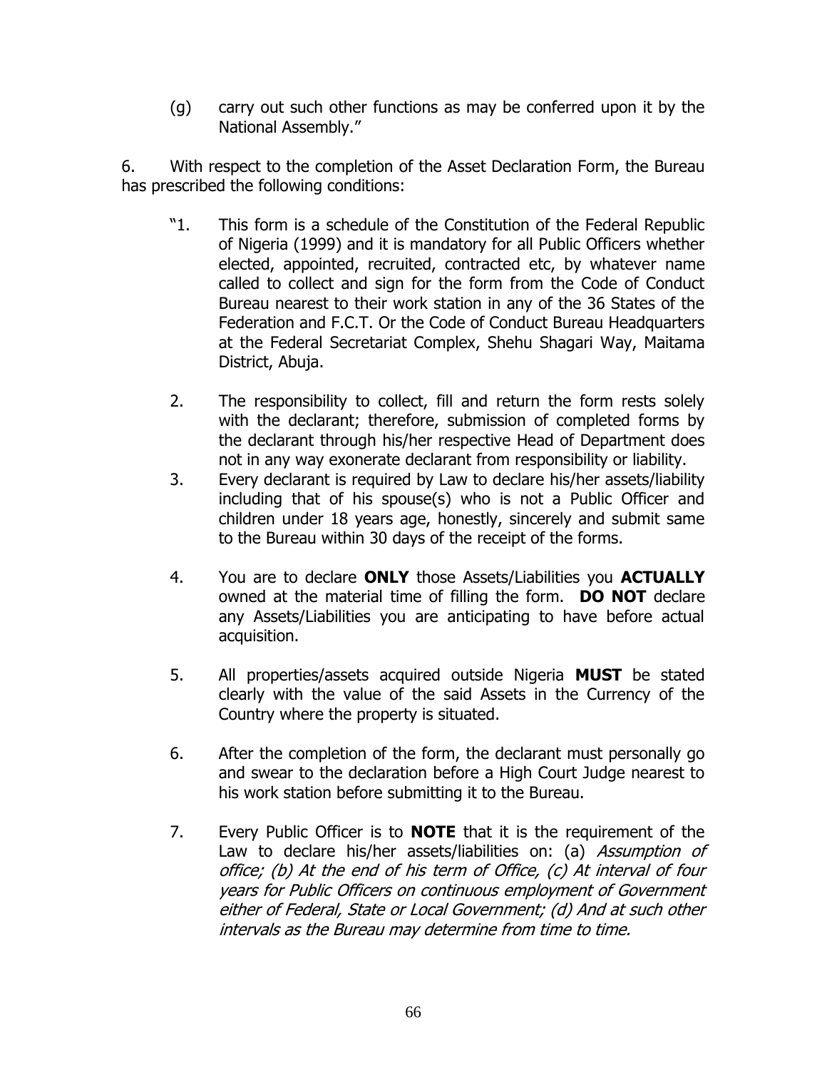(g) carry out such other functions as may be conferred upon it by the National Assembly."

6. With respect to the completion of the Asset Declaration Form, the Bureau has prescribed the following conditions:

"1. This form is a schedule of the Constitution of the Federal Republic of Nigeria (1999) and it is mandatory for all Public Officers whether elected, appointed, recruited, contracted etc, by whatever name called to collect and sign for the form from the Code of Conduct Bureau nearest to their work station in any of the 36 States of the Federation and F.C.T. Or the Code of Conduct Bureau Headquarters at the Federal Secretariat Complex, Shehu Shagari Way, Maitama District, Abuja.

2. The responsibility to collect, fill and return the form rests solely with the declarant; therefore, submission of completed forms by the declarant through his/her respective Head of Department does not in any way exonerate declarant from responsibility or liability.

3. Every declarant is required by Law to declare his/her assets/liability including that of his spouse(s) who is not a Public Officer and children under 18 years age, honestly, sincerely and submit same to the Bureau within 30 days of the receipt of the forms.

4. You are to declare **ONLY** those Assets/Liabilities you **ACTUALLY** owned at the material time of filling the form. **DO NOT** declare any Assets/Liabilities you are anticipating to have before actual acquisition.

5. All properties/assets acquired outside Nigeria **MUST** be stated clearly with the value of the said Assets in the Currency of the Country where the property is situated.

6. After the completion of the form, the declarant must personally go and swear to the declaration before a High Court Judge nearest to his work station before submitting it to the Bureau.

7. Every Public Officer is to **NOTE** that it is the requirement of the Law to declare his/her assets/liabilities on: (a) *Assumption of office; (b) At the end of his term of Office, (c) At interval of four years for Public Officers on continuous employment of Government either of Federal, State or Local Government; (d) And at such other intervals as the Bureau may determine from time to time.*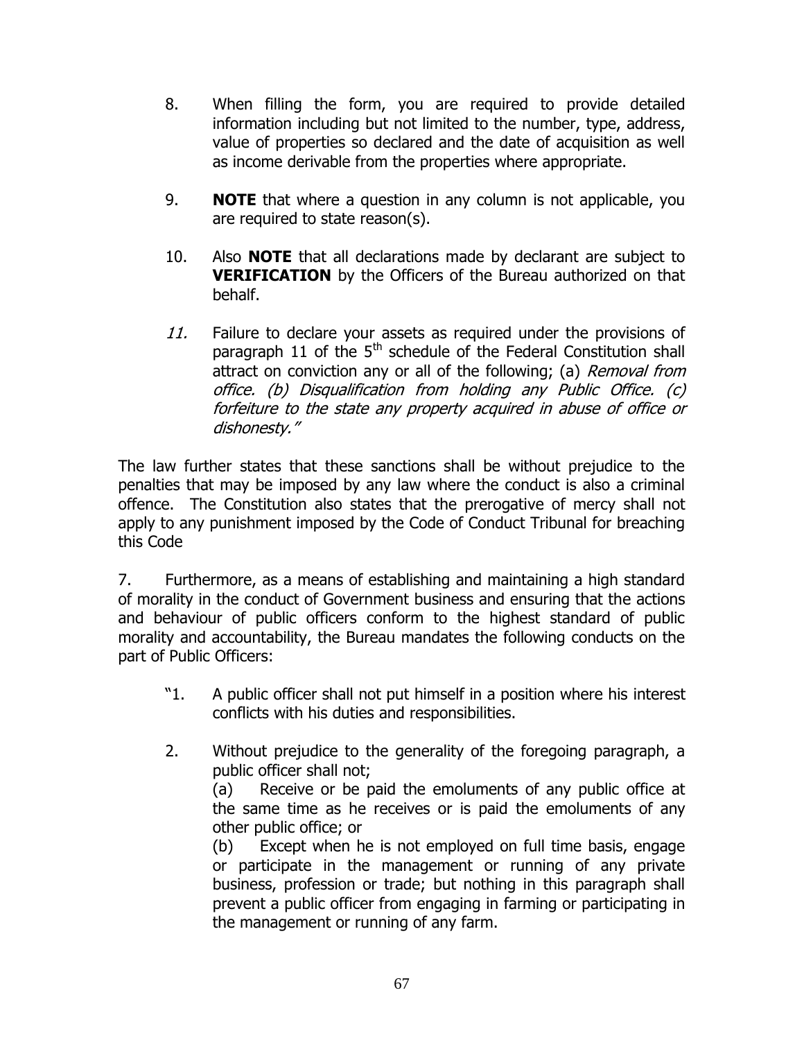8. When filling the form, you are required to provide detailed information including but not limited to the number, type, address, value of properties so declared and the date of acquisition as well as income derivable from the properties where appropriate.

9. **NOTE** that where a question in any column is not applicable, you are required to state reason(s).

10. Also **NOTE** that all declarations made by declarant are subject to **VERIFICATION** by the Officers of the Bureau authorized on that behalf.

*11.* Failure to declare your assets as required under the provisions of paragraph 11 of the 5th schedule of the Federal Constitution shall attract on conviction any or all of the following; (a) *Removal from office. (b) Disqualification from holding any Public Office. (c) forfeiture to the state any property acquired in abuse of office or dishonesty."*

The law further states that these sanctions shall be without prejudice to the penalties that may be imposed by any law where the conduct is also a criminal offence. The Constitution also states that the prerogative of mercy shall not apply to any punishment imposed by the Code of Conduct Tribunal for breaching this Code

7. Furthermore, as a means of establishing and maintaining a high standard of morality in the conduct of Government business and ensuring that the actions and behaviour of public officers conform to the highest standard of public morality and accountability, the Bureau mandates the following conducts on the part of Public Officers:

"1. A public officer shall not put himself in a position where his interest conflicts with his duties and responsibilities.

2. Without prejudice to the generality of the foregoing paragraph, a public officer shall not;

   (a) Receive or be paid the emoluments of any public office at the same time as he receives or is paid the emoluments of any other public office; or

   (b) Except when he is not employed on full time basis, engage or participate in the management or running of any private business, profession or trade; but nothing in this paragraph shall prevent a public officer from engaging in farming or participating in the management or running of any farm.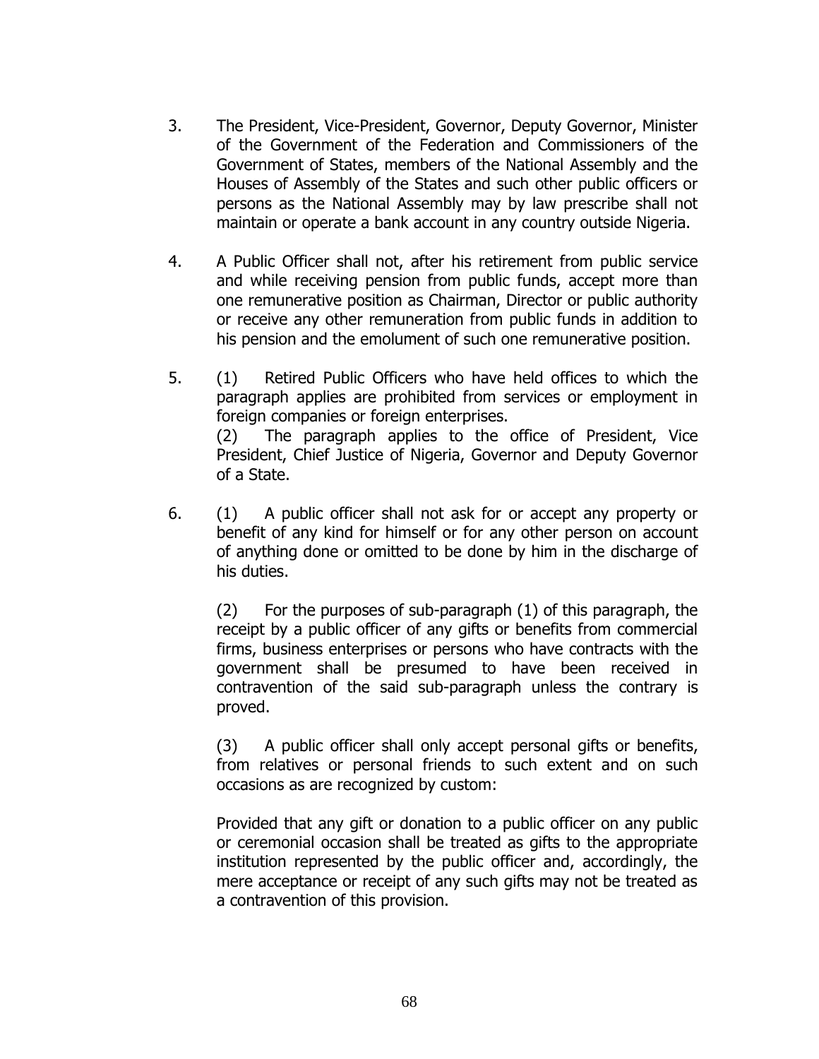3. The President, Vice-President, Governor, Deputy Governor, Minister of the Government of the Federation and Commissioners of the Government of States, members of the National Assembly and the Houses of Assembly of the States and such other public officers or persons as the National Assembly may by law prescribe shall not maintain or operate a bank account in any country outside Nigeria.

4. A Public Officer shall not, after his retirement from public service and while receiving pension from public funds, accept more than one remunerative position as Chairman, Director or public authority or receive any other remuneration from public funds in addition to his pension and the emolument of such one remunerative position.

5. (1) Retired Public Officers who have held offices to which the paragraph applies are prohibited from services or employment in foreign companies or foreign enterprises.
(2) The paragraph applies to the office of President, Vice President, Chief Justice of Nigeria, Governor and Deputy Governor of a State.

6. (1) A public officer shall not ask for or accept any property or benefit of any kind for himself or for any other person on account of anything done or omitted to be done by him in the discharge of his duties.

(2) For the purposes of sub-paragraph (1) of this paragraph, the receipt by a public officer of any gifts or benefits from commercial firms, business enterprises or persons who have contracts with the government shall be presumed to have been received in contravention of the said sub-paragraph unless the contrary is proved.

(3) A public officer shall only accept personal gifts or benefits, from relatives or personal friends to such extent and on such occasions as are recognized by custom:

Provided that any gift or donation to a public officer on any public or ceremonial occasion shall be treated as gifts to the appropriate institution represented by the public officer and, accordingly, the mere acceptance or receipt of any such gifts may not be treated as a contravention of this provision.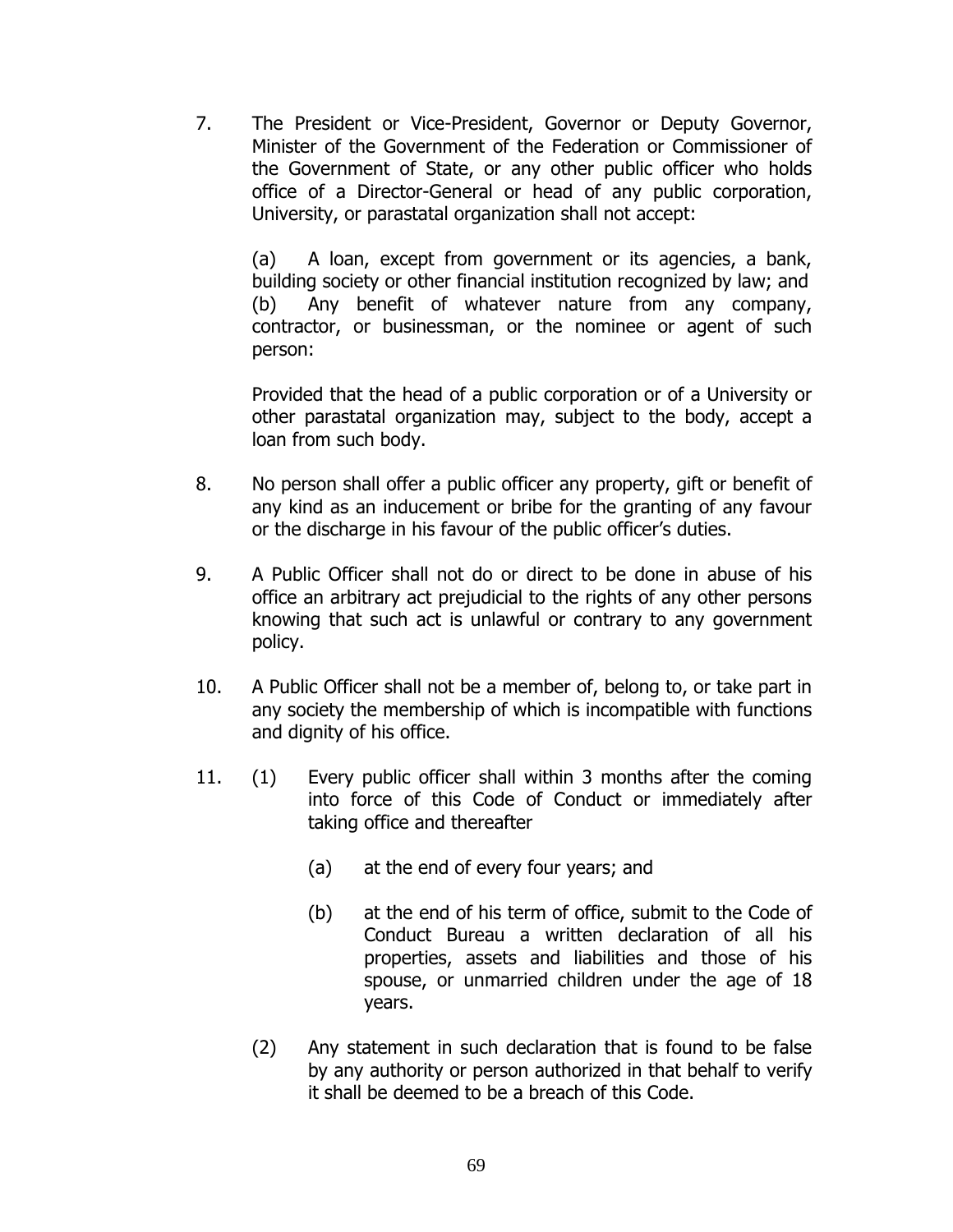7. The President or Vice-President, Governor or Deputy Governor, Minister of the Government of the Federation or Commissioner of the Government of State, or any other public officer who holds office of a Director-General or head of any public corporation, University, or parastatal organization shall not accept:

   (a) A loan, except from government or its agencies, a bank, building society or other financial institution recognized by law; and
   (b) Any benefit of whatever nature from any company, contractor, or businessman, or the nominee or agent of such person:

   Provided that the head of a public corporation or of a University or other parastatal organization may, subject to the body, accept a loan from such body.

8. No person shall offer a public officer any property, gift or benefit of any kind as an inducement or bribe for the granting of any favour or the discharge in his favour of the public officer's duties.

9. A Public Officer shall not do or direct to be done in abuse of his office an arbitrary act prejudicial to the rights of any other persons knowing that such act is unlawful or contrary to any government policy.

10. A Public Officer shall not be a member of, belong to, or take part in any society the membership of which is incompatible with functions and dignity of his office.

11. (1) Every public officer shall within 3 months after the coming into force of this Code of Conduct or immediately after taking office and thereafter

    (a) at the end of every four years; and

    (b) at the end of his term of office, submit to the Code of Conduct Bureau a written declaration of all his properties, assets and liabilities and those of his spouse, or unmarried children under the age of 18 years.

    (2) Any statement in such declaration that is found to be false by any authority or person authorized in that behalf to verify it shall be deemed to be a breach of this Code.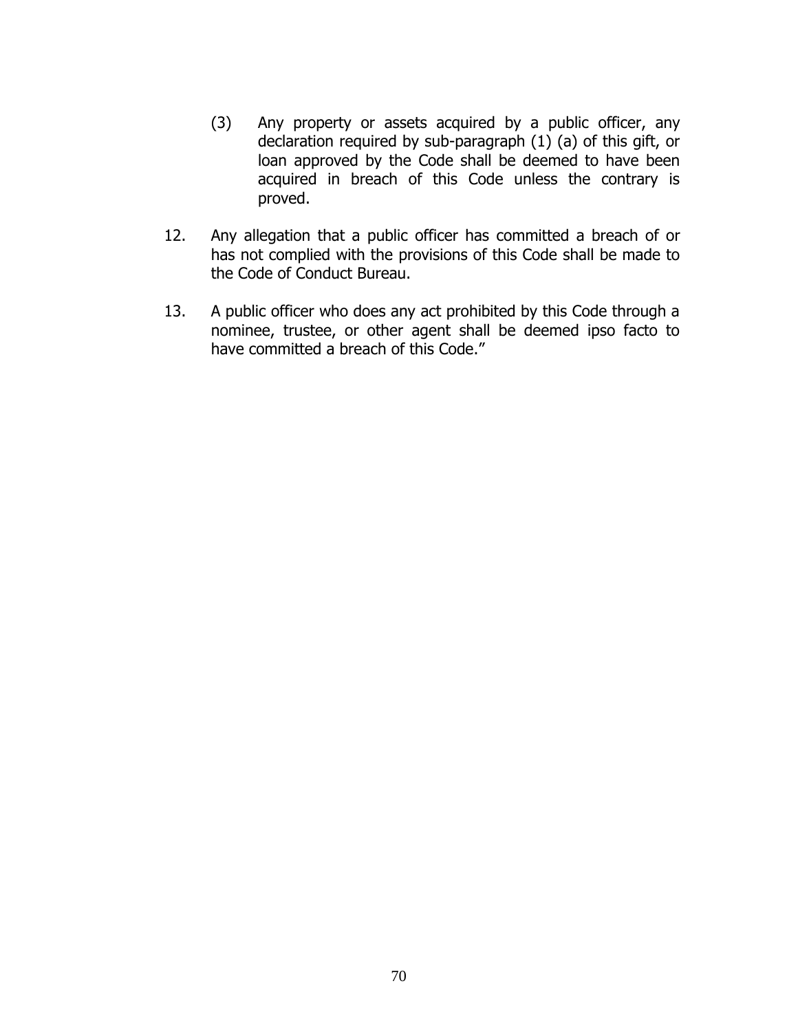(3) Any property or assets acquired by a public officer, any declaration required by sub-paragraph (1) (a) of this gift, or loan approved by the Code shall be deemed to have been acquired in breach of this Code unless the contrary is proved.

12. Any allegation that a public officer has committed a breach of or has not complied with the provisions of this Code shall be made to the Code of Conduct Bureau.

13. A public officer who does any act prohibited by this Code through a nominee, trustee, or other agent shall be deemed ipso facto to have committed a breach of this Code."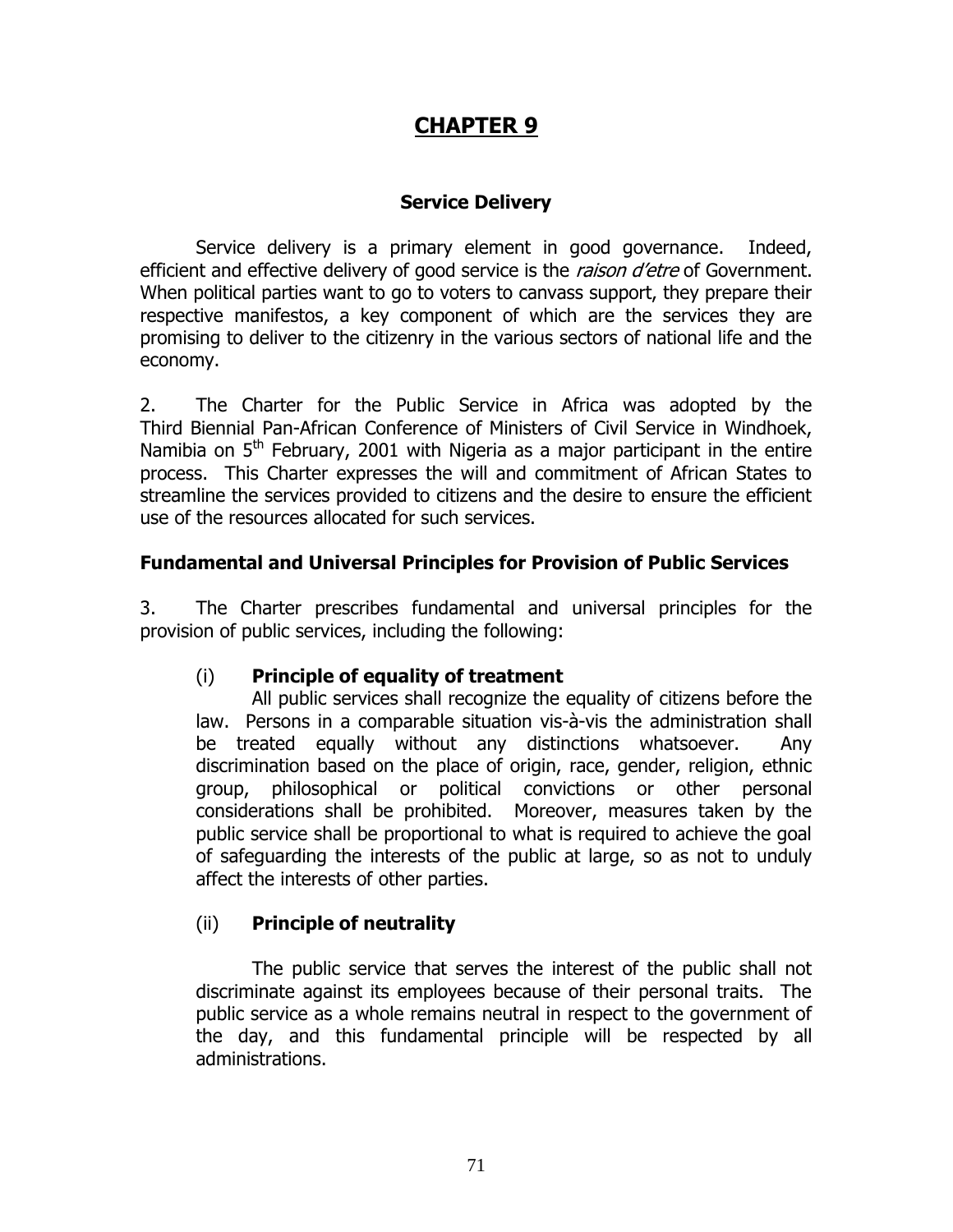# CHAPTER 9

## Service Delivery

Service delivery is a primary element in good governance. Indeed, efficient and effective delivery of good service is the *raison d'etre* of Government. When political parties want to go to voters to canvass support, they prepare their respective manifestos, a key component of which are the services they are promising to deliver to the citizenry in the various sectors of national life and the economy.

2. The Charter for the Public Service in Africa was adopted by the Third Biennial Pan-African Conference of Ministers of Civil Service in Windhoek, Namibia on 5th February, 2001 with Nigeria as a major participant in the entire process. This Charter expresses the will and commitment of African States to streamline the services provided to citizens and the desire to ensure the efficient use of the resources allocated for such services.

### Fundamental and Universal Principles for Provision of Public Services

3. The Charter prescribes fundamental and universal principles for the provision of public services, including the following:

(i) **Principle of equality of treatment**

All public services shall recognize the equality of citizens before the law. Persons in a comparable situation vis-à-vis the administration shall be treated equally without any distinctions whatsoever. Any discrimination based on the place of origin, race, gender, religion, ethnic group, philosophical or political convictions or other personal considerations shall be prohibited. Moreover, measures taken by the public service shall be proportional to what is required to achieve the goal of safeguarding the interests of the public at large, so as not to unduly affect the interests of other parties.

(ii) **Principle of neutrality**

The public service that serves the interest of the public shall not discriminate against its employees because of their personal traits. The public service as a whole remains neutral in respect to the government of the day, and this fundamental principle will be respected by all administrations.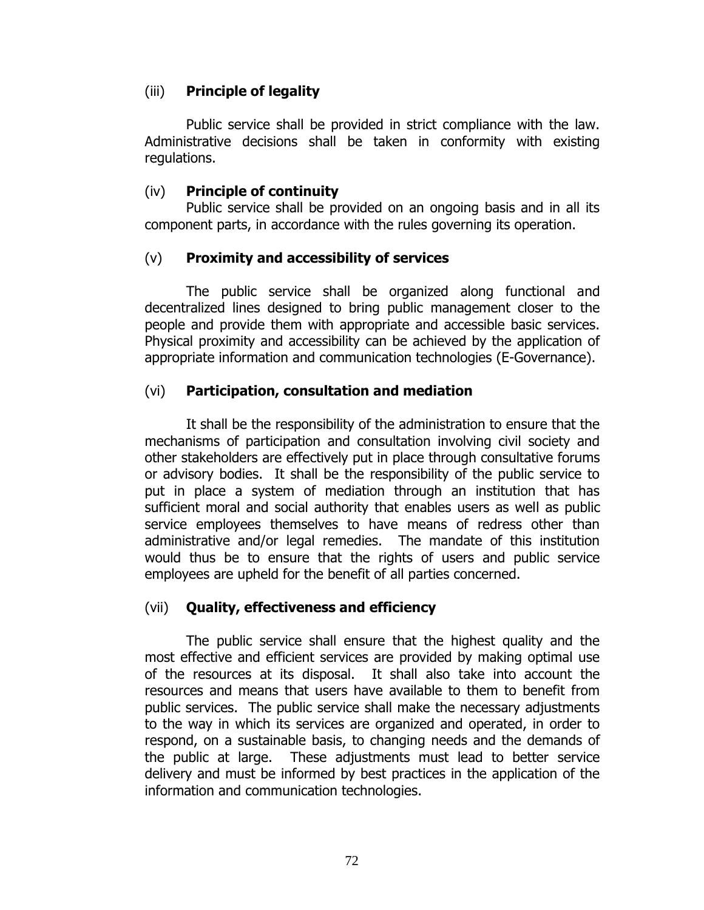### (iii) **Principle of legality**

Public service shall be provided in strict compliance with the law. Administrative decisions shall be taken in conformity with existing regulations.

### (iv) **Principle of continuity**

Public service shall be provided on an ongoing basis and in all its component parts, in accordance with the rules governing its operation.

### (v) **Proximity and accessibility of services**

The public service shall be organized along functional and decentralized lines designed to bring public management closer to the people and provide them with appropriate and accessible basic services. Physical proximity and accessibility can be achieved by the application of appropriate information and communication technologies (E-Governance).

### (vi) **Participation, consultation and mediation**

It shall be the responsibility of the administration to ensure that the mechanisms of participation and consultation involving civil society and other stakeholders are effectively put in place through consultative forums or advisory bodies. It shall be the responsibility of the public service to put in place a system of mediation through an institution that has sufficient moral and social authority that enables users as well as public service employees themselves to have means of redress other than administrative and/or legal remedies. The mandate of this institution would thus be to ensure that the rights of users and public service employees are upheld for the benefit of all parties concerned.

### (vii) **Quality, effectiveness and efficiency**

The public service shall ensure that the highest quality and the most effective and efficient services are provided by making optimal use of the resources at its disposal. It shall also take into account the resources and means that users have available to them to benefit from public services. The public service shall make the necessary adjustments to the way in which its services are organized and operated, in order to respond, on a sustainable basis, to changing needs and the demands of the public at large. These adjustments must lead to better service delivery and must be informed by best practices in the application of the information and communication technologies.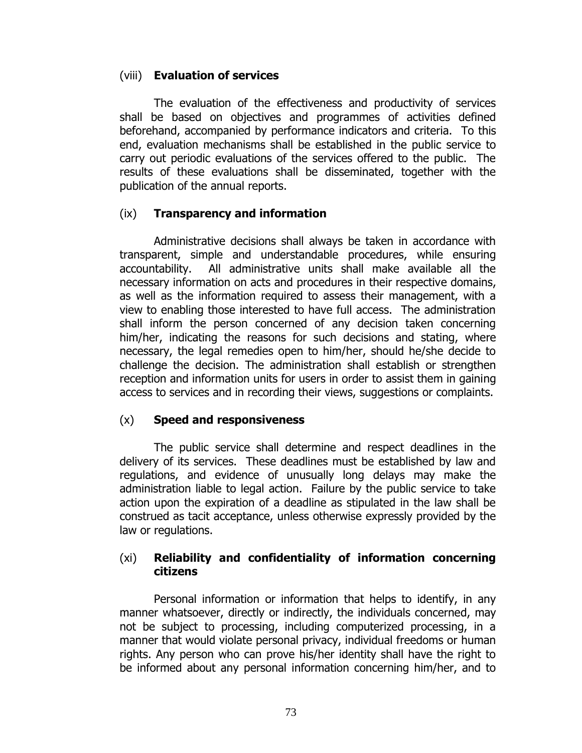### (viii) **Evaluation of services**

The evaluation of the effectiveness and productivity of services shall be based on objectives and programmes of activities defined beforehand, accompanied by performance indicators and criteria. To this end, evaluation mechanisms shall be established in the public service to carry out periodic evaluations of the services offered to the public. The results of these evaluations shall be disseminated, together with the publication of the annual reports.

### (ix) **Transparency and information**

Administrative decisions shall always be taken in accordance with transparent, simple and understandable procedures, while ensuring accountability. All administrative units shall make available all the necessary information on acts and procedures in their respective domains, as well as the information required to assess their management, with a view to enabling those interested to have full access. The administration shall inform the person concerned of any decision taken concerning him/her, indicating the reasons for such decisions and stating, where necessary, the legal remedies open to him/her, should he/she decide to challenge the decision. The administration shall establish or strengthen reception and information units for users in order to assist them in gaining access to services and in recording their views, suggestions or complaints.

### (x) **Speed and responsiveness**

The public service shall determine and respect deadlines in the delivery of its services. These deadlines must be established by law and regulations, and evidence of unusually long delays may make the administration liable to legal action. Failure by the public service to take action upon the expiration of a deadline as stipulated in the law shall be construed as tacit acceptance, unless otherwise expressly provided by the law or regulations.

### (xi) **Reliability and confidentiality of information concerning citizens**

Personal information or information that helps to identify, in any manner whatsoever, directly or indirectly, the individuals concerned, may not be subject to processing, including computerized processing, in a manner that would violate personal privacy, individual freedoms or human rights. Any person who can prove his/her identity shall have the right to be informed about any personal information concerning him/her, and to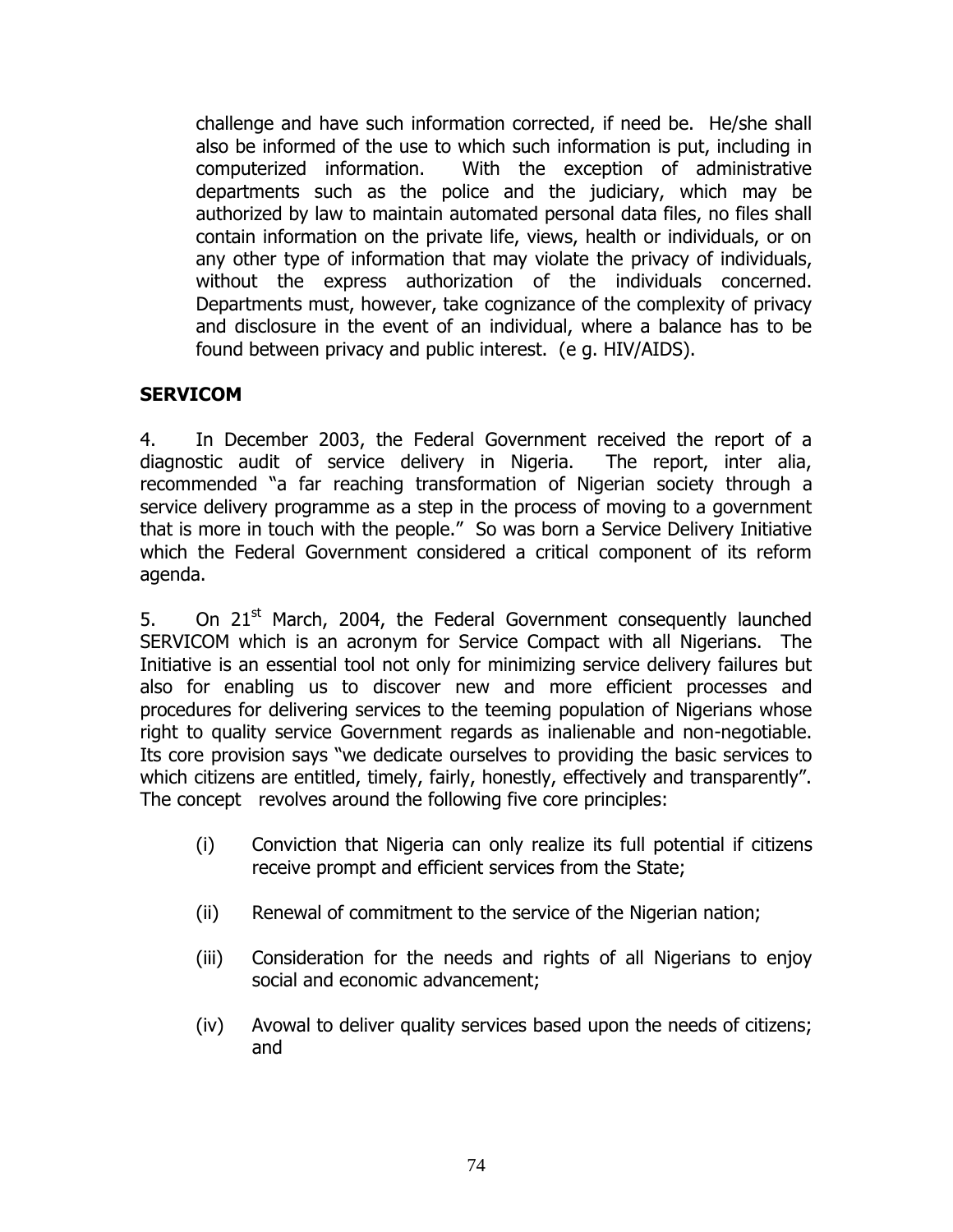challenge and have such information corrected, if need be. He/she shall also be informed of the use to which such information is put, including in computerized information. With the exception of administrative departments such as the police and the judiciary, which may be authorized by law to maintain automated personal data files, no files shall contain information on the private life, views, health or individuals, or on any other type of information that may violate the privacy of individuals, without the express authorization of the individuals concerned. Departments must, however, take cognizance of the complexity of privacy and disclosure in the event of an individual, where a balance has to be found between privacy and public interest. (e g. HIV/AIDS).

## SERVICOM

4. In December 2003, the Federal Government received the report of a diagnostic audit of service delivery in Nigeria. The report, inter alia, recommended "a far reaching transformation of Nigerian society through a service delivery programme as a step in the process of moving to a government that is more in touch with the people." So was born a Service Delivery Initiative which the Federal Government considered a critical component of its reform agenda.

5. On 21st March, 2004, the Federal Government consequently launched SERVICOM which is an acronym for Service Compact with all Nigerians. The Initiative is an essential tool not only for minimizing service delivery failures but also for enabling us to discover new and more efficient processes and procedures for delivering services to the teeming population of Nigerians whose right to quality service Government regards as inalienable and non-negotiable. Its core provision says "we dedicate ourselves to providing the basic services to which citizens are entitled, timely, fairly, honestly, effectively and transparently". The concept revolves around the following five core principles:

(i) Conviction that Nigeria can only realize its full potential if citizens receive prompt and efficient services from the State;

(ii) Renewal of commitment to the service of the Nigerian nation;

(iii) Consideration for the needs and rights of all Nigerians to enjoy social and economic advancement;

(iv) Avowal to deliver quality services based upon the needs of citizens; and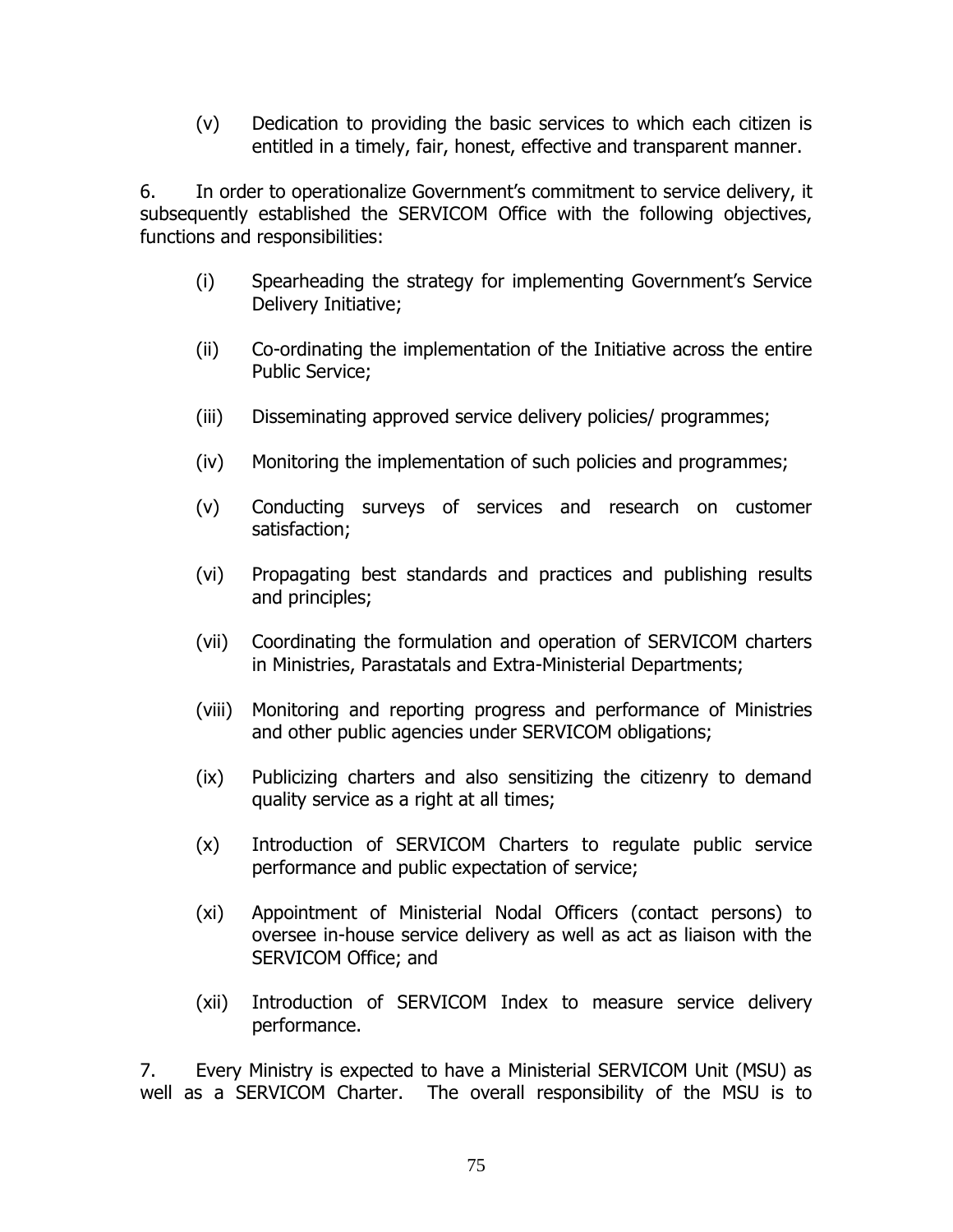(v) Dedication to providing the basic services to which each citizen is entitled in a timely, fair, honest, effective and transparent manner.

6. In order to operationalize Government's commitment to service delivery, it subsequently established the SERVICOM Office with the following objectives, functions and responsibilities:

(i) Spearheading the strategy for implementing Government's Service Delivery Initiative;

(ii) Co-ordinating the implementation of the Initiative across the entire Public Service;

(iii) Disseminating approved service delivery policies/ programmes;

(iv) Monitoring the implementation of such policies and programmes;

(v) Conducting surveys of services and research on customer satisfaction;

(vi) Propagating best standards and practices and publishing results and principles;

(vii) Coordinating the formulation and operation of SERVICOM charters in Ministries, Parastatals and Extra-Ministerial Departments;

(viii) Monitoring and reporting progress and performance of Ministries and other public agencies under SERVICOM obligations;

(ix) Publicizing charters and also sensitizing the citizenry to demand quality service as a right at all times;

(x) Introduction of SERVICOM Charters to regulate public service performance and public expectation of service;

(xi) Appointment of Ministerial Nodal Officers (contact persons) to oversee in-house service delivery as well as act as liaison with the SERVICOM Office; and

(xii) Introduction of SERVICOM Index to measure service delivery performance.

7. Every Ministry is expected to have a Ministerial SERVICOM Unit (MSU) as well as a SERVICOM Charter. The overall responsibility of the MSU is to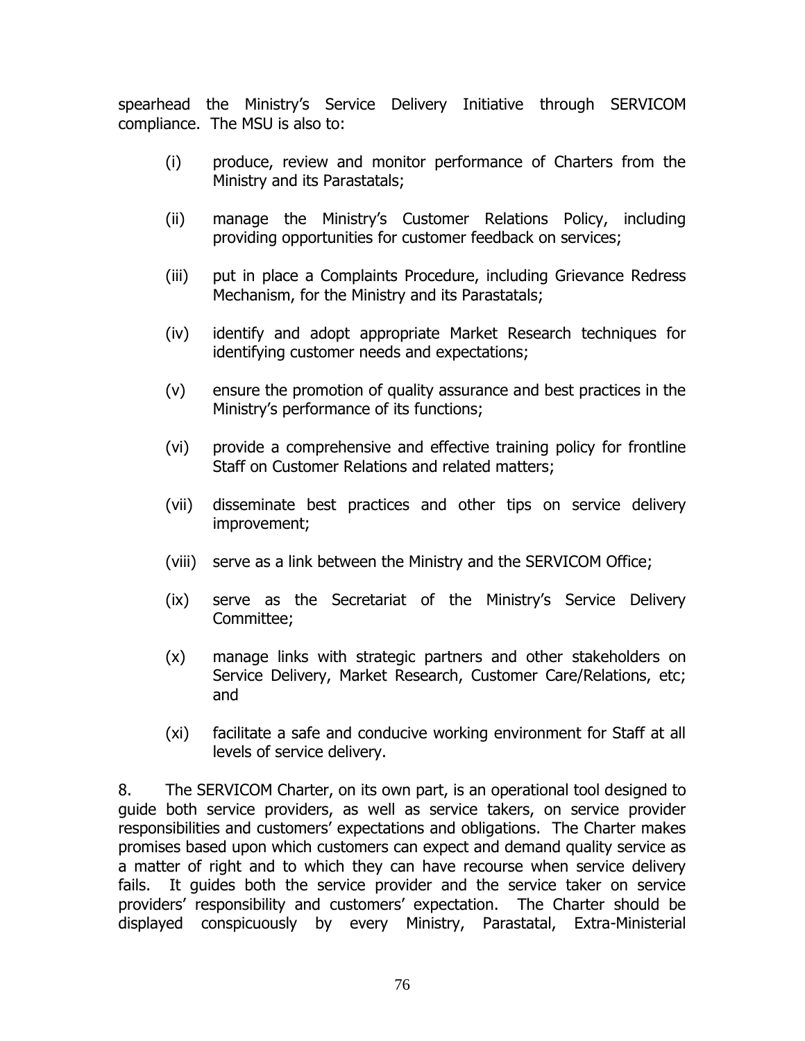spearhead the Ministry's Service Delivery Initiative through SERVICOM compliance. The MSU is also to:

(i) produce, review and monitor performance of Charters from the Ministry and its Parastatals;

(ii) manage the Ministry's Customer Relations Policy, including providing opportunities for customer feedback on services;

(iii) put in place a Complaints Procedure, including Grievance Redress Mechanism, for the Ministry and its Parastatals;

(iv) identify and adopt appropriate Market Research techniques for identifying customer needs and expectations;

(v) ensure the promotion of quality assurance and best practices in the Ministry's performance of its functions;

(vi) provide a comprehensive and effective training policy for frontline Staff on Customer Relations and related matters;

(vii) disseminate best practices and other tips on service delivery improvement;

(viii) serve as a link between the Ministry and the SERVICOM Office;

(ix) serve as the Secretariat of the Ministry's Service Delivery Committee;

(x) manage links with strategic partners and other stakeholders on Service Delivery, Market Research, Customer Care/Relations, etc; and

(xi) facilitate a safe and conducive working environment for Staff at all levels of service delivery.

8. The SERVICOM Charter, on its own part, is an operational tool designed to guide both service providers, as well as service takers, on service provider responsibilities and customers' expectations and obligations. The Charter makes promises based upon which customers can expect and demand quality service as a matter of right and to which they can have recourse when service delivery fails. It guides both the service provider and the service taker on service providers' responsibility and customers' expectation. The Charter should be displayed conspicuously by every Ministry, Parastatal, Extra-Ministerial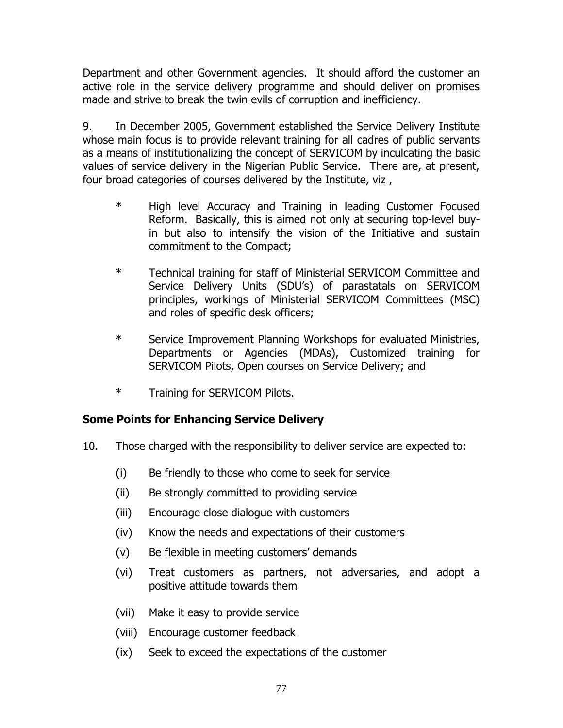Department and other Government agencies. It should afford the customer an active role in the service delivery programme and should deliver on promises made and strive to break the twin evils of corruption and inefficiency.

9. In December 2005, Government established the Service Delivery Institute whose main focus is to provide relevant training for all cadres of public servants as a means of institutionalizing the concept of SERVICOM by inculcating the basic values of service delivery in the Nigerian Public Service. There are, at present, four broad categories of courses delivered by the Institute, viz ,

* High level Accuracy and Training in leading Customer Focused Reform. Basically, this is aimed not only at securing top-level buy-in but also to intensify the vision of the Initiative and sustain commitment to the Compact;
* Technical training for staff of Ministerial SERVICOM Committee and Service Delivery Units (SDU's) of parastatals on SERVICOM principles, workings of Ministerial SERVICOM Committees (MSC) and roles of specific desk officers;
* Service Improvement Planning Workshops for evaluated Ministries, Departments or Agencies (MDAs), Customized training for SERVICOM Pilots, Open courses on Service Delivery; and
* Training for SERVICOM Pilots.

**Some Points for Enhancing Service Delivery**

10. Those charged with the responsibility to deliver service are expected to:

(i) Be friendly to those who come to seek for service

(ii) Be strongly committed to providing service

(iii) Encourage close dialogue with customers

(iv) Know the needs and expectations of their customers

(v) Be flexible in meeting customers' demands

(vi) Treat customers as partners, not adversaries, and adopt a positive attitude towards them

(vii) Make it easy to provide service

(viii) Encourage customer feedback

(ix) Seek to exceed the expectations of the customer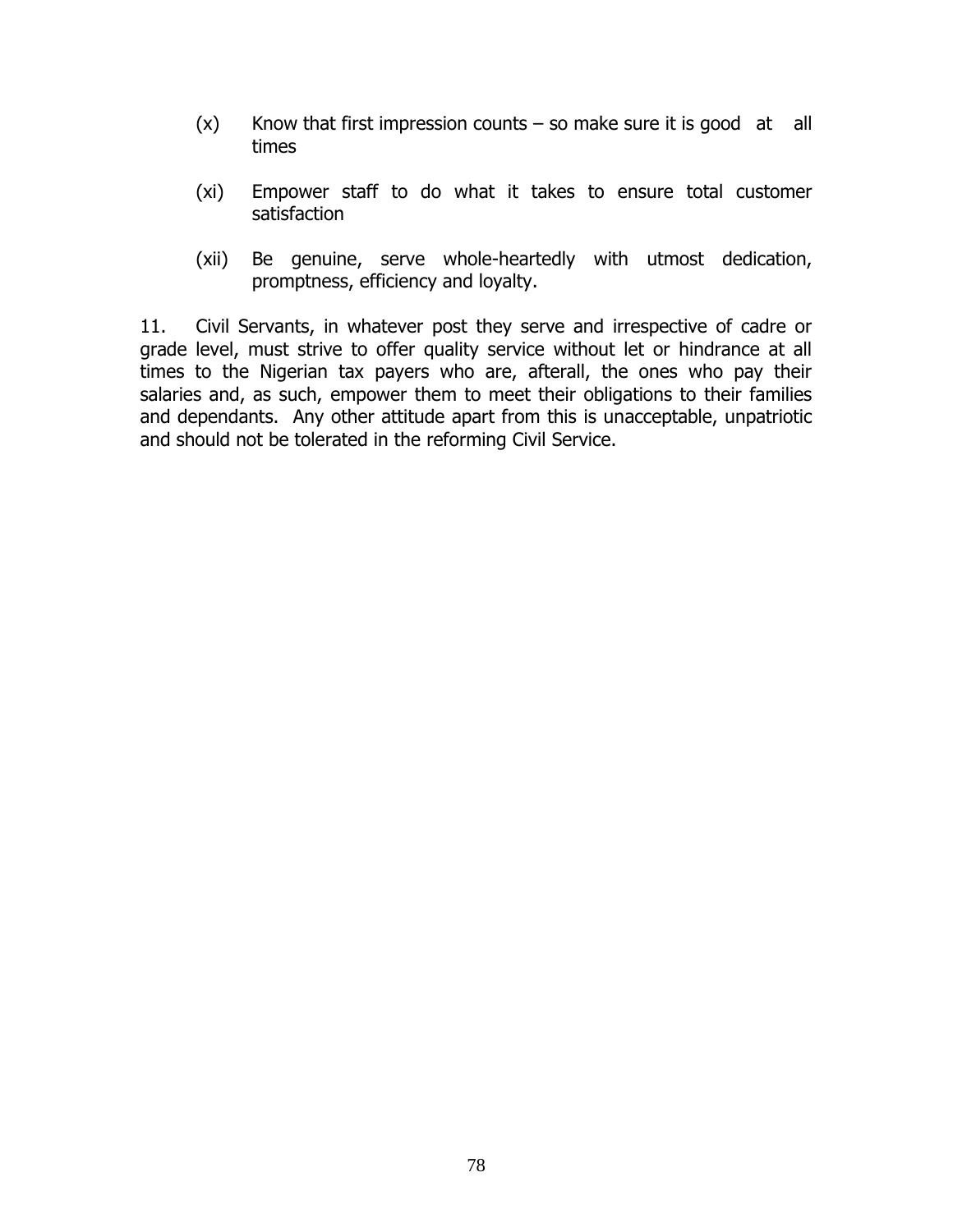(x) Know that first impression counts – so make sure it is good at all times

(xi) Empower staff to do what it takes to ensure total customer satisfaction

(xii) Be genuine, serve whole-heartedly with utmost dedication, promptness, efficiency and loyalty.

11. Civil Servants, in whatever post they serve and irrespective of cadre or grade level, must strive to offer quality service without let or hindrance at all times to the Nigerian tax payers who are, afterall, the ones who pay their salaries and, as such, empower them to meet their obligations to their families and dependants. Any other attitude apart from this is unacceptable, unpatriotic and should not be tolerated in the reforming Civil Service.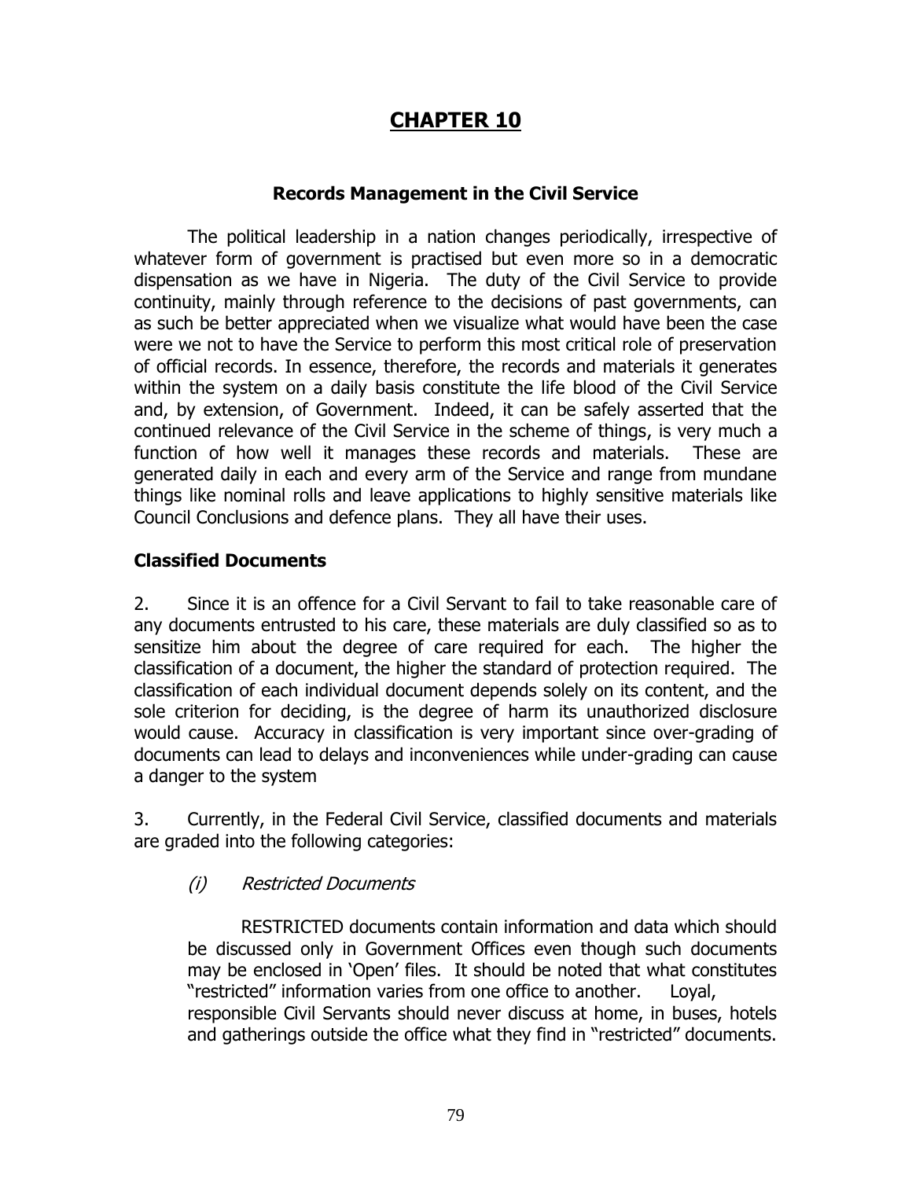# CHAPTER 10

### Records Management in the Civil Service

The political leadership in a nation changes periodically, irrespective of whatever form of government is practised but even more so in a democratic dispensation as we have in Nigeria. The duty of the Civil Service to provide continuity, mainly through reference to the decisions of past governments, can as such be better appreciated when we visualize what would have been the case were we not to have the Service to perform this most critical role of preservation of official records. In essence, therefore, the records and materials it generates within the system on a daily basis constitute the life blood of the Civil Service and, by extension, of Government. Indeed, it can be safely asserted that the continued relevance of the Civil Service in the scheme of things, is very much a function of how well it manages these records and materials. These are generated daily in each and every arm of the Service and range from mundane things like nominal rolls and leave applications to highly sensitive materials like Council Conclusions and defence plans. They all have their uses.

### Classified Documents

2. Since it is an offence for a Civil Servant to fail to take reasonable care of any documents entrusted to his care, these materials are duly classified so as to sensitize him about the degree of care required for each. The higher the classification of a document, the higher the standard of protection required. The classification of each individual document depends solely on its content, and the sole criterion for deciding, is the degree of harm its unauthorized disclosure would cause. Accuracy in classification is very important since over-grading of documents can lead to delays and inconveniences while under-grading can cause a danger to the system

3. Currently, in the Federal Civil Service, classified documents and materials are graded into the following categories:

(i) *Restricted Documents*

RESTRICTED documents contain information and data which should be discussed only in Government Offices even though such documents may be enclosed in 'Open' files. It should be noted that what constitutes "restricted" information varies from one office to another. Loyal, responsible Civil Servants should never discuss at home, in buses, hotels and gatherings outside the office what they find in "restricted" documents.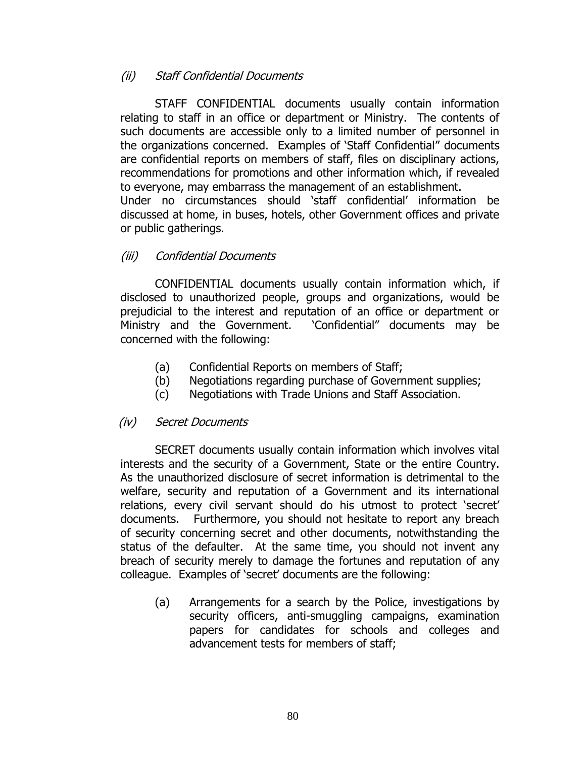### *(ii) Staff Confidential Documents*

STAFF CONFIDENTIAL documents usually contain information relating to staff in an office or department or Ministry. The contents of such documents are accessible only to a limited number of personnel in the organizations concerned. Examples of 'Staff Confidential" documents are confidential reports on members of staff, files on disciplinary actions, recommendations for promotions and other information which, if revealed to everyone, may embarrass the management of an establishment.

Under no circumstances should 'staff confidential' information be discussed at home, in buses, hotels, other Government offices and private or public gatherings.

### *(iii) Confidential Documents*

CONFIDENTIAL documents usually contain information which, if disclosed to unauthorized people, groups and organizations, would be prejudicial to the interest and reputation of an office or department or Ministry and the Government. 'Confidential" documents may be concerned with the following:

(a) Confidential Reports on members of Staff;
(b) Negotiations regarding purchase of Government supplies;
(c) Negotiations with Trade Unions and Staff Association.

### *(iv) Secret Documents*

SECRET documents usually contain information which involves vital interests and the security of a Government, State or the entire Country. As the unauthorized disclosure of secret information is detrimental to the welfare, security and reputation of a Government and its international relations, every civil servant should do his utmost to protect 'secret' documents. Furthermore, you should not hesitate to report any breach of security concerning secret and other documents, notwithstanding the status of the defaulter. At the same time, you should not invent any breach of security merely to damage the fortunes and reputation of any colleague. Examples of 'secret' documents are the following:

(a) Arrangements for a search by the Police, investigations by security officers, anti-smuggling campaigns, examination papers for candidates for schools and colleges and advancement tests for members of staff;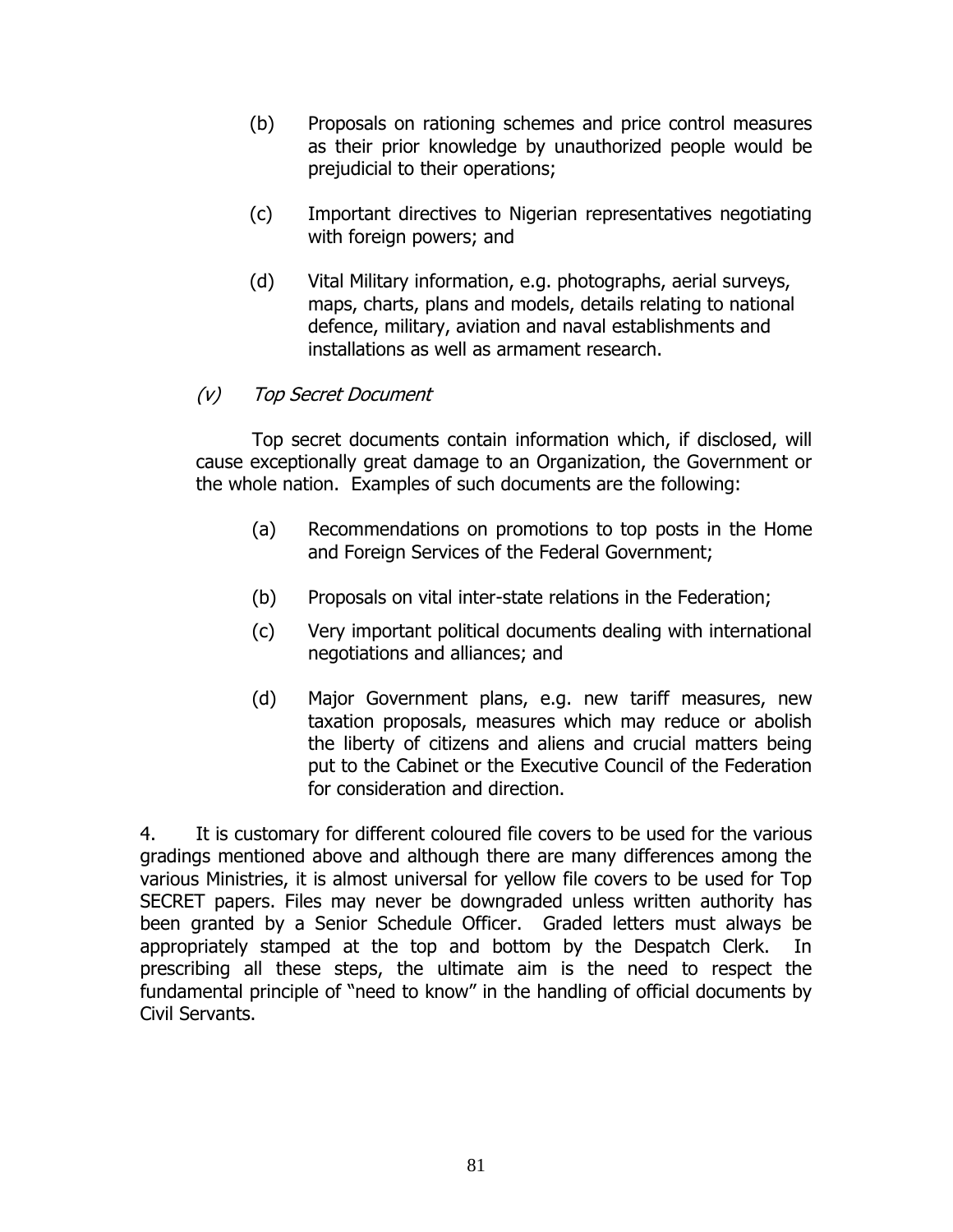(b) Proposals on rationing schemes and price control measures as their prior knowledge by unauthorized people would be prejudicial to their operations;

(c) Important directives to Nigerian representatives negotiating with foreign powers; and

(d) Vital Military information, e.g. photographs, aerial surveys, maps, charts, plans and models, details relating to national defence, military, aviation and naval establishments and installations as well as armament research.

*(v) Top Secret Document*

Top secret documents contain information which, if disclosed, will cause exceptionally great damage to an Organization, the Government or the whole nation. Examples of such documents are the following:

(a) Recommendations on promotions to top posts in the Home and Foreign Services of the Federal Government;

(b) Proposals on vital inter-state relations in the Federation;

(c) Very important political documents dealing with international negotiations and alliances; and

(d) Major Government plans, e.g. new tariff measures, new taxation proposals, measures which may reduce or abolish the liberty of citizens and aliens and crucial matters being put to the Cabinet or the Executive Council of the Federation for consideration and direction.

4. It is customary for different coloured file covers to be used for the various gradings mentioned above and although there are many differences among the various Ministries, it is almost universal for yellow file covers to be used for Top SECRET papers. Files may never be downgraded unless written authority has been granted by a Senior Schedule Officer. Graded letters must always be appropriately stamped at the top and bottom by the Despatch Clerk. In prescribing all these steps, the ultimate aim is the need to respect the fundamental principle of "need to know" in the handling of official documents by Civil Servants.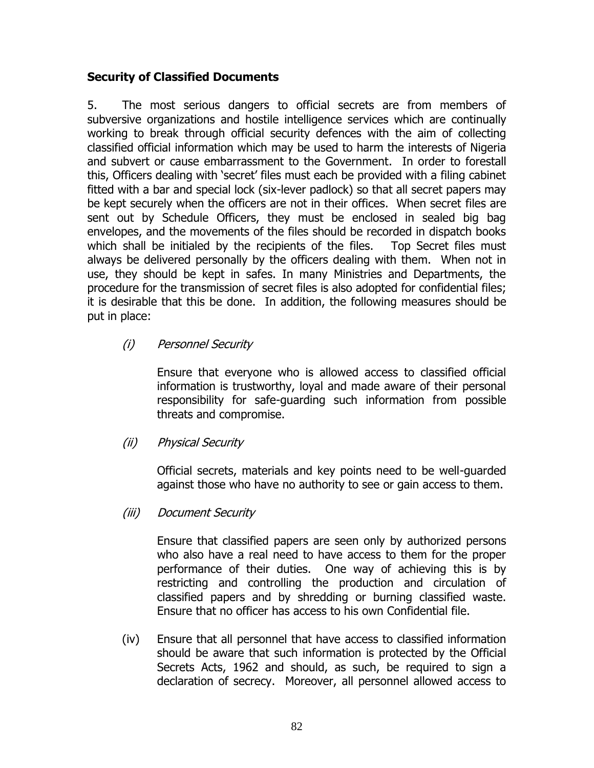### Security of Classified Documents

5. The most serious dangers to official secrets are from members of subversive organizations and hostile intelligence services which are continually working to break through official security defences with the aim of collecting classified official information which may be used to harm the interests of Nigeria and subvert or cause embarrassment to the Government. In order to forestall this, Officers dealing with 'secret' files must each be provided with a filing cabinet fitted with a bar and special lock (six-lever padlock) so that all secret papers may be kept securely when the officers are not in their offices. When secret files are sent out by Schedule Officers, they must be enclosed in sealed big bag envelopes, and the movements of the files should be recorded in dispatch books which shall be initialed by the recipients of the files. Top Secret files must always be delivered personally by the officers dealing with them. When not in use, they should be kept in safes. In many Ministries and Departments, the procedure for the transmission of secret files is also adopted for confidential files; it is desirable that this be done. In addition, the following measures should be put in place:

(i) *Personnel Security*

Ensure that everyone who is allowed access to classified official information is trustworthy, loyal and made aware of their personal responsibility for safe-guarding such information from possible threats and compromise.

(ii) *Physical Security*

Official secrets, materials and key points need to be well-guarded against those who have no authority to see or gain access to them.

(iii) *Document Security*

Ensure that classified papers are seen only by authorized persons who also have a real need to have access to them for the proper performance of their duties. One way of achieving this is by restricting and controlling the production and circulation of classified papers and by shredding or burning classified waste. Ensure that no officer has access to his own Confidential file.

(iv) Ensure that all personnel that have access to classified information should be aware that such information is protected by the Official Secrets Acts, 1962 and should, as such, be required to sign a declaration of secrecy. Moreover, all personnel allowed access to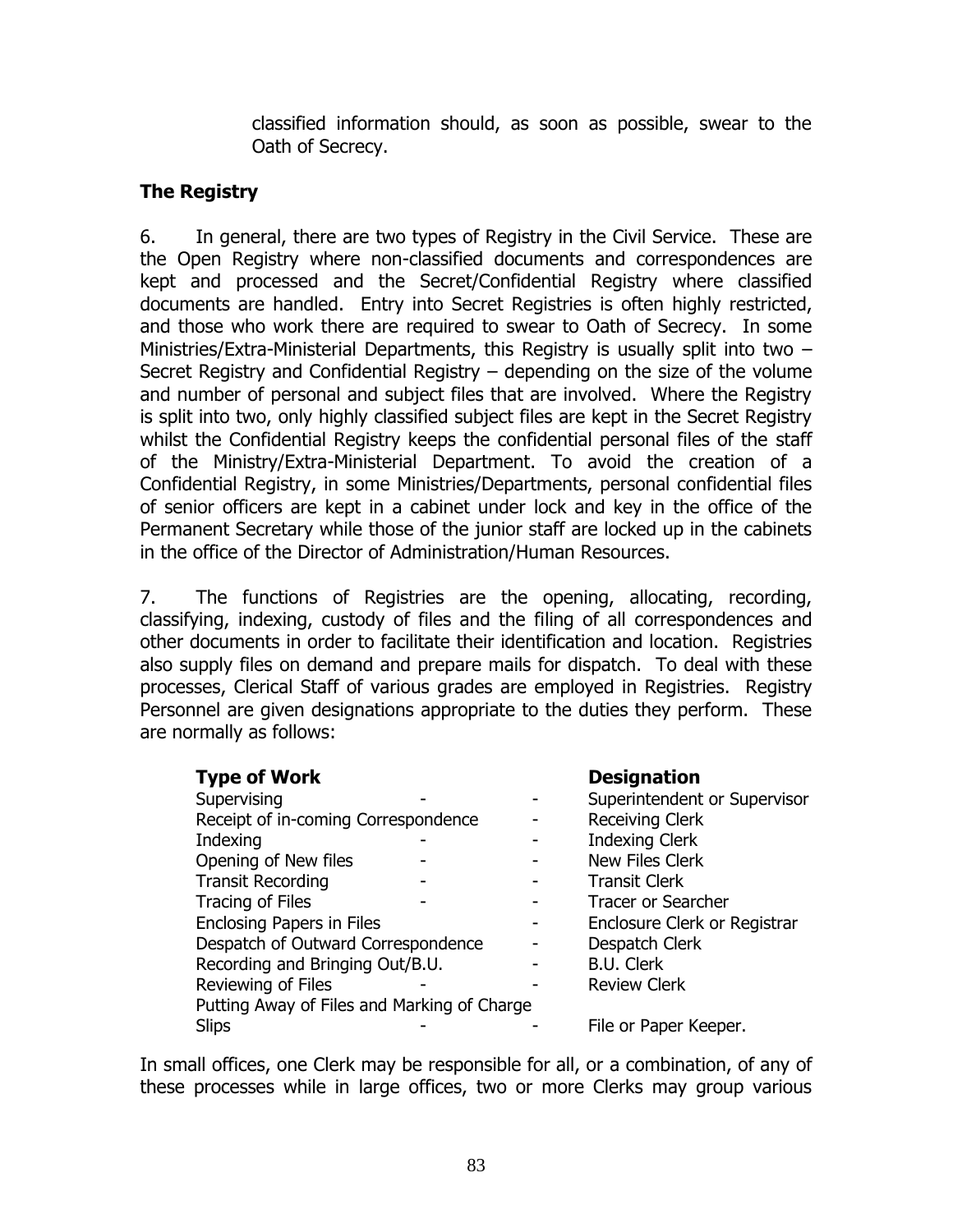classified information should, as soon as possible, swear to the Oath of Secrecy.

**The Registry**

6. In general, there are two types of Registry in the Civil Service. These are the Open Registry where non-classified documents and correspondences are kept and processed and the Secret/Confidential Registry where classified documents are handled. Entry into Secret Registries is often highly restricted, and those who work there are required to swear to Oath of Secrecy. In some Ministries/Extra-Ministerial Departments, this Registry is usually split into two – Secret Registry and Confidential Registry – depending on the size of the volume and number of personal and subject files that are involved. Where the Registry is split into two, only highly classified subject files are kept in the Secret Registry whilst the Confidential Registry keeps the confidential personal files of the staff of the Ministry/Extra-Ministerial Department. To avoid the creation of a Confidential Registry, in some Ministries/Departments, personal confidential files of senior officers are kept in a cabinet under lock and key in the office of the Permanent Secretary while those of the junior staff are locked up in the cabinets in the office of the Director of Administration/Human Resources.

7. The functions of Registries are the opening, allocating, recording, classifying, indexing, custody of files and the filing of all correspondences and other documents in order to facilitate their identification and location. Registries also supply files on demand and prepare mails for dispatch. To deal with these processes, Clerical Staff of various grades are employed in Registries. Registry Personnel are given designations appropriate to the duties they perform. These are normally as follows:

| **Type of Work** | **Designation** |
|---|---|
| Supervising | Superintendent or Supervisor |
| Receipt of in-coming Correspondence | Receiving Clerk |
| Indexing | Indexing Clerk |
| Opening of New files | New Files Clerk |
| Transit Recording | Transit Clerk |
| Tracing of Files | Tracer or Searcher |
| Enclosing Papers in Files | Enclosure Clerk or Registrar |
| Despatch of Outward Correspondence | Despatch Clerk |
| Recording and Bringing Out/B.U. | B.U. Clerk |
| Reviewing of Files | Review Clerk |
| Putting Away of Files and Marking of Charge Slips | File or Paper Keeper. |

In small offices, one Clerk may be responsible for all, or a combination, of any of these processes while in large offices, two or more Clerks may group various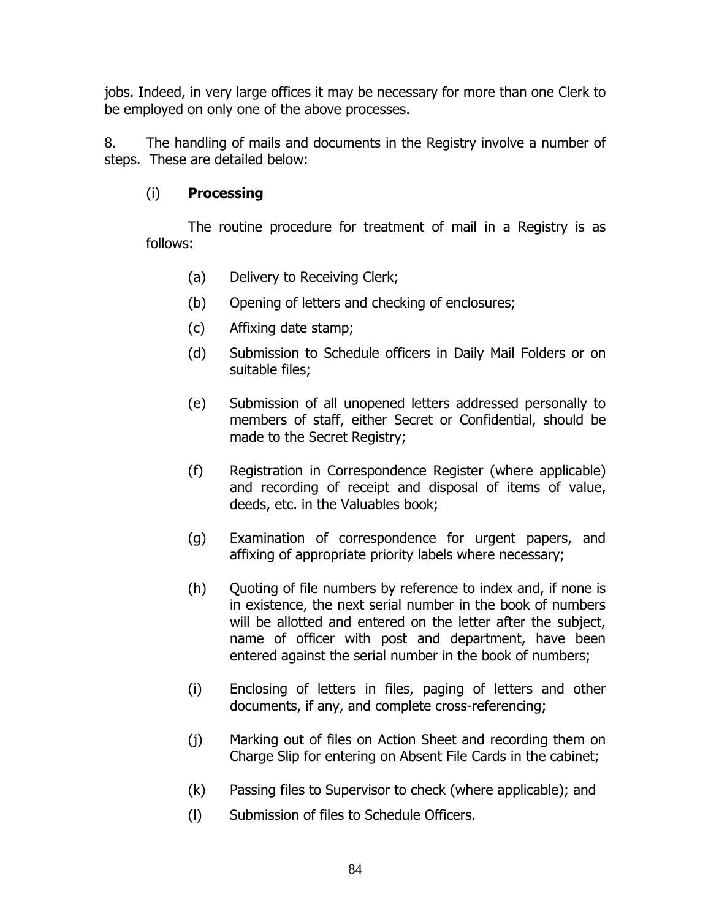jobs. Indeed, in very large offices it may be necessary for more than one Clerk to be employed on only one of the above processes.

8. The handling of mails and documents in the Registry involve a number of steps. These are detailed below:

(i) **Processing**

The routine procedure for treatment of mail in a Registry is as follows:

(a) Delivery to Receiving Clerk;

(b) Opening of letters and checking of enclosures;

(c) Affixing date stamp;

(d) Submission to Schedule officers in Daily Mail Folders or on suitable files;

(e) Submission of all unopened letters addressed personally to members of staff, either Secret or Confidential, should be made to the Secret Registry;

(f) Registration in Correspondence Register (where applicable) and recording of receipt and disposal of items of value, deeds, etc. in the Valuables book;

(g) Examination of correspondence for urgent papers, and affixing of appropriate priority labels where necessary;

(h) Quoting of file numbers by reference to index and, if none is in existence, the next serial number in the book of numbers will be allotted and entered on the letter after the subject, name of officer with post and department, have been entered against the serial number in the book of numbers;

(i) Enclosing of letters in files, paging of letters and other documents, if any, and complete cross-referencing;

(j) Marking out of files on Action Sheet and recording them on Charge Slip for entering on Absent File Cards in the cabinet;

(k) Passing files to Supervisor to check (where applicable); and

(l) Submission of files to Schedule Officers.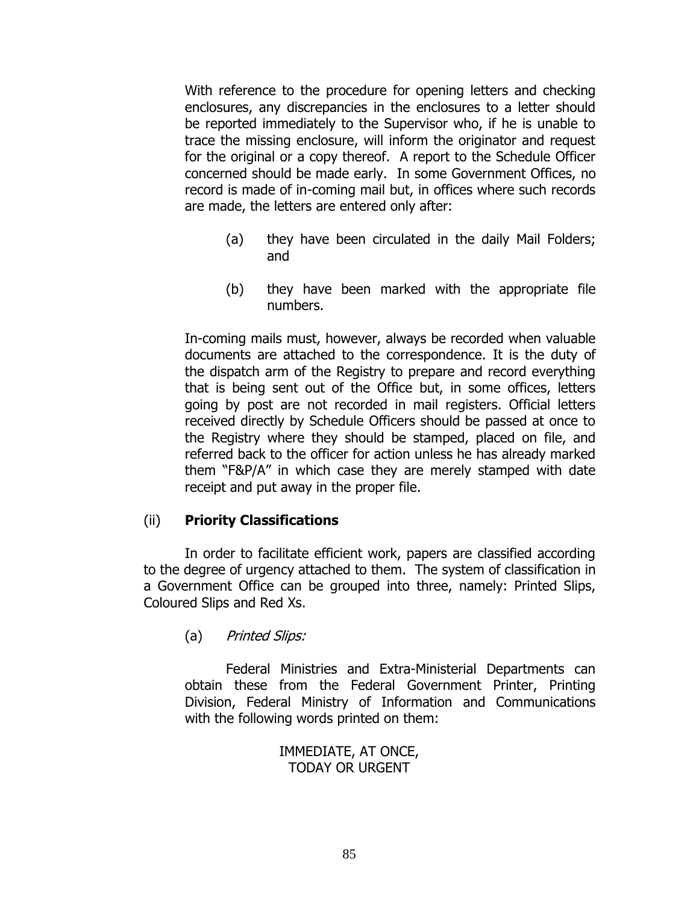With reference to the procedure for opening letters and checking enclosures, any discrepancies in the enclosures to a letter should be reported immediately to the Supervisor who, if he is unable to trace the missing enclosure, will inform the originator and request for the original or a copy thereof. A report to the Schedule Officer concerned should be made early. In some Government Offices, no record is made of in-coming mail but, in offices where such records are made, the letters are entered only after:

(a) they have been circulated in the daily Mail Folders; and

(b) they have been marked with the appropriate file numbers.

In-coming mails must, however, always be recorded when valuable documents are attached to the correspondence. It is the duty of the dispatch arm of the Registry to prepare and record everything that is being sent out of the Office but, in some offices, letters going by post are not recorded in mail registers. Official letters received directly by Schedule Officers should be passed at once to the Registry where they should be stamped, placed on file, and referred back to the officer for action unless he has already marked them "F&P/A" in which case they are merely stamped with date receipt and put away in the proper file.

(ii) **Priority Classifications**

In order to facilitate efficient work, papers are classified according to the degree of urgency attached to them. The system of classification in a Government Office can be grouped into three, namely: Printed Slips, Coloured Slips and Red Xs.

(a) *Printed Slips:*

Federal Ministries and Extra-Ministerial Departments can obtain these from the Federal Government Printer, Printing Division, Federal Ministry of Information and Communications with the following words printed on them:

IMMEDIATE, AT ONCE,
TODAY OR URGENT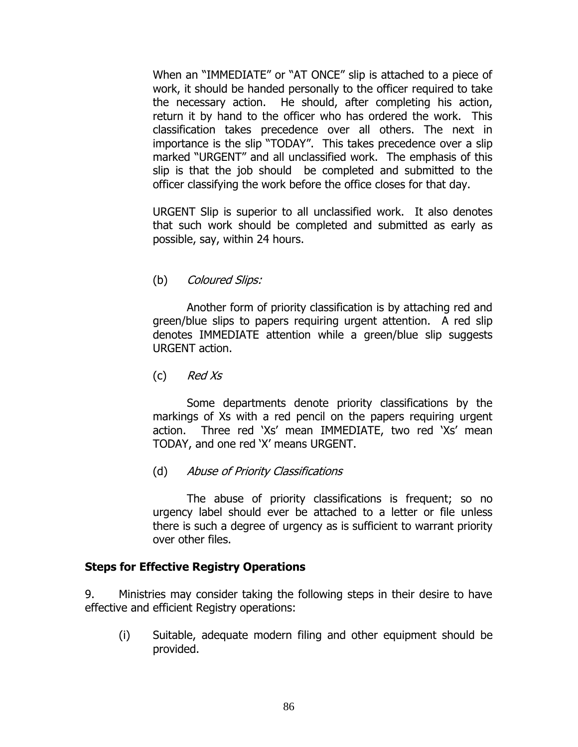When an "IMMEDIATE" or "AT ONCE" slip is attached to a piece of work, it should be handed personally to the officer required to take the necessary action. He should, after completing his action, return it by hand to the officer who has ordered the work. This classification takes precedence over all others. The next in importance is the slip "TODAY". This takes precedence over a slip marked "URGENT" and all unclassified work. The emphasis of this slip is that the job should be completed and submitted to the officer classifying the work before the office closes for that day.

URGENT Slip is superior to all unclassified work. It also denotes that such work should be completed and submitted as early as possible, say, within 24 hours.

(b) *Coloured Slips:*

Another form of priority classification is by attaching red and green/blue slips to papers requiring urgent attention. A red slip denotes IMMEDIATE attention while a green/blue slip suggests URGENT action.

(c) *Red Xs*

Some departments denote priority classifications by the markings of Xs with a red pencil on the papers requiring urgent action. Three red 'Xs' mean IMMEDIATE, two red 'Xs' mean TODAY, and one red 'X' means URGENT.

(d) *Abuse of Priority Classifications*

The abuse of priority classifications is frequent; so no urgency label should ever be attached to a letter or file unless there is such a degree of urgency as is sufficient to warrant priority over other files.

**Steps for Effective Registry Operations**

9. Ministries may consider taking the following steps in their desire to have effective and efficient Registry operations:

(i) Suitable, adequate modern filing and other equipment should be provided.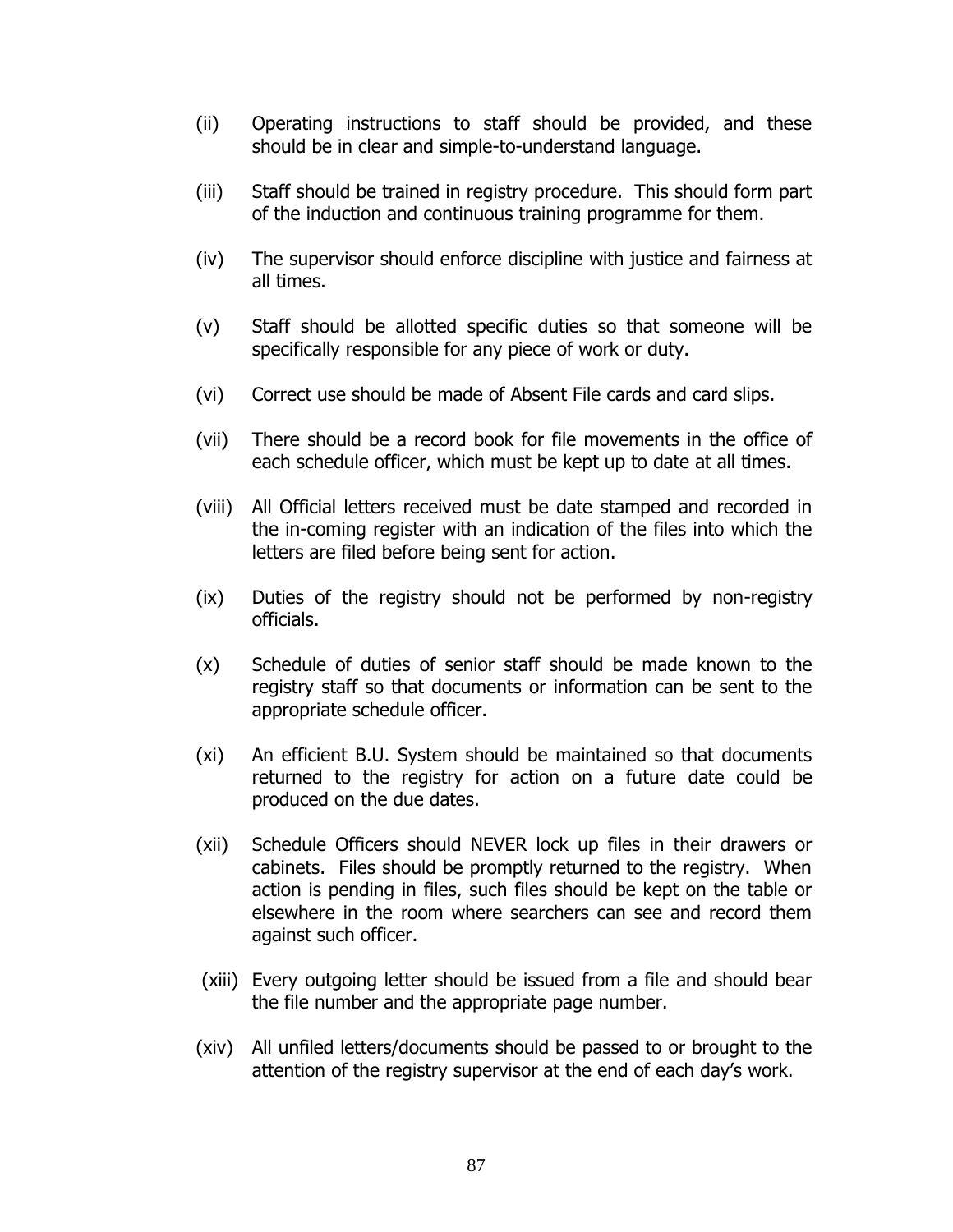(ii) Operating instructions to staff should be provided, and these should be in clear and simple-to-understand language.

(iii) Staff should be trained in registry procedure. This should form part of the induction and continuous training programme for them.

(iv) The supervisor should enforce discipline with justice and fairness at all times.

(v) Staff should be allotted specific duties so that someone will be specifically responsible for any piece of work or duty.

(vi) Correct use should be made of Absent File cards and card slips.

(vii) There should be a record book for file movements in the office of each schedule officer, which must be kept up to date at all times.

(viii) All Official letters received must be date stamped and recorded in the in-coming register with an indication of the files into which the letters are filed before being sent for action.

(ix) Duties of the registry should not be performed by non-registry officials.

(x) Schedule of duties of senior staff should be made known to the registry staff so that documents or information can be sent to the appropriate schedule officer.

(xi) An efficient B.U. System should be maintained so that documents returned to the registry for action on a future date could be produced on the due dates.

(xii) Schedule Officers should NEVER lock up files in their drawers or cabinets. Files should be promptly returned to the registry. When action is pending in files, such files should be kept on the table or elsewhere in the room where searchers can see and record them against such officer.

(xiii) Every outgoing letter should be issued from a file and should bear the file number and the appropriate page number.

(xiv) All unfiled letters/documents should be passed to or brought to the attention of the registry supervisor at the end of each day's work.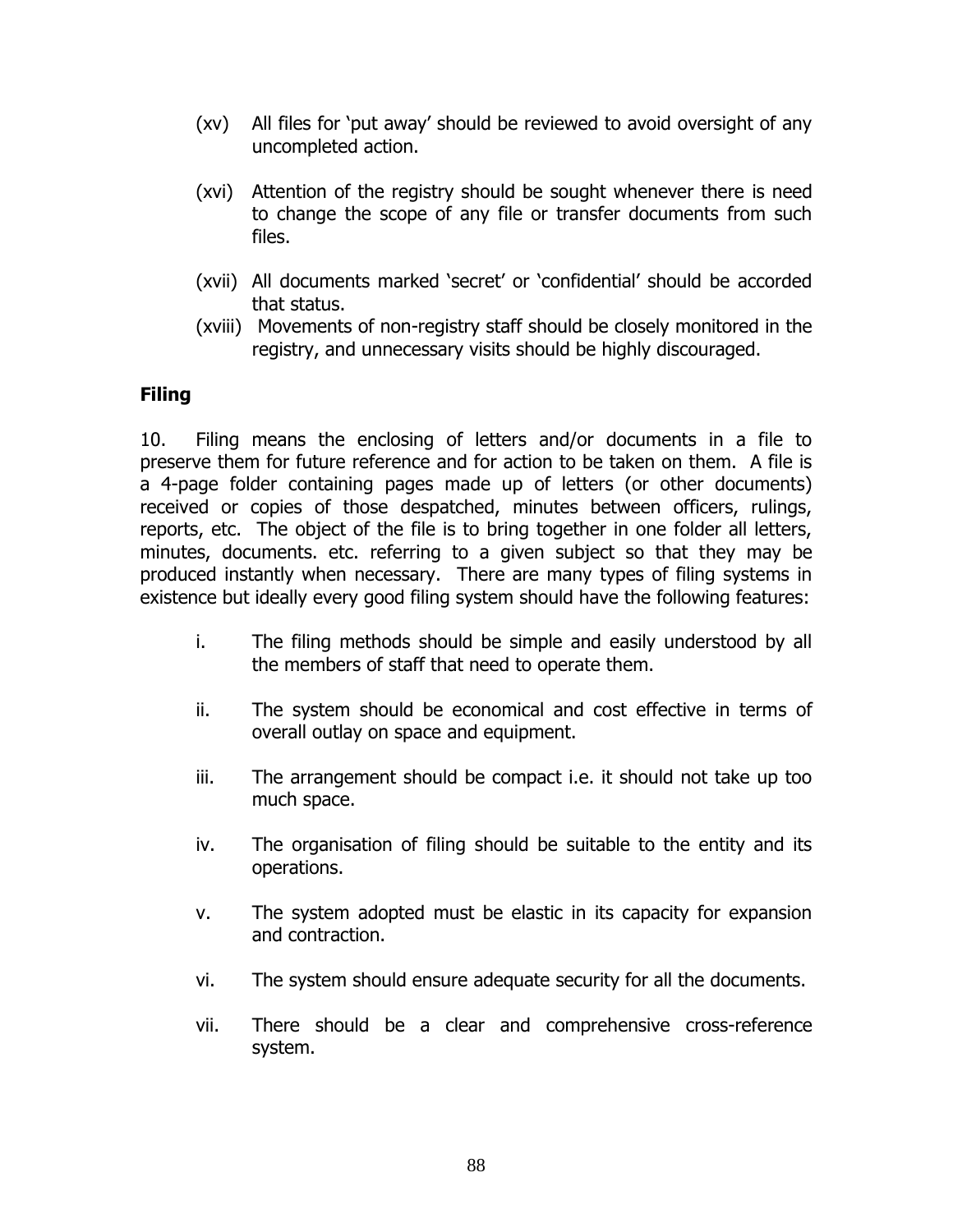(xv) All files for 'put away' should be reviewed to avoid oversight of any uncompleted action.

(xvi) Attention of the registry should be sought whenever there is need to change the scope of any file or transfer documents from such files.

(xvii) All documents marked 'secret' or 'confidential' should be accorded that status.

(xviii) Movements of non-registry staff should be closely monitored in the registry, and unnecessary visits should be highly discouraged.

## Filing

10. Filing means the enclosing of letters and/or documents in a file to preserve them for future reference and for action to be taken on them. A file is a 4-page folder containing pages made up of letters (or other documents) received or copies of those despatched, minutes between officers, rulings, reports, etc. The object of the file is to bring together in one folder all letters, minutes, documents. etc. referring to a given subject so that they may be produced instantly when necessary. There are many types of filing systems in existence but ideally every good filing system should have the following features:

i. The filing methods should be simple and easily understood by all the members of staff that need to operate them.

ii. The system should be economical and cost effective in terms of overall outlay on space and equipment.

iii. The arrangement should be compact i.e. it should not take up too much space.

iv. The organisation of filing should be suitable to the entity and its operations.

v. The system adopted must be elastic in its capacity for expansion and contraction.

vi. The system should ensure adequate security for all the documents.

vii. There should be a clear and comprehensive cross-reference system.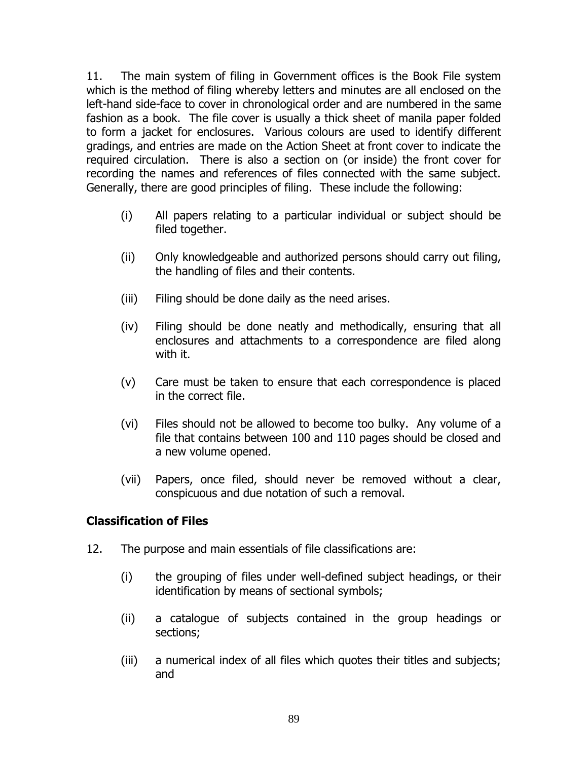11. The main system of filing in Government offices is the Book File system which is the method of filing whereby letters and minutes are all enclosed on the left-hand side-face to cover in chronological order and are numbered in the same fashion as a book. The file cover is usually a thick sheet of manila paper folded to form a jacket for enclosures. Various colours are used to identify different gradings, and entries are made on the Action Sheet at front cover to indicate the required circulation. There is also a section on (or inside) the front cover for recording the names and references of files connected with the same subject. Generally, there are good principles of filing. These include the following:

(i) All papers relating to a particular individual or subject should be filed together.

(ii) Only knowledgeable and authorized persons should carry out filing, the handling of files and their contents.

(iii) Filing should be done daily as the need arises.

(iv) Filing should be done neatly and methodically, ensuring that all enclosures and attachments to a correspondence are filed along with it.

(v) Care must be taken to ensure that each correspondence is placed in the correct file.

(vi) Files should not be allowed to become too bulky. Any volume of a file that contains between 100 and 110 pages should be closed and a new volume opened.

(vii) Papers, once filed, should never be removed without a clear, conspicuous and due notation of such a removal.

**Classification of Files**

12. The purpose and main essentials of file classifications are:

(i) the grouping of files under well-defined subject headings, or their identification by means of sectional symbols;

(ii) a catalogue of subjects contained in the group headings or sections;

(iii) a numerical index of all files which quotes their titles and subjects; and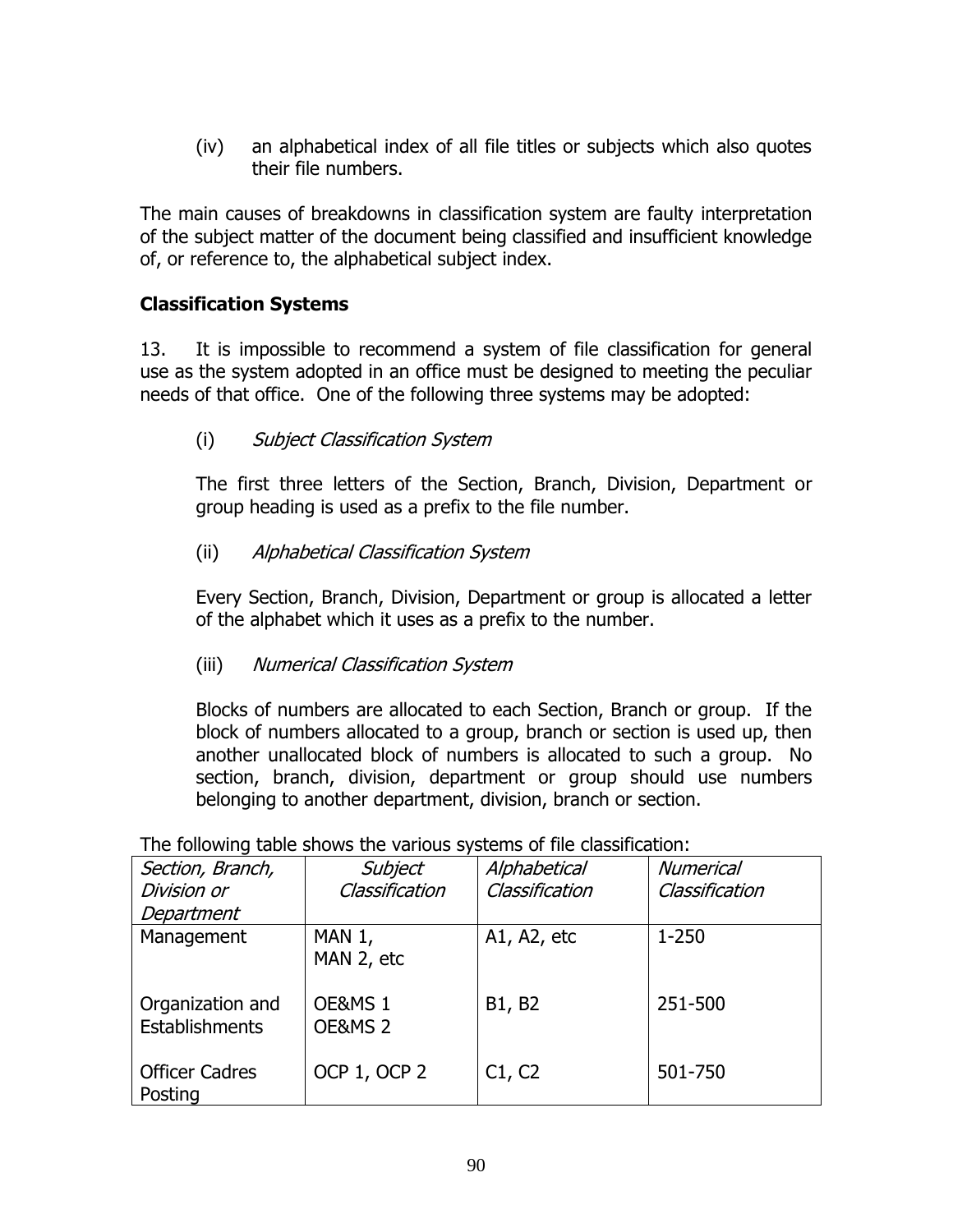(iv) an alphabetical index of all file titles or subjects which also quotes their file numbers.

The main causes of breakdowns in classification system are faulty interpretation of the subject matter of the document being classified and insufficient knowledge of, or reference to, the alphabetical subject index.

**Classification Systems**

13. It is impossible to recommend a system of file classification for general use as the system adopted in an office must be designed to meeting the peculiar needs of that office. One of the following three systems may be adopted:

(i) *Subject Classification System*

The first three letters of the Section, Branch, Division, Department or group heading is used as a prefix to the file number.

(ii) *Alphabetical Classification System*

Every Section, Branch, Division, Department or group is allocated a letter of the alphabet which it uses as a prefix to the number.

(iii) *Numerical Classification System*

Blocks of numbers are allocated to each Section, Branch or group. If the block of numbers allocated to a group, branch or section is used up, then another unallocated block of numbers is allocated to such a group. No section, branch, division, department or group should use numbers belonging to another department, division, branch or section.

The following table shows the various systems of file classification:

| *Section, Branch, Division or Department* | *Subject Classification* | *Alphabetical Classification* | *Numerical Classification* |
|---|---|---|---|
| Management | MAN 1, MAN 2, etc | A1, A2, etc | 1-250 |
| Organization and Establishments | OE&MS 1 OE&MS 2 | B1, B2 | 251-500 |
| Officer Cadres Posting | OCP 1, OCP 2 | C1, C2 | 501-750 |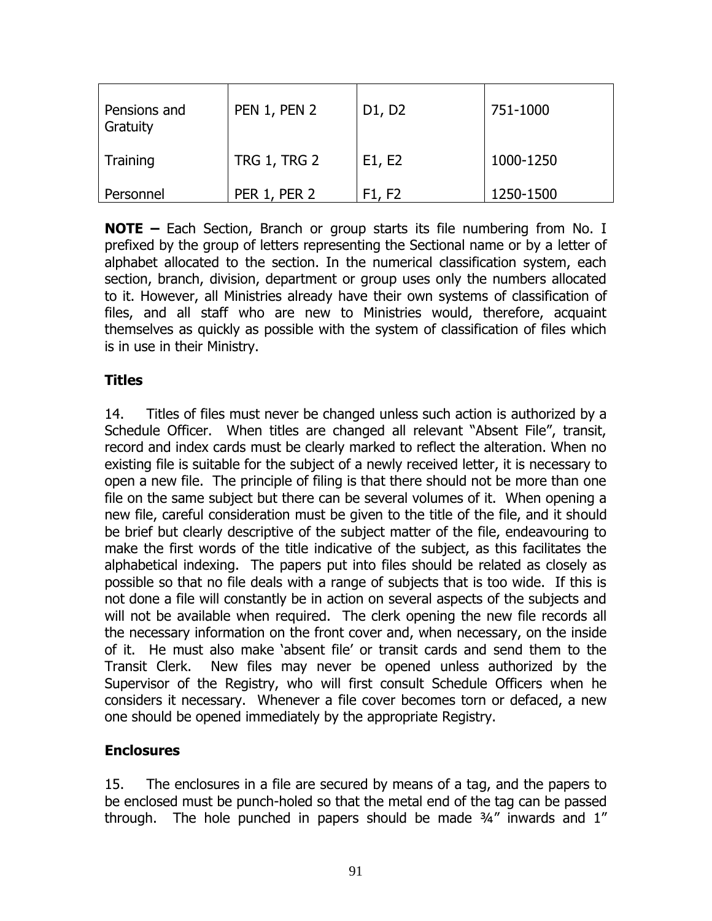| | | | |
|---|---|---|---|
| Pensions and Gratuity | PEN 1, PEN 2 | D1, D2 | 751-1000 |
| Training | TRG 1, TRG 2 | E1, E2 | 1000-1250 |
| Personnel | PER 1, PER 2 | F1, F2 | 1250-1500 |

**NOTE –** Each Section, Branch or group starts its file numbering from No. I prefixed by the group of letters representing the Sectional name or by a letter of alphabet allocated to the section. In the numerical classification system, each section, branch, division, department or group uses only the numbers allocated to it. However, all Ministries already have their own systems of classification of files, and all staff who are new to Ministries would, therefore, acquaint themselves as quickly as possible with the system of classification of files which is in use in their Ministry.

### Titles

14. Titles of files must never be changed unless such action is authorized by a Schedule Officer. When titles are changed all relevant "Absent File", transit, record and index cards must be clearly marked to reflect the alteration. When no existing file is suitable for the subject of a newly received letter, it is necessary to open a new file. The principle of filing is that there should not be more than one file on the same subject but there can be several volumes of it. When opening a new file, careful consideration must be given to the title of the file, and it should be brief but clearly descriptive of the subject matter of the file, endeavouring to make the first words of the title indicative of the subject, as this facilitates the alphabetical indexing. The papers put into files should be related as closely as possible so that no file deals with a range of subjects that is too wide. If this is not done a file will constantly be in action on several aspects of the subjects and will not be available when required. The clerk opening the new file records all the necessary information on the front cover and, when necessary, on the inside of it. He must also make 'absent file' or transit cards and send them to the Transit Clerk. New files may never be opened unless authorized by the Supervisor of the Registry, who will first consult Schedule Officers when he considers it necessary. Whenever a file cover becomes torn or defaced, a new one should be opened immediately by the appropriate Registry.

### Enclosures

15. The enclosures in a file are secured by means of a tag, and the papers to be enclosed must be punch-holed so that the metal end of the tag can be passed through. The hole punched in papers should be made ¾" inwards and 1"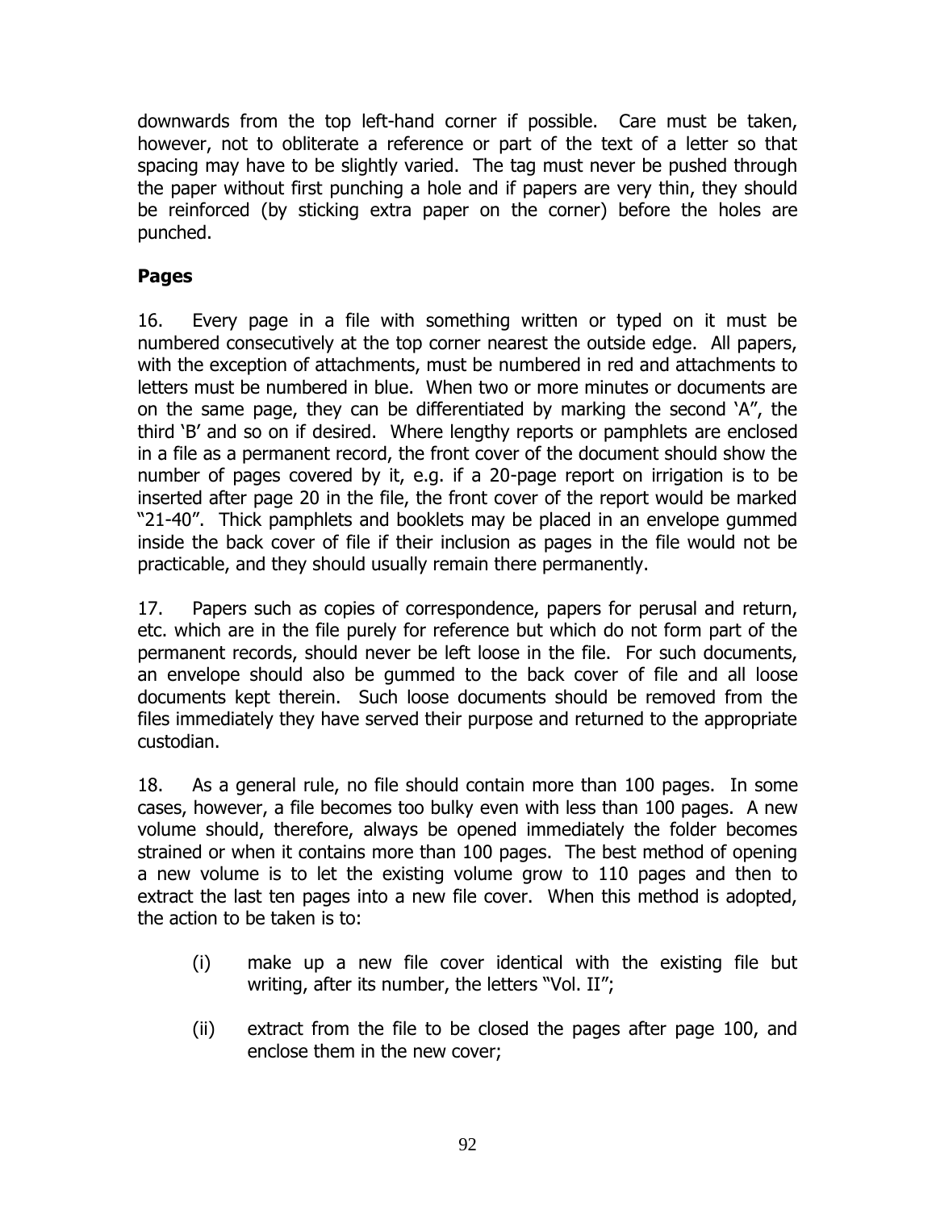downwards from the top left-hand corner if possible. Care must be taken, however, not to obliterate a reference or part of the text of a letter so that spacing may have to be slightly varied. The tag must never be pushed through the paper without first punching a hole and if papers are very thin, they should be reinforced (by sticking extra paper on the corner) before the holes are punched.

## Pages

16. Every page in a file with something written or typed on it must be numbered consecutively at the top corner nearest the outside edge. All papers, with the exception of attachments, must be numbered in red and attachments to letters must be numbered in blue. When two or more minutes or documents are on the same page, they can be differentiated by marking the second 'A", the third 'B' and so on if desired. Where lengthy reports or pamphlets are enclosed in a file as a permanent record, the front cover of the document should show the number of pages covered by it, e.g. if a 20-page report on irrigation is to be inserted after page 20 in the file, the front cover of the report would be marked "21-40". Thick pamphlets and booklets may be placed in an envelope gummed inside the back cover of file if their inclusion as pages in the file would not be practicable, and they should usually remain there permanently.

17. Papers such as copies of correspondence, papers for perusal and return, etc. which are in the file purely for reference but which do not form part of the permanent records, should never be left loose in the file. For such documents, an envelope should also be gummed to the back cover of file and all loose documents kept therein. Such loose documents should be removed from the files immediately they have served their purpose and returned to the appropriate custodian.

18. As a general rule, no file should contain more than 100 pages. In some cases, however, a file becomes too bulky even with less than 100 pages. A new volume should, therefore, always be opened immediately the folder becomes strained or when it contains more than 100 pages. The best method of opening a new volume is to let the existing volume grow to 110 pages and then to extract the last ten pages into a new file cover. When this method is adopted, the action to be taken is to:

(i) make up a new file cover identical with the existing file but writing, after its number, the letters "Vol. II";

(ii) extract from the file to be closed the pages after page 100, and enclose them in the new cover;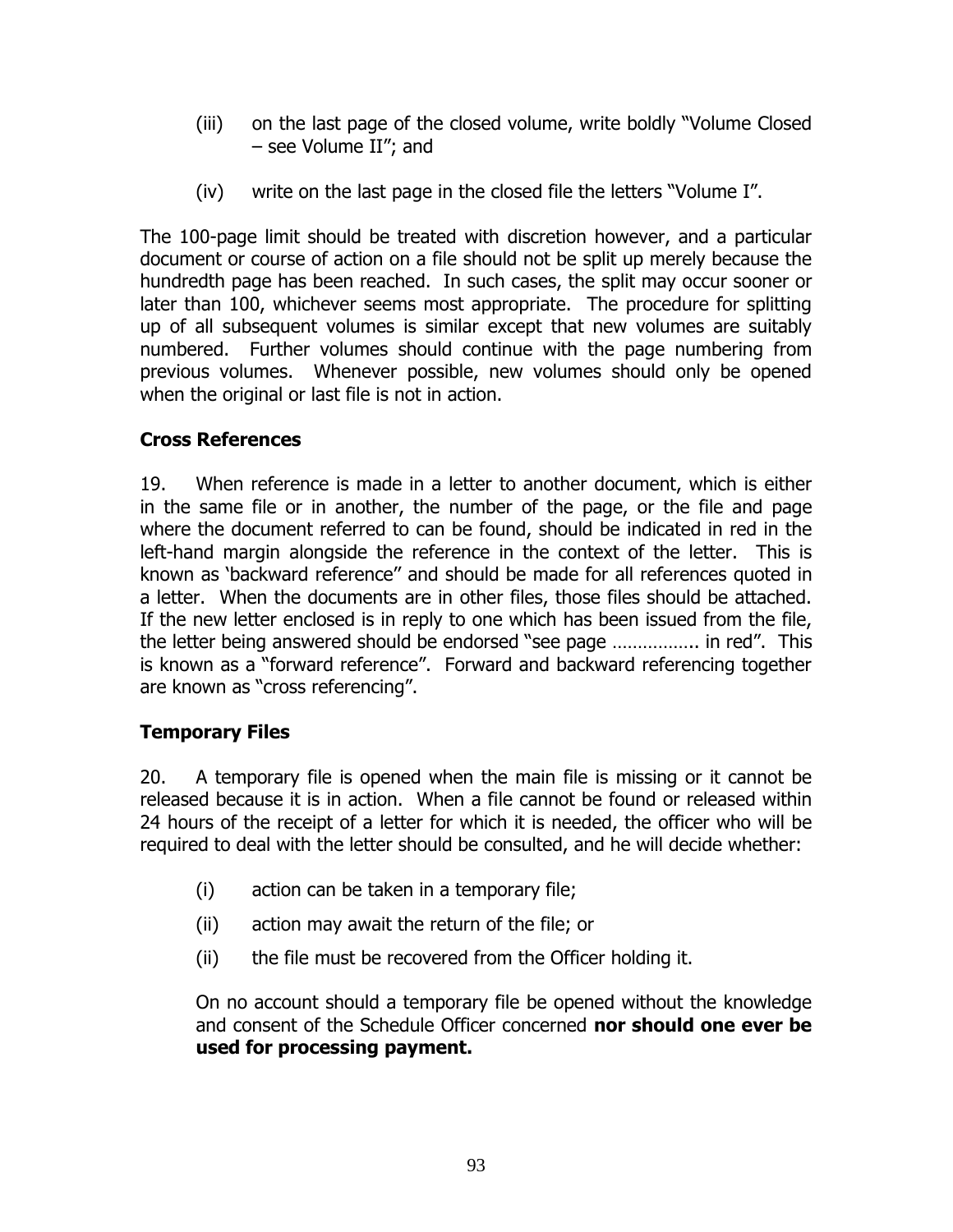(iii) on the last page of the closed volume, write boldly "Volume Closed – see Volume II"; and

(iv) write on the last page in the closed file the letters "Volume I".

The 100-page limit should be treated with discretion however, and a particular document or course of action on a file should not be split up merely because the hundredth page has been reached. In such cases, the split may occur sooner or later than 100, whichever seems most appropriate. The procedure for splitting up of all subsequent volumes is similar except that new volumes are suitably numbered. Further volumes should continue with the page numbering from previous volumes. Whenever possible, new volumes should only be opened when the original or last file is not in action.

### Cross References

19. When reference is made in a letter to another document, which is either in the same file or in another, the number of the page, or the file and page where the document referred to can be found, should be indicated in red in the left-hand margin alongside the reference in the context of the letter. This is known as 'backward reference" and should be made for all references quoted in a letter. When the documents are in other files, those files should be attached. If the new letter enclosed is in reply to one which has been issued from the file, the letter being answered should be endorsed "see page …………….. in red". This is known as a "forward reference". Forward and backward referencing together are known as "cross referencing".

### Temporary Files

20. A temporary file is opened when the main file is missing or it cannot be released because it is in action. When a file cannot be found or released within 24 hours of the receipt of a letter for which it is needed, the officer who will be required to deal with the letter should be consulted, and he will decide whether:

(i) action can be taken in a temporary file;

(ii) action may await the return of the file; or

(ii) the file must be recovered from the Officer holding it.

On no account should a temporary file be opened without the knowledge and consent of the Schedule Officer concerned **nor should one ever be used for processing payment.**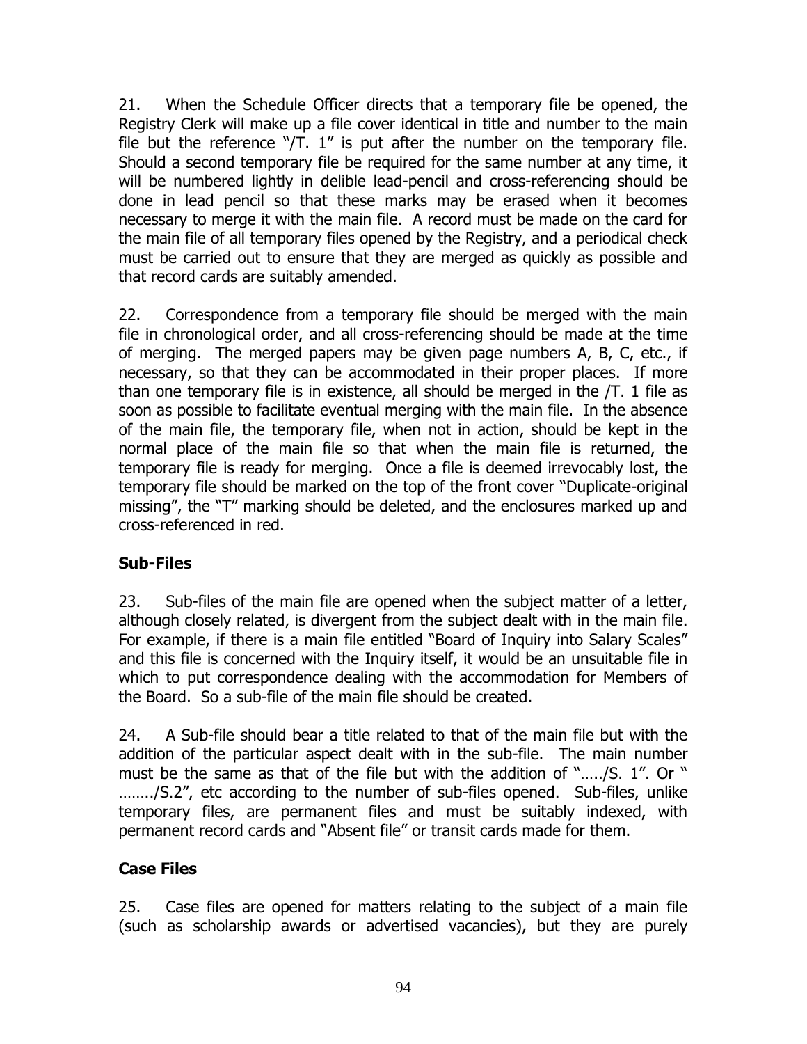21. When the Schedule Officer directs that a temporary file be opened, the Registry Clerk will make up a file cover identical in title and number to the main file but the reference "/T. 1" is put after the number on the temporary file. Should a second temporary file be required for the same number at any time, it will be numbered lightly in delible lead-pencil and cross-referencing should be done in lead pencil so that these marks may be erased when it becomes necessary to merge it with the main file. A record must be made on the card for the main file of all temporary files opened by the Registry, and a periodical check must be carried out to ensure that they are merged as quickly as possible and that record cards are suitably amended.

22. Correspondence from a temporary file should be merged with the main file in chronological order, and all cross-referencing should be made at the time of merging. The merged papers may be given page numbers A, B, C, etc., if necessary, so that they can be accommodated in their proper places. If more than one temporary file is in existence, all should be merged in the /T. 1 file as soon as possible to facilitate eventual merging with the main file. In the absence of the main file, the temporary file, when not in action, should be kept in the normal place of the main file so that when the main file is returned, the temporary file is ready for merging. Once a file is deemed irrevocably lost, the temporary file should be marked on the top of the front cover "Duplicate-original missing", the "T" marking should be deleted, and the enclosures marked up and cross-referenced in red.

**Sub-Files**

23. Sub-files of the main file are opened when the subject matter of a letter, although closely related, is divergent from the subject dealt with in the main file. For example, if there is a main file entitled "Board of Inquiry into Salary Scales" and this file is concerned with the Inquiry itself, it would be an unsuitable file in which to put correspondence dealing with the accommodation for Members of the Board. So a sub-file of the main file should be created.

24. A Sub-file should bear a title related to that of the main file but with the addition of the particular aspect dealt with in the sub-file. The main number must be the same as that of the file but with the addition of "...../S. 1". Or " ......../S.2", etc according to the number of sub-files opened. Sub-files, unlike temporary files, are permanent files and must be suitably indexed, with permanent record cards and "Absent file" or transit cards made for them.

**Case Files**

25. Case files are opened for matters relating to the subject of a main file (such as scholarship awards or advertised vacancies), but they are purely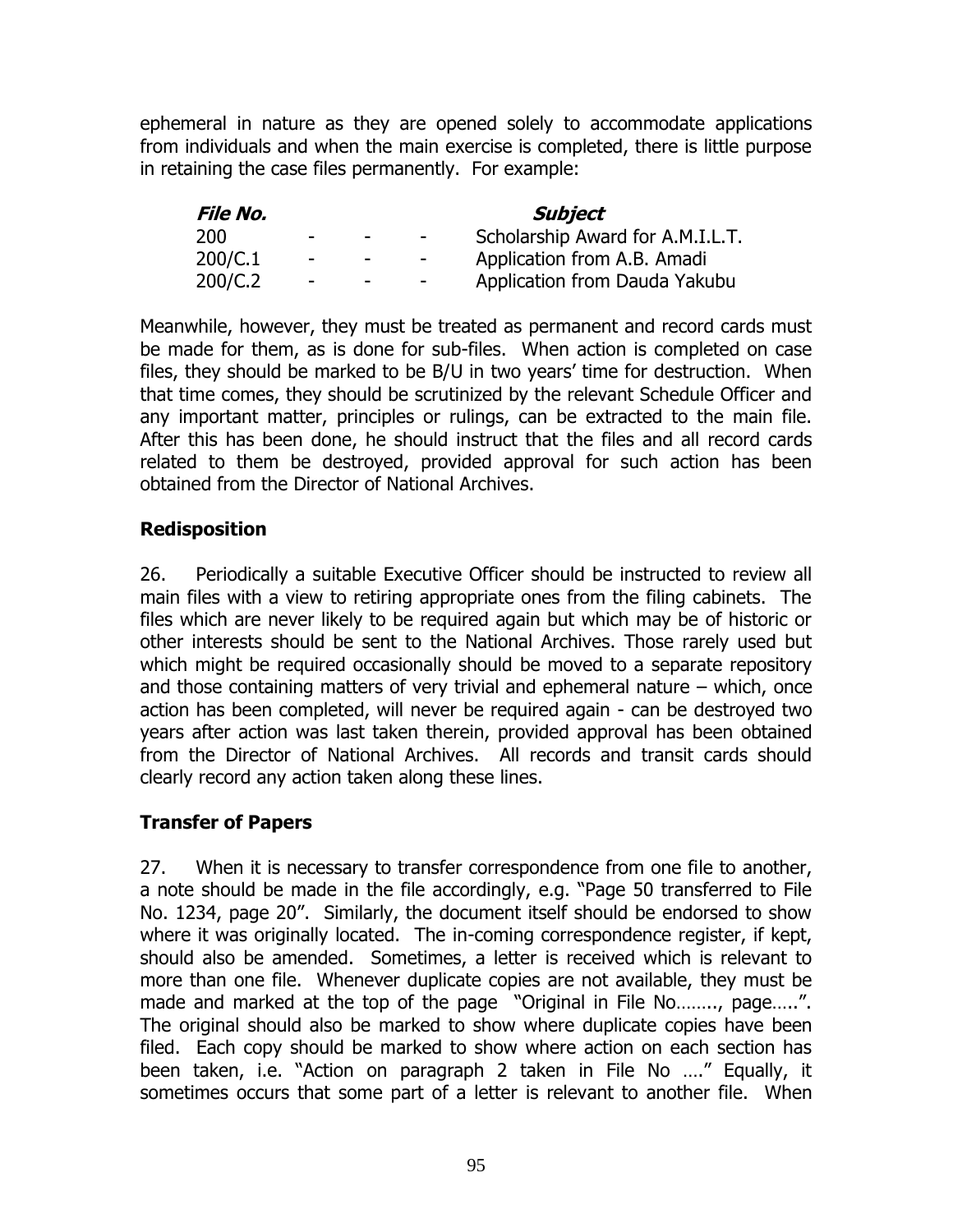ephemeral in nature as they are opened solely to accommodate applications from individuals and when the main exercise is completed, there is little purpose in retaining the case files permanently. For example:

| ***File No.*** | | | | ***Subject*** |
|---|---|---|---|---|
| 200 | - | - | - | Scholarship Award for A.M.I.L.T. |
| 200/C.1 | - | - | - | Application from A.B. Amadi |
| 200/C.2 | - | - | - | Application from Dauda Yakubu |

Meanwhile, however, they must be treated as permanent and record cards must be made for them, as is done for sub-files. When action is completed on case files, they should be marked to be B/U in two years' time for destruction. When that time comes, they should be scrutinized by the relevant Schedule Officer and any important matter, principles or rulings, can be extracted to the main file. After this has been done, he should instruct that the files and all record cards related to them be destroyed, provided approval for such action has been obtained from the Director of National Archives.

**Redisposition**

26. Periodically a suitable Executive Officer should be instructed to review all main files with a view to retiring appropriate ones from the filing cabinets. The files which are never likely to be required again but which may be of historic or other interests should be sent to the National Archives. Those rarely used but which might be required occasionally should be moved to a separate repository and those containing matters of very trivial and ephemeral nature – which, once action has been completed, will never be required again - can be destroyed two years after action was last taken therein, provided approval has been obtained from the Director of National Archives. All records and transit cards should clearly record any action taken along these lines.

**Transfer of Papers**

27. When it is necessary to transfer correspondence from one file to another, a note should be made in the file accordingly, e.g. "Page 50 transferred to File No. 1234, page 20". Similarly, the document itself should be endorsed to show where it was originally located. The in-coming correspondence register, if kept, should also be amended. Sometimes, a letter is received which is relevant to more than one file. Whenever duplicate copies are not available, they must be made and marked at the top of the page "Original in File No…….., page…..". The original should also be marked to show where duplicate copies have been filed. Each copy should be marked to show where action on each section has been taken, i.e. "Action on paragraph 2 taken in File No …." Equally, it sometimes occurs that some part of a letter is relevant to another file. When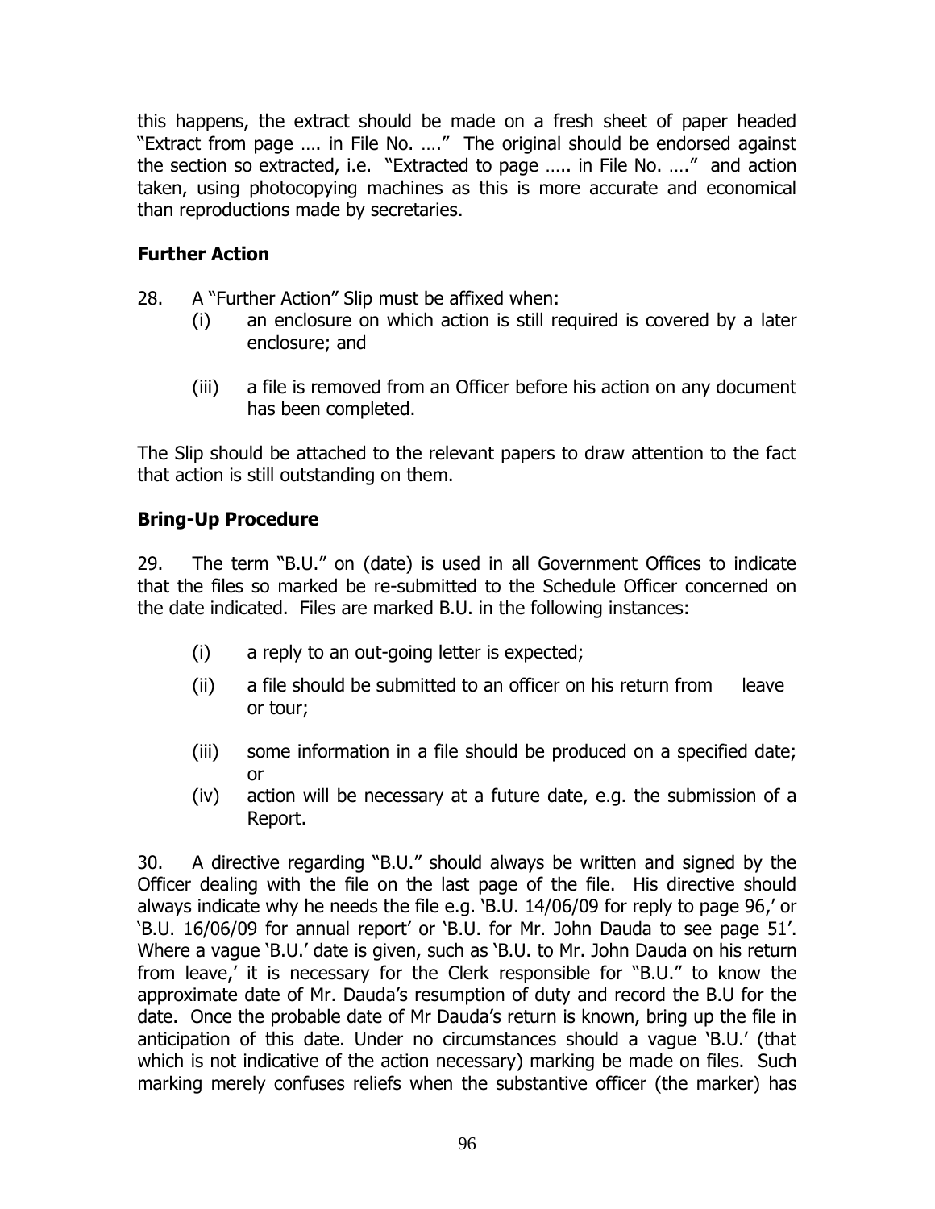this happens, the extract should be made on a fresh sheet of paper headed "Extract from page …. in File No. …." The original should be endorsed against the section so extracted, i.e. "Extracted to page ….. in File No. …." and action taken, using photocopying machines as this is more accurate and economical than reproductions made by secretaries.

## Further Action

28. A "Further Action" Slip must be affixed when:

(i) an enclosure on which action is still required is covered by a later enclosure; and

(iii) a file is removed from an Officer before his action on any document has been completed.

The Slip should be attached to the relevant papers to draw attention to the fact that action is still outstanding on them.

## Bring-Up Procedure

29. The term "B.U." on (date) is used in all Government Offices to indicate that the files so marked be re-submitted to the Schedule Officer concerned on the date indicated. Files are marked B.U. in the following instances:

(i) a reply to an out-going letter is expected;

(ii) a file should be submitted to an officer on his return from leave or tour;

(iii) some information in a file should be produced on a specified date; or

(iv) action will be necessary at a future date, e.g. the submission of a Report.

30. A directive regarding "B.U." should always be written and signed by the Officer dealing with the file on the last page of the file. His directive should always indicate why he needs the file e.g. 'B.U. 14/06/09 for reply to page 96,' or 'B.U. 16/06/09 for annual report' or 'B.U. for Mr. John Dauda to see page 51'. Where a vague 'B.U.' date is given, such as 'B.U. to Mr. John Dauda on his return from leave,' it is necessary for the Clerk responsible for "B.U." to know the approximate date of Mr. Dauda's resumption of duty and record the B.U for the date. Once the probable date of Mr Dauda's return is known, bring up the file in anticipation of this date. Under no circumstances should a vague 'B.U.' (that which is not indicative of the action necessary) marking be made on files. Such marking merely confuses reliefs when the substantive officer (the marker) has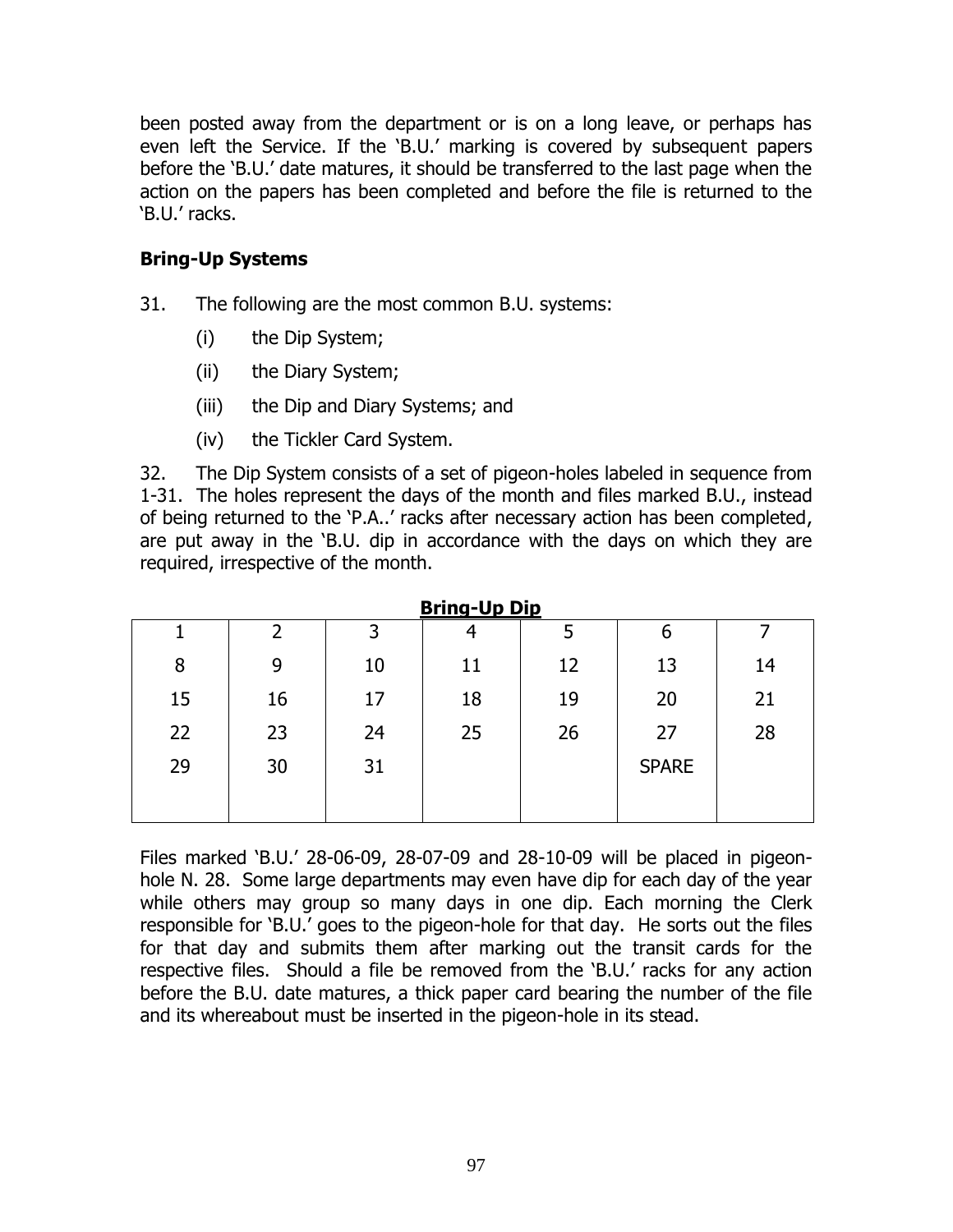been posted away from the department or is on a long leave, or perhaps has even left the Service. If the 'B.U.' marking is covered by subsequent papers before the 'B.U.' date matures, it should be transferred to the last page when the action on the papers has been completed and before the file is returned to the 'B.U.' racks.

### Bring-Up Systems

31. The following are the most common B.U. systems:

   (i) the Dip System;

   (ii) the Diary System;

   (iii) the Dip and Diary Systems; and

   (iv) the Tickler Card System.

32. The Dip System consists of a set of pigeon-holes labeled in sequence from 1-31. The holes represent the days of the month and files marked B.U., instead of being returned to the 'P.A..' racks after necessary action has been completed, are put away in the 'B.U. dip in accordance with the days on which they are required, irrespective of the month.

**Bring-Up Dip**

| 1 | 2 | 3 | 4 | 5 | 6 | 7 |
|---|---|---|---|---|---|---|
| 8 | 9 | 10 | 11 | 12 | 13 | 14 |
| 15 | 16 | 17 | 18 | 19 | 20 | 21 |
| 22 | 23 | 24 | 25 | 26 | 27 | 28 |
| 29 | 30 | 31 | | | SPARE | |

Files marked 'B.U.' 28-06-09, 28-07-09 and 28-10-09 will be placed in pigeon-hole N. 28. Some large departments may even have dip for each day of the year while others may group so many days in one dip. Each morning the Clerk responsible for 'B.U.' goes to the pigeon-hole for that day. He sorts out the files for that day and submits them after marking out the transit cards for the respective files. Should a file be removed from the 'B.U.' racks for any action before the B.U. date matures, a thick paper card bearing the number of the file and its whereabout must be inserted in the pigeon-hole in its stead.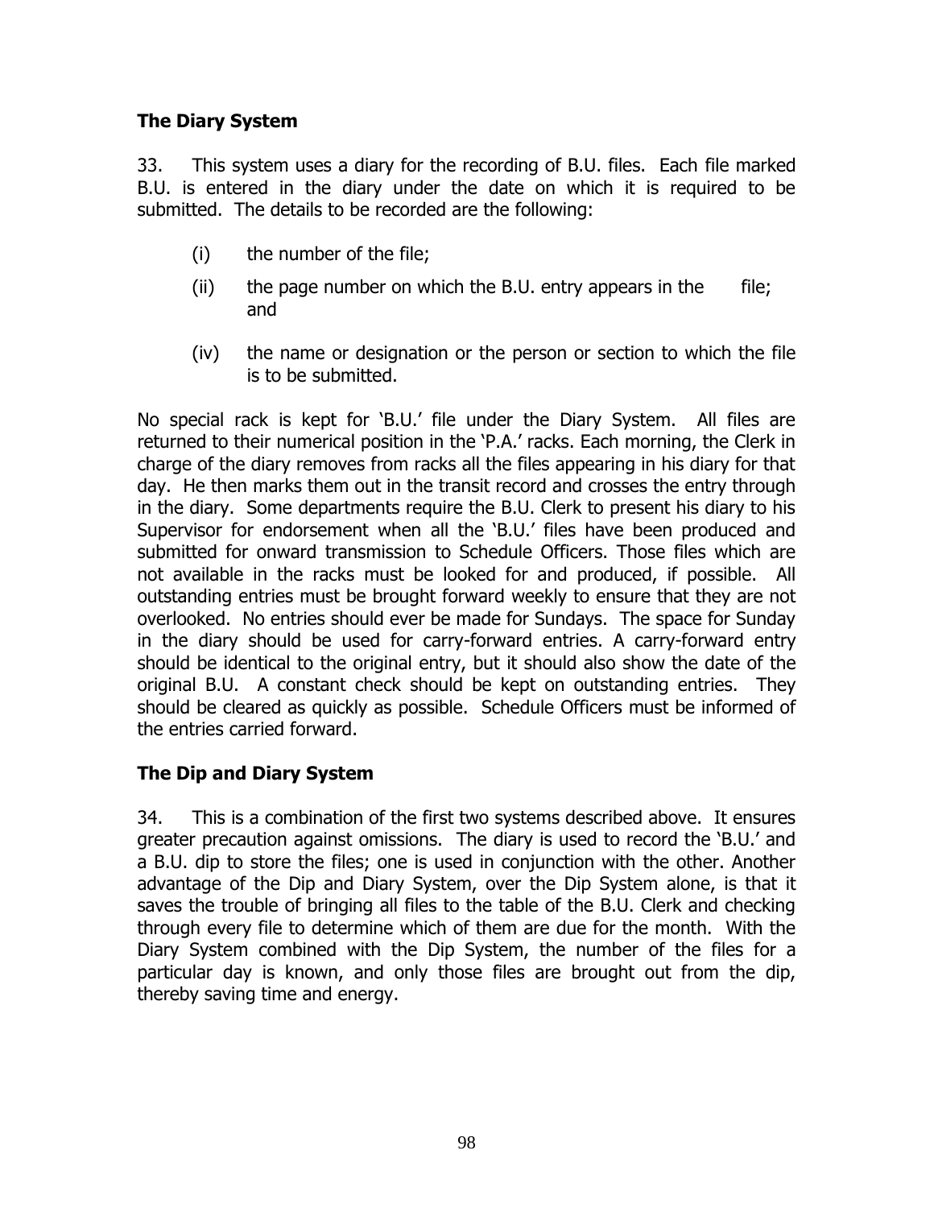## The Diary System

33. This system uses a diary for the recording of B.U. files. Each file marked B.U. is entered in the diary under the date on which it is required to be submitted. The details to be recorded are the following:

(i) the number of the file;

(ii) the page number on which the B.U. entry appears in the file; and

(iv) the name or designation or the person or section to which the file is to be submitted.

No special rack is kept for 'B.U.' file under the Diary System. All files are returned to their numerical position in the 'P.A.' racks. Each morning, the Clerk in charge of the diary removes from racks all the files appearing in his diary for that day. He then marks them out in the transit record and crosses the entry through in the diary. Some departments require the B.U. Clerk to present his diary to his Supervisor for endorsement when all the 'B.U.' files have been produced and submitted for onward transmission to Schedule Officers. Those files which are not available in the racks must be looked for and produced, if possible. All outstanding entries must be brought forward weekly to ensure that they are not overlooked. No entries should ever be made for Sundays. The space for Sunday in the diary should be used for carry-forward entries. A carry-forward entry should be identical to the original entry, but it should also show the date of the original B.U. A constant check should be kept on outstanding entries. They should be cleared as quickly as possible. Schedule Officers must be informed of the entries carried forward.

## The Dip and Diary System

34. This is a combination of the first two systems described above. It ensures greater precaution against omissions. The diary is used to record the 'B.U.' and a B.U. dip to store the files; one is used in conjunction with the other. Another advantage of the Dip and Diary System, over the Dip System alone, is that it saves the trouble of bringing all files to the table of the B.U. Clerk and checking through every file to determine which of them are due for the month. With the Diary System combined with the Dip System, the number of the files for a particular day is known, and only those files are brought out from the dip, thereby saving time and energy.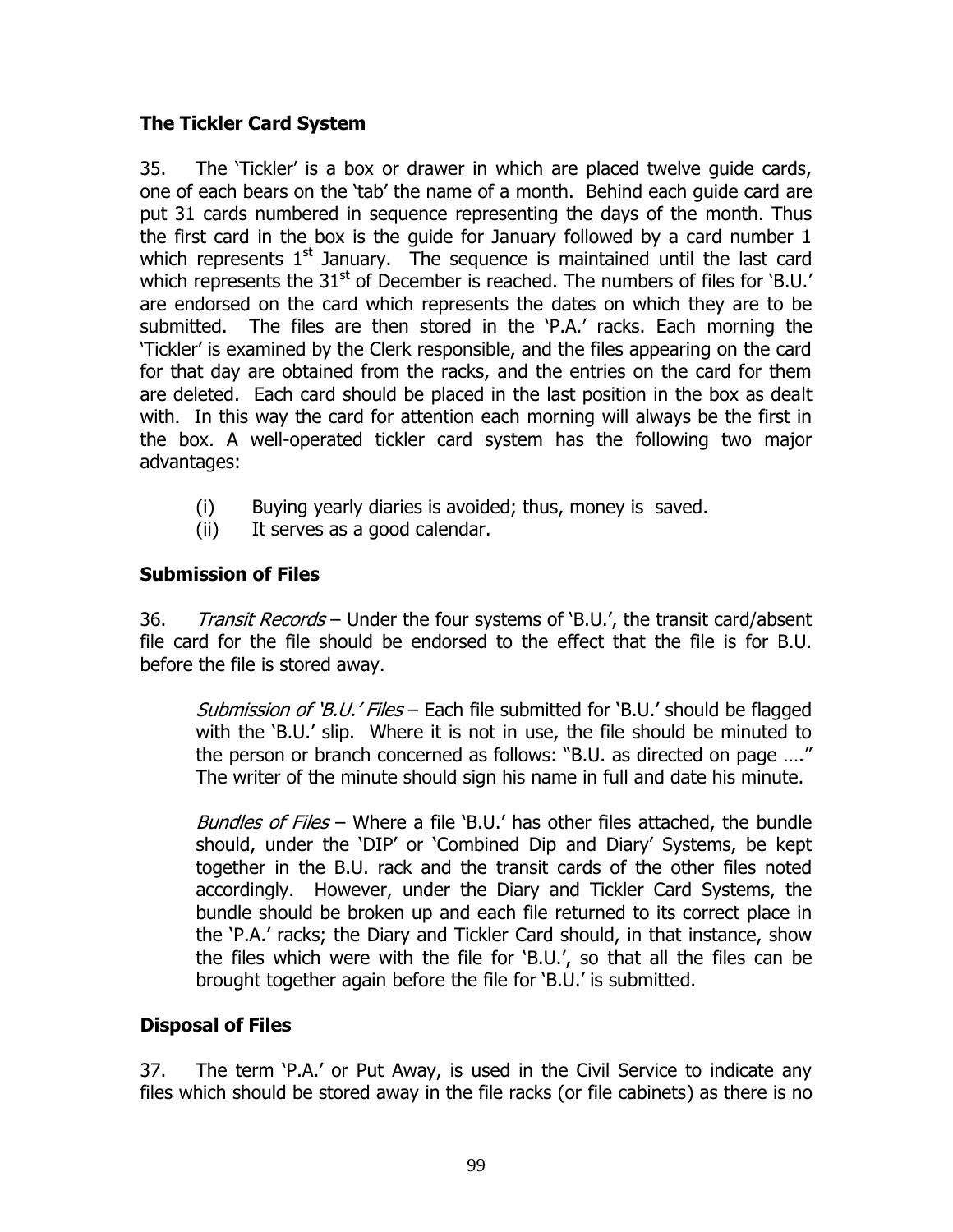## The Tickler Card System

35. The 'Tickler' is a box or drawer in which are placed twelve guide cards, one of each bears on the 'tab' the name of a month. Behind each guide card are put 31 cards numbered in sequence representing the days of the month. Thus the first card in the box is the guide for January followed by a card number 1 which represents 1st January. The sequence is maintained until the last card which represents the 31st of December is reached. The numbers of files for 'B.U.' are endorsed on the card which represents the dates on which they are to be submitted. The files are then stored in the 'P.A.' racks. Each morning the 'Tickler' is examined by the Clerk responsible, and the files appearing on the card for that day are obtained from the racks, and the entries on the card for them are deleted. Each card should be placed in the last position in the box as dealt with. In this way the card for attention each morning will always be the first in the box. A well-operated tickler card system has the following two major advantages:

- (i) Buying yearly diaries is avoided; thus, money is saved.
- (ii) It serves as a good calendar.

## Submission of Files

36. *Transit Records* – Under the four systems of 'B.U.', the transit card/absent file card for the file should be endorsed to the effect that the file is for B.U. before the file is stored away.

*Submission of 'B.U.' Files* – Each file submitted for 'B.U.' should be flagged with the 'B.U.' slip. Where it is not in use, the file should be minuted to the person or branch concerned as follows: "B.U. as directed on page …." The writer of the minute should sign his name in full and date his minute.

*Bundles of Files* – Where a file 'B.U.' has other files attached, the bundle should, under the 'DIP' or 'Combined Dip and Diary' Systems, be kept together in the B.U. rack and the transit cards of the other files noted accordingly. However, under the Diary and Tickler Card Systems, the bundle should be broken up and each file returned to its correct place in the 'P.A.' racks; the Diary and Tickler Card should, in that instance, show the files which were with the file for 'B.U.', so that all the files can be brought together again before the file for 'B.U.' is submitted.

## Disposal of Files

37. The term 'P.A.' or Put Away, is used in the Civil Service to indicate any files which should be stored away in the file racks (or file cabinets) as there is no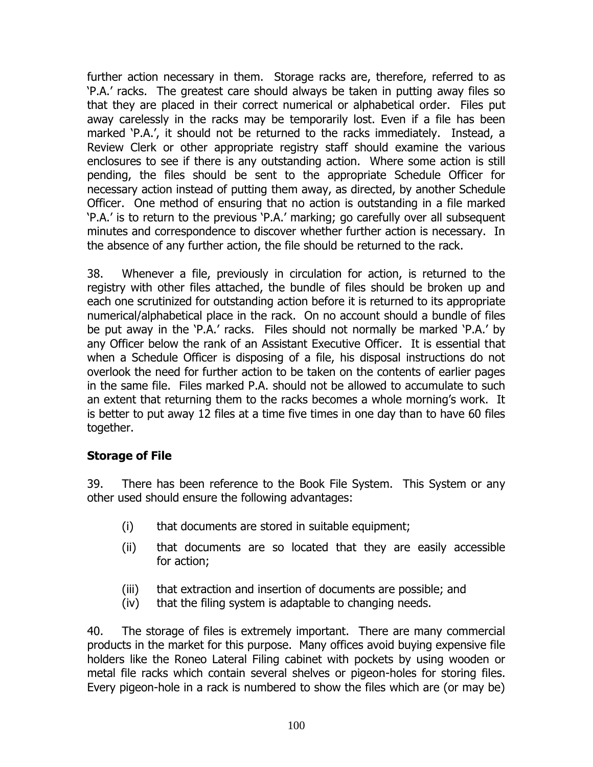further action necessary in them. Storage racks are, therefore, referred to as 'P.A.' racks. The greatest care should always be taken in putting away files so that they are placed in their correct numerical or alphabetical order. Files put away carelessly in the racks may be temporarily lost. Even if a file has been marked 'P.A.', it should not be returned to the racks immediately. Instead, a Review Clerk or other appropriate registry staff should examine the various enclosures to see if there is any outstanding action. Where some action is still pending, the files should be sent to the appropriate Schedule Officer for necessary action instead of putting them away, as directed, by another Schedule Officer. One method of ensuring that no action is outstanding in a file marked 'P.A.' is to return to the previous 'P.A.' marking; go carefully over all subsequent minutes and correspondence to discover whether further action is necessary. In the absence of any further action, the file should be returned to the rack.

38. Whenever a file, previously in circulation for action, is returned to the registry with other files attached, the bundle of files should be broken up and each one scrutinized for outstanding action before it is returned to its appropriate numerical/alphabetical place in the rack. On no account should a bundle of files be put away in the 'P.A.' racks. Files should not normally be marked 'P.A.' by any Officer below the rank of an Assistant Executive Officer. It is essential that when a Schedule Officer is disposing of a file, his disposal instructions do not overlook the need for further action to be taken on the contents of earlier pages in the same file. Files marked P.A. should not be allowed to accumulate to such an extent that returning them to the racks becomes a whole morning's work. It is better to put away 12 files at a time five times in one day than to have 60 files together.

**Storage of File**

39. There has been reference to the Book File System. This System or any other used should ensure the following advantages:

(i) that documents are stored in suitable equipment;

(ii) that documents are so located that they are easily accessible for action;

(iii) that extraction and insertion of documents are possible; and

(iv) that the filing system is adaptable to changing needs.

40. The storage of files is extremely important. There are many commercial products in the market for this purpose. Many offices avoid buying expensive file holders like the Roneo Lateral Filing cabinet with pockets by using wooden or metal file racks which contain several shelves or pigeon-holes for storing files. Every pigeon-hole in a rack is numbered to show the files which are (or may be)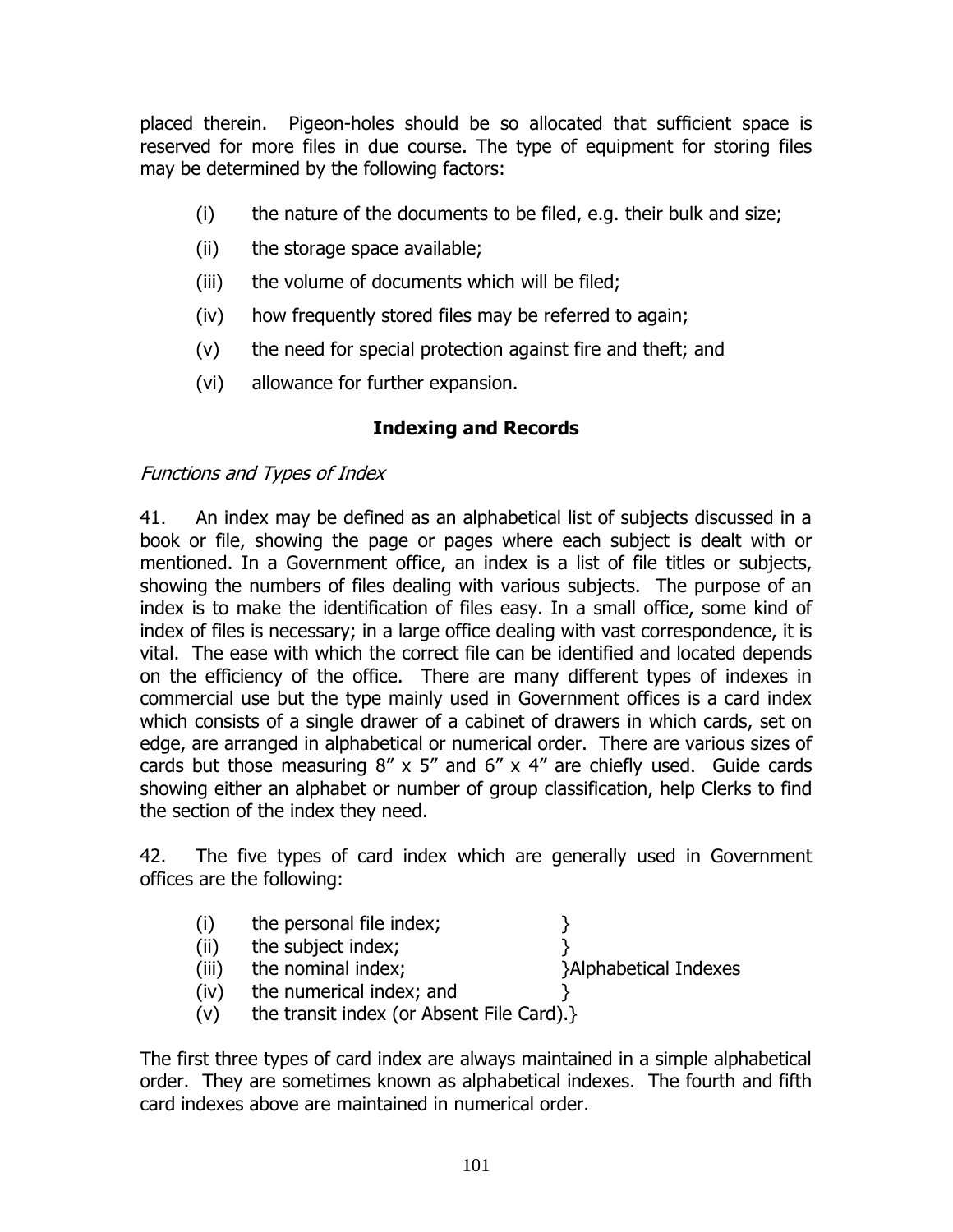placed therein. Pigeon-holes should be so allocated that sufficient space is reserved for more files in due course. The type of equipment for storing files may be determined by the following factors:

(i) the nature of the documents to be filed, e.g. their bulk and size;

(ii) the storage space available;

(iii) the volume of documents which will be filed;

(iv) how frequently stored files may be referred to again;

(v) the need for special protection against fire and theft; and

(vi) allowance for further expansion.

## Indexing and Records

*Functions and Types of Index*

41. An index may be defined as an alphabetical list of subjects discussed in a book or file, showing the page or pages where each subject is dealt with or mentioned. In a Government office, an index is a list of file titles or subjects, showing the numbers of files dealing with various subjects. The purpose of an index is to make the identification of files easy. In a small office, some kind of index of files is necessary; in a large office dealing with vast correspondence, it is vital. The ease with which the correct file can be identified and located depends on the efficiency of the office. There are many different types of indexes in commercial use but the type mainly used in Government offices is a card index which consists of a single drawer of a cabinet of drawers in which cards, set on edge, are arranged in alphabetical or numerical order. There are various sizes of cards but those measuring 8" x 5" and 6" x 4" are chiefly used. Guide cards showing either an alphabet or number of group classification, help Clerks to find the section of the index they need.

42. The five types of card index which are generally used in Government offices are the following:

(i) the personal file index; }
(ii) the subject index; }
(iii) the nominal index; }Alphabetical Indexes
(iv) the numerical index; and }
(v) the transit index (or Absent File Card).}

The first three types of card index are always maintained in a simple alphabetical order. They are sometimes known as alphabetical indexes. The fourth and fifth card indexes above are maintained in numerical order.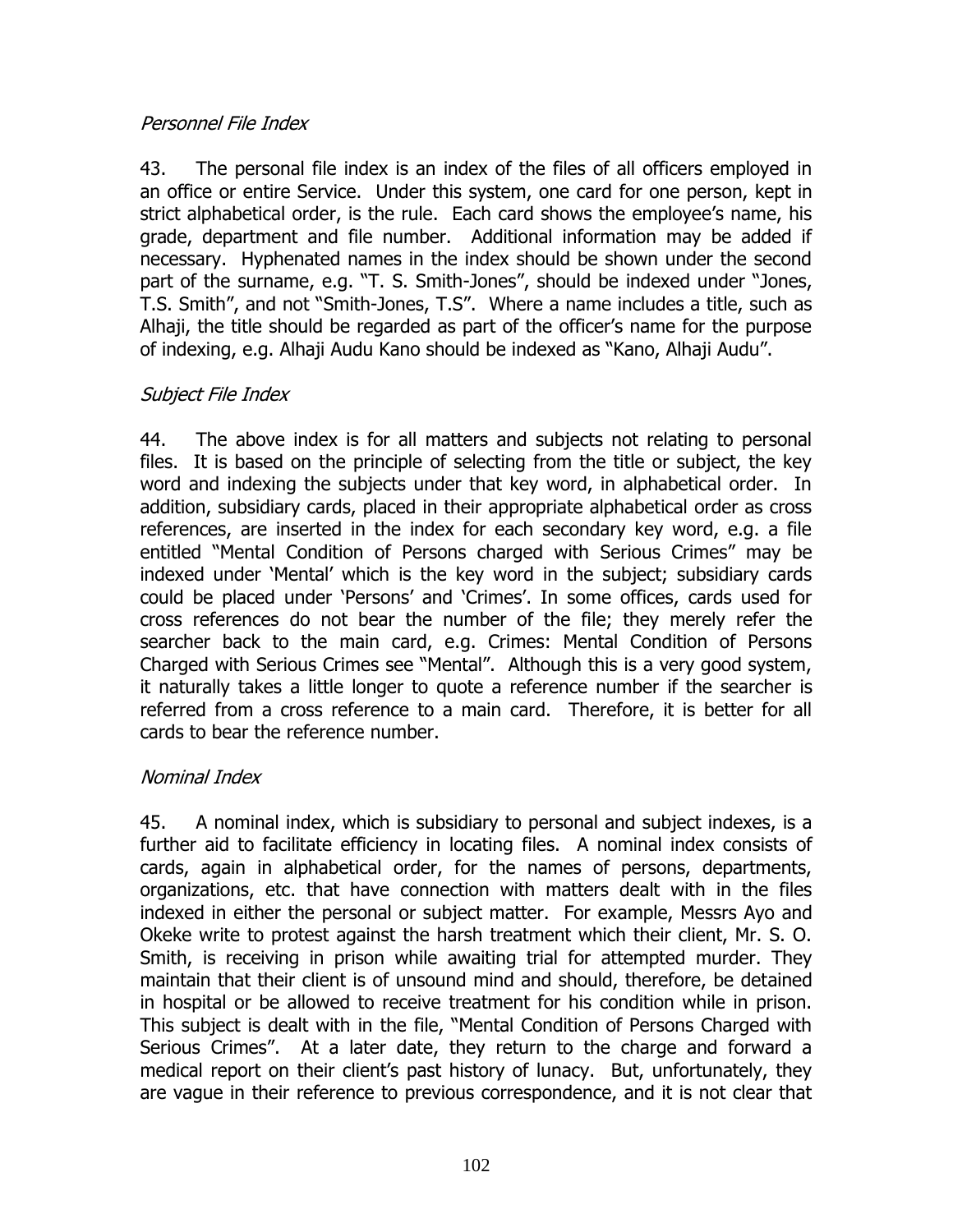*Personnel File Index*

43. The personal file index is an index of the files of all officers employed in an office or entire Service. Under this system, one card for one person, kept in strict alphabetical order, is the rule. Each card shows the employee's name, his grade, department and file number. Additional information may be added if necessary. Hyphenated names in the index should be shown under the second part of the surname, e.g. "T. S. Smith-Jones", should be indexed under "Jones, T.S. Smith", and not "Smith-Jones, T.S". Where a name includes a title, such as Alhaji, the title should be regarded as part of the officer's name for the purpose of indexing, e.g. Alhaji Audu Kano should be indexed as "Kano, Alhaji Audu".

*Subject File Index*

44. The above index is for all matters and subjects not relating to personal files. It is based on the principle of selecting from the title or subject, the key word and indexing the subjects under that key word, in alphabetical order. In addition, subsidiary cards, placed in their appropriate alphabetical order as cross references, are inserted in the index for each secondary key word, e.g. a file entitled "Mental Condition of Persons charged with Serious Crimes" may be indexed under 'Mental' which is the key word in the subject; subsidiary cards could be placed under 'Persons' and 'Crimes'. In some offices, cards used for cross references do not bear the number of the file; they merely refer the searcher back to the main card, e.g. Crimes: Mental Condition of Persons Charged with Serious Crimes see "Mental". Although this is a very good system, it naturally takes a little longer to quote a reference number if the searcher is referred from a cross reference to a main card. Therefore, it is better for all cards to bear the reference number.

*Nominal Index*

45. A nominal index, which is subsidiary to personal and subject indexes, is a further aid to facilitate efficiency in locating files. A nominal index consists of cards, again in alphabetical order, for the names of persons, departments, organizations, etc. that have connection with matters dealt with in the files indexed in either the personal or subject matter. For example, Messrs Ayo and Okeke write to protest against the harsh treatment which their client, Mr. S. O. Smith, is receiving in prison while awaiting trial for attempted murder. They maintain that their client is of unsound mind and should, therefore, be detained in hospital or be allowed to receive treatment for his condition while in prison. This subject is dealt with in the file, "Mental Condition of Persons Charged with Serious Crimes". At a later date, they return to the charge and forward a medical report on their client's past history of lunacy. But, unfortunately, they are vague in their reference to previous correspondence, and it is not clear that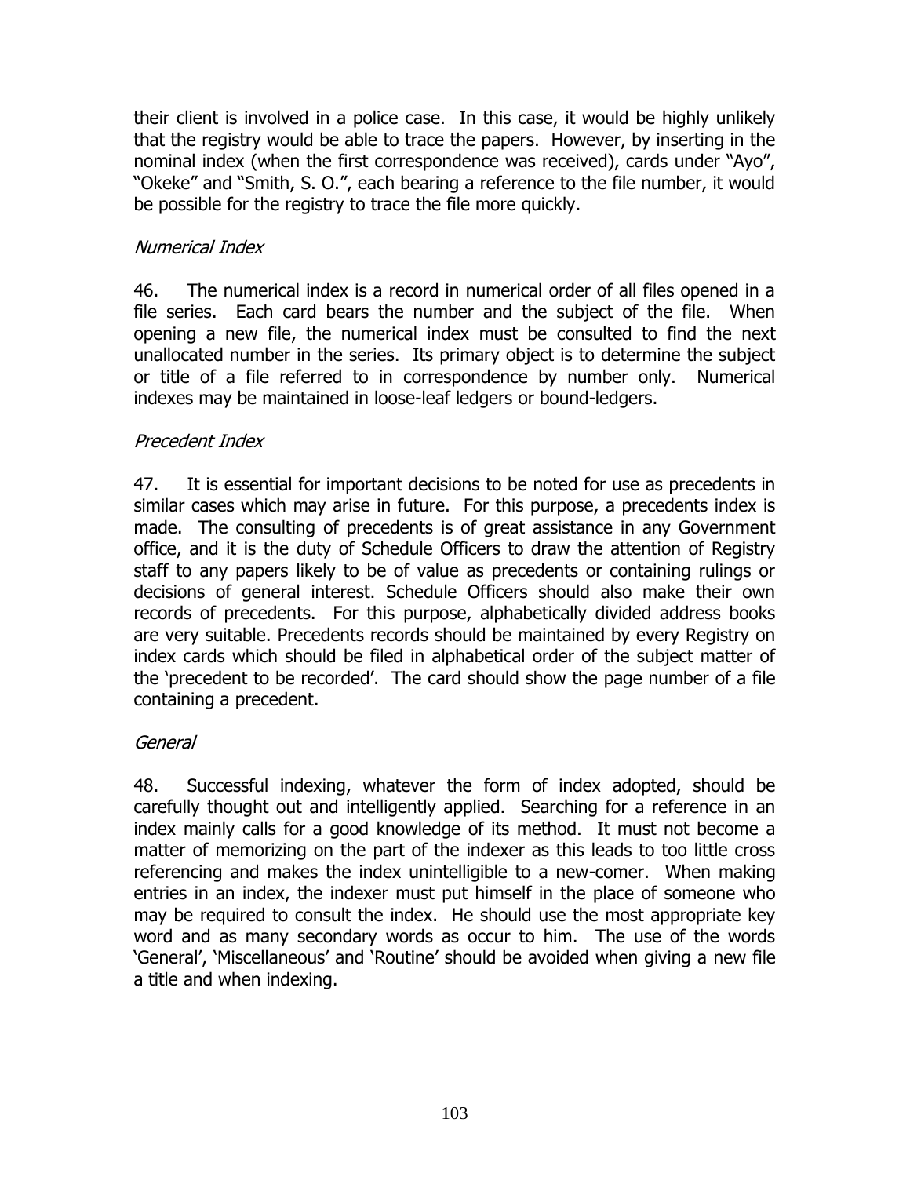their client is involved in a police case. In this case, it would be highly unlikely that the registry would be able to trace the papers. However, by inserting in the nominal index (when the first correspondence was received), cards under "Ayo", "Okeke" and "Smith, S. O.", each bearing a reference to the file number, it would be possible for the registry to trace the file more quickly.

*Numerical Index*

46. The numerical index is a record in numerical order of all files opened in a file series. Each card bears the number and the subject of the file. When opening a new file, the numerical index must be consulted to find the next unallocated number in the series. Its primary object is to determine the subject or title of a file referred to in correspondence by number only. Numerical indexes may be maintained in loose-leaf ledgers or bound-ledgers.

*Precedent Index*

47. It is essential for important decisions to be noted for use as precedents in similar cases which may arise in future. For this purpose, a precedents index is made. The consulting of precedents is of great assistance in any Government office, and it is the duty of Schedule Officers to draw the attention of Registry staff to any papers likely to be of value as precedents or containing rulings or decisions of general interest. Schedule Officers should also make their own records of precedents. For this purpose, alphabetically divided address books are very suitable. Precedents records should be maintained by every Registry on index cards which should be filed in alphabetical order of the subject matter of the 'precedent to be recorded'. The card should show the page number of a file containing a precedent.

*General*

48. Successful indexing, whatever the form of index adopted, should be carefully thought out and intelligently applied. Searching for a reference in an index mainly calls for a good knowledge of its method. It must not become a matter of memorizing on the part of the indexer as this leads to too little cross referencing and makes the index unintelligible to a new-comer. When making entries in an index, the indexer must put himself in the place of someone who may be required to consult the index. He should use the most appropriate key word and as many secondary words as occur to him. The use of the words 'General', 'Miscellaneous' and 'Routine' should be avoided when giving a new file a title and when indexing.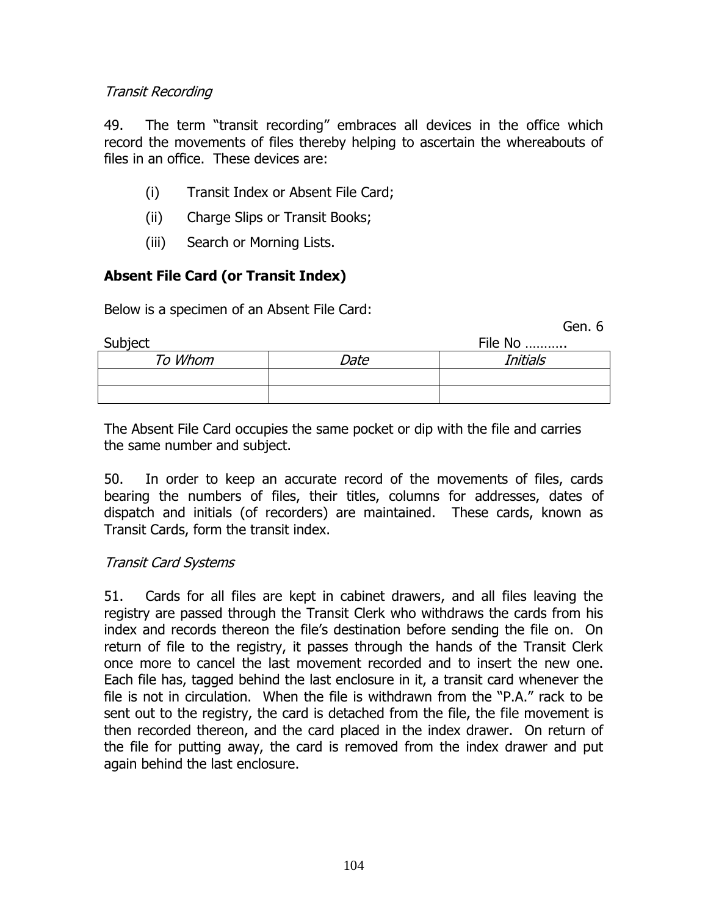*Transit Recording*

49. The term "transit recording" embraces all devices in the office which record the movements of files thereby helping to ascertain the whereabouts of files in an office. These devices are:

(i) Transit Index or Absent File Card;

(ii) Charge Slips or Transit Books;

(iii) Search or Morning Lists.

**Absent File Card (or Transit Index)**

Below is a specimen of an Absent File Card:

Gen. 6

Subject File No ………..

| *To Whom* | *Date* | *Initials* |
|---|---|---|
| | | |
| | | |

The Absent File Card occupies the same pocket or dip with the file and carries the same number and subject.

50. In order to keep an accurate record of the movements of files, cards bearing the numbers of files, their titles, columns for addresses, dates of dispatch and initials (of recorders) are maintained. These cards, known as Transit Cards, form the transit index.

*Transit Card Systems*

51. Cards for all files are kept in cabinet drawers, and all files leaving the registry are passed through the Transit Clerk who withdraws the cards from his index and records thereon the file's destination before sending the file on. On return of file to the registry, it passes through the hands of the Transit Clerk once more to cancel the last movement recorded and to insert the new one. Each file has, tagged behind the last enclosure in it, a transit card whenever the file is not in circulation. When the file is withdrawn from the "P.A." rack to be sent out to the registry, the card is detached from the file, the file movement is then recorded thereon, and the card placed in the index drawer. On return of the file for putting away, the card is removed from the index drawer and put again behind the last enclosure.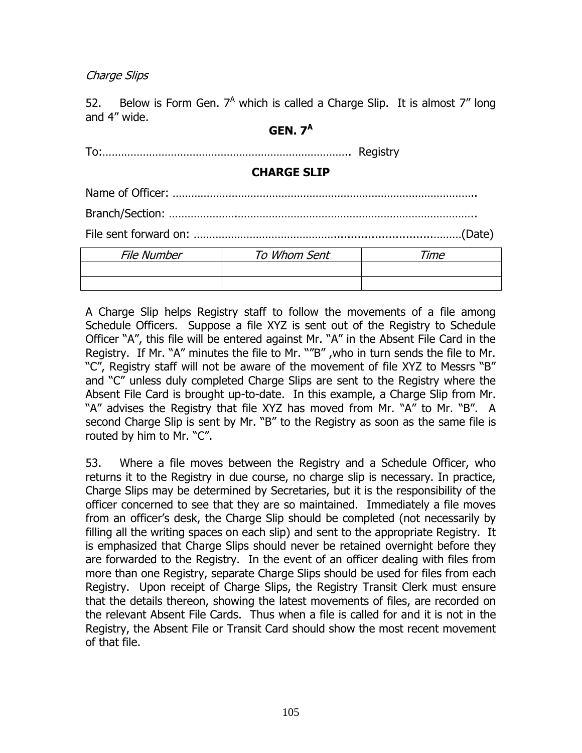*Charge Slips*

52. Below is Form Gen. $7^A$ which is called a Charge Slip. It is almost 7" long and 4" wide.

**GEN. $7^A$**

To:……………………………………………………………………. Registry

**CHARGE SLIP**

Name of Officer: ……………………………………………………………………………………..

Branch/Section: ………………………………………………………………………………………..

File sent forward on: ………………………………………………………………………(Date)

| *File Number* | *To Whom Sent* | *Time* |
|---|---|---|
| | | |
| | | |

A Charge Slip helps Registry staff to follow the movements of a file among Schedule Officers. Suppose a file XYZ is sent out of the Registry to Schedule Officer "A", this file will be entered against Mr. "A" in the Absent File Card in the Registry. If Mr. "A" minutes the file to Mr. ""B" ,who in turn sends the file to Mr. "C", Registry staff will not be aware of the movement of file XYZ to Messrs "B" and "C" unless duly completed Charge Slips are sent to the Registry where the Absent File Card is brought up-to-date. In this example, a Charge Slip from Mr. "A" advises the Registry that file XYZ has moved from Mr. "A" to Mr. "B". A second Charge Slip is sent by Mr. "B" to the Registry as soon as the same file is routed by him to Mr. "C".

53. Where a file moves between the Registry and a Schedule Officer, who returns it to the Registry in due course, no charge slip is necessary. In practice, Charge Slips may be determined by Secretaries, but it is the responsibility of the officer concerned to see that they are so maintained. Immediately a file moves from an officer's desk, the Charge Slip should be completed (not necessarily by filling all the writing spaces on each slip) and sent to the appropriate Registry. It is emphasized that Charge Slips should never be retained overnight before they are forwarded to the Registry. In the event of an officer dealing with files from more than one Registry, separate Charge Slips should be used for files from each Registry. Upon receipt of Charge Slips, the Registry Transit Clerk must ensure that the details thereon, showing the latest movements of files, are recorded on the relevant Absent File Cards. Thus when a file is called for and it is not in the Registry, the Absent File or Transit Card should show the most recent movement of that file.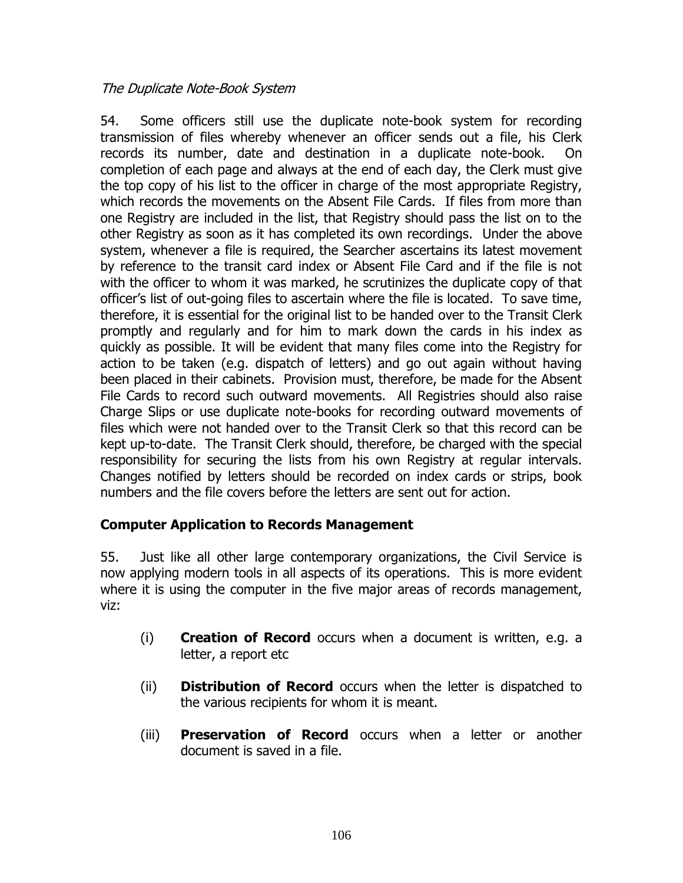*The Duplicate Note-Book System*

54. Some officers still use the duplicate note-book system for recording transmission of files whereby whenever an officer sends out a file, his Clerk records its number, date and destination in a duplicate note-book. On completion of each page and always at the end of each day, the Clerk must give the top copy of his list to the officer in charge of the most appropriate Registry, which records the movements on the Absent File Cards. If files from more than one Registry are included in the list, that Registry should pass the list on to the other Registry as soon as it has completed its own recordings. Under the above system, whenever a file is required, the Searcher ascertains its latest movement by reference to the transit card index or Absent File Card and if the file is not with the officer to whom it was marked, he scrutinizes the duplicate copy of that officer's list of out-going files to ascertain where the file is located. To save time, therefore, it is essential for the original list to be handed over to the Transit Clerk promptly and regularly and for him to mark down the cards in his index as quickly as possible. It will be evident that many files come into the Registry for action to be taken (e.g. dispatch of letters) and go out again without having been placed in their cabinets. Provision must, therefore, be made for the Absent File Cards to record such outward movements. All Registries should also raise Charge Slips or use duplicate note-books for recording outward movements of files which were not handed over to the Transit Clerk so that this record can be kept up-to-date. The Transit Clerk should, therefore, be charged with the special responsibility for securing the lists from his own Registry at regular intervals. Changes notified by letters should be recorded on index cards or strips, book numbers and the file covers before the letters are sent out for action.

## Computer Application to Records Management

55. Just like all other large contemporary organizations, the Civil Service is now applying modern tools in all aspects of its operations. This is more evident where it is using the computer in the five major areas of records management, viz:

(i) **Creation of Record** occurs when a document is written, e.g. a letter, a report etc

(ii) **Distribution of Record** occurs when the letter is dispatched to the various recipients for whom it is meant.

(iii) **Preservation of Record** occurs when a letter or another document is saved in a file.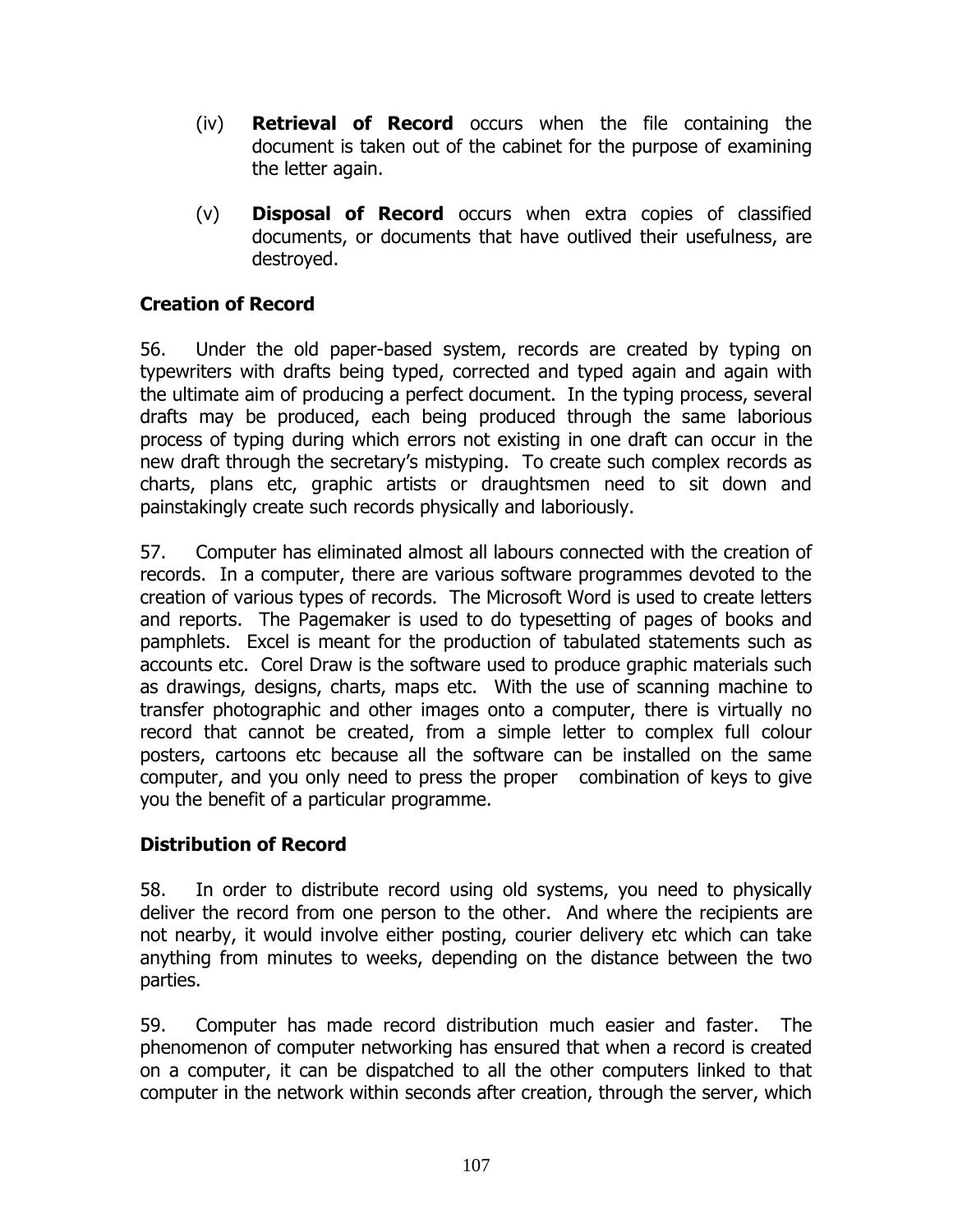(iv) **Retrieval of Record** occurs when the file containing the document is taken out of the cabinet for the purpose of examining the letter again.

(v) **Disposal of Record** occurs when extra copies of classified documents, or documents that have outlived their usefulness, are destroyed.

### Creation of Record

56. Under the old paper-based system, records are created by typing on typewriters with drafts being typed, corrected and typed again and again with the ultimate aim of producing a perfect document. In the typing process, several drafts may be produced, each being produced through the same laborious process of typing during which errors not existing in one draft can occur in the new draft through the secretary's mistyping. To create such complex records as charts, plans etc, graphic artists or draughtsmen need to sit down and painstakingly create such records physically and laboriously.

57. Computer has eliminated almost all labours connected with the creation of records. In a computer, there are various software programmes devoted to the creation of various types of records. The Microsoft Word is used to create letters and reports. The Pagemaker is used to do typesetting of pages of books and pamphlets. Excel is meant for the production of tabulated statements such as accounts etc. Corel Draw is the software used to produce graphic materials such as drawings, designs, charts, maps etc. With the use of scanning machine to transfer photographic and other images onto a computer, there is virtually no record that cannot be created, from a simple letter to complex full colour posters, cartoons etc because all the software can be installed on the same computer, and you only need to press the proper combination of keys to give you the benefit of a particular programme.

### Distribution of Record

58. In order to distribute record using old systems, you need to physically deliver the record from one person to the other. And where the recipients are not nearby, it would involve either posting, courier delivery etc which can take anything from minutes to weeks, depending on the distance between the two parties.

59. Computer has made record distribution much easier and faster. The phenomenon of computer networking has ensured that when a record is created on a computer, it can be dispatched to all the other computers linked to that computer in the network within seconds after creation, through the server, which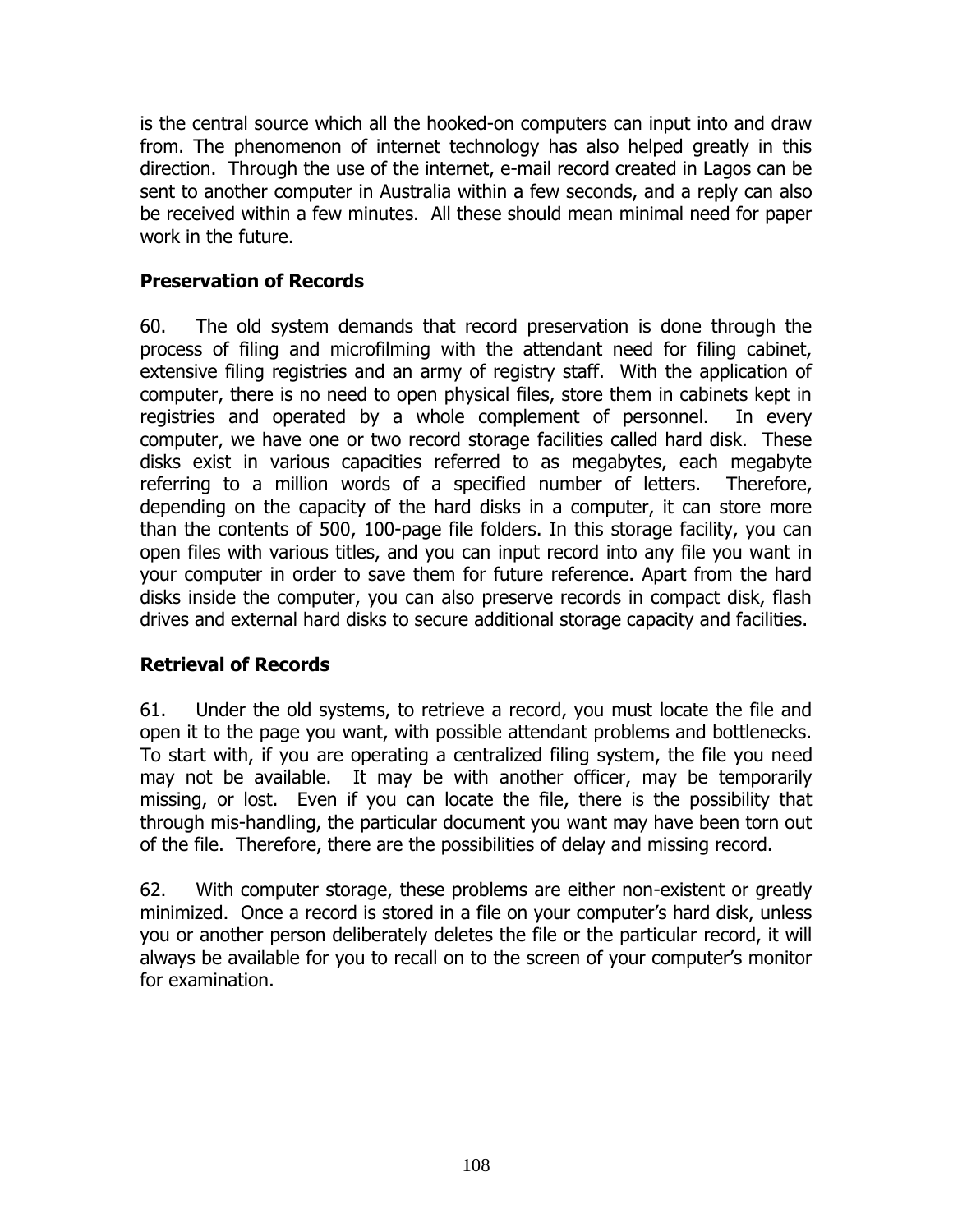is the central source which all the hooked-on computers can input into and draw from. The phenomenon of internet technology has also helped greatly in this direction. Through the use of the internet, e-mail record created in Lagos can be sent to another computer in Australia within a few seconds, and a reply can also be received within a few minutes. All these should mean minimal need for paper work in the future.

### Preservation of Records

60. The old system demands that record preservation is done through the process of filing and microfilming with the attendant need for filing cabinet, extensive filing registries and an army of registry staff. With the application of computer, there is no need to open physical files, store them in cabinets kept in registries and operated by a whole complement of personnel. In every computer, we have one or two record storage facilities called hard disk. These disks exist in various capacities referred to as megabytes, each megabyte referring to a million words of a specified number of letters. Therefore, depending on the capacity of the hard disks in a computer, it can store more than the contents of 500, 100-page file folders. In this storage facility, you can open files with various titles, and you can input record into any file you want in your computer in order to save them for future reference. Apart from the hard disks inside the computer, you can also preserve records in compact disk, flash drives and external hard disks to secure additional storage capacity and facilities.

### Retrieval of Records

61. Under the old systems, to retrieve a record, you must locate the file and open it to the page you want, with possible attendant problems and bottlenecks. To start with, if you are operating a centralized filing system, the file you need may not be available. It may be with another officer, may be temporarily missing, or lost. Even if you can locate the file, there is the possibility that through mis-handling, the particular document you want may have been torn out of the file. Therefore, there are the possibilities of delay and missing record.

62. With computer storage, these problems are either non-existent or greatly minimized. Once a record is stored in a file on your computer's hard disk, unless you or another person deliberately deletes the file or the particular record, it will always be available for you to recall on to the screen of your computer's monitor for examination.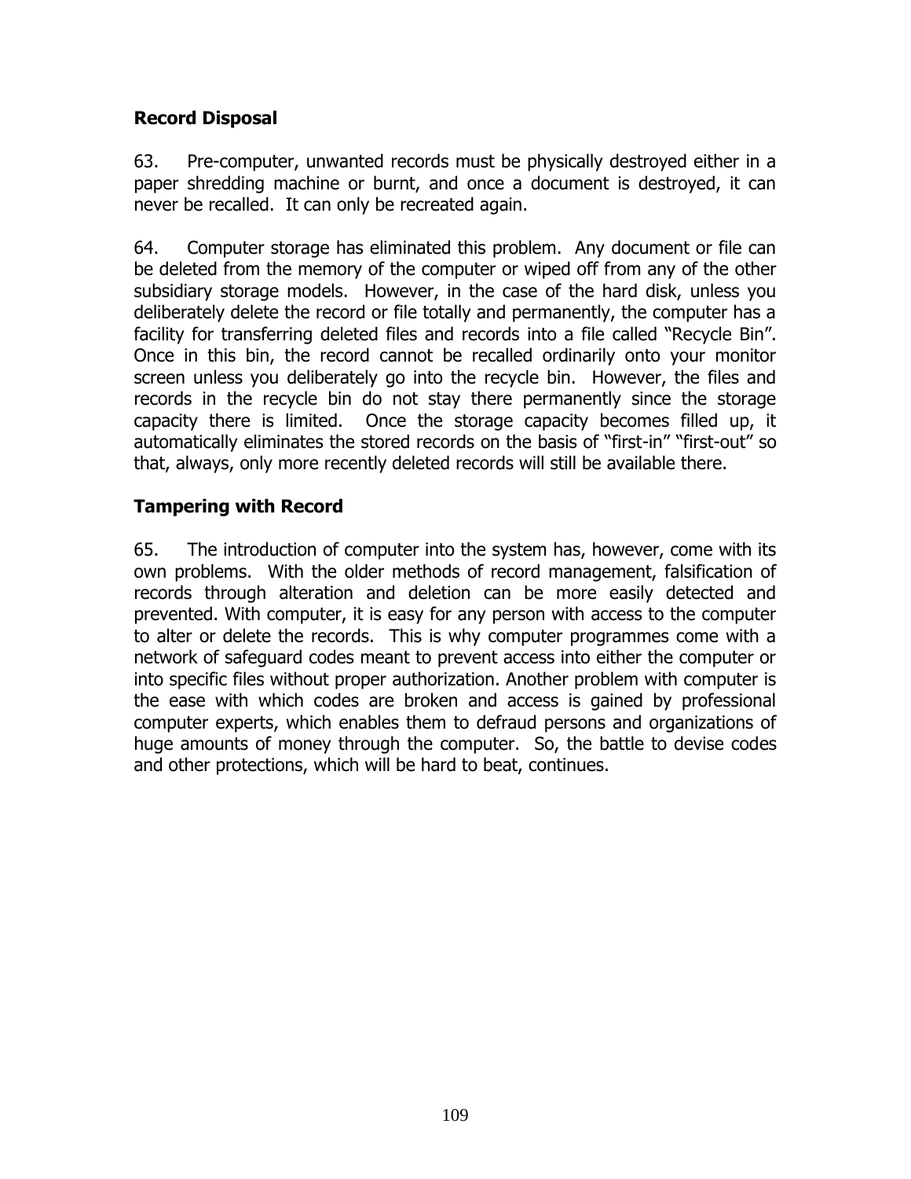**Record Disposal**

63. Pre-computer, unwanted records must be physically destroyed either in a paper shredding machine or burnt, and once a document is destroyed, it can never be recalled. It can only be recreated again.

64. Computer storage has eliminated this problem. Any document or file can be deleted from the memory of the computer or wiped off from any of the other subsidiary storage models. However, in the case of the hard disk, unless you deliberately delete the record or file totally and permanently, the computer has a facility for transferring deleted files and records into a file called "Recycle Bin". Once in this bin, the record cannot be recalled ordinarily onto your monitor screen unless you deliberately go into the recycle bin. However, the files and records in the recycle bin do not stay there permanently since the storage capacity there is limited. Once the storage capacity becomes filled up, it automatically eliminates the stored records on the basis of "first-in" "first-out" so that, always, only more recently deleted records will still be available there.

**Tampering with Record**

65. The introduction of computer into the system has, however, come with its own problems. With the older methods of record management, falsification of records through alteration and deletion can be more easily detected and prevented. With computer, it is easy for any person with access to the computer to alter or delete the records. This is why computer programmes come with a network of safeguard codes meant to prevent access into either the computer or into specific files without proper authorization. Another problem with computer is the ease with which codes are broken and access is gained by professional computer experts, which enables them to defraud persons and organizations of huge amounts of money through the computer. So, the battle to devise codes and other protections, which will be hard to beat, continues.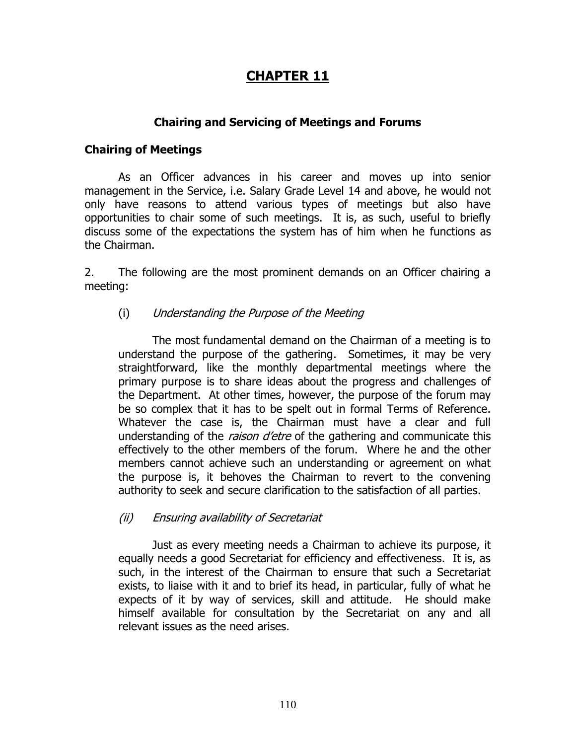# CHAPTER 11

## Chairing and Servicing of Meetings and Forums

### Chairing of Meetings

As an Officer advances in his career and moves up into senior management in the Service, i.e. Salary Grade Level 14 and above, he would not only have reasons to attend various types of meetings but also have opportunities to chair some of such meetings. It is, as such, useful to briefly discuss some of the expectations the system has of him when he functions as the Chairman.

2. The following are the most prominent demands on an Officer chairing a meeting:

(i) *Understanding the Purpose of the Meeting*

The most fundamental demand on the Chairman of a meeting is to understand the purpose of the gathering. Sometimes, it may be very straightforward, like the monthly departmental meetings where the primary purpose is to share ideas about the progress and challenges of the Department. At other times, however, the purpose of the forum may be so complex that it has to be spelt out in formal Terms of Reference. Whatever the case is, the Chairman must have a clear and full understanding of the *raison d'etre* of the gathering and communicate this effectively to the other members of the forum. Where he and the other members cannot achieve such an understanding or agreement on what the purpose is, it behoves the Chairman to revert to the convening authority to seek and secure clarification to the satisfaction of all parties.

*(ii) Ensuring availability of Secretariat*

Just as every meeting needs a Chairman to achieve its purpose, it equally needs a good Secretariat for efficiency and effectiveness. It is, as such, in the interest of the Chairman to ensure that such a Secretariat exists, to liaise with it and to brief its head, in particular, fully of what he expects of it by way of services, skill and attitude. He should make himself available for consultation by the Secretariat on any and all relevant issues as the need arises.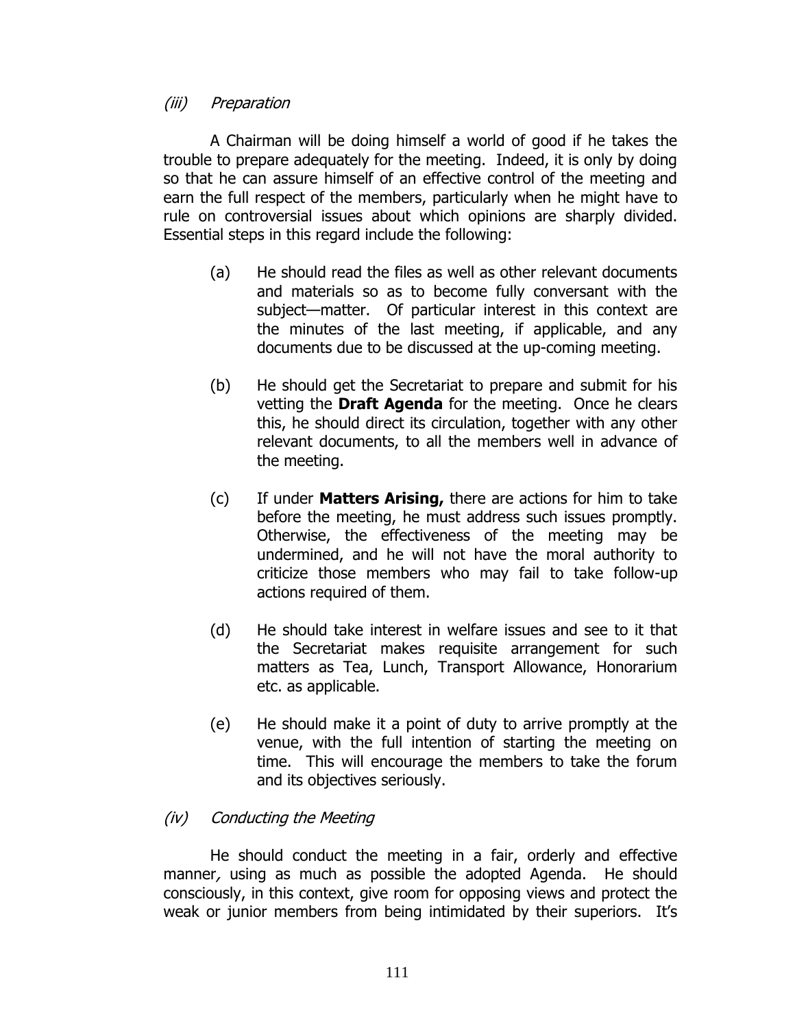*(iii) Preparation*

A Chairman will be doing himself a world of good if he takes the trouble to prepare adequately for the meeting. Indeed, it is only by doing so that he can assure himself of an effective control of the meeting and earn the full respect of the members, particularly when he might have to rule on controversial issues about which opinions are sharply divided. Essential steps in this regard include the following:

(a) He should read the files as well as other relevant documents and materials so as to become fully conversant with the subject—matter. Of particular interest in this context are the minutes of the last meeting, if applicable, and any documents due to be discussed at the up-coming meeting.

(b) He should get the Secretariat to prepare and submit for his vetting the **Draft Agenda** for the meeting. Once he clears this, he should direct its circulation, together with any other relevant documents, to all the members well in advance of the meeting.

(c) If under **Matters Arising,** there are actions for him to take before the meeting, he must address such issues promptly. Otherwise, the effectiveness of the meeting may be undermined, and he will not have the moral authority to criticize those members who may fail to take follow-up actions required of them.

(d) He should take interest in welfare issues and see to it that the Secretariat makes requisite arrangement for such matters as Tea, Lunch, Transport Allowance, Honorarium etc. as applicable.

(e) He should make it a point of duty to arrive promptly at the venue, with the full intention of starting the meeting on time. This will encourage the members to take the forum and its objectives seriously.

*(iv) Conducting the Meeting*

He should conduct the meeting in a fair, orderly and effective manner*,* using as much as possible the adopted Agenda. He should consciously, in this context, give room for opposing views and protect the weak or junior members from being intimidated by their superiors. It's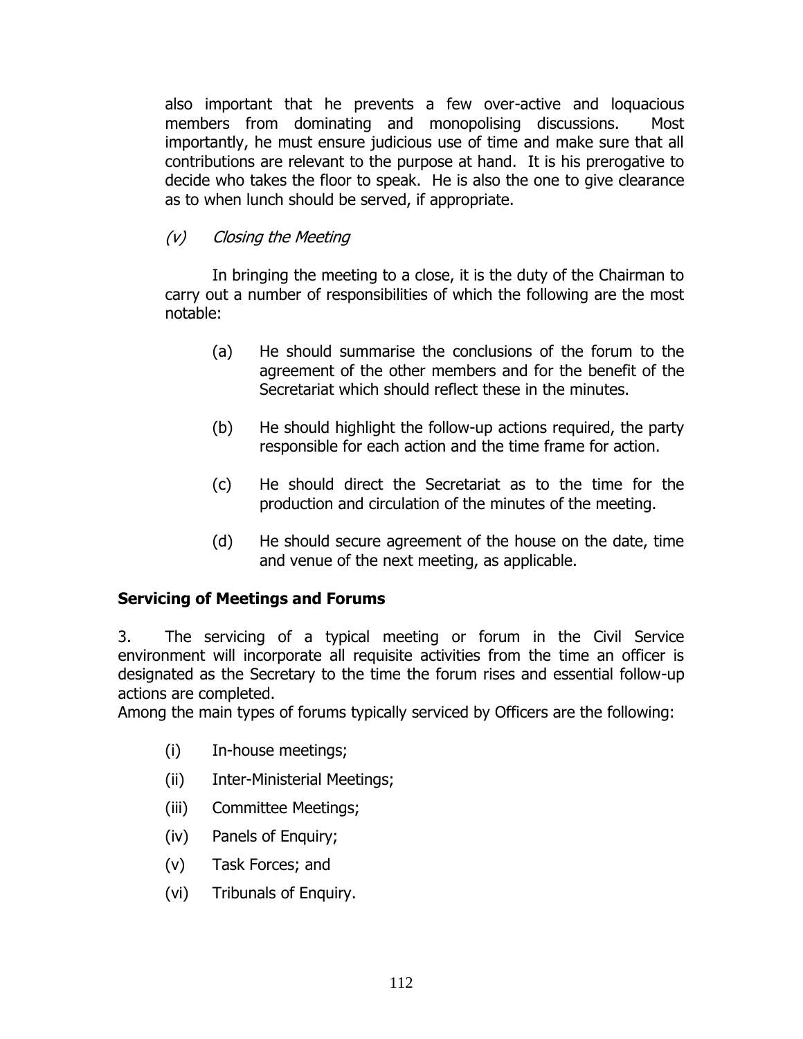also important that he prevents a few over-active and loquacious members from dominating and monopolising discussions. Most importantly, he must ensure judicious use of time and make sure that all contributions are relevant to the purpose at hand. It is his prerogative to decide who takes the floor to speak. He is also the one to give clearance as to when lunch should be served, if appropriate.

*(v) Closing the Meeting*

In bringing the meeting to a close, it is the duty of the Chairman to carry out a number of responsibilities of which the following are the most notable:

- (a) He should summarise the conclusions of the forum to the agreement of the other members and for the benefit of the Secretariat which should reflect these in the minutes.
- (b) He should highlight the follow-up actions required, the party responsible for each action and the time frame for action.
- (c) He should direct the Secretariat as to the time for the production and circulation of the minutes of the meeting.
- (d) He should secure agreement of the house on the date, time and venue of the next meeting, as applicable.

**Servicing of Meetings and Forums**

3. The servicing of a typical meeting or forum in the Civil Service environment will incorporate all requisite activities from the time an officer is designated as the Secretary to the time the forum rises and essential follow-up actions are completed.
Among the main types of forums typically serviced by Officers are the following:

- (i) In-house meetings;
- (ii) Inter-Ministerial Meetings;
- (iii) Committee Meetings;
- (iv) Panels of Enquiry;
- (v) Task Forces; and
- (vi) Tribunals of Enquiry.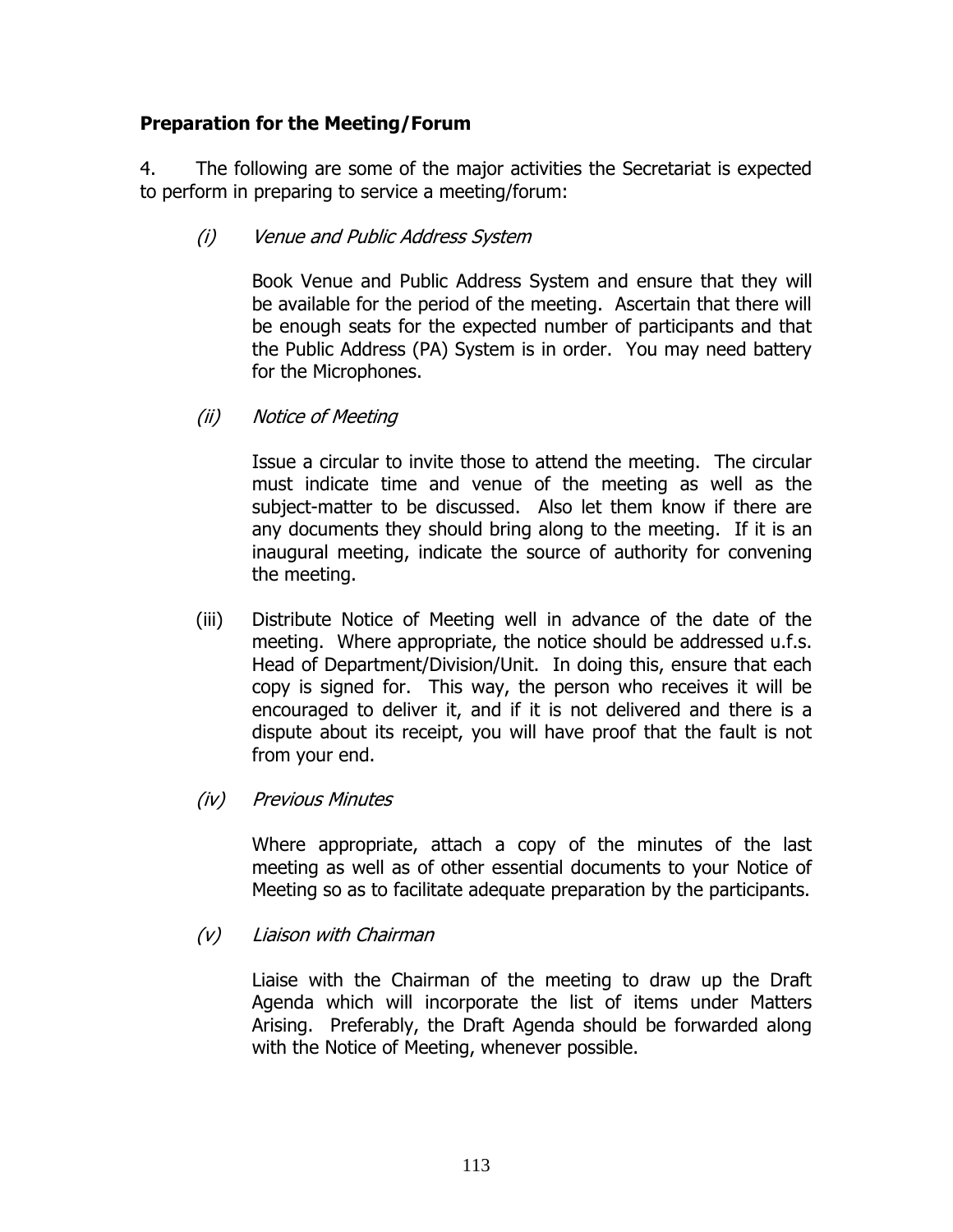**Preparation for the Meeting/Forum**

4. The following are some of the major activities the Secretariat is expected to perform in preparing to service a meeting/forum:

(i) *Venue and Public Address System*

Book Venue and Public Address System and ensure that they will be available for the period of the meeting. Ascertain that there will be enough seats for the expected number of participants and that the Public Address (PA) System is in order. You may need battery for the Microphones.

(ii) *Notice of Meeting*

Issue a circular to invite those to attend the meeting. The circular must indicate time and venue of the meeting as well as the subject-matter to be discussed. Also let them know if there are any documents they should bring along to the meeting. If it is an inaugural meeting, indicate the source of authority for convening the meeting.

(iii) Distribute Notice of Meeting well in advance of the date of the meeting. Where appropriate, the notice should be addressed u.f.s. Head of Department/Division/Unit. In doing this, ensure that each copy is signed for. This way, the person who receives it will be encouraged to deliver it, and if it is not delivered and there is a dispute about its receipt, you will have proof that the fault is not from your end.

(iv) *Previous Minutes*

Where appropriate, attach a copy of the minutes of the last meeting as well as of other essential documents to your Notice of Meeting so as to facilitate adequate preparation by the participants.

(v) *Liaison with Chairman*

Liaise with the Chairman of the meeting to draw up the Draft Agenda which will incorporate the list of items under Matters Arising. Preferably, the Draft Agenda should be forwarded along with the Notice of Meeting, whenever possible.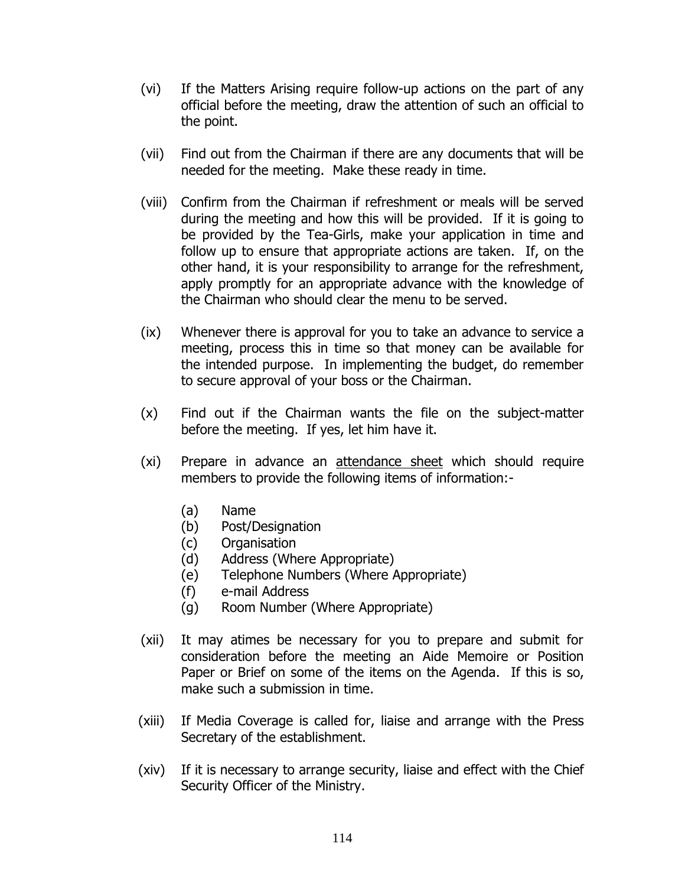(vi) If the Matters Arising require follow-up actions on the part of any official before the meeting, draw the attention of such an official to the point.

(vii) Find out from the Chairman if there are any documents that will be needed for the meeting. Make these ready in time.

(viii) Confirm from the Chairman if refreshment or meals will be served during the meeting and how this will be provided. If it is going to be provided by the Tea-Girls, make your application in time and follow up to ensure that appropriate actions are taken. If, on the other hand, it is your responsibility to arrange for the refreshment, apply promptly for an appropriate advance with the knowledge of the Chairman who should clear the menu to be served.

(ix) Whenever there is approval for you to take an advance to service a meeting, process this in time so that money can be available for the intended purpose. In implementing the budget, do remember to secure approval of your boss or the Chairman.

(x) Find out if the Chairman wants the file on the subject-matter before the meeting. If yes, let him have it.

(xi) Prepare in advance an <u>attendance sheet</u> which should require members to provide the following items of information:-

  (a) Name
  (b) Post/Designation
  (c) Organisation
  (d) Address (Where Appropriate)
  (e) Telephone Numbers (Where Appropriate)
  (f) e-mail Address
  (g) Room Number (Where Appropriate)

(xii) It may atimes be necessary for you to prepare and submit for consideration before the meeting an Aide Memoire or Position Paper or Brief on some of the items on the Agenda. If this is so, make such a submission in time.

(xiii) If Media Coverage is called for, liaise and arrange with the Press Secretary of the establishment.

(xiv) If it is necessary to arrange security, liaise and effect with the Chief Security Officer of the Ministry.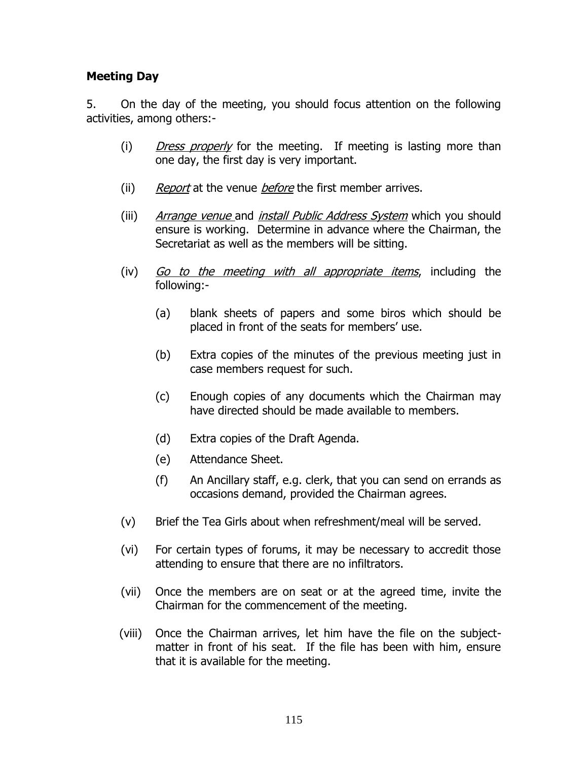## Meeting Day

5. On the day of the meeting, you should focus attention on the following activities, among others:-

(i) *Dress properly* for the meeting. If meeting is lasting more than one day, the first day is very important.

(ii) *Report* at the venue *before* the first member arrives.

(iii) *Arrange venue* and *install Public Address System* which you should ensure is working. Determine in advance where the Chairman, the Secretariat as well as the members will be sitting.

(iv) *Go to the meeting with all appropriate items*, including the following:-

   (a) blank sheets of papers and some biros which should be placed in front of the seats for members' use.

   (b) Extra copies of the minutes of the previous meeting just in case members request for such.

   (c) Enough copies of any documents which the Chairman may have directed should be made available to members.

   (d) Extra copies of the Draft Agenda.

   (e) Attendance Sheet.

   (f) An Ancillary staff, e.g. clerk, that you can send on errands as occasions demand, provided the Chairman agrees.

(v) Brief the Tea Girls about when refreshment/meal will be served.

(vi) For certain types of forums, it may be necessary to accredit those attending to ensure that there are no infiltrators.

(vii) Once the members are on seat or at the agreed time, invite the Chairman for the commencement of the meeting.

(viii) Once the Chairman arrives, let him have the file on the subject-matter in front of his seat. If the file has been with him, ensure that it is available for the meeting.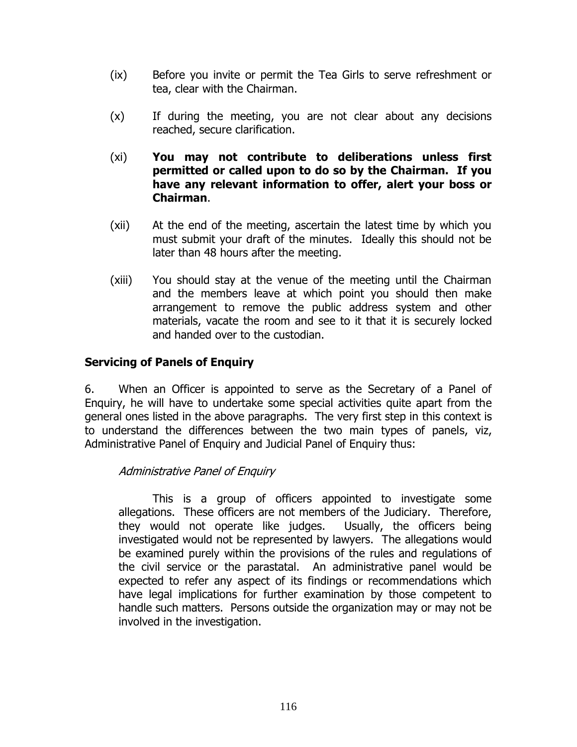(ix) Before you invite or permit the Tea Girls to serve refreshment or tea, clear with the Chairman.

(x) If during the meeting, you are not clear about any decisions reached, secure clarification.

(xi) **You may not contribute to deliberations unless first permitted or called upon to do so by the Chairman. If you have any relevant information to offer, alert your boss or Chairman**.

(xii) At the end of the meeting, ascertain the latest time by which you must submit your draft of the minutes. Ideally this should not be later than 48 hours after the meeting.

(xiii) You should stay at the venue of the meeting until the Chairman and the members leave at which point you should then make arrangement to remove the public address system and other materials, vacate the room and see to it that it is securely locked and handed over to the custodian.

### Servicing of Panels of Enquiry

6. When an Officer is appointed to serve as the Secretary of a Panel of Enquiry, he will have to undertake some special activities quite apart from the general ones listed in the above paragraphs. The very first step in this context is to understand the differences between the two main types of panels, viz, Administrative Panel of Enquiry and Judicial Panel of Enquiry thus:

*Administrative Panel of Enquiry*

This is a group of officers appointed to investigate some allegations. These officers are not members of the Judiciary. Therefore, they would not operate like judges. Usually, the officers being investigated would not be represented by lawyers. The allegations would be examined purely within the provisions of the rules and regulations of the civil service or the parastatal. An administrative panel would be expected to refer any aspect of its findings or recommendations which have legal implications for further examination by those competent to handle such matters. Persons outside the organization may or may not be involved in the investigation.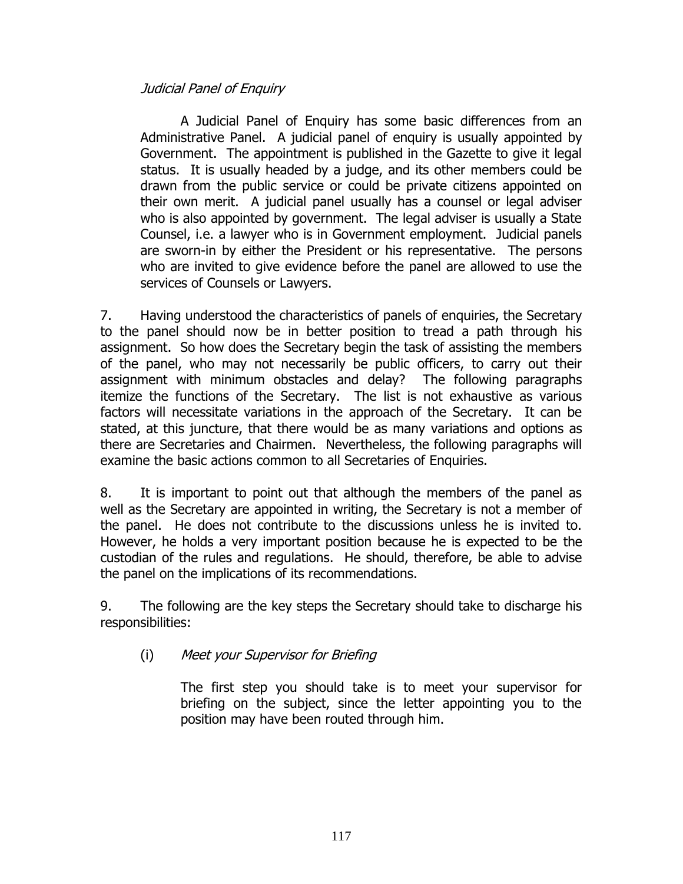*Judicial Panel of Enquiry*

A Judicial Panel of Enquiry has some basic differences from an Administrative Panel. A judicial panel of enquiry is usually appointed by Government. The appointment is published in the Gazette to give it legal status. It is usually headed by a judge, and its other members could be drawn from the public service or could be private citizens appointed on their own merit. A judicial panel usually has a counsel or legal adviser who is also appointed by government. The legal adviser is usually a State Counsel, i.e. a lawyer who is in Government employment. Judicial panels are sworn-in by either the President or his representative. The persons who are invited to give evidence before the panel are allowed to use the services of Counsels or Lawyers.

7. Having understood the characteristics of panels of enquiries, the Secretary to the panel should now be in better position to tread a path through his assignment. So how does the Secretary begin the task of assisting the members of the panel, who may not necessarily be public officers, to carry out their assignment with minimum obstacles and delay? The following paragraphs itemize the functions of the Secretary. The list is not exhaustive as various factors will necessitate variations in the approach of the Secretary. It can be stated, at this juncture, that there would be as many variations and options as there are Secretaries and Chairmen. Nevertheless, the following paragraphs will examine the basic actions common to all Secretaries of Enquiries.

8. It is important to point out that although the members of the panel as well as the Secretary are appointed in writing, the Secretary is not a member of the panel. He does not contribute to the discussions unless he is invited to. However, he holds a very important position because he is expected to be the custodian of the rules and regulations. He should, therefore, be able to advise the panel on the implications of its recommendations.

9. The following are the key steps the Secretary should take to discharge his responsibilities:

(i) *Meet your Supervisor for Briefing*

The first step you should take is to meet your supervisor for briefing on the subject, since the letter appointing you to the position may have been routed through him.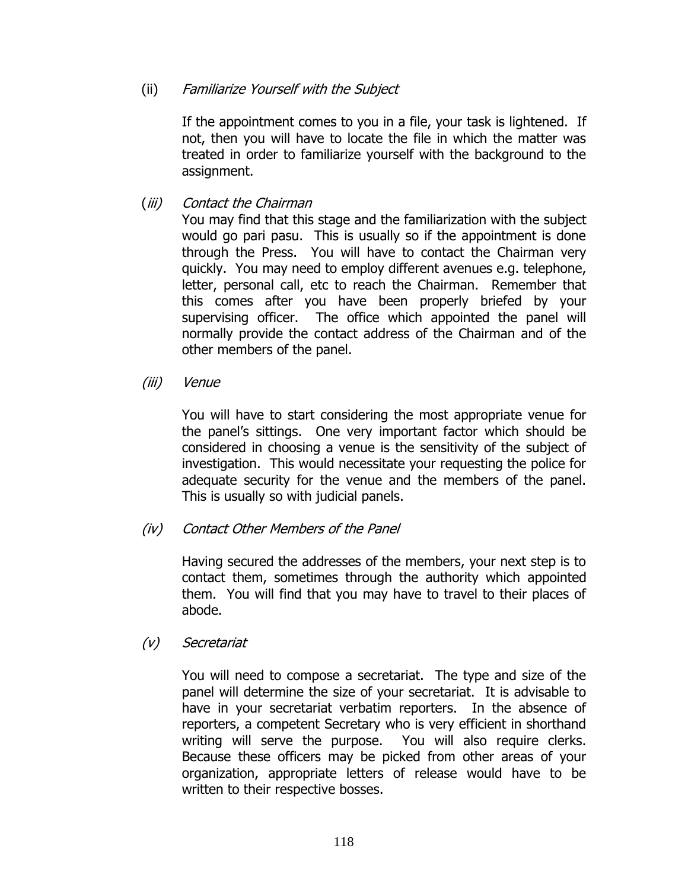(ii) *Familiarize Yourself with the Subject*

If the appointment comes to you in a file, your task is lightened. If not, then you will have to locate the file in which the matter was treated in order to familiarize yourself with the background to the assignment.

(*iii*) *Contact the Chairman*

You may find that this stage and the familiarization with the subject would go pari pasu. This is usually so if the appointment is done through the Press. You will have to contact the Chairman very quickly. You may need to employ different avenues e.g. telephone, letter, personal call, etc to reach the Chairman. Remember that this comes after you have been properly briefed by your supervising officer. The office which appointed the panel will normally provide the contact address of the Chairman and of the other members of the panel.

*(iii) Venue*

You will have to start considering the most appropriate venue for the panel's sittings. One very important factor which should be considered in choosing a venue is the sensitivity of the subject of investigation. This would necessitate your requesting the police for adequate security for the venue and the members of the panel. This is usually so with judicial panels.

*(iv) Contact Other Members of the Panel*

Having secured the addresses of the members, your next step is to contact them, sometimes through the authority which appointed them. You will find that you may have to travel to their places of abode.

*(v) Secretariat*

You will need to compose a secretariat. The type and size of the panel will determine the size of your secretariat. It is advisable to have in your secretariat verbatim reporters. In the absence of reporters, a competent Secretary who is very efficient in shorthand writing will serve the purpose. You will also require clerks. Because these officers may be picked from other areas of your organization, appropriate letters of release would have to be written to their respective bosses.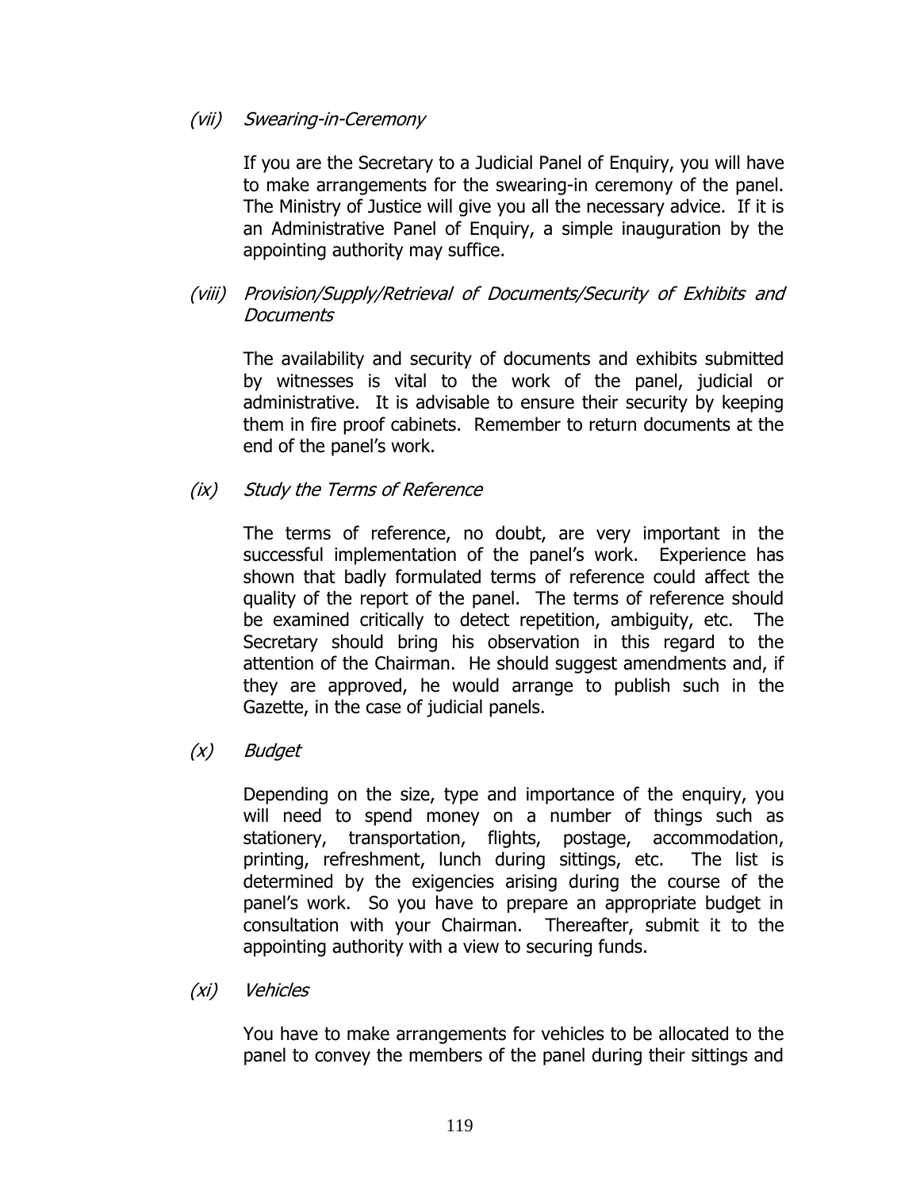*(vii) Swearing-in-Ceremony*

If you are the Secretary to a Judicial Panel of Enquiry, you will have to make arrangements for the swearing-in ceremony of the panel. The Ministry of Justice will give you all the necessary advice. If it is an Administrative Panel of Enquiry, a simple inauguration by the appointing authority may suffice.

*(viii) Provision/Supply/Retrieval of Documents/Security of Exhibits and Documents*

The availability and security of documents and exhibits submitted by witnesses is vital to the work of the panel, judicial or administrative. It is advisable to ensure their security by keeping them in fire proof cabinets. Remember to return documents at the end of the panel's work.

*(ix) Study the Terms of Reference*

The terms of reference, no doubt, are very important in the successful implementation of the panel's work. Experience has shown that badly formulated terms of reference could affect the quality of the report of the panel. The terms of reference should be examined critically to detect repetition, ambiguity, etc. The Secretary should bring his observation in this regard to the attention of the Chairman. He should suggest amendments and, if they are approved, he would arrange to publish such in the Gazette, in the case of judicial panels.

*(x) Budget*

Depending on the size, type and importance of the enquiry, you will need to spend money on a number of things such as stationery, transportation, flights, postage, accommodation, printing, refreshment, lunch during sittings, etc. The list is determined by the exigencies arising during the course of the panel's work. So you have to prepare an appropriate budget in consultation with your Chairman. Thereafter, submit it to the appointing authority with a view to securing funds.

*(xi) Vehicles*

You have to make arrangements for vehicles to be allocated to the panel to convey the members of the panel during their sittings and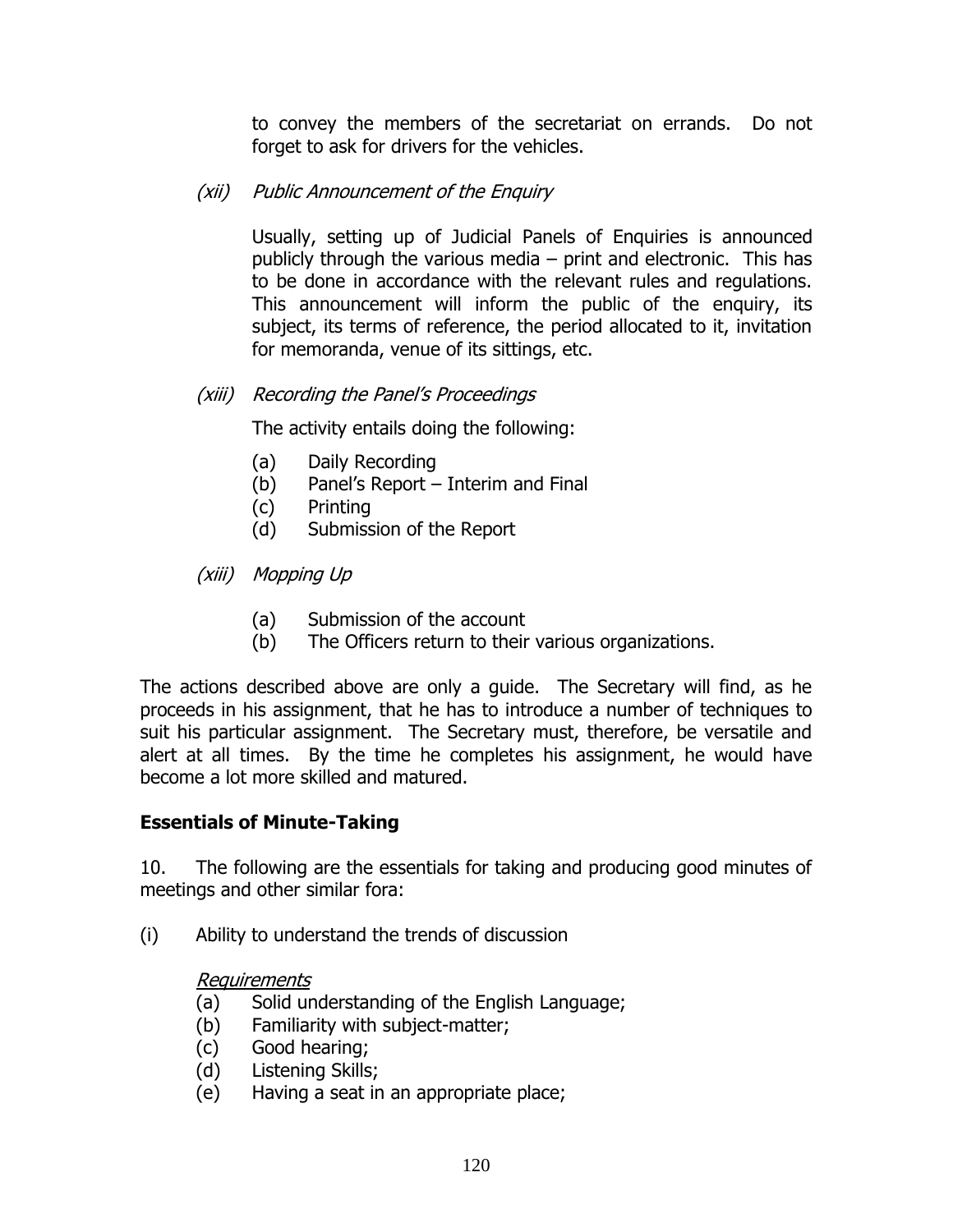to convey the members of the secretariat on errands. Do not forget to ask for drivers for the vehicles.

*(xii) Public Announcement of the Enquiry*

Usually, setting up of Judicial Panels of Enquiries is announced publicly through the various media – print and electronic. This has to be done in accordance with the relevant rules and regulations. This announcement will inform the public of the enquiry, its subject, its terms of reference, the period allocated to it, invitation for memoranda, venue of its sittings, etc.

*(xiii) Recording the Panel's Proceedings*

The activity entails doing the following:

(a) Daily Recording
(b) Panel's Report – Interim and Final
(c) Printing
(d) Submission of the Report

*(xiii) Mopping Up*

(a) Submission of the account
(b) The Officers return to their various organizations.

The actions described above are only a guide. The Secretary will find, as he proceeds in his assignment, that he has to introduce a number of techniques to suit his particular assignment. The Secretary must, therefore, be versatile and alert at all times. By the time he completes his assignment, he would have become a lot more skilled and matured.

## Essentials of Minute-Taking

10. The following are the essentials for taking and producing good minutes of meetings and other similar fora:

(i) Ability to understand the trends of discussion

*Requirements*

(a) Solid understanding of the English Language;
(b) Familiarity with subject-matter;
(c) Good hearing;
(d) Listening Skills;
(e) Having a seat in an appropriate place;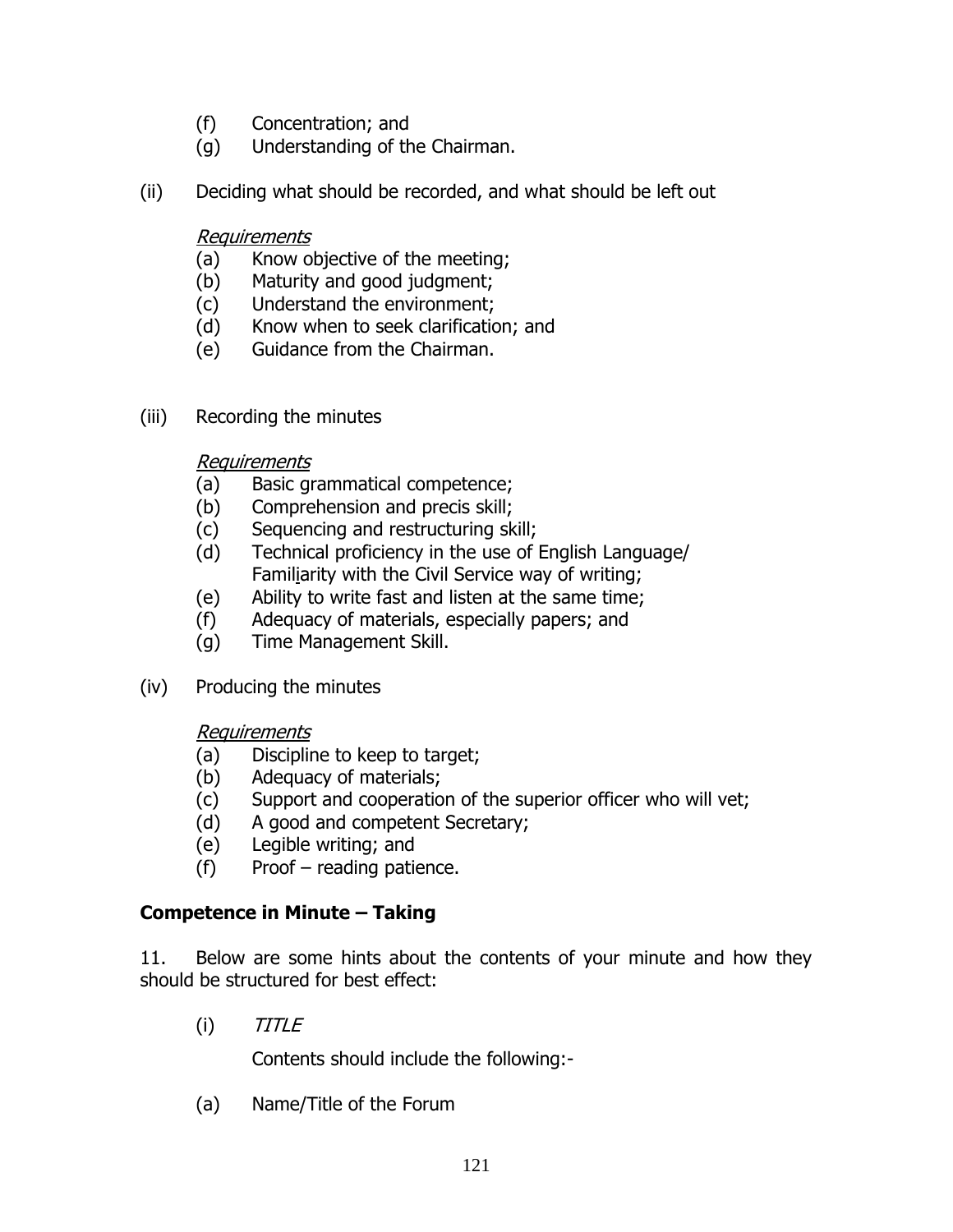(f) Concentration; and
(g) Understanding of the Chairman.

(ii) Deciding what should be recorded, and what should be left out

*Requirements*
(a) Know objective of the meeting;
(b) Maturity and good judgment;
(c) Understand the environment;
(d) Know when to seek clarification; and
(e) Guidance from the Chairman.

(iii) Recording the minutes

*Requirements*
(a) Basic grammatical competence;
(b) Comprehension and precis skill;
(c) Sequencing and restructuring skill;
(d) Technical proficiency in the use of English Language/ Familiarity with the Civil Service way of writing;
(e) Ability to write fast and listen at the same time;
(f) Adequacy of materials, especially papers; and
(g) Time Management Skill.

(iv) Producing the minutes

*Requirements*
(a) Discipline to keep to target;
(b) Adequacy of materials;
(c) Support and cooperation of the superior officer who will vet;
(d) A good and competent Secretary;
(e) Legible writing; and
(f) Proof – reading patience.

**Competence in Minute – Taking**

11. Below are some hints about the contents of your minute and how they should be structured for best effect:

(i) *TITLE*

Contents should include the following:-

(a) Name/Title of the Forum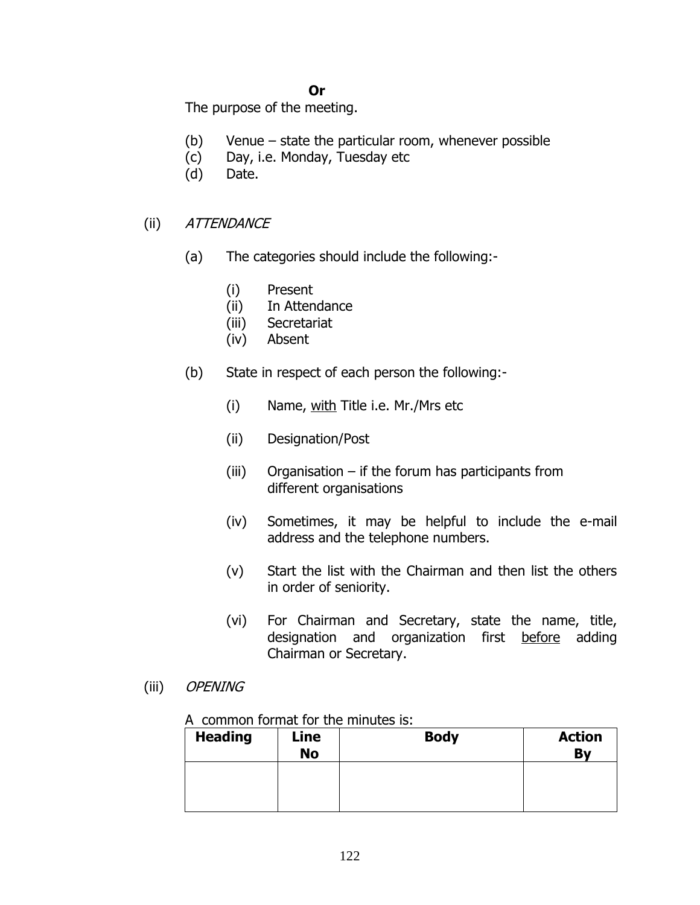**Or**

The purpose of the meeting.

(b) Venue – state the particular room, whenever possible
(c) Day, i.e. Monday, Tuesday etc
(d) Date.

(ii) *ATTENDANCE*

(a) The categories should include the following:-

(i) Present
(ii) In Attendance
(iii) Secretariat
(iv) Absent

(b) State in respect of each person the following:-

(i) Name, <u>with</u> Title i.e. Mr./Mrs etc

(ii) Designation/Post

(iii) Organisation – if the forum has participants from different organisations

(iv) Sometimes, it may be helpful to include the e-mail address and the telephone numbers.

(v) Start the list with the Chairman and then list the others in order of seniority.

(vi) For Chairman and Secretary, state the name, title, designation and organization first <u>before</u> adding Chairman or Secretary.

(iii) *OPENING*

A common format for the minutes is:

| **Heading** | **Line No** | **Body** | **Action By** |
|---|---|---|---|
| | | | |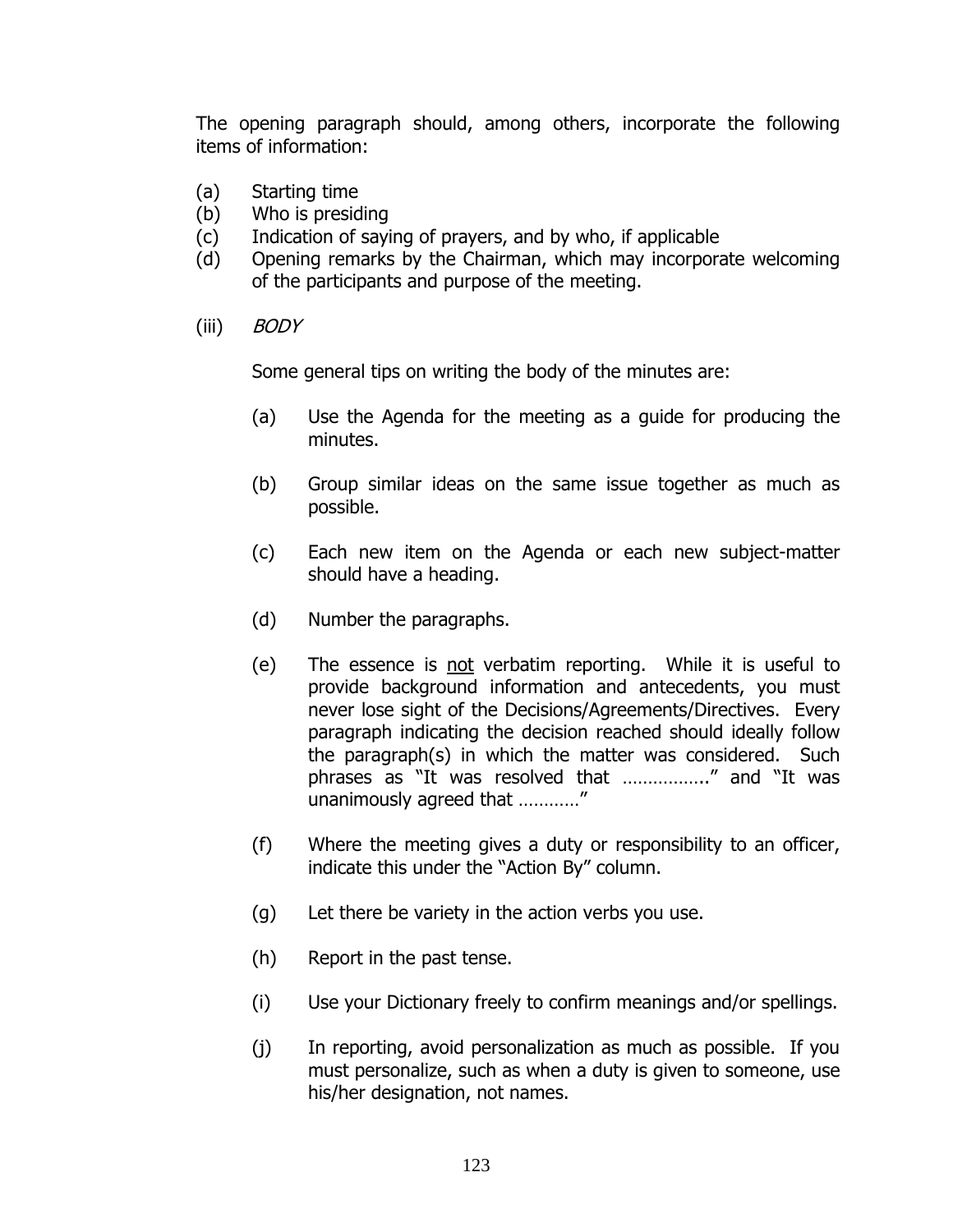The opening paragraph should, among others, incorporate the following items of information:

(a) Starting time
(b) Who is presiding
(c) Indication of saying of prayers, and by who, if applicable
(d) Opening remarks by the Chairman, which may incorporate welcoming of the participants and purpose of the meeting.

(iii) *BODY*

Some general tips on writing the body of the minutes are:

(a) Use the Agenda for the meeting as a guide for producing the minutes.

(b) Group similar ideas on the same issue together as much as possible.

(c) Each new item on the Agenda or each new subject-matter should have a heading.

(d) Number the paragraphs.

(e) The essence is <u>not</u> verbatim reporting. While it is useful to provide background information and antecedents, you must never lose sight of the Decisions/Agreements/Directives. Every paragraph indicating the decision reached should ideally follow the paragraph(s) in which the matter was considered. Such phrases as "It was resolved that ……………." and "It was unanimously agreed that …………"

(f) Where the meeting gives a duty or responsibility to an officer, indicate this under the "Action By" column.

(g) Let there be variety in the action verbs you use.

(h) Report in the past tense.

(i) Use your Dictionary freely to confirm meanings and/or spellings.

(j) In reporting, avoid personalization as much as possible. If you must personalize, such as when a duty is given to someone, use his/her designation, not names.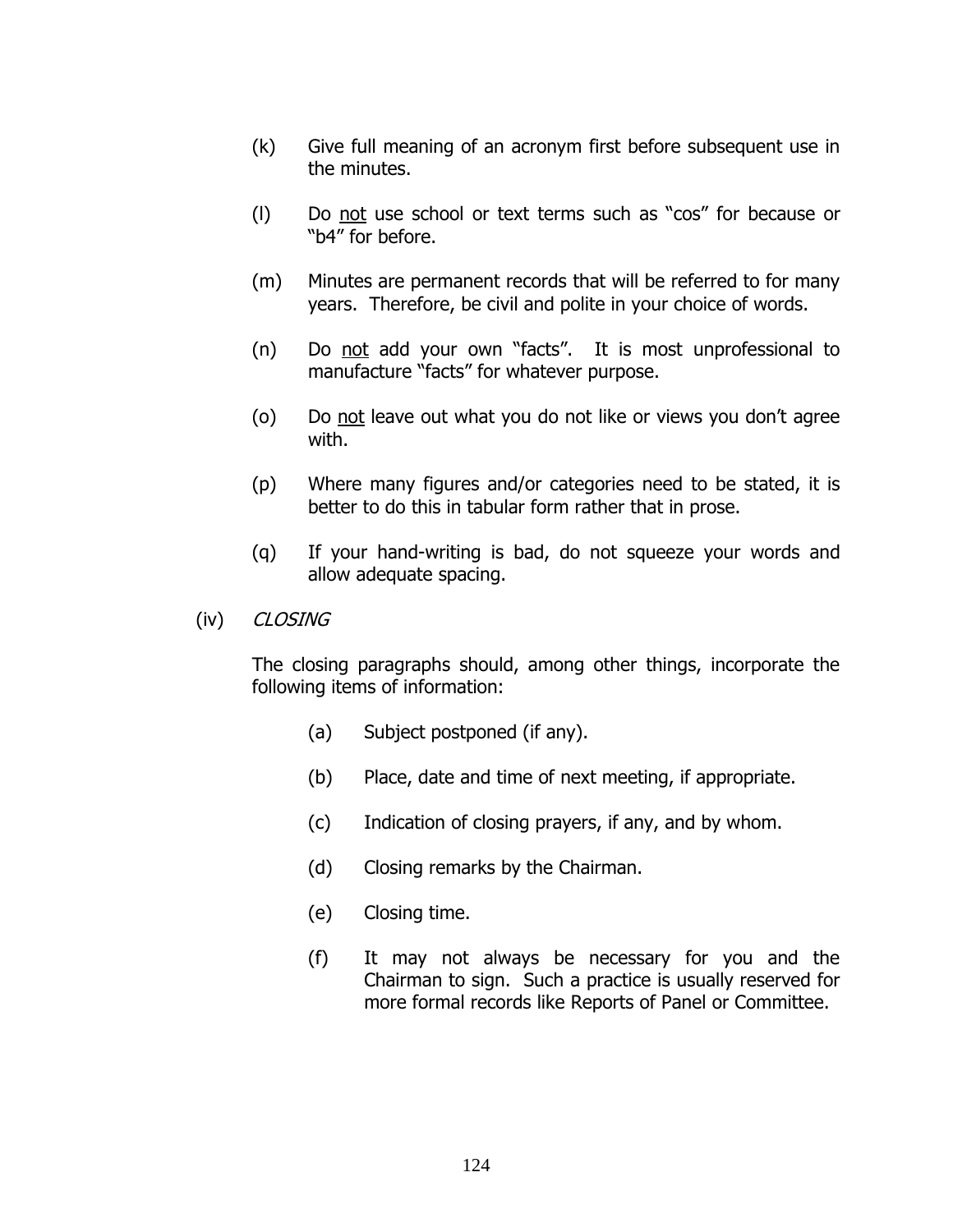(k) Give full meaning of an acronym first before subsequent use in the minutes.

(l) Do <u>not</u> use school or text terms such as "cos" for because or "b4" for before.

(m) Minutes are permanent records that will be referred to for many years. Therefore, be civil and polite in your choice of words.

(n) Do <u>not</u> add your own "facts". It is most unprofessional to manufacture "facts" for whatever purpose.

(o) Do <u>not</u> leave out what you do not like or views you don't agree with.

(p) Where many figures and/or categories need to be stated, it is better to do this in tabular form rather that in prose.

(q) If your hand-writing is bad, do not squeeze your words and allow adequate spacing.

(iv) *CLOSING*

The closing paragraphs should, among other things, incorporate the following items of information:

(a) Subject postponed (if any).

(b) Place, date and time of next meeting, if appropriate.

(c) Indication of closing prayers, if any, and by whom.

(d) Closing remarks by the Chairman.

(e) Closing time.

(f) It may not always be necessary for you and the Chairman to sign. Such a practice is usually reserved for more formal records like Reports of Panel or Committee.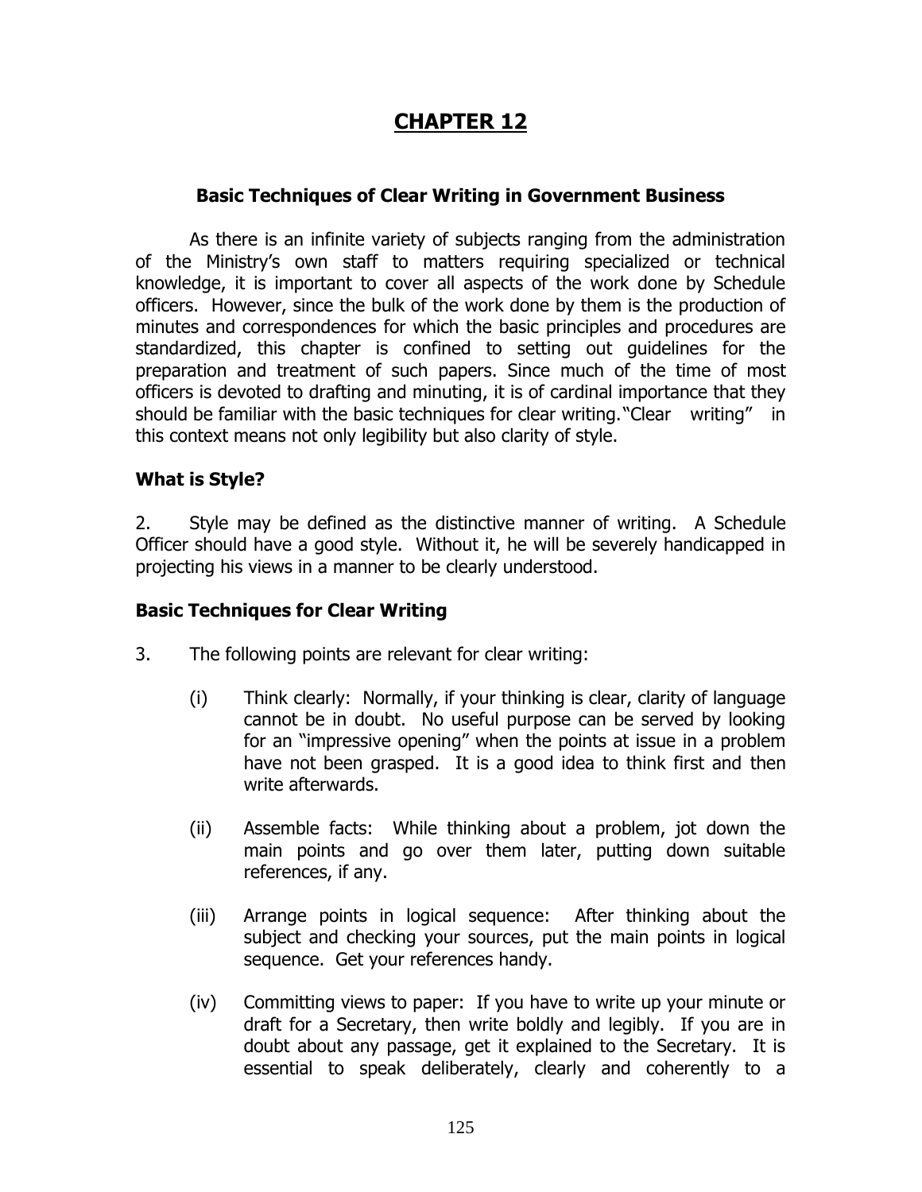# CHAPTER 12

### Basic Techniques of Clear Writing in Government Business

As there is an infinite variety of subjects ranging from the administration of the Ministry's own staff to matters requiring specialized or technical knowledge, it is important to cover all aspects of the work done by Schedule officers. However, since the bulk of the work done by them is the production of minutes and correspondences for which the basic principles and procedures are standardized, this chapter is confined to setting out guidelines for the preparation and treatment of such papers. Since much of the time of most officers is devoted to drafting and minuting, it is of cardinal importance that they should be familiar with the basic techniques for clear writing. "Clear writing" in this context means not only legibility but also clarity of style.

### What is Style?

2. Style may be defined as the distinctive manner of writing. A Schedule Officer should have a good style. Without it, he will be severely handicapped in projecting his views in a manner to be clearly understood.

### Basic Techniques for Clear Writing

3. The following points are relevant for clear writing:

(i) Think clearly: Normally, if your thinking is clear, clarity of language cannot be in doubt. No useful purpose can be served by looking for an "impressive opening" when the points at issue in a problem have not been grasped. It is a good idea to think first and then write afterwards.

(ii) Assemble facts: While thinking about a problem, jot down the main points and go over them later, putting down suitable references, if any.

(iii) Arrange points in logical sequence: After thinking about the subject and checking your sources, put the main points in logical sequence. Get your references handy.

(iv) Committing views to paper: If you have to write up your minute or draft for a Secretary, then write boldly and legibly. If you are in doubt about any passage, get it explained to the Secretary. It is essential to speak deliberately, clearly and coherently to a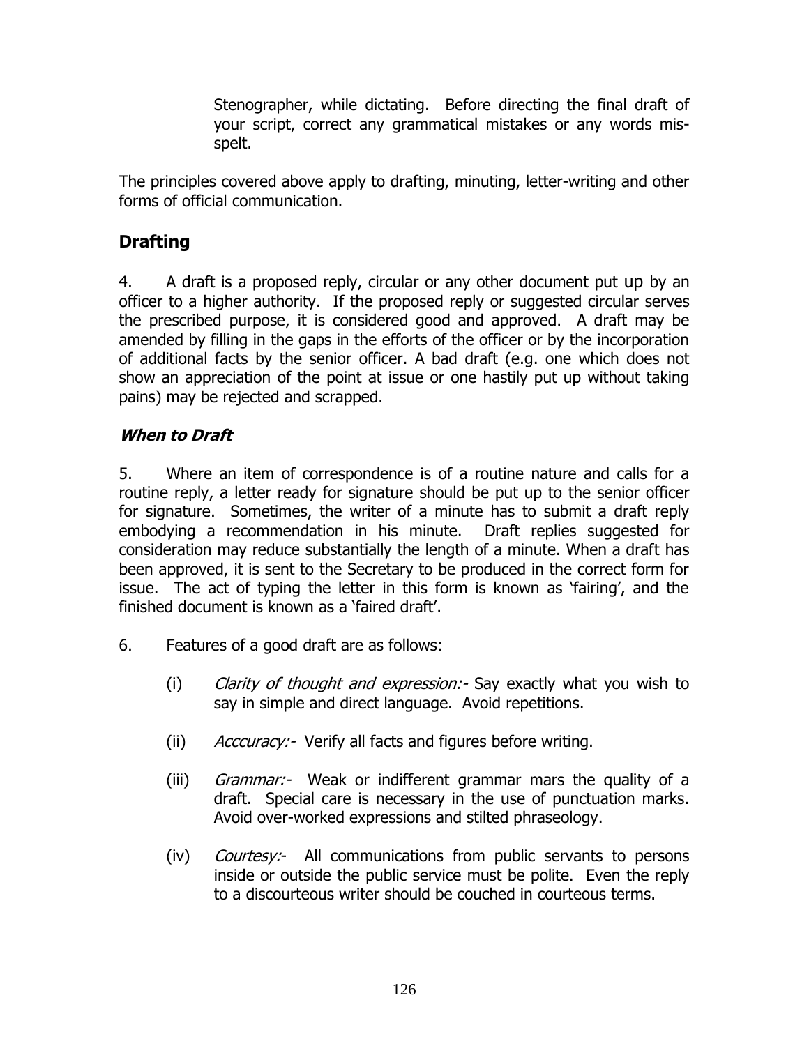Stenographer, while dictating. Before directing the final draft of your script, correct any grammatical mistakes or any words mis-spelt.

The principles covered above apply to drafting, minuting, letter-writing and other forms of official communication.

## Drafting

4. A draft is a proposed reply, circular or any other document put up by an officer to a higher authority. If the proposed reply or suggested circular serves the prescribed purpose, it is considered good and approved. A draft may be amended by filling in the gaps in the efforts of the officer or by the incorporation of additional facts by the senior officer. A bad draft (e.g. one which does not show an appreciation of the point at issue or one hastily put up without taking pains) may be rejected and scrapped.

### *When to Draft*

5. Where an item of correspondence is of a routine nature and calls for a routine reply, a letter ready for signature should be put up to the senior officer for signature. Sometimes, the writer of a minute has to submit a draft reply embodying a recommendation in his minute. Draft replies suggested for consideration may reduce substantially the length of a minute. When a draft has been approved, it is sent to the Secretary to be produced in the correct form for issue. The act of typing the letter in this form is known as 'fairing', and the finished document is known as a 'faired draft'.

6. Features of a good draft are as follows:

   (i) *Clarity of thought and expression:-* Say exactly what you wish to say in simple and direct language. Avoid repetitions.

   (ii) *Acccuracy:-* Verify all facts and figures before writing.

   (iii) *Grammar:-* Weak or indifferent grammar mars the quality of a draft. Special care is necessary in the use of punctuation marks. Avoid over-worked expressions and stilted phraseology.

   (iv) *Courtesy:-* All communications from public servants to persons inside or outside the public service must be polite. Even the reply to a discourteous writer should be couched in courteous terms.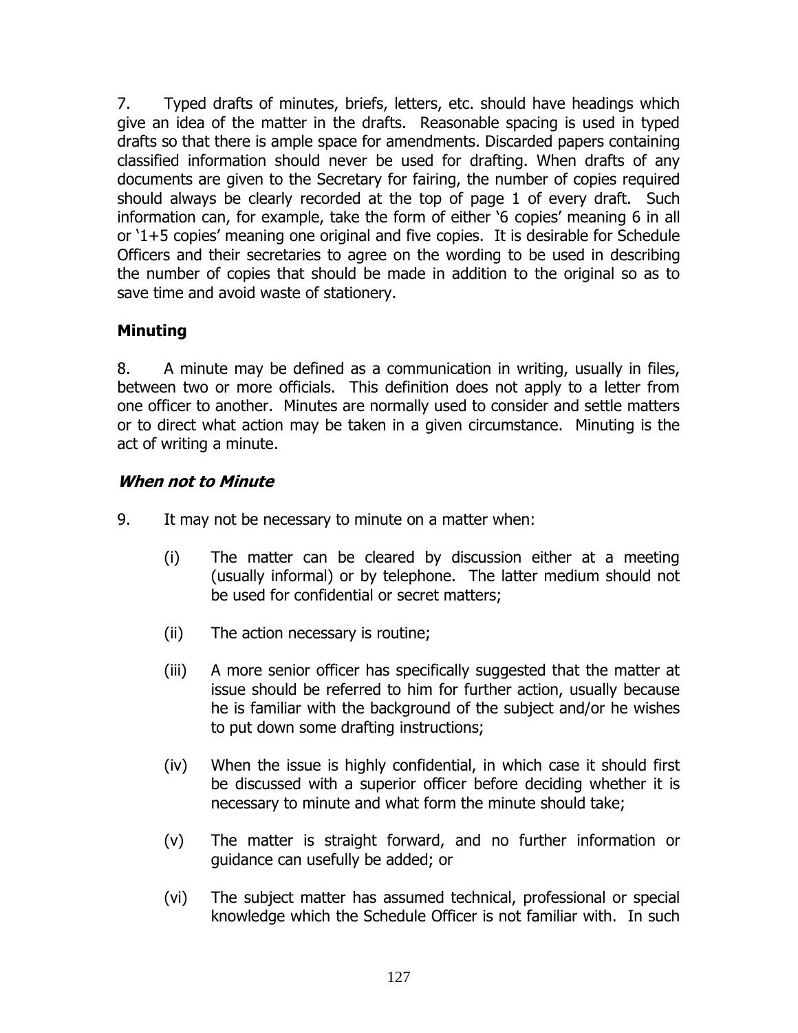7. Typed drafts of minutes, briefs, letters, etc. should have headings which give an idea of the matter in the drafts. Reasonable spacing is used in typed drafts so that there is ample space for amendments. Discarded papers containing classified information should never be used for drafting. When drafts of any documents are given to the Secretary for fairing, the number of copies required should always be clearly recorded at the top of page 1 of every draft. Such information can, for example, take the form of either '6 copies' meaning 6 in all or '1+5 copies' meaning one original and five copies. It is desirable for Schedule Officers and their secretaries to agree on the wording to be used in describing the number of copies that should be made in addition to the original so as to save time and avoid waste of stationery.

**Minuting**

8. A minute may be defined as a communication in writing, usually in files, between two or more officials. This definition does not apply to a letter from one officer to another. Minutes are normally used to consider and settle matters or to direct what action may be taken in a given circumstance. Minuting is the act of writing a minute.

***When not to Minute***

9. It may not be necessary to minute on a matter when:

(i) The matter can be cleared by discussion either at a meeting (usually informal) or by telephone. The latter medium should not be used for confidential or secret matters;

(ii) The action necessary is routine;

(iii) A more senior officer has specifically suggested that the matter at issue should be referred to him for further action, usually because he is familiar with the background of the subject and/or he wishes to put down some drafting instructions;

(iv) When the issue is highly confidential, in which case it should first be discussed with a superior officer before deciding whether it is necessary to minute and what form the minute should take;

(v) The matter is straight forward, and no further information or guidance can usefully be added; or

(vi) The subject matter has assumed technical, professional or special knowledge which the Schedule Officer is not familiar with. In such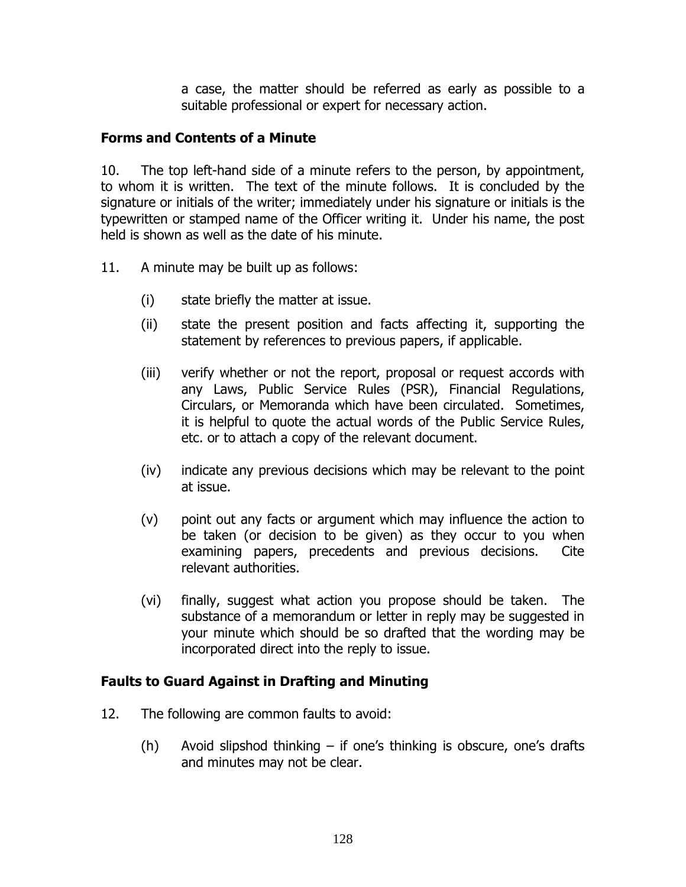a case, the matter should be referred as early as possible to a suitable professional or expert for necessary action.

### Forms and Contents of a Minute

10. The top left-hand side of a minute refers to the person, by appointment, to whom it is written. The text of the minute follows. It is concluded by the signature or initials of the writer; immediately under his signature or initials is the typewritten or stamped name of the Officer writing it. Under his name, the post held is shown as well as the date of his minute.

11. A minute may be built up as follows:

(i) state briefly the matter at issue.

(ii) state the present position and facts affecting it, supporting the statement by references to previous papers, if applicable.

(iii) verify whether or not the report, proposal or request accords with any Laws, Public Service Rules (PSR), Financial Regulations, Circulars, or Memoranda which have been circulated. Sometimes, it is helpful to quote the actual words of the Public Service Rules, etc. or to attach a copy of the relevant document.

(iv) indicate any previous decisions which may be relevant to the point at issue.

(v) point out any facts or argument which may influence the action to be taken (or decision to be given) as they occur to you when examining papers, precedents and previous decisions. Cite relevant authorities.

(vi) finally, suggest what action you propose should be taken. The substance of a memorandum or letter in reply may be suggested in your minute which should be so drafted that the wording may be incorporated direct into the reply to issue.

### Faults to Guard Against in Drafting and Minuting

12. The following are common faults to avoid:

(h) Avoid slipshod thinking – if one's thinking is obscure, one's drafts and minutes may not be clear.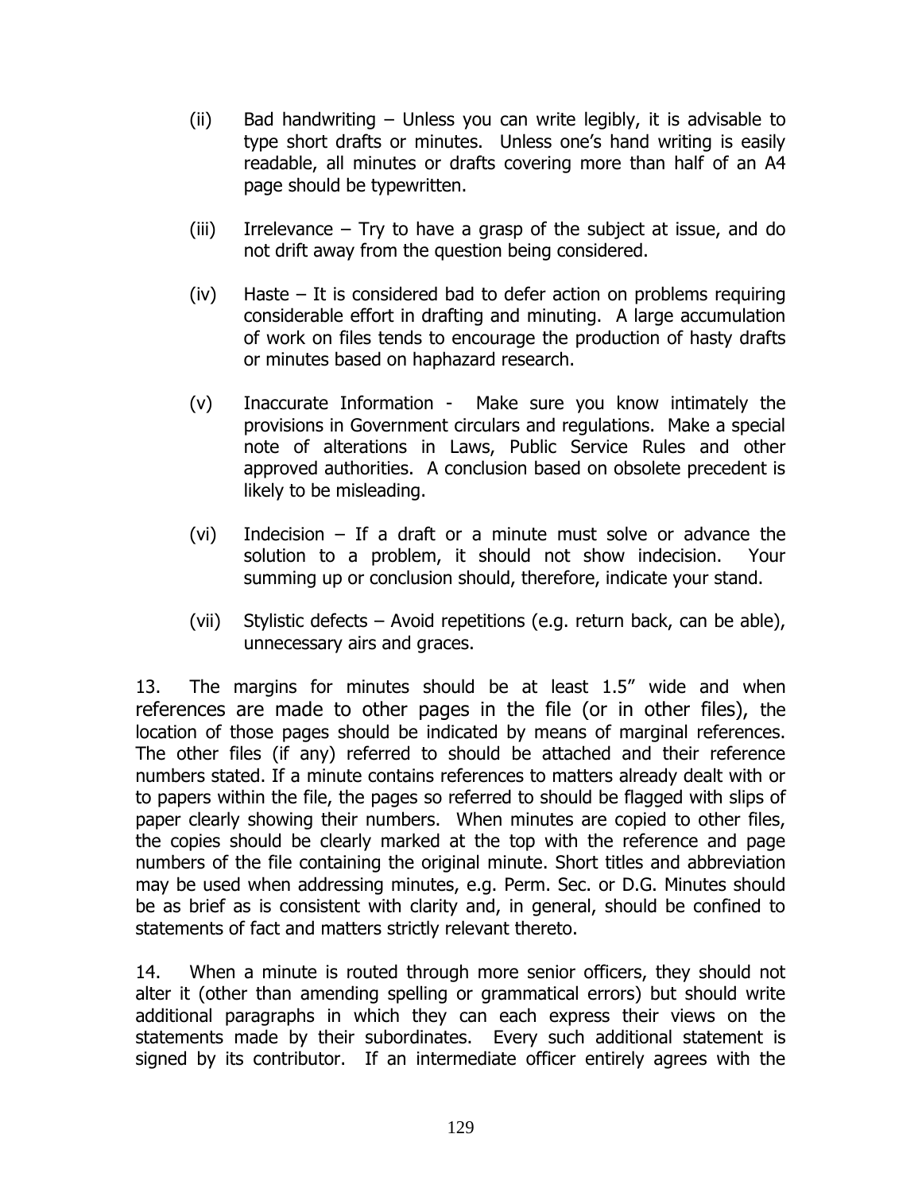(ii) Bad handwriting – Unless you can write legibly, it is advisable to type short drafts or minutes. Unless one's hand writing is easily readable, all minutes or drafts covering more than half of an A4 page should be typewritten.

(iii) Irrelevance – Try to have a grasp of the subject at issue, and do not drift away from the question being considered.

(iv) Haste – It is considered bad to defer action on problems requiring considerable effort in drafting and minuting. A large accumulation of work on files tends to encourage the production of hasty drafts or minutes based on haphazard research.

(v) Inaccurate Information - Make sure you know intimately the provisions in Government circulars and regulations. Make a special note of alterations in Laws, Public Service Rules and other approved authorities. A conclusion based on obsolete precedent is likely to be misleading.

(vi) Indecision – If a draft or a minute must solve or advance the solution to a problem, it should not show indecision. Your summing up or conclusion should, therefore, indicate your stand.

(vii) Stylistic defects – Avoid repetitions (e.g. return back, can be able), unnecessary airs and graces.

13. The margins for minutes should be at least 1.5" wide and when references are made to other pages in the file (or in other files), the location of those pages should be indicated by means of marginal references. The other files (if any) referred to should be attached and their reference numbers stated. If a minute contains references to matters already dealt with or to papers within the file, the pages so referred to should be flagged with slips of paper clearly showing their numbers. When minutes are copied to other files, the copies should be clearly marked at the top with the reference and page numbers of the file containing the original minute. Short titles and abbreviation may be used when addressing minutes, e.g. Perm. Sec. or D.G. Minutes should be as brief as is consistent with clarity and, in general, should be confined to statements of fact and matters strictly relevant thereto.

14. When a minute is routed through more senior officers, they should not alter it (other than amending spelling or grammatical errors) but should write additional paragraphs in which they can each express their views on the statements made by their subordinates. Every such additional statement is signed by its contributor. If an intermediate officer entirely agrees with the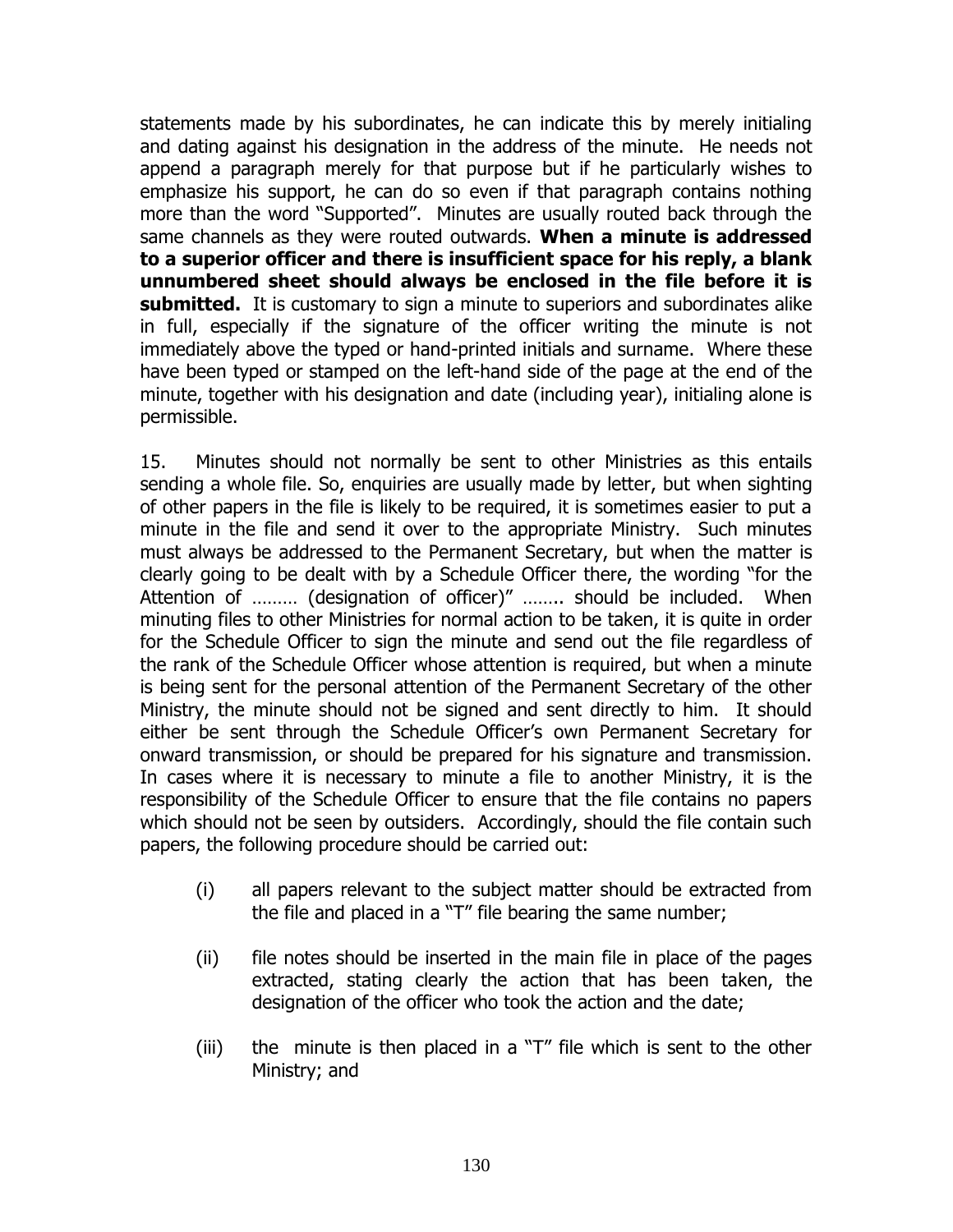statements made by his subordinates, he can indicate this by merely initialing and dating against his designation in the address of the minute. He needs not append a paragraph merely for that purpose but if he particularly wishes to emphasize his support, he can do so even if that paragraph contains nothing more than the word "Supported". Minutes are usually routed back through the same channels as they were routed outwards. **When a minute is addressed to a superior officer and there is insufficient space for his reply, a blank unnumbered sheet should always be enclosed in the file before it is submitted.** It is customary to sign a minute to superiors and subordinates alike in full, especially if the signature of the officer writing the minute is not immediately above the typed or hand-printed initials and surname. Where these have been typed or stamped on the left-hand side of the page at the end of the minute, together with his designation and date (including year), initialing alone is permissible.

15. Minutes should not normally be sent to other Ministries as this entails sending a whole file. So, enquiries are usually made by letter, but when sighting of other papers in the file is likely to be required, it is sometimes easier to put a minute in the file and send it over to the appropriate Ministry. Such minutes must always be addressed to the Permanent Secretary, but when the matter is clearly going to be dealt with by a Schedule Officer there, the wording "for the Attention of ……… (designation of officer)" …….. should be included. When minuting files to other Ministries for normal action to be taken, it is quite in order for the Schedule Officer to sign the minute and send out the file regardless of the rank of the Schedule Officer whose attention is required, but when a minute is being sent for the personal attention of the Permanent Secretary of the other Ministry, the minute should not be signed and sent directly to him. It should either be sent through the Schedule Officer's own Permanent Secretary for onward transmission, or should be prepared for his signature and transmission. In cases where it is necessary to minute a file to another Ministry, it is the responsibility of the Schedule Officer to ensure that the file contains no papers which should not be seen by outsiders. Accordingly, should the file contain such papers, the following procedure should be carried out:

(i) all papers relevant to the subject matter should be extracted from the file and placed in a "T" file bearing the same number;

(ii) file notes should be inserted in the main file in place of the pages extracted, stating clearly the action that has been taken, the designation of the officer who took the action and the date;

(iii) the minute is then placed in a "T" file which is sent to the other Ministry; and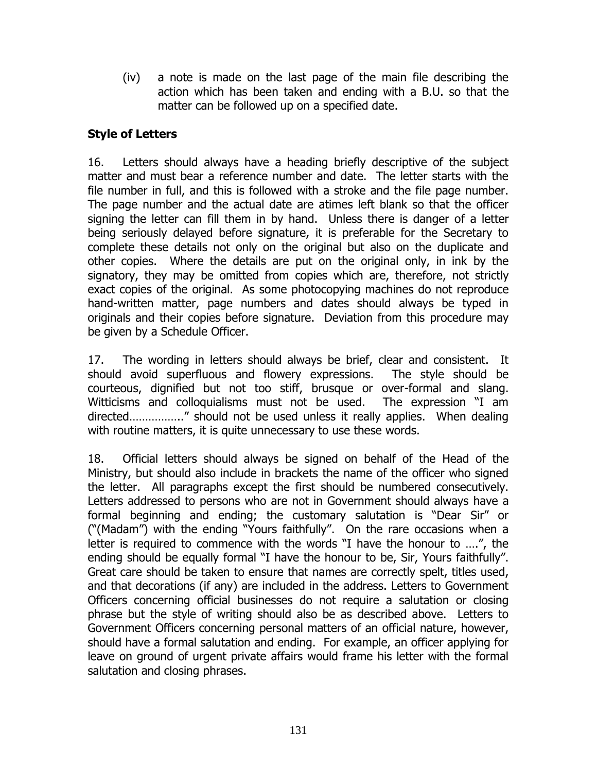(iv) a note is made on the last page of the main file describing the action which has been taken and ending with a B.U. so that the matter can be followed up on a specified date.

### Style of Letters

16. Letters should always have a heading briefly descriptive of the subject matter and must bear a reference number and date. The letter starts with the file number in full, and this is followed with a stroke and the file page number. The page number and the actual date are atimes left blank so that the officer signing the letter can fill them in by hand. Unless there is danger of a letter being seriously delayed before signature, it is preferable for the Secretary to complete these details not only on the original but also on the duplicate and other copies. Where the details are put on the original only, in ink by the signatory, they may be omitted from copies which are, therefore, not strictly exact copies of the original. As some photocopying machines do not reproduce hand-written matter, page numbers and dates should always be typed in originals and their copies before signature. Deviation from this procedure may be given by a Schedule Officer.

17. The wording in letters should always be brief, clear and consistent. It should avoid superfluous and flowery expressions. The style should be courteous, dignified but not too stiff, brusque or over-formal and slang. Witticisms and colloquialisms must not be used. The expression "I am directed……………..'' should not be used unless it really applies. When dealing with routine matters, it is quite unnecessary to use these words.

18. Official letters should always be signed on behalf of the Head of the Ministry, but should also include in brackets the name of the officer who signed the letter. All paragraphs except the first should be numbered consecutively. Letters addressed to persons who are not in Government should always have a formal beginning and ending; the customary salutation is "Dear Sir" or ("(Madam") with the ending "Yours faithfully". On the rare occasions when a letter is required to commence with the words "I have the honour to ….", the ending should be equally formal "I have the honour to be, Sir, Yours faithfully". Great care should be taken to ensure that names are correctly spelt, titles used, and that decorations (if any) are included in the address. Letters to Government Officers concerning official businesses do not require a salutation or closing phrase but the style of writing should also be as described above. Letters to Government Officers concerning personal matters of an official nature, however, should have a formal salutation and ending. For example, an officer applying for leave on ground of urgent private affairs would frame his letter with the formal salutation and closing phrases.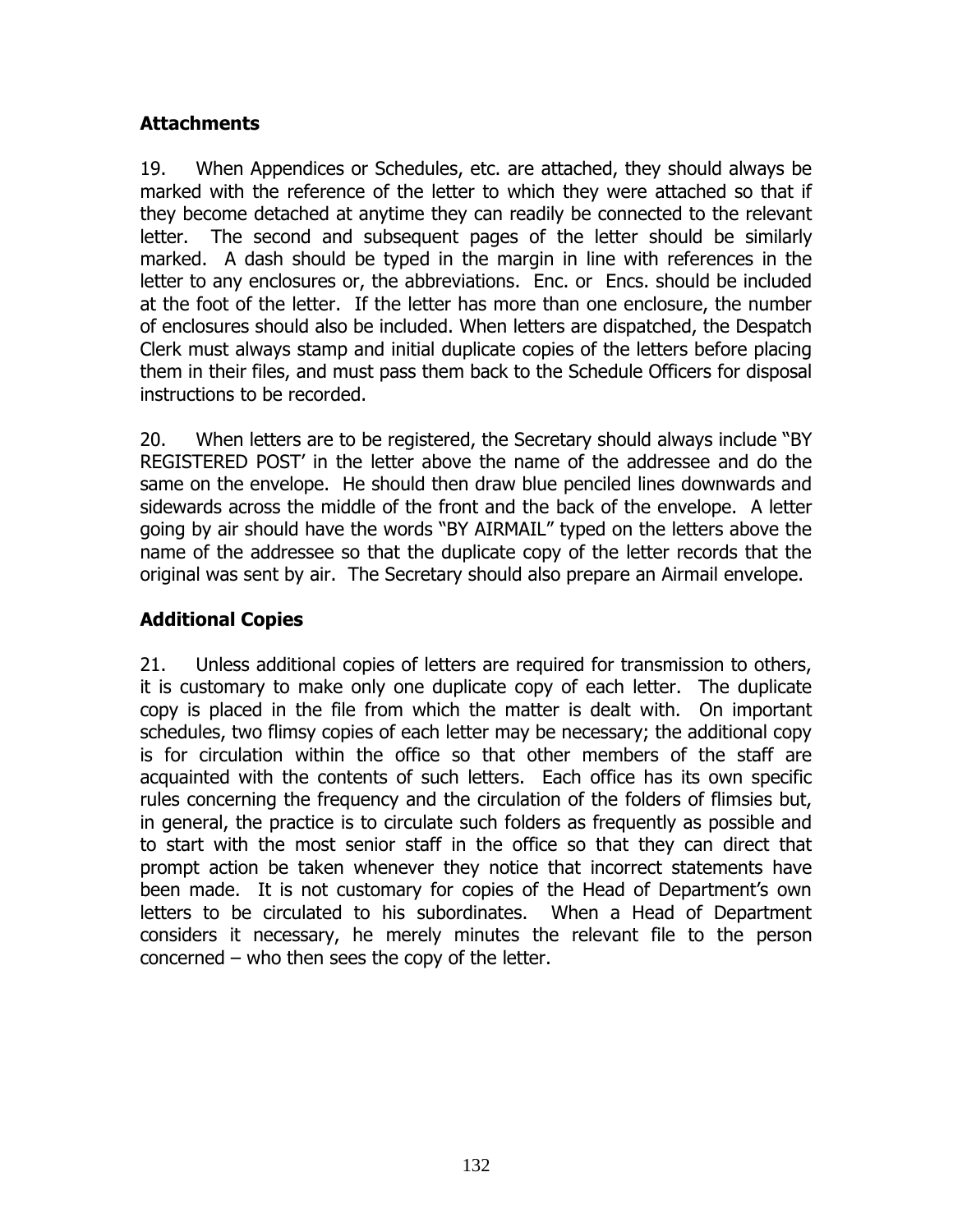## Attachments

19. When Appendices or Schedules, etc. are attached, they should always be marked with the reference of the letter to which they were attached so that if they become detached at anytime they can readily be connected to the relevant letter. The second and subsequent pages of the letter should be similarly marked. A dash should be typed in the margin in line with references in the letter to any enclosures or, the abbreviations. Enc. or Encs. should be included at the foot of the letter. If the letter has more than one enclosure, the number of enclosures should also be included. When letters are dispatched, the Despatch Clerk must always stamp and initial duplicate copies of the letters before placing them in their files, and must pass them back to the Schedule Officers for disposal instructions to be recorded.

20. When letters are to be registered, the Secretary should always include "BY REGISTERED POST' in the letter above the name of the addressee and do the same on the envelope. He should then draw blue penciled lines downwards and sidewards across the middle of the front and the back of the envelope. A letter going by air should have the words "BY AIRMAIL" typed on the letters above the name of the addressee so that the duplicate copy of the letter records that the original was sent by air. The Secretary should also prepare an Airmail envelope.

## Additional Copies

21. Unless additional copies of letters are required for transmission to others, it is customary to make only one duplicate copy of each letter. The duplicate copy is placed in the file from which the matter is dealt with. On important schedules, two flimsy copies of each letter may be necessary; the additional copy is for circulation within the office so that other members of the staff are acquainted with the contents of such letters. Each office has its own specific rules concerning the frequency and the circulation of the folders of flimsies but, in general, the practice is to circulate such folders as frequently as possible and to start with the most senior staff in the office so that they can direct that prompt action be taken whenever they notice that incorrect statements have been made. It is not customary for copies of the Head of Department's own letters to be circulated to his subordinates. When a Head of Department considers it necessary, he merely minutes the relevant file to the person concerned – who then sees the copy of the letter.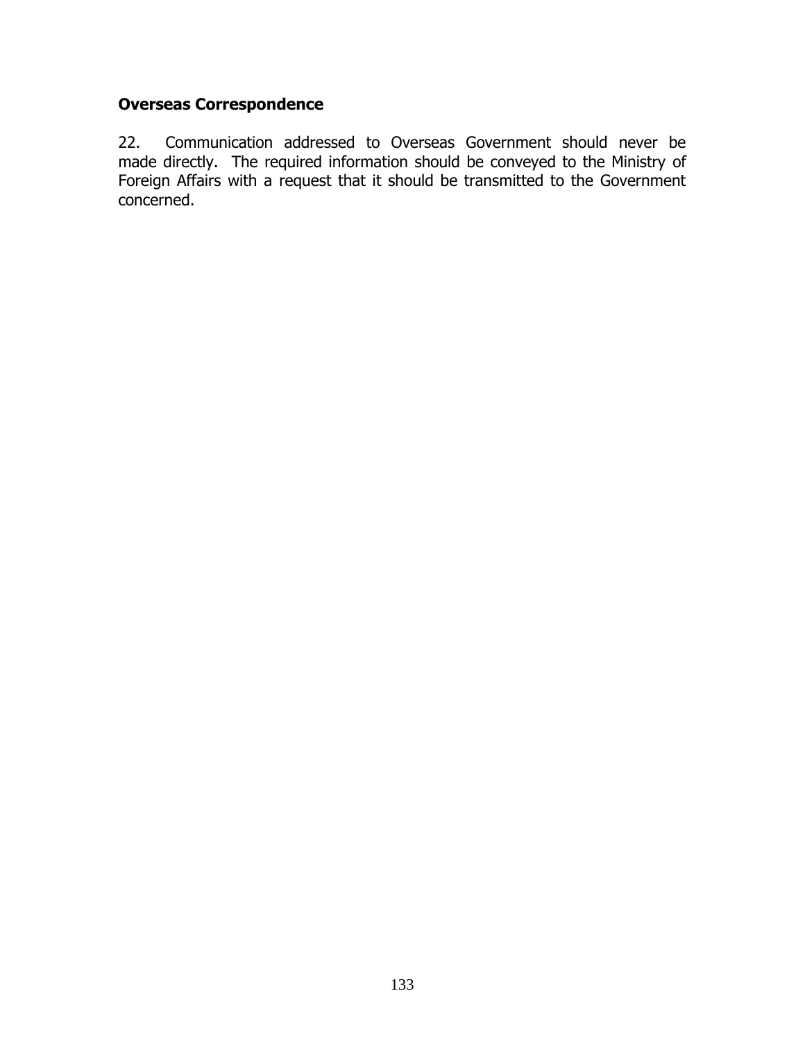### Overseas Correspondence

22. Communication addressed to Overseas Government should never be made directly. The required information should be conveyed to the Ministry of Foreign Affairs with a request that it should be transmitted to the Government concerned.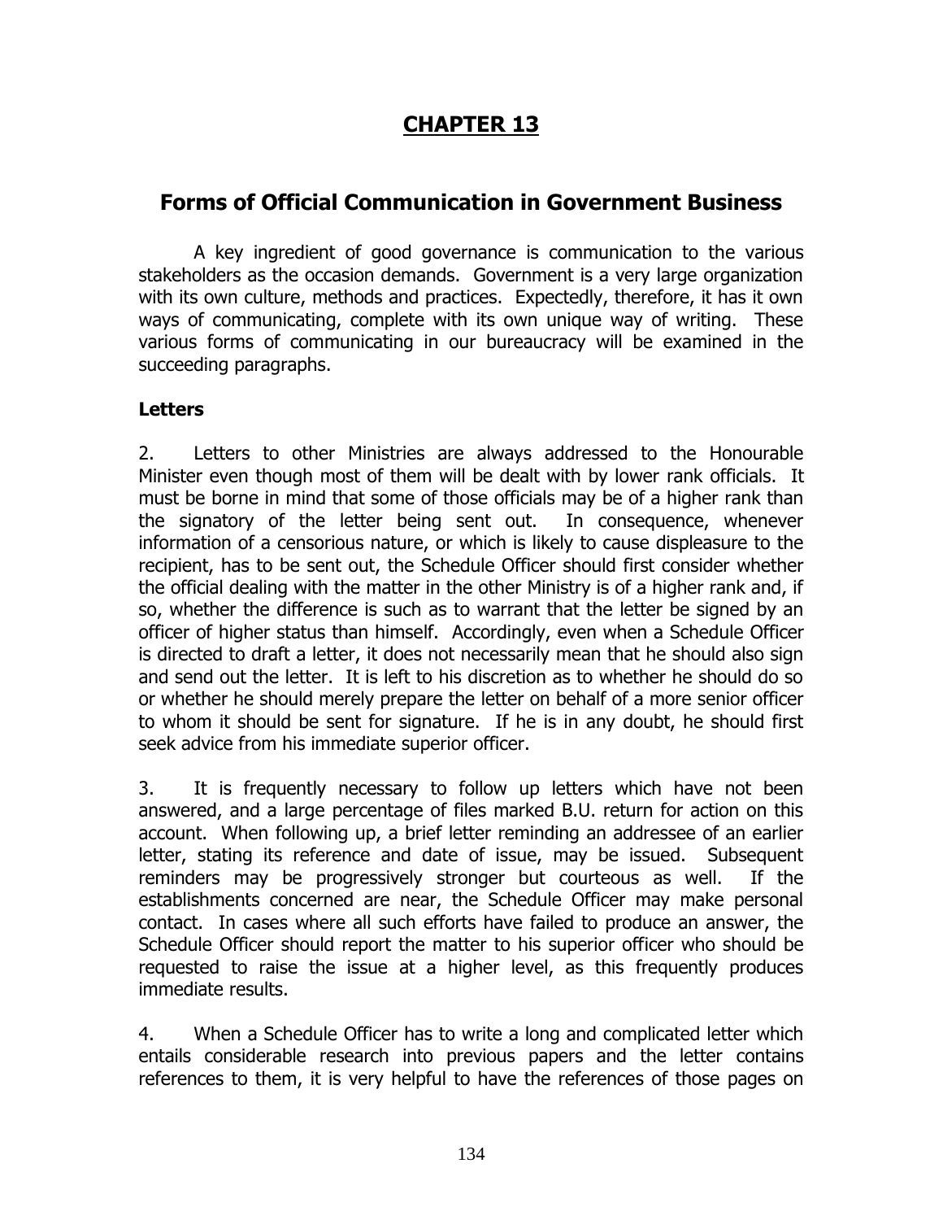# CHAPTER 13

## Forms of Official Communication in Government Business

A key ingredient of good governance is communication to the various stakeholders as the occasion demands. Government is a very large organization with its own culture, methods and practices. Expectedly, therefore, it has it own ways of communicating, complete with its own unique way of writing. These various forms of communicating in our bureaucracy will be examined in the succeeding paragraphs.

### Letters

2. Letters to other Ministries are always addressed to the Honourable Minister even though most of them will be dealt with by lower rank officials. It must be borne in mind that some of those officials may be of a higher rank than the signatory of the letter being sent out. In consequence, whenever information of a censorious nature, or which is likely to cause displeasure to the recipient, has to be sent out, the Schedule Officer should first consider whether the official dealing with the matter in the other Ministry is of a higher rank and, if so, whether the difference is such as to warrant that the letter be signed by an officer of higher status than himself. Accordingly, even when a Schedule Officer is directed to draft a letter, it does not necessarily mean that he should also sign and send out the letter. It is left to his discretion as to whether he should do so or whether he should merely prepare the letter on behalf of a more senior officer to whom it should be sent for signature. If he is in any doubt, he should first seek advice from his immediate superior officer.

3. It is frequently necessary to follow up letters which have not been answered, and a large percentage of files marked B.U. return for action on this account. When following up, a brief letter reminding an addressee of an earlier letter, stating its reference and date of issue, may be issued. Subsequent reminders may be progressively stronger but courteous as well. If the establishments concerned are near, the Schedule Officer may make personal contact. In cases where all such efforts have failed to produce an answer, the Schedule Officer should report the matter to his superior officer who should be requested to raise the issue at a higher level, as this frequently produces immediate results.

4. When a Schedule Officer has to write a long and complicated letter which entails considerable research into previous papers and the letter contains references to them, it is very helpful to have the references of those pages on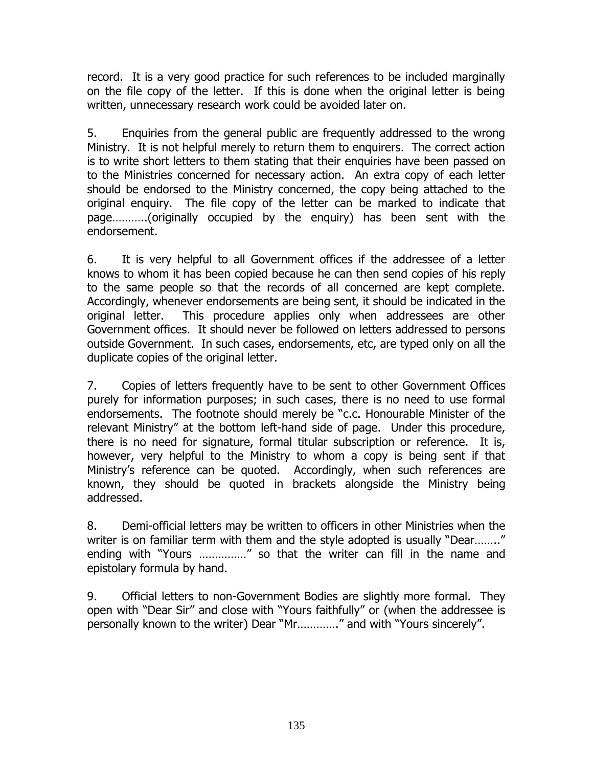record. It is a very good practice for such references to be included marginally on the file copy of the letter. If this is done when the original letter is being written, unnecessary research work could be avoided later on.

5. Enquiries from the general public are frequently addressed to the wrong Ministry. It is not helpful merely to return them to enquirers. The correct action is to write short letters to them stating that their enquiries have been passed on to the Ministries concerned for necessary action. An extra copy of each letter should be endorsed to the Ministry concerned, the copy being attached to the original enquiry. The file copy of the letter can be marked to indicate that page………..(originally occupied by the enquiry) has been sent with the endorsement.

6. It is very helpful to all Government offices if the addressee of a letter knows to whom it has been copied because he can then send copies of his reply to the same people so that the records of all concerned are kept complete. Accordingly, whenever endorsements are being sent, it should be indicated in the original letter. This procedure applies only when addressees are other Government offices. It should never be followed on letters addressed to persons outside Government. In such cases, endorsements, etc, are typed only on all the duplicate copies of the original letter.

7. Copies of letters frequently have to be sent to other Government Offices purely for information purposes; in such cases, there is no need to use formal endorsements. The footnote should merely be "c.c. Honourable Minister of the relevant Ministry" at the bottom left-hand side of page. Under this procedure, there is no need for signature, formal titular subscription or reference. It is, however, very helpful to the Ministry to whom a copy is being sent if that Ministry's reference can be quoted. Accordingly, when such references are known, they should be quoted in brackets alongside the Ministry being addressed.

8. Demi-official letters may be written to officers in other Ministries when the writer is on familiar term with them and the style adopted is usually "Dear…….." ending with "Yours ……………" so that the writer can fill in the name and epistolary formula by hand.

9. Official letters to non-Government Bodies are slightly more formal. They open with "Dear Sir" and close with "Yours faithfully" or (when the addressee is personally known to the writer) Dear "Mr…………." and with "Yours sincerely".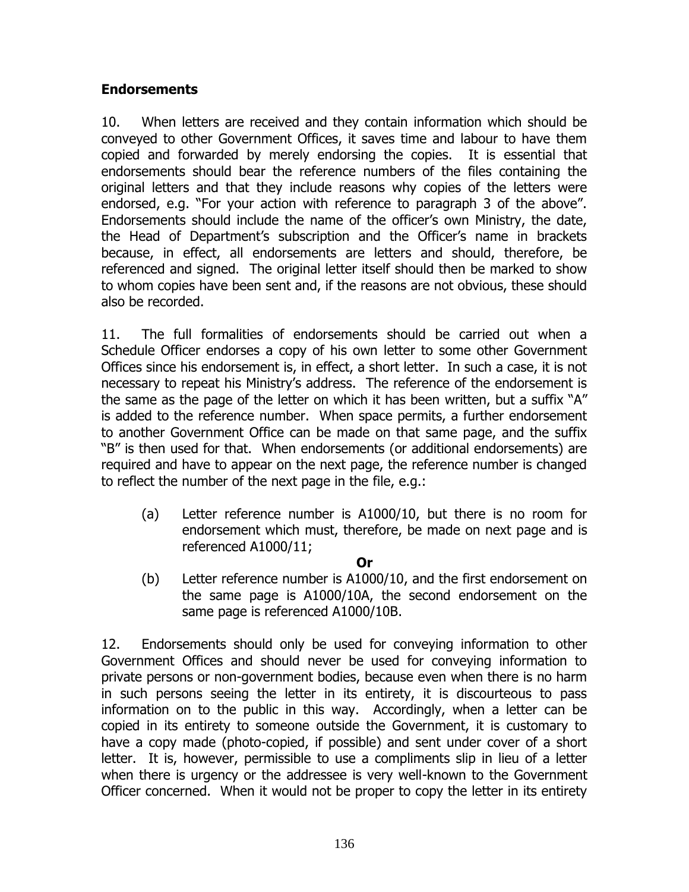## Endorsements

10. When letters are received and they contain information which should be conveyed to other Government Offices, it saves time and labour to have them copied and forwarded by merely endorsing the copies. It is essential that endorsements should bear the reference numbers of the files containing the original letters and that they include reasons why copies of the letters were endorsed, e.g. "For your action with reference to paragraph 3 of the above". Endorsements should include the name of the officer's own Ministry, the date, the Head of Department's subscription and the Officer's name in brackets because, in effect, all endorsements are letters and should, therefore, be referenced and signed. The original letter itself should then be marked to show to whom copies have been sent and, if the reasons are not obvious, these should also be recorded.

11. The full formalities of endorsements should be carried out when a Schedule Officer endorses a copy of his own letter to some other Government Offices since his endorsement is, in effect, a short letter. In such a case, it is not necessary to repeat his Ministry's address. The reference of the endorsement is the same as the page of the letter on which it has been written, but a suffix "A" is added to the reference number. When space permits, a further endorsement to another Government Office can be made on that same page, and the suffix "B" is then used for that. When endorsements (or additional endorsements) are required and have to appear on the next page, the reference number is changed to reflect the number of the next page in the file, e.g.:

(a) Letter reference number is A1000/10, but there is no room for endorsement which must, therefore, be made on next page and is referenced A1000/11;

**Or**

(b) Letter reference number is A1000/10, and the first endorsement on the same page is A1000/10A, the second endorsement on the same page is referenced A1000/10B.

12. Endorsements should only be used for conveying information to other Government Offices and should never be used for conveying information to private persons or non-government bodies, because even when there is no harm in such persons seeing the letter in its entirety, it is discourteous to pass information on to the public in this way. Accordingly, when a letter can be copied in its entirety to someone outside the Government, it is customary to have a copy made (photo-copied, if possible) and sent under cover of a short letter. It is, however, permissible to use a compliments slip in lieu of a letter when there is urgency or the addressee is very well-known to the Government Officer concerned. When it would not be proper to copy the letter in its entirety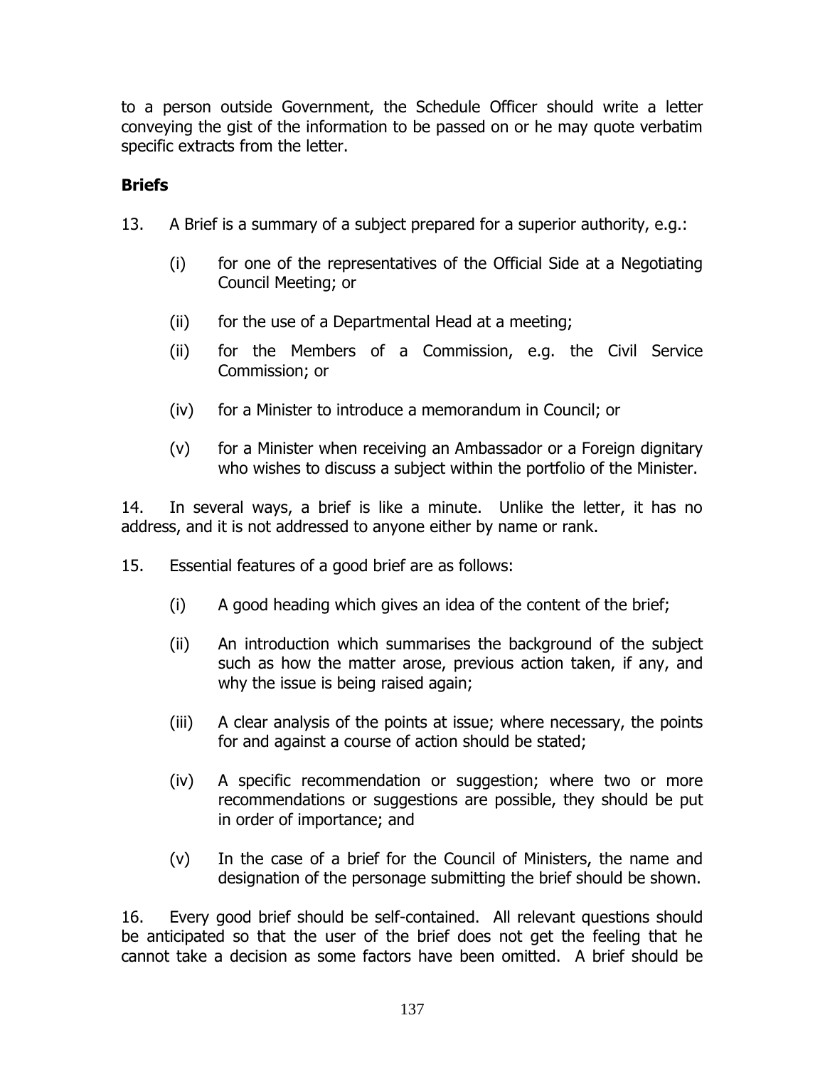to a person outside Government, the Schedule Officer should write a letter conveying the gist of the information to be passed on or he may quote verbatim specific extracts from the letter.

**Briefs**

13. A Brief is a summary of a subject prepared for a superior authority, e.g.:

    (i) for one of the representatives of the Official Side at a Negotiating Council Meeting; or

    (ii) for the use of a Departmental Head at a meeting;

    (ii) for the Members of a Commission, e.g. the Civil Service Commission; or

    (iv) for a Minister to introduce a memorandum in Council; or

    (v) for a Minister when receiving an Ambassador or a Foreign dignitary who wishes to discuss a subject within the portfolio of the Minister.

14. In several ways, a brief is like a minute. Unlike the letter, it has no address, and it is not addressed to anyone either by name or rank.

15. Essential features of a good brief are as follows:

    (i) A good heading which gives an idea of the content of the brief;

    (ii) An introduction which summarises the background of the subject such as how the matter arose, previous action taken, if any, and why the issue is being raised again;

    (iii) A clear analysis of the points at issue; where necessary, the points for and against a course of action should be stated;

    (iv) A specific recommendation or suggestion; where two or more recommendations or suggestions are possible, they should be put in order of importance; and

    (v) In the case of a brief for the Council of Ministers, the name and designation of the personage submitting the brief should be shown.

16. Every good brief should be self-contained. All relevant questions should be anticipated so that the user of the brief does not get the feeling that he cannot take a decision as some factors have been omitted. A brief should be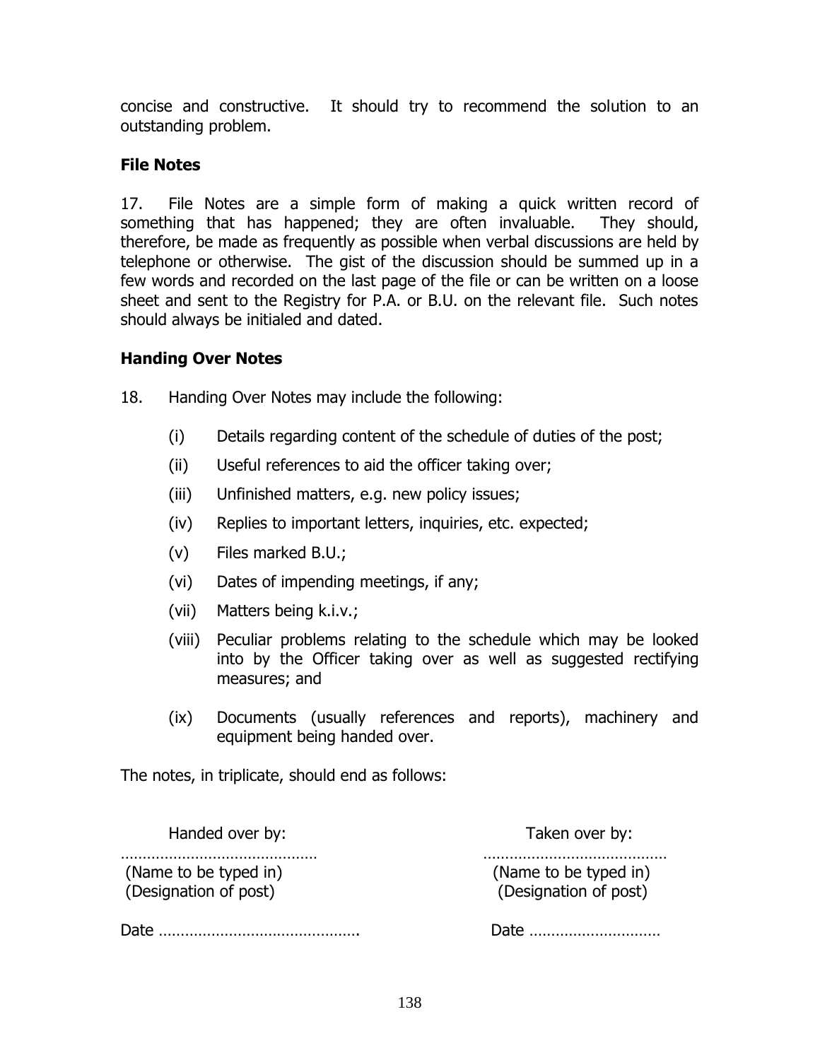concise and constructive. It should try to recommend the solution to an outstanding problem.

### File Notes

17. File Notes are a simple form of making a quick written record of something that has happened; they are often invaluable. They should, therefore, be made as frequently as possible when verbal discussions are held by telephone or otherwise. The gist of the discussion should be summed up in a few words and recorded on the last page of the file or can be written on a loose sheet and sent to the Registry for P.A. or B.U. on the relevant file. Such notes should always be initialed and dated.

### Handing Over Notes

18. Handing Over Notes may include the following:

(i) Details regarding content of the schedule of duties of the post;

(ii) Useful references to aid the officer taking over;

(iii) Unfinished matters, e.g. new policy issues;

(iv) Replies to important letters, inquiries, etc. expected;

(v) Files marked B.U.;

(vi) Dates of impending meetings, if any;

(vii) Matters being k.i.v.;

(viii) Peculiar problems relating to the schedule which may be looked into by the Officer taking over as well as suggested rectifying measures; and

(ix) Documents (usually references and reports), machinery and equipment being handed over.

The notes, in triplicate, should end as follows:

| Handed over by: | Taken over by: |
|---|---|
| ……………………………………… | …………………………………… |
| (Name to be typed in) | (Name to be typed in) |
| (Designation of post) | (Designation of post) |
| Date ………………………………………. | Date ………………………… |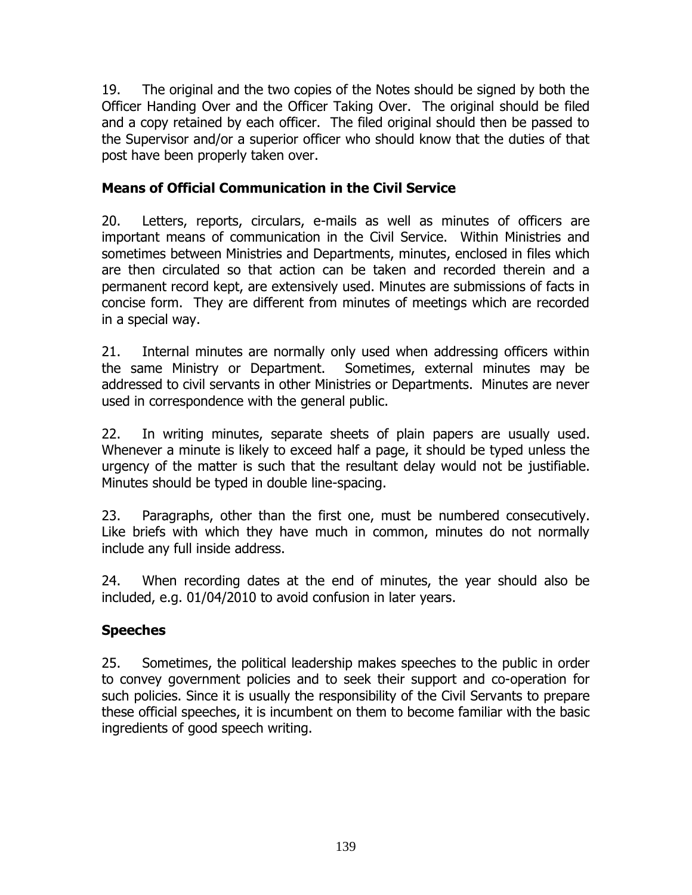19. The original and the two copies of the Notes should be signed by both the Officer Handing Over and the Officer Taking Over. The original should be filed and a copy retained by each officer. The filed original should then be passed to the Supervisor and/or a superior officer who should know that the duties of that post have been properly taken over.

### Means of Official Communication in the Civil Service

20. Letters, reports, circulars, e-mails as well as minutes of officers are important means of communication in the Civil Service. Within Ministries and sometimes between Ministries and Departments, minutes, enclosed in files which are then circulated so that action can be taken and recorded therein and a permanent record kept, are extensively used. Minutes are submissions of facts in concise form. They are different from minutes of meetings which are recorded in a special way.

21. Internal minutes are normally only used when addressing officers within the same Ministry or Department. Sometimes, external minutes may be addressed to civil servants in other Ministries or Departments. Minutes are never used in correspondence with the general public.

22. In writing minutes, separate sheets of plain papers are usually used. Whenever a minute is likely to exceed half a page, it should be typed unless the urgency of the matter is such that the resultant delay would not be justifiable. Minutes should be typed in double line-spacing.

23. Paragraphs, other than the first one, must be numbered consecutively. Like briefs with which they have much in common, minutes do not normally include any full inside address.

24. When recording dates at the end of minutes, the year should also be included, e.g. 01/04/2010 to avoid confusion in later years.

### Speeches

25. Sometimes, the political leadership makes speeches to the public in order to convey government policies and to seek their support and co-operation for such policies. Since it is usually the responsibility of the Civil Servants to prepare these official speeches, it is incumbent on them to become familiar with the basic ingredients of good speech writing.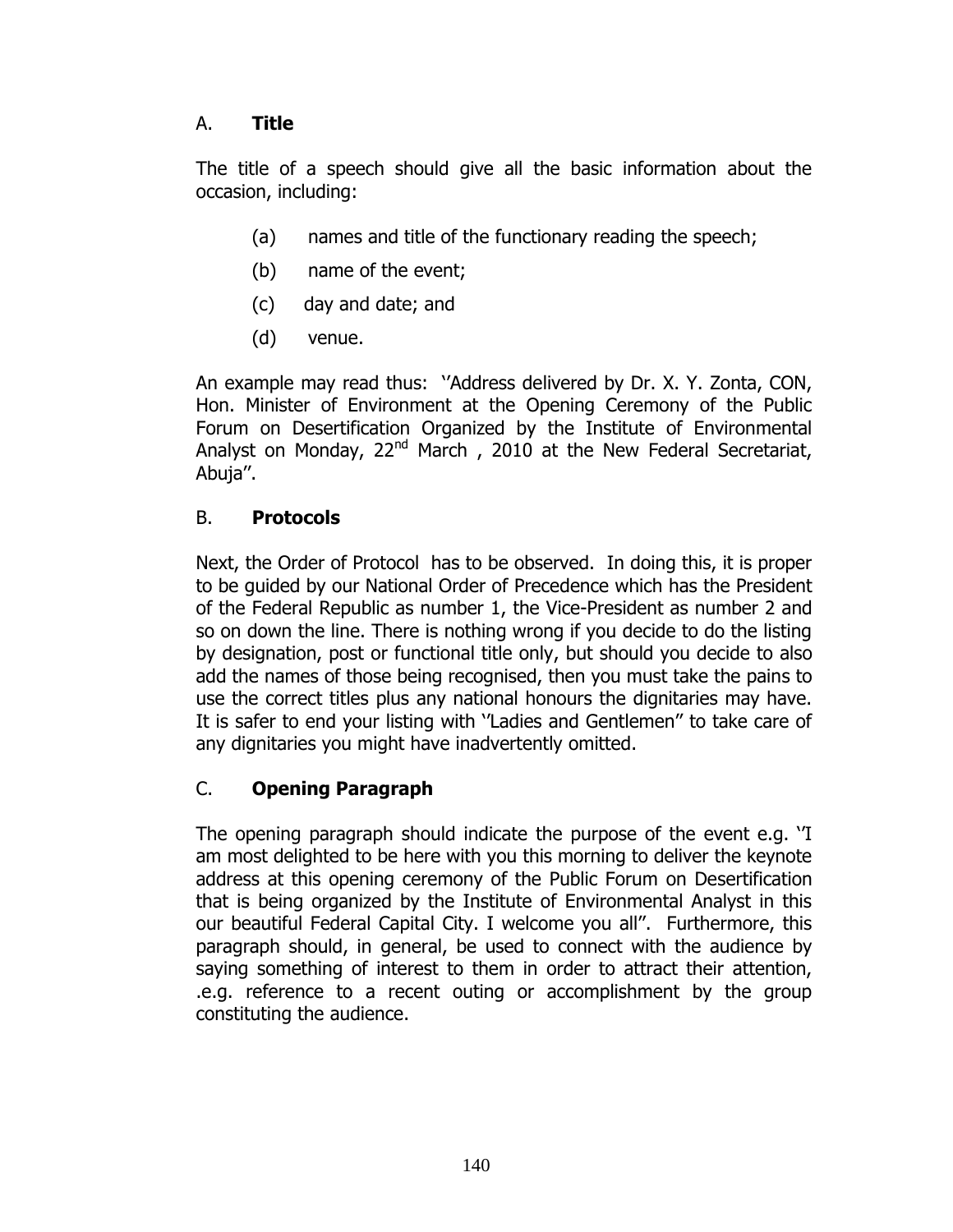A. **Title**

The title of a speech should give all the basic information about the occasion, including:

(a) names and title of the functionary reading the speech;

(b) name of the event;

(c) day and date; and

(d) venue.

An example may read thus: ''Address delivered by Dr. X. Y. Zonta, CON, Hon. Minister of Environment at the Opening Ceremony of the Public Forum on Desertification Organized by the Institute of Environmental Analyst on Monday, 22nd March , 2010 at the New Federal Secretariat, Abuja''.

B. **Protocols**

Next, the Order of Protocol has to be observed. In doing this, it is proper to be guided by our National Order of Precedence which has the President of the Federal Republic as number 1, the Vice-President as number 2 and so on down the line. There is nothing wrong if you decide to do the listing by designation, post or functional title only, but should you decide to also add the names of those being recognised, then you must take the pains to use the correct titles plus any national honours the dignitaries may have. It is safer to end your listing with ''Ladies and Gentlemen'' to take care of any dignitaries you might have inadvertently omitted.

C. **Opening Paragraph**

The opening paragraph should indicate the purpose of the event e.g. ''I am most delighted to be here with you this morning to deliver the keynote address at this opening ceremony of the Public Forum on Desertification that is being organized by the Institute of Environmental Analyst in this our beautiful Federal Capital City. I welcome you all''. Furthermore, this paragraph should, in general, be used to connect with the audience by saying something of interest to them in order to attract their attention, .e.g. reference to a recent outing or accomplishment by the group constituting the audience.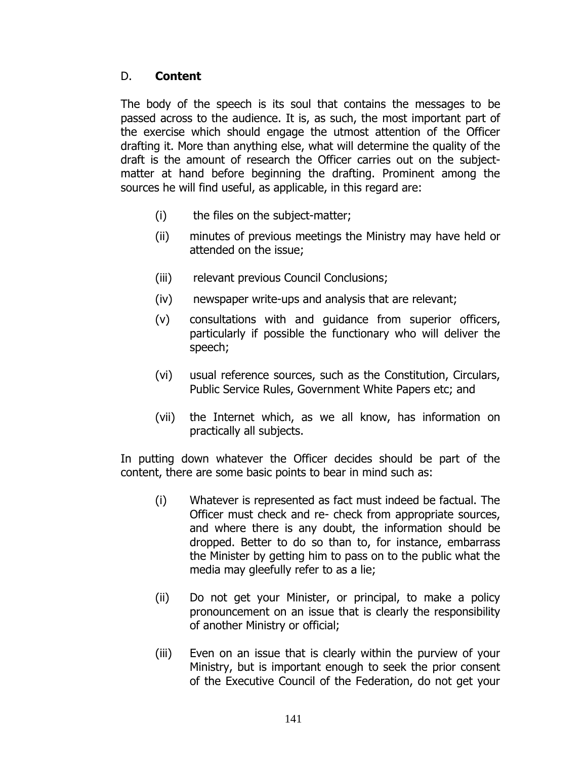## D. **Content**

The body of the speech is its soul that contains the messages to be passed across to the audience. It is, as such, the most important part of the exercise which should engage the utmost attention of the Officer drafting it. More than anything else, what will determine the quality of the draft is the amount of research the Officer carries out on the subject-matter at hand before beginning the drafting. Prominent among the sources he will find useful, as applicable, in this regard are:

(i) the files on the subject-matter;

(ii) minutes of previous meetings the Ministry may have held or attended on the issue;

(iii) relevant previous Council Conclusions;

(iv) newspaper write-ups and analysis that are relevant;

(v) consultations with and guidance from superior officers, particularly if possible the functionary who will deliver the speech;

(vi) usual reference sources, such as the Constitution, Circulars, Public Service Rules, Government White Papers etc; and

(vii) the Internet which, as we all know, has information on practically all subjects.

In putting down whatever the Officer decides should be part of the content, there are some basic points to bear in mind such as:

(i) Whatever is represented as fact must indeed be factual. The Officer must check and re- check from appropriate sources, and where there is any doubt, the information should be dropped. Better to do so than to, for instance, embarrass the Minister by getting him to pass on to the public what the media may gleefully refer to as a lie;

(ii) Do not get your Minister, or principal, to make a policy pronouncement on an issue that is clearly the responsibility of another Ministry or official;

(iii) Even on an issue that is clearly within the purview of your Ministry, but is important enough to seek the prior consent of the Executive Council of the Federation, do not get your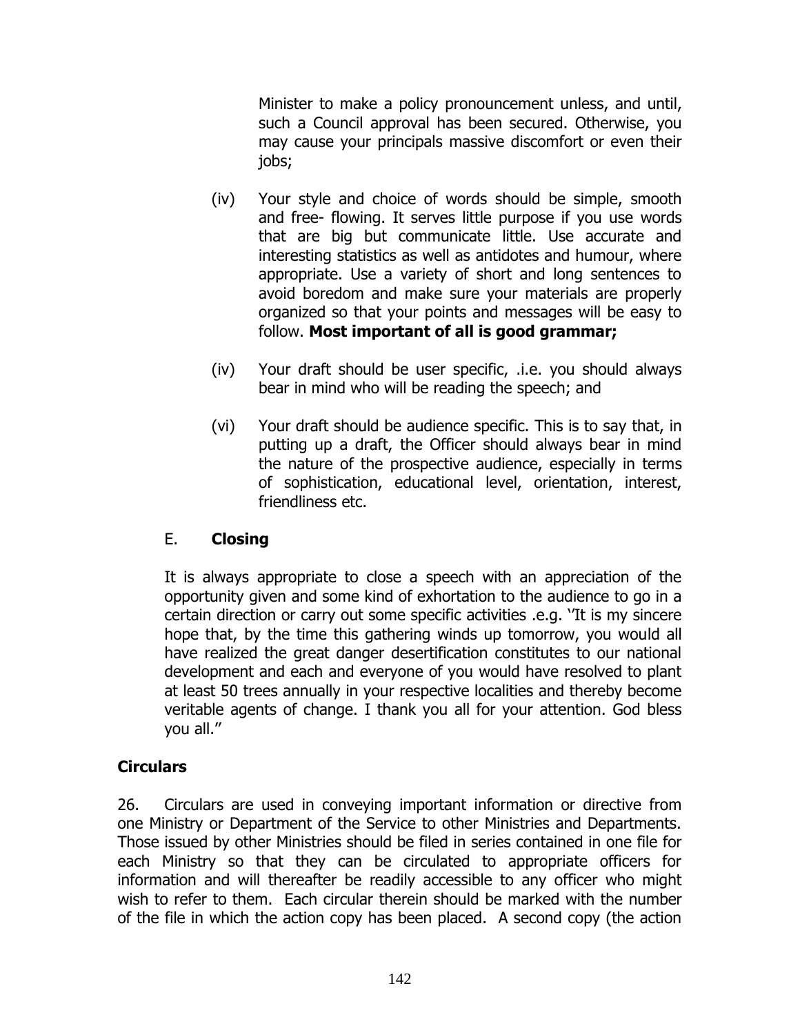Minister to make a policy pronouncement unless, and until, such a Council approval has been secured. Otherwise, you may cause your principals massive discomfort or even their jobs;

(iv) Your style and choice of words should be simple, smooth and free- flowing. It serves little purpose if you use words that are big but communicate little. Use accurate and interesting statistics as well as antidotes and humour, where appropriate. Use a variety of short and long sentences to avoid boredom and make sure your materials are properly organized so that your points and messages will be easy to follow. **Most important of all is good grammar;**

(iv) Your draft should be user specific, .i.e. you should always bear in mind who will be reading the speech; and

(vi) Your draft should be audience specific. This is to say that, in putting up a draft, the Officer should always bear in mind the nature of the prospective audience, especially in terms of sophistication, educational level, orientation, interest, friendliness etc.

E. **Closing**

It is always appropriate to close a speech with an appreciation of the opportunity given and some kind of exhortation to the audience to go in a certain direction or carry out some specific activities .e.g. ''It is my sincere hope that, by the time this gathering winds up tomorrow, you would all have realized the great danger desertification constitutes to our national development and each and everyone of you would have resolved to plant at least 50 trees annually in your respective localities and thereby become veritable agents of change. I thank you all for your attention. God bless you all."

**Circulars**

26. Circulars are used in conveying important information or directive from one Ministry or Department of the Service to other Ministries and Departments. Those issued by other Ministries should be filed in series contained in one file for each Ministry so that they can be circulated to appropriate officers for information and will thereafter be readily accessible to any officer who might wish to refer to them. Each circular therein should be marked with the number of the file in which the action copy has been placed. A second copy (the action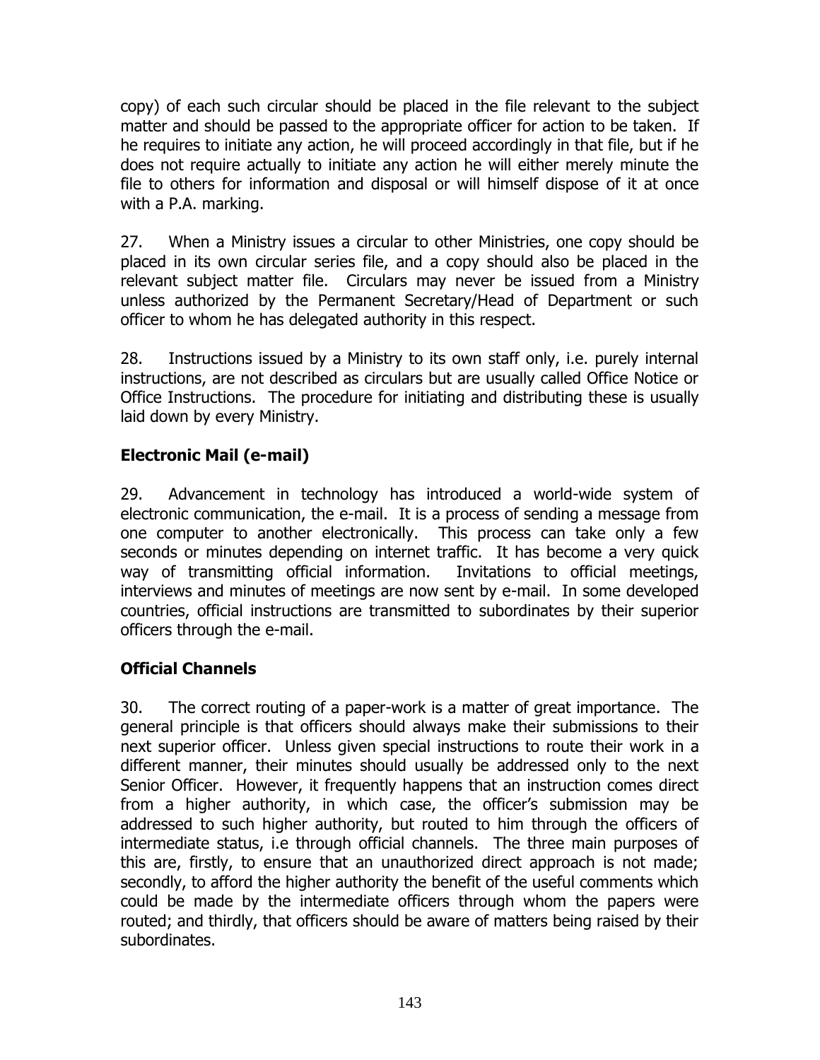copy) of each such circular should be placed in the file relevant to the subject matter and should be passed to the appropriate officer for action to be taken. If he requires to initiate any action, he will proceed accordingly in that file, but if he does not require actually to initiate any action he will either merely minute the file to others for information and disposal or will himself dispose of it at once with a P.A. marking.

27. When a Ministry issues a circular to other Ministries, one copy should be placed in its own circular series file, and a copy should also be placed in the relevant subject matter file. Circulars may never be issued from a Ministry unless authorized by the Permanent Secretary/Head of Department or such officer to whom he has delegated authority in this respect.

28. Instructions issued by a Ministry to its own staff only, i.e. purely internal instructions, are not described as circulars but are usually called Office Notice or Office Instructions. The procedure for initiating and distributing these is usually laid down by every Ministry.

**Electronic Mail (e-mail)**

29. Advancement in technology has introduced a world-wide system of electronic communication, the e-mail. It is a process of sending a message from one computer to another electronically. This process can take only a few seconds or minutes depending on internet traffic. It has become a very quick way of transmitting official information. Invitations to official meetings, interviews and minutes of meetings are now sent by e-mail. In some developed countries, official instructions are transmitted to subordinates by their superior officers through the e-mail.

**Official Channels**

30. The correct routing of a paper-work is a matter of great importance. The general principle is that officers should always make their submissions to their next superior officer. Unless given special instructions to route their work in a different manner, their minutes should usually be addressed only to the next Senior Officer. However, it frequently happens that an instruction comes direct from a higher authority, in which case, the officer's submission may be addressed to such higher authority, but routed to him through the officers of intermediate status, i.e through official channels. The three main purposes of this are, firstly, to ensure that an unauthorized direct approach is not made; secondly, to afford the higher authority the benefit of the useful comments which could be made by the intermediate officers through whom the papers were routed; and thirdly, that officers should be aware of matters being raised by their subordinates.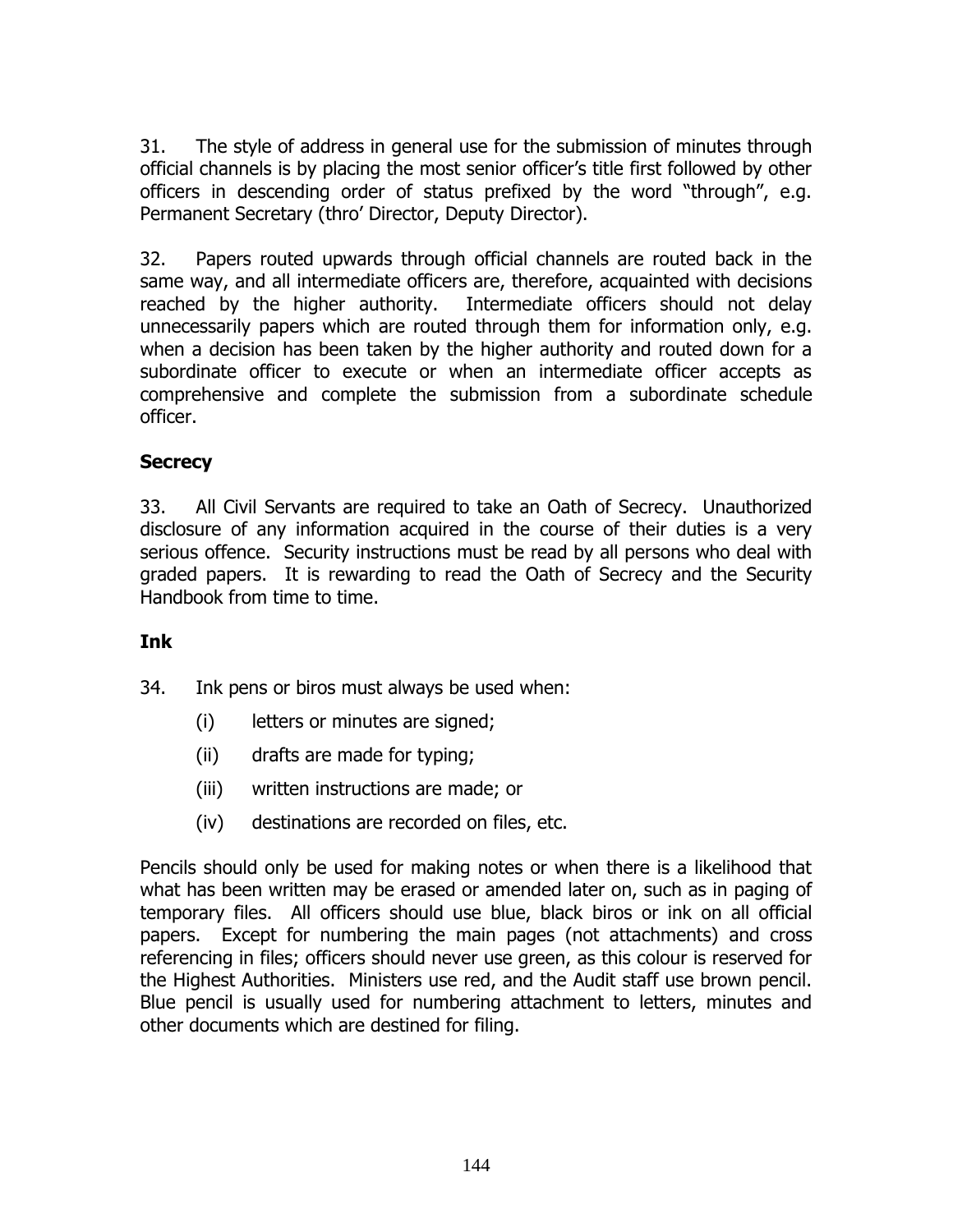31. The style of address in general use for the submission of minutes through official channels is by placing the most senior officer's title first followed by other officers in descending order of status prefixed by the word "through", e.g. Permanent Secretary (thro' Director, Deputy Director).

32. Papers routed upwards through official channels are routed back in the same way, and all intermediate officers are, therefore, acquainted with decisions reached by the higher authority. Intermediate officers should not delay unnecessarily papers which are routed through them for information only, e.g. when a decision has been taken by the higher authority and routed down for a subordinate officer to execute or when an intermediate officer accepts as comprehensive and complete the submission from a subordinate schedule officer.

**Secrecy**

33. All Civil Servants are required to take an Oath of Secrecy. Unauthorized disclosure of any information acquired in the course of their duties is a very serious offence. Security instructions must be read by all persons who deal with graded papers. It is rewarding to read the Oath of Secrecy and the Security Handbook from time to time.

**Ink**

34. Ink pens or biros must always be used when:

(i) letters or minutes are signed;

(ii) drafts are made for typing;

(iii) written instructions are made; or

(iv) destinations are recorded on files, etc.

Pencils should only be used for making notes or when there is a likelihood that what has been written may be erased or amended later on, such as in paging of temporary files. All officers should use blue, black biros or ink on all official papers. Except for numbering the main pages (not attachments) and cross referencing in files; officers should never use green, as this colour is reserved for the Highest Authorities. Ministers use red, and the Audit staff use brown pencil. Blue pencil is usually used for numbering attachment to letters, minutes and other documents which are destined for filing.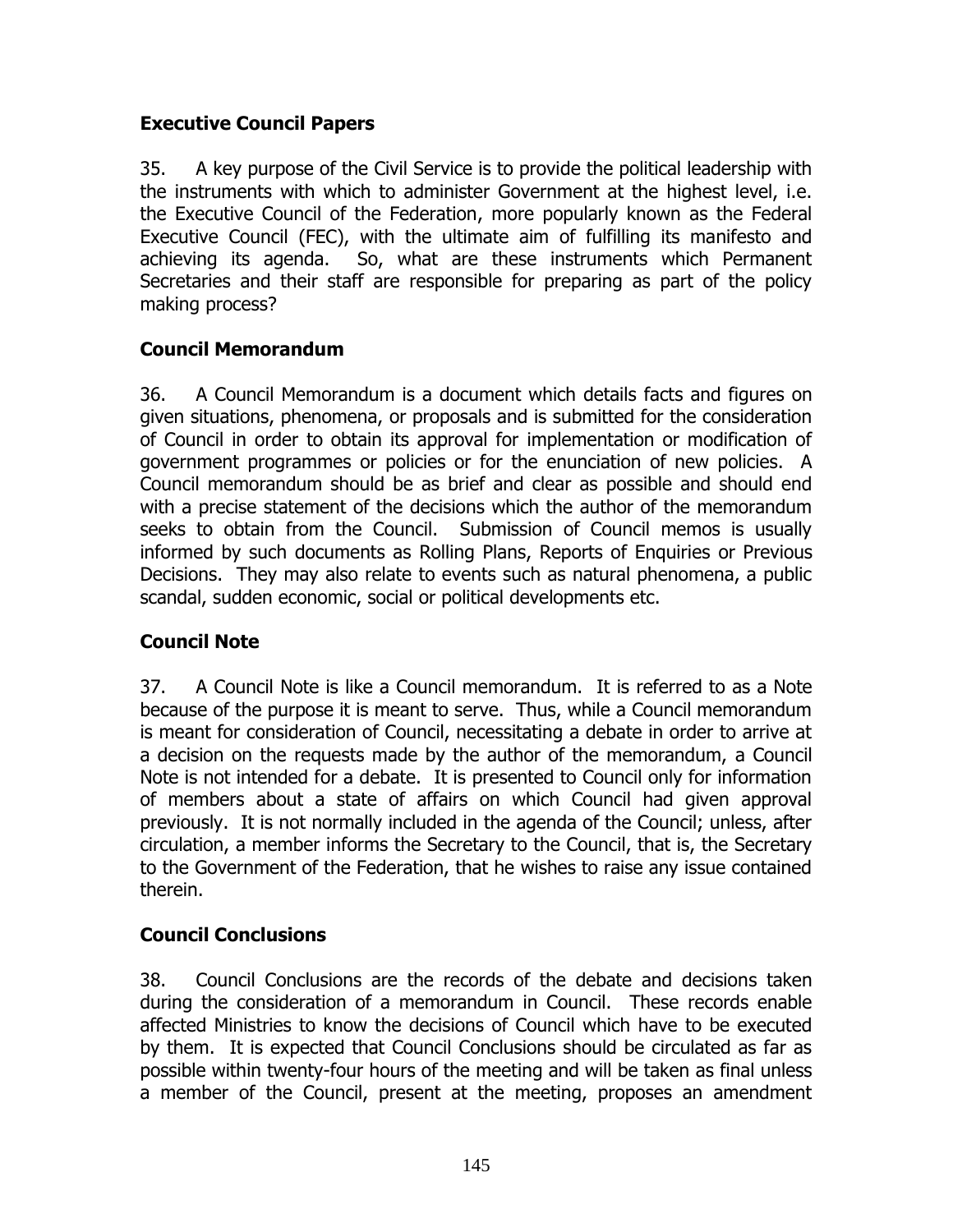### Executive Council Papers

35. A key purpose of the Civil Service is to provide the political leadership with the instruments with which to administer Government at the highest level, i.e. the Executive Council of the Federation, more popularly known as the Federal Executive Council (FEC), with the ultimate aim of fulfilling its manifesto and achieving its agenda. So, what are these instruments which Permanent Secretaries and their staff are responsible for preparing as part of the policy making process?

### Council Memorandum

36. A Council Memorandum is a document which details facts and figures on given situations, phenomena, or proposals and is submitted for the consideration of Council in order to obtain its approval for implementation or modification of government programmes or policies or for the enunciation of new policies. A Council memorandum should be as brief and clear as possible and should end with a precise statement of the decisions which the author of the memorandum seeks to obtain from the Council. Submission of Council memos is usually informed by such documents as Rolling Plans, Reports of Enquiries or Previous Decisions. They may also relate to events such as natural phenomena, a public scandal, sudden economic, social or political developments etc.

### Council Note

37. A Council Note is like a Council memorandum. It is referred to as a Note because of the purpose it is meant to serve. Thus, while a Council memorandum is meant for consideration of Council, necessitating a debate in order to arrive at a decision on the requests made by the author of the memorandum, a Council Note is not intended for a debate. It is presented to Council only for information of members about a state of affairs on which Council had given approval previously. It is not normally included in the agenda of the Council; unless, after circulation, a member informs the Secretary to the Council, that is, the Secretary to the Government of the Federation, that he wishes to raise any issue contained therein.

### Council Conclusions

38. Council Conclusions are the records of the debate and decisions taken during the consideration of a memorandum in Council. These records enable affected Ministries to know the decisions of Council which have to be executed by them. It is expected that Council Conclusions should be circulated as far as possible within twenty-four hours of the meeting and will be taken as final unless a member of the Council, present at the meeting, proposes an amendment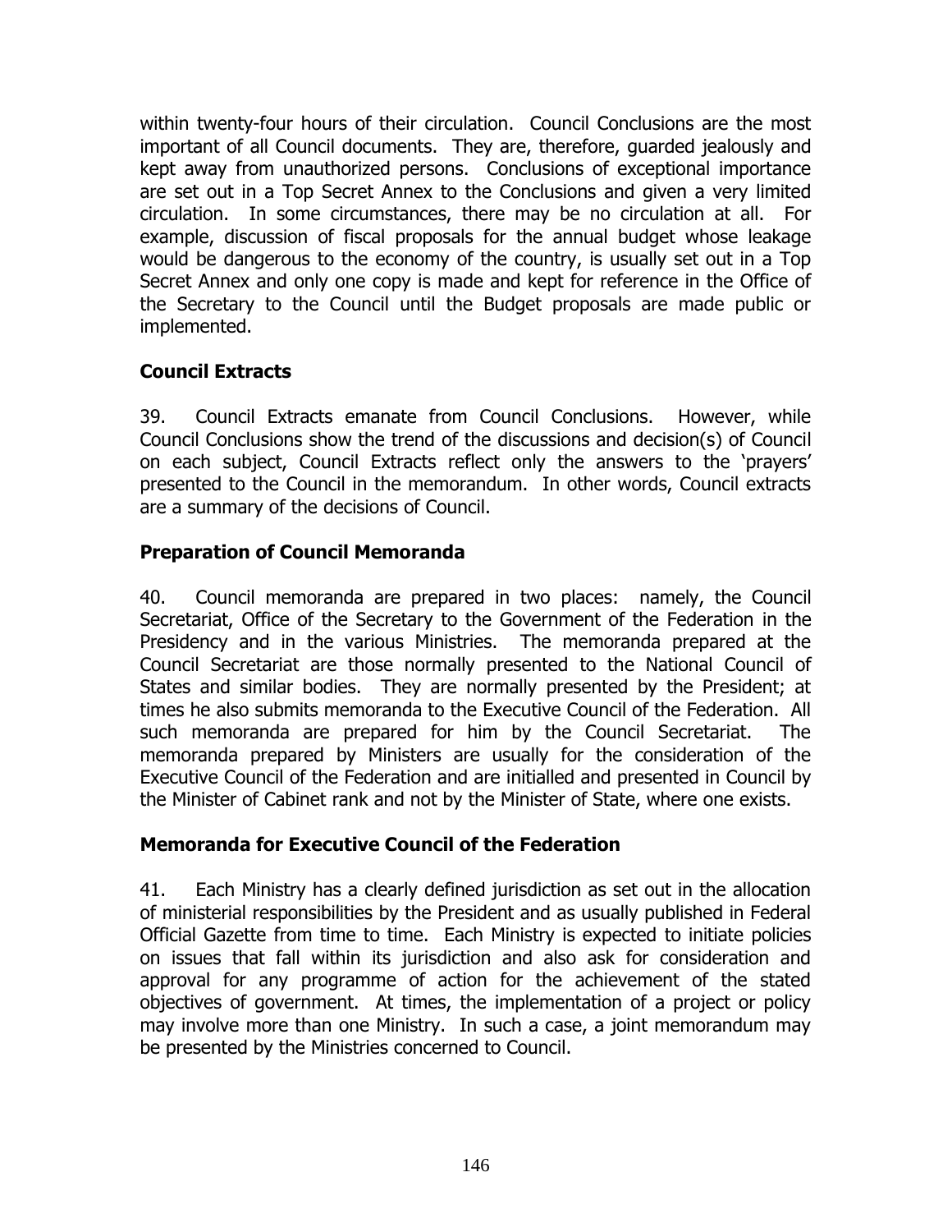within twenty-four hours of their circulation. Council Conclusions are the most important of all Council documents. They are, therefore, guarded jealously and kept away from unauthorized persons. Conclusions of exceptional importance are set out in a Top Secret Annex to the Conclusions and given a very limited circulation. In some circumstances, there may be no circulation at all. For example, discussion of fiscal proposals for the annual budget whose leakage would be dangerous to the economy of the country, is usually set out in a Top Secret Annex and only one copy is made and kept for reference in the Office of the Secretary to the Council until the Budget proposals are made public or implemented.

**Council Extracts**

39. Council Extracts emanate from Council Conclusions. However, while Council Conclusions show the trend of the discussions and decision(s) of Council on each subject, Council Extracts reflect only the answers to the 'prayers' presented to the Council in the memorandum. In other words, Council extracts are a summary of the decisions of Council.

**Preparation of Council Memoranda**

40. Council memoranda are prepared in two places: namely, the Council Secretariat, Office of the Secretary to the Government of the Federation in the Presidency and in the various Ministries. The memoranda prepared at the Council Secretariat are those normally presented to the National Council of States and similar bodies. They are normally presented by the President; at times he also submits memoranda to the Executive Council of the Federation. All such memoranda are prepared for him by the Council Secretariat. The memoranda prepared by Ministers are usually for the consideration of the Executive Council of the Federation and are initialled and presented in Council by the Minister of Cabinet rank and not by the Minister of State, where one exists.

**Memoranda for Executive Council of the Federation**

41. Each Ministry has a clearly defined jurisdiction as set out in the allocation of ministerial responsibilities by the President and as usually published in Federal Official Gazette from time to time. Each Ministry is expected to initiate policies on issues that fall within its jurisdiction and also ask for consideration and approval for any programme of action for the achievement of the stated objectives of government. At times, the implementation of a project or policy may involve more than one Ministry. In such a case, a joint memorandum may be presented by the Ministries concerned to Council.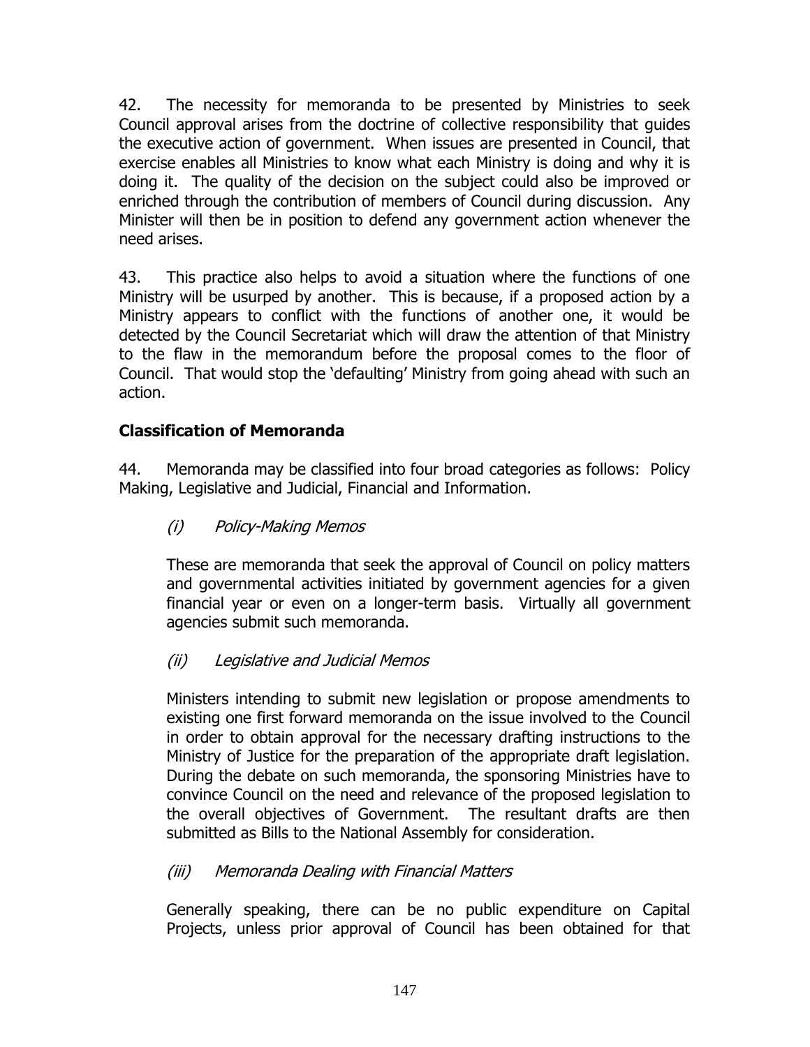42. The necessity for memoranda to be presented by Ministries to seek Council approval arises from the doctrine of collective responsibility that guides the executive action of government. When issues are presented in Council, that exercise enables all Ministries to know what each Ministry is doing and why it is doing it. The quality of the decision on the subject could also be improved or enriched through the contribution of members of Council during discussion. Any Minister will then be in position to defend any government action whenever the need arises.

43. This practice also helps to avoid a situation where the functions of one Ministry will be usurped by another. This is because, if a proposed action by a Ministry appears to conflict with the functions of another one, it would be detected by the Council Secretariat which will draw the attention of that Ministry to the flaw in the memorandum before the proposal comes to the floor of Council. That would stop the 'defaulting' Ministry from going ahead with such an action.

## Classification of Memoranda

44. Memoranda may be classified into four broad categories as follows: Policy Making, Legislative and Judicial, Financial and Information.

*(i) Policy-Making Memos*

These are memoranda that seek the approval of Council on policy matters and governmental activities initiated by government agencies for a given financial year or even on a longer-term basis. Virtually all government agencies submit such memoranda.

*(ii) Legislative and Judicial Memos*

Ministers intending to submit new legislation or propose amendments to existing one first forward memoranda on the issue involved to the Council in order to obtain approval for the necessary drafting instructions to the Ministry of Justice for the preparation of the appropriate draft legislation. During the debate on such memoranda, the sponsoring Ministries have to convince Council on the need and relevance of the proposed legislation to the overall objectives of Government. The resultant drafts are then submitted as Bills to the National Assembly for consideration.

*(iii) Memoranda Dealing with Financial Matters*

Generally speaking, there can be no public expenditure on Capital Projects, unless prior approval of Council has been obtained for that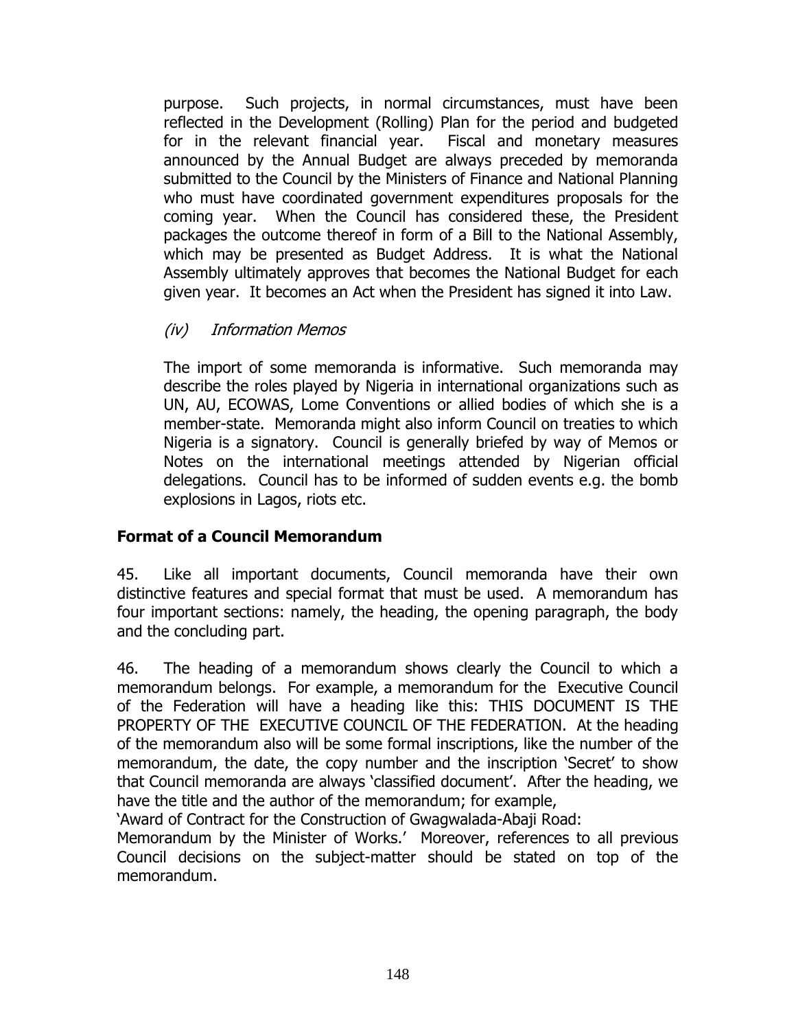purpose. Such projects, in normal circumstances, must have been reflected in the Development (Rolling) Plan for the period and budgeted for in the relevant financial year. Fiscal and monetary measures announced by the Annual Budget are always preceded by memoranda submitted to the Council by the Ministers of Finance and National Planning who must have coordinated government expenditures proposals for the coming year. When the Council has considered these, the President packages the outcome thereof in form of a Bill to the National Assembly, which may be presented as Budget Address. It is what the National Assembly ultimately approves that becomes the National Budget for each given year. It becomes an Act when the President has signed it into Law.

*(iv) Information Memos*

The import of some memoranda is informative. Such memoranda may describe the roles played by Nigeria in international organizations such as UN, AU, ECOWAS, Lome Conventions or allied bodies of which she is a member-state. Memoranda might also inform Council on treaties to which Nigeria is a signatory. Council is generally briefed by way of Memos or Notes on the international meetings attended by Nigerian official delegations. Council has to be informed of sudden events e.g. the bomb explosions in Lagos, riots etc.

**Format of a Council Memorandum**

45. Like all important documents, Council memoranda have their own distinctive features and special format that must be used. A memorandum has four important sections: namely, the heading, the opening paragraph, the body and the concluding part.

46. The heading of a memorandum shows clearly the Council to which a memorandum belongs. For example, a memorandum for the Executive Council of the Federation will have a heading like this: THIS DOCUMENT IS THE PROPERTY OF THE EXECUTIVE COUNCIL OF THE FEDERATION. At the heading of the memorandum also will be some formal inscriptions, like the number of the memorandum, the date, the copy number and the inscription 'Secret' to show that Council memoranda are always 'classified document'. After the heading, we have the title and the author of the memorandum; for example,
'Award of Contract for the Construction of Gwagwalada-Abaji Road:
Memorandum by the Minister of Works.' Moreover, references to all previous Council decisions on the subject-matter should be stated on top of the memorandum.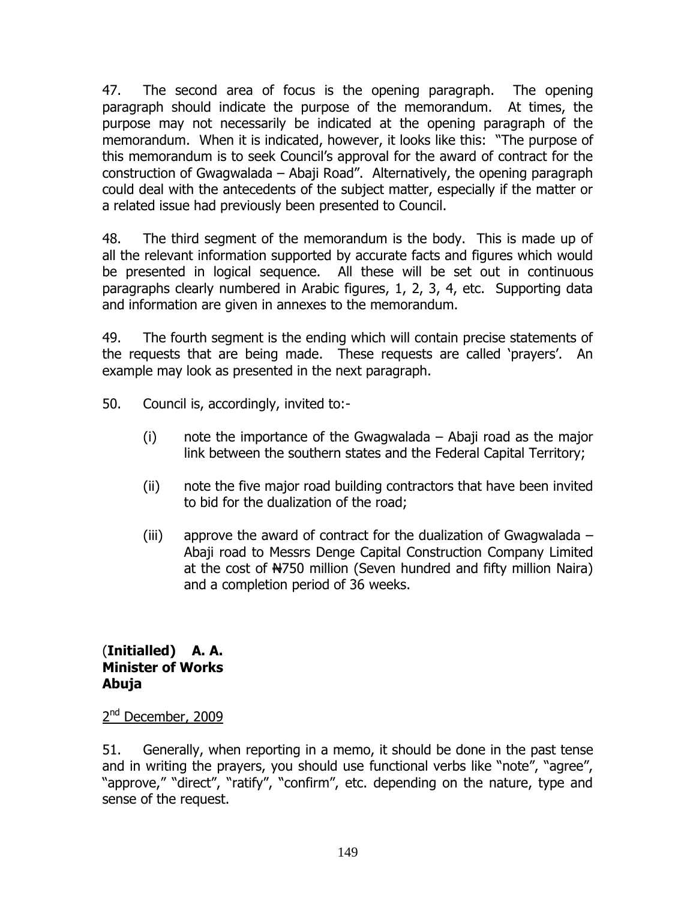47. The second area of focus is the opening paragraph. The opening paragraph should indicate the purpose of the memorandum. At times, the purpose may not necessarily be indicated at the opening paragraph of the memorandum. When it is indicated, however, it looks like this: "The purpose of this memorandum is to seek Council's approval for the award of contract for the construction of Gwagwalada – Abaji Road". Alternatively, the opening paragraph could deal with the antecedents of the subject matter, especially if the matter or a related issue had previously been presented to Council.

48. The third segment of the memorandum is the body. This is made up of all the relevant information supported by accurate facts and figures which would be presented in logical sequence. All these will be set out in continuous paragraphs clearly numbered in Arabic figures, 1, 2, 3, 4, etc. Supporting data and information are given in annexes to the memorandum.

49. The fourth segment is the ending which will contain precise statements of the requests that are being made. These requests are called 'prayers'. An example may look as presented in the next paragraph.

50. Council is, accordingly, invited to:-

(i) note the importance of the Gwagwalada – Abaji road as the major link between the southern states and the Federal Capital Territory;

(ii) note the five major road building contractors that have been invited to bid for the dualization of the road;

(iii) approve the award of contract for the dualization of Gwagwalada – Abaji road to Messrs Denge Capital Construction Company Limited at the cost of ₦750 million (Seven hundred and fifty million Naira) and a completion period of 36 weeks.

(**Initialled) A. A.**
**Minister of Works**
**Abuja**

2nd December, 2009

51. Generally, when reporting in a memo, it should be done in the past tense and in writing the prayers, you should use functional verbs like "note", "agree", "approve," "direct", "ratify", "confirm", etc. depending on the nature, type and sense of the request.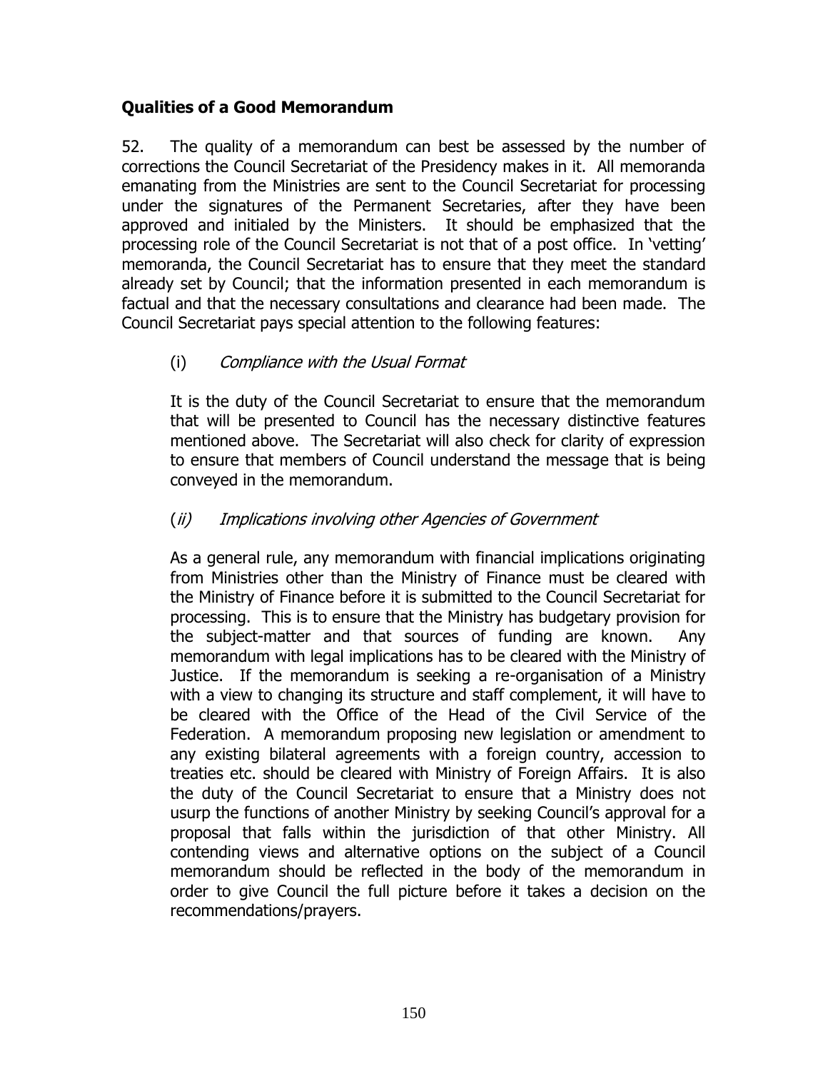**Qualities of a Good Memorandum**

52. The quality of a memorandum can best be assessed by the number of corrections the Council Secretariat of the Presidency makes in it. All memoranda emanating from the Ministries are sent to the Council Secretariat for processing under the signatures of the Permanent Secretaries, after they have been approved and initialed by the Ministers. It should be emphasized that the processing role of the Council Secretariat is not that of a post office. In 'vetting' memoranda, the Council Secretariat has to ensure that they meet the standard already set by Council; that the information presented in each memorandum is factual and that the necessary consultations and clearance had been made. The Council Secretariat pays special attention to the following features:

(i) *Compliance with the Usual Format*

It is the duty of the Council Secretariat to ensure that the memorandum that will be presented to Council has the necessary distinctive features mentioned above. The Secretariat will also check for clarity of expression to ensure that members of Council understand the message that is being conveyed in the memorandum.

(*ii*) *Implications involving other Agencies of Government*

As a general rule, any memorandum with financial implications originating from Ministries other than the Ministry of Finance must be cleared with the Ministry of Finance before it is submitted to the Council Secretariat for processing. This is to ensure that the Ministry has budgetary provision for the subject-matter and that sources of funding are known. Any memorandum with legal implications has to be cleared with the Ministry of Justice. If the memorandum is seeking a re-organisation of a Ministry with a view to changing its structure and staff complement, it will have to be cleared with the Office of the Head of the Civil Service of the Federation. A memorandum proposing new legislation or amendment to any existing bilateral agreements with a foreign country, accession to treaties etc. should be cleared with Ministry of Foreign Affairs. It is also the duty of the Council Secretariat to ensure that a Ministry does not usurp the functions of another Ministry by seeking Council's approval for a proposal that falls within the jurisdiction of that other Ministry. All contending views and alternative options on the subject of a Council memorandum should be reflected in the body of the memorandum in order to give Council the full picture before it takes a decision on the recommendations/prayers.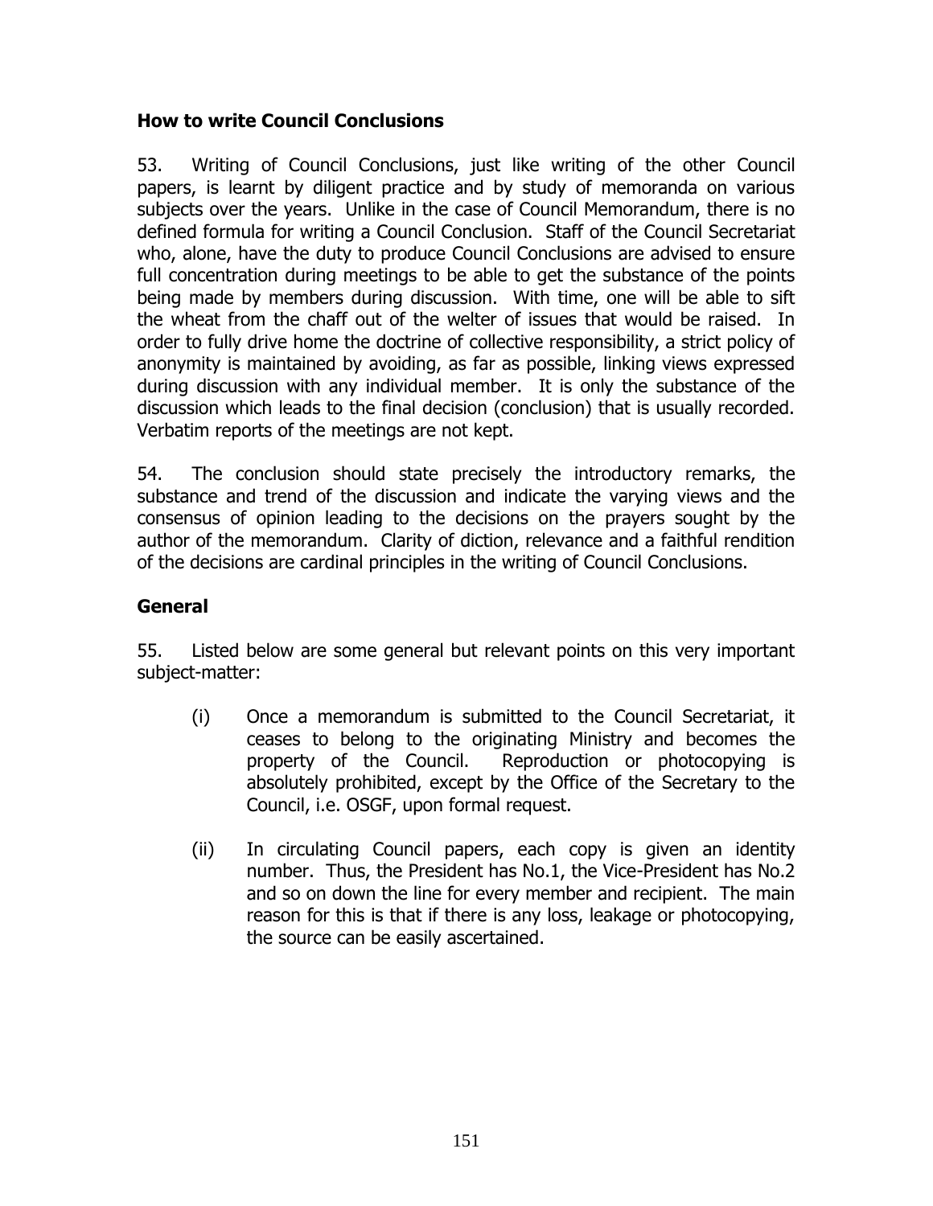### How to write Council Conclusions

53. Writing of Council Conclusions, just like writing of the other Council papers, is learnt by diligent practice and by study of memoranda on various subjects over the years. Unlike in the case of Council Memorandum, there is no defined formula for writing a Council Conclusion. Staff of the Council Secretariat who, alone, have the duty to produce Council Conclusions are advised to ensure full concentration during meetings to be able to get the substance of the points being made by members during discussion. With time, one will be able to sift the wheat from the chaff out of the welter of issues that would be raised. In order to fully drive home the doctrine of collective responsibility, a strict policy of anonymity is maintained by avoiding, as far as possible, linking views expressed during discussion with any individual member. It is only the substance of the discussion which leads to the final decision (conclusion) that is usually recorded. Verbatim reports of the meetings are not kept.

54. The conclusion should state precisely the introductory remarks, the substance and trend of the discussion and indicate the varying views and the consensus of opinion leading to the decisions on the prayers sought by the author of the memorandum. Clarity of diction, relevance and a faithful rendition of the decisions are cardinal principles in the writing of Council Conclusions.

### General

55. Listed below are some general but relevant points on this very important subject-matter:

(i) Once a memorandum is submitted to the Council Secretariat, it ceases to belong to the originating Ministry and becomes the property of the Council. Reproduction or photocopying is absolutely prohibited, except by the Office of the Secretary to the Council, i.e. OSGF, upon formal request.

(ii) In circulating Council papers, each copy is given an identity number. Thus, the President has No.1, the Vice-President has No.2 and so on down the line for every member and recipient. The main reason for this is that if there is any loss, leakage or photocopying, the source can be easily ascertained.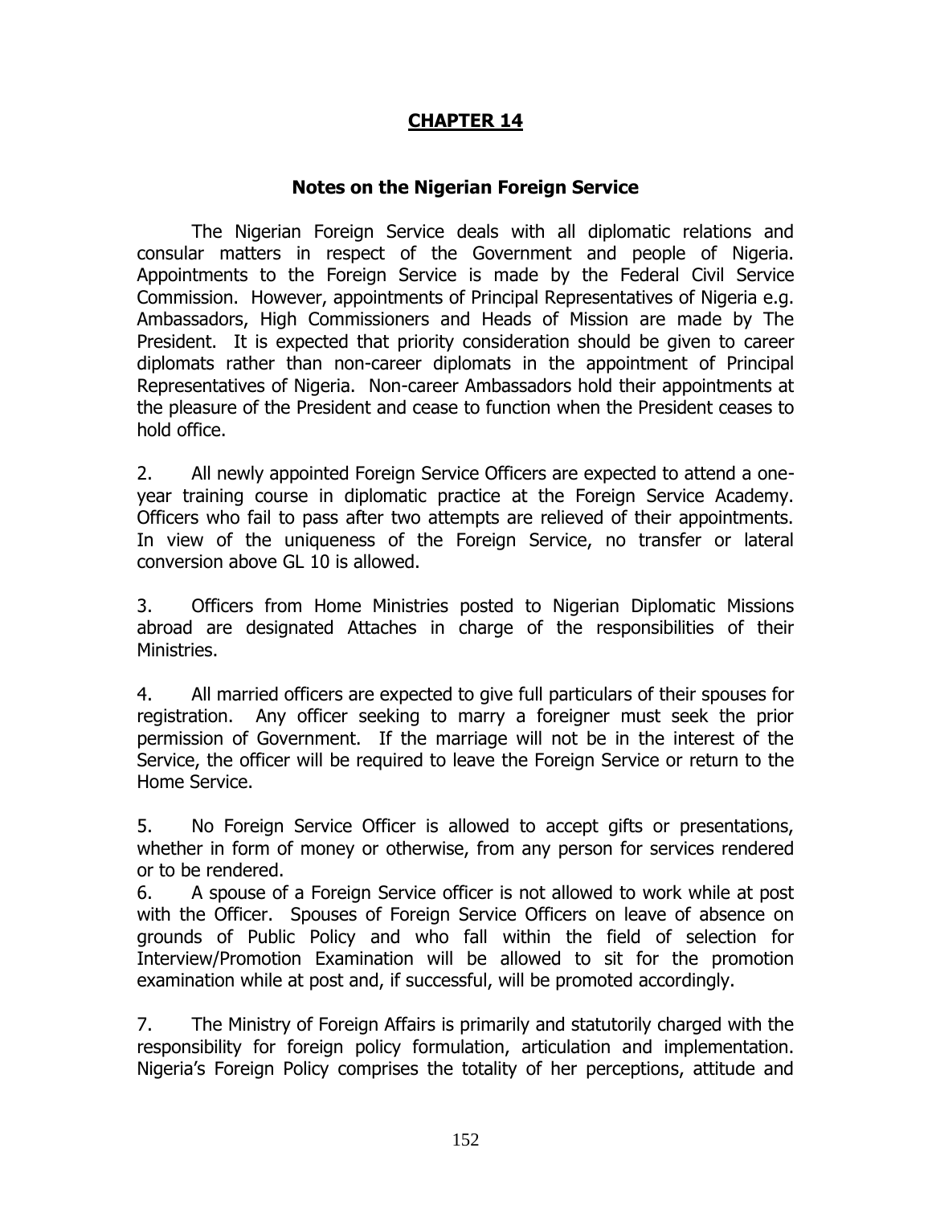# CHAPTER 14

## Notes on the Nigerian Foreign Service

The Nigerian Foreign Service deals with all diplomatic relations and consular matters in respect of the Government and people of Nigeria. Appointments to the Foreign Service is made by the Federal Civil Service Commission. However, appointments of Principal Representatives of Nigeria e.g. Ambassadors, High Commissioners and Heads of Mission are made by The President. It is expected that priority consideration should be given to career diplomats rather than non-career diplomats in the appointment of Principal Representatives of Nigeria. Non-career Ambassadors hold their appointments at the pleasure of the President and cease to function when the President ceases to hold office.

2. All newly appointed Foreign Service Officers are expected to attend a one-year training course in diplomatic practice at the Foreign Service Academy. Officers who fail to pass after two attempts are relieved of their appointments. In view of the uniqueness of the Foreign Service, no transfer or lateral conversion above GL 10 is allowed.

3. Officers from Home Ministries posted to Nigerian Diplomatic Missions abroad are designated Attaches in charge of the responsibilities of their Ministries.

4. All married officers are expected to give full particulars of their spouses for registration. Any officer seeking to marry a foreigner must seek the prior permission of Government. If the marriage will not be in the interest of the Service, the officer will be required to leave the Foreign Service or return to the Home Service.

5. No Foreign Service Officer is allowed to accept gifts or presentations, whether in form of money or otherwise, from any person for services rendered or to be rendered.

6. A spouse of a Foreign Service officer is not allowed to work while at post with the Officer. Spouses of Foreign Service Officers on leave of absence on grounds of Public Policy and who fall within the field of selection for Interview/Promotion Examination will be allowed to sit for the promotion examination while at post and, if successful, will be promoted accordingly.

7. The Ministry of Foreign Affairs is primarily and statutorily charged with the responsibility for foreign policy formulation, articulation and implementation. Nigeria's Foreign Policy comprises the totality of her perceptions, attitude and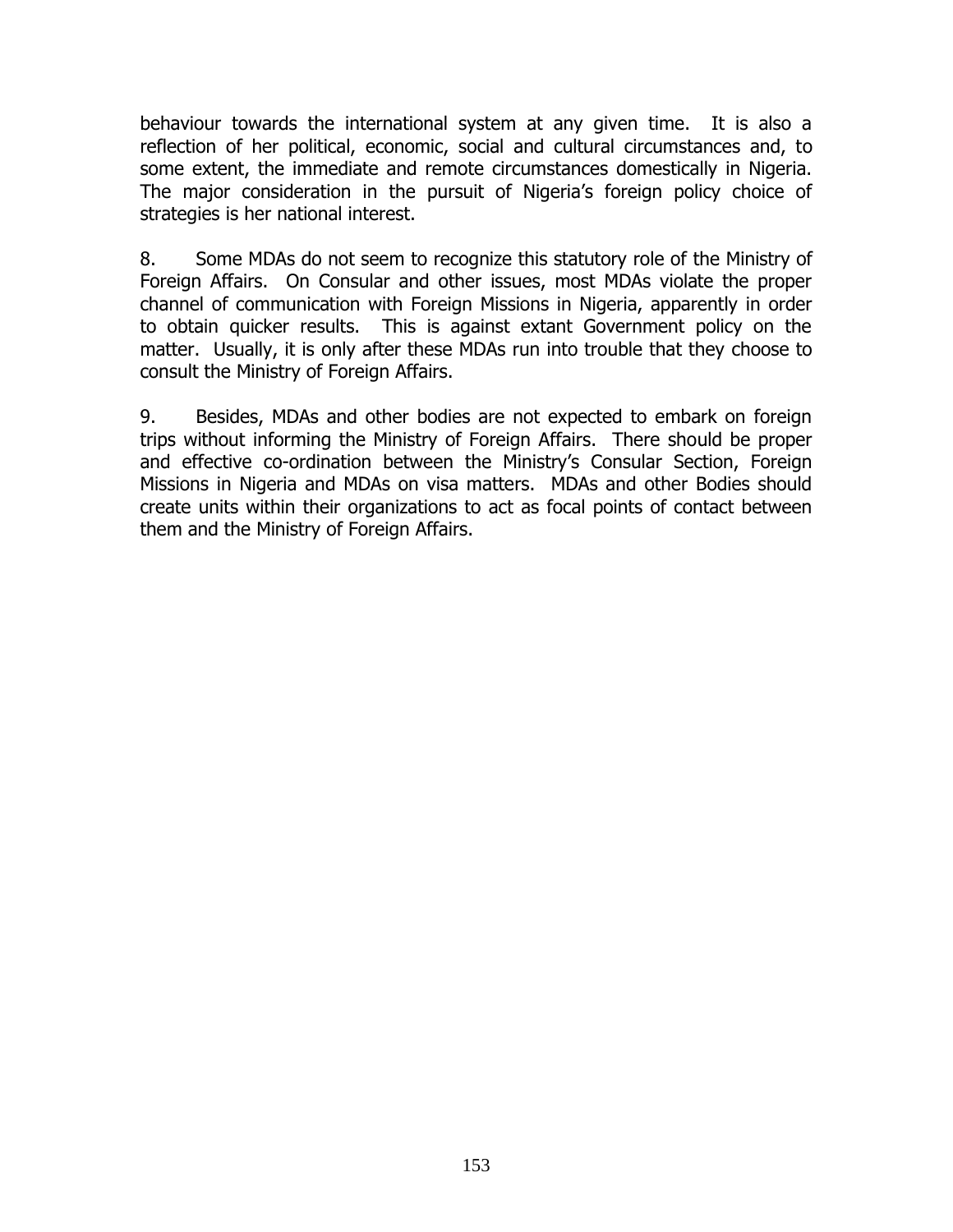behaviour towards the international system at any given time. It is also a reflection of her political, economic, social and cultural circumstances and, to some extent, the immediate and remote circumstances domestically in Nigeria. The major consideration in the pursuit of Nigeria's foreign policy choice of strategies is her national interest.

8. Some MDAs do not seem to recognize this statutory role of the Ministry of Foreign Affairs. On Consular and other issues, most MDAs violate the proper channel of communication with Foreign Missions in Nigeria, apparently in order to obtain quicker results. This is against extant Government policy on the matter. Usually, it is only after these MDAs run into trouble that they choose to consult the Ministry of Foreign Affairs.

9. Besides, MDAs and other bodies are not expected to embark on foreign trips without informing the Ministry of Foreign Affairs. There should be proper and effective co-ordination between the Ministry's Consular Section, Foreign Missions in Nigeria and MDAs on visa matters. MDAs and other Bodies should create units within their organizations to act as focal points of contact between them and the Ministry of Foreign Affairs.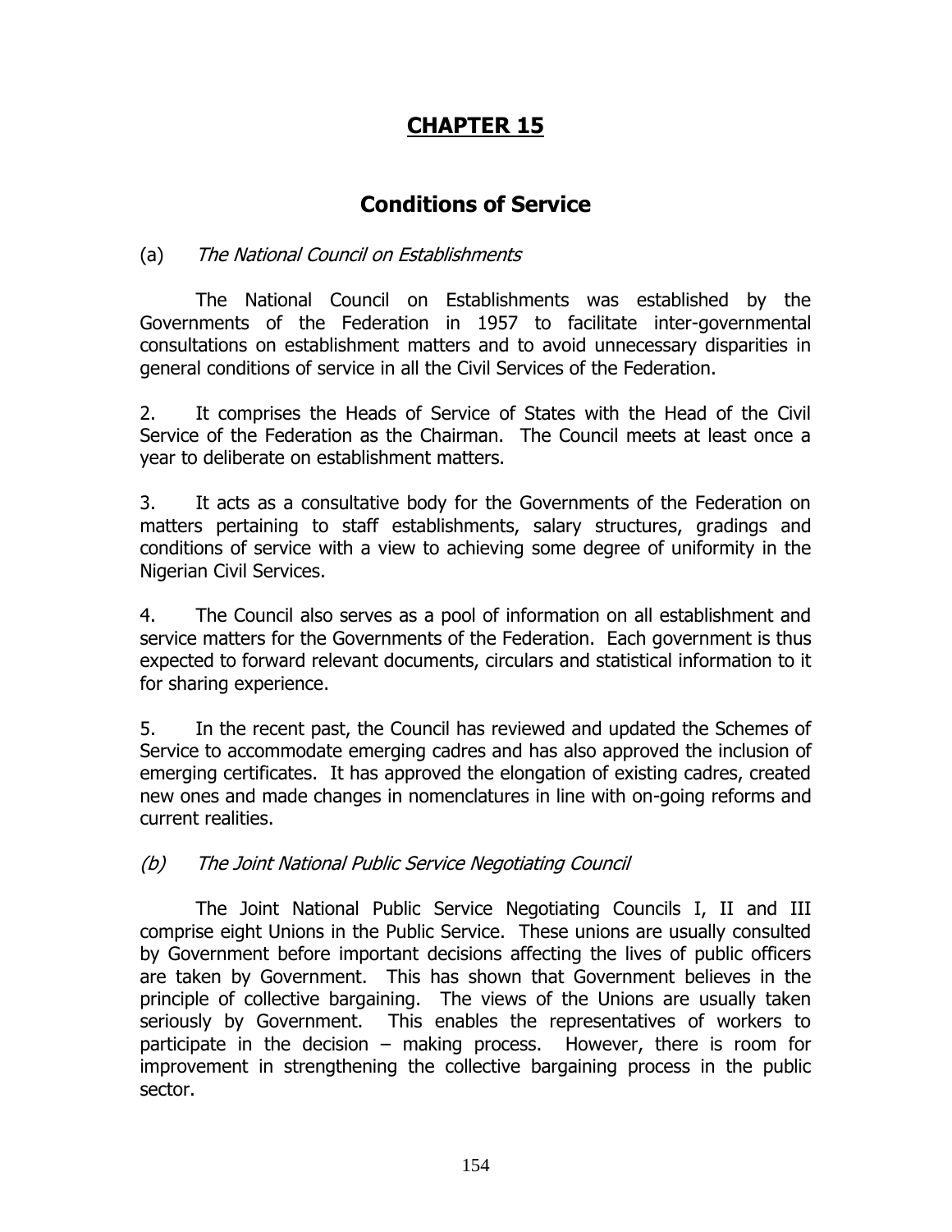# CHAPTER 15

## Conditions of Service

(a) *The National Council on Establishments*

The National Council on Establishments was established by the Governments of the Federation in 1957 to facilitate inter-governmental consultations on establishment matters and to avoid unnecessary disparities in general conditions of service in all the Civil Services of the Federation.

2. It comprises the Heads of Service of States with the Head of the Civil Service of the Federation as the Chairman. The Council meets at least once a year to deliberate on establishment matters.

3. It acts as a consultative body for the Governments of the Federation on matters pertaining to staff establishments, salary structures, gradings and conditions of service with a view to achieving some degree of uniformity in the Nigerian Civil Services.

4. The Council also serves as a pool of information on all establishment and service matters for the Governments of the Federation. Each government is thus expected to forward relevant documents, circulars and statistical information to it for sharing experience.

5. In the recent past, the Council has reviewed and updated the Schemes of Service to accommodate emerging cadres and has also approved the inclusion of emerging certificates. It has approved the elongation of existing cadres, created new ones and made changes in nomenclatures in line with on-going reforms and current realities.

*(b) The Joint National Public Service Negotiating Council*

The Joint National Public Service Negotiating Councils I, II and III comprise eight Unions in the Public Service. These unions are usually consulted by Government before important decisions affecting the lives of public officers are taken by Government. This has shown that Government believes in the principle of collective bargaining. The views of the Unions are usually taken seriously by Government. This enables the representatives of workers to participate in the decision – making process. However, there is room for improvement in strengthening the collective bargaining process in the public sector.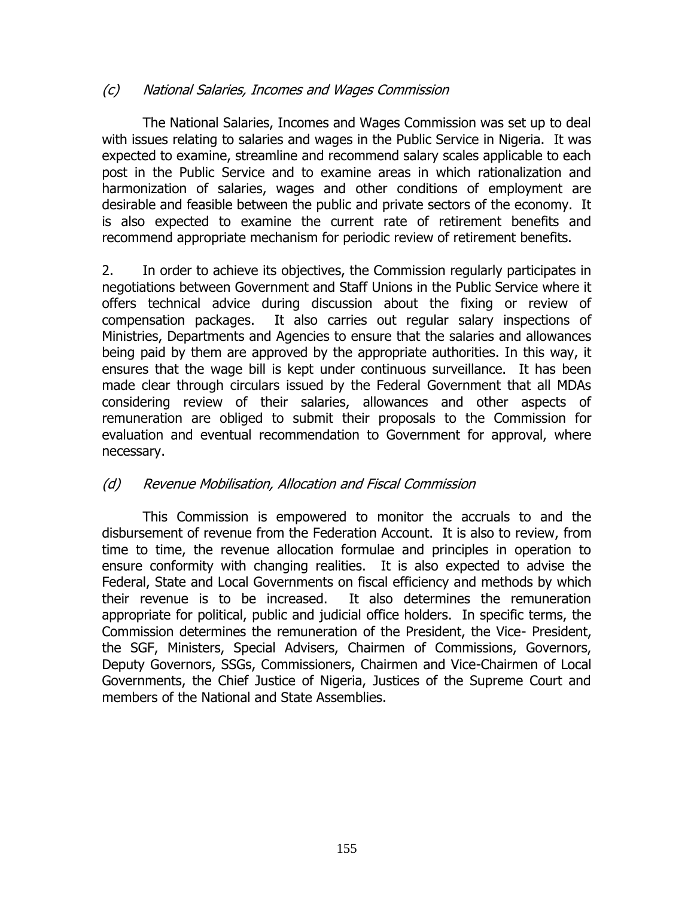### *(c) National Salaries, Incomes and Wages Commission*

The National Salaries, Incomes and Wages Commission was set up to deal with issues relating to salaries and wages in the Public Service in Nigeria. It was expected to examine, streamline and recommend salary scales applicable to each post in the Public Service and to examine areas in which rationalization and harmonization of salaries, wages and other conditions of employment are desirable and feasible between the public and private sectors of the economy. It is also expected to examine the current rate of retirement benefits and recommend appropriate mechanism for periodic review of retirement benefits.

2. In order to achieve its objectives, the Commission regularly participates in negotiations between Government and Staff Unions in the Public Service where it offers technical advice during discussion about the fixing or review of compensation packages. It also carries out regular salary inspections of Ministries, Departments and Agencies to ensure that the salaries and allowances being paid by them are approved by the appropriate authorities. In this way, it ensures that the wage bill is kept under continuous surveillance. It has been made clear through circulars issued by the Federal Government that all MDAs considering review of their salaries, allowances and other aspects of remuneration are obliged to submit their proposals to the Commission for evaluation and eventual recommendation to Government for approval, where necessary.

### *(d) Revenue Mobilisation, Allocation and Fiscal Commission*

This Commission is empowered to monitor the accruals to and the disbursement of revenue from the Federation Account. It is also to review, from time to time, the revenue allocation formulae and principles in operation to ensure conformity with changing realities. It is also expected to advise the Federal, State and Local Governments on fiscal efficiency and methods by which their revenue is to be increased. It also determines the remuneration appropriate for political, public and judicial office holders. In specific terms, the Commission determines the remuneration of the President, the Vice- President, the SGF, Ministers, Special Advisers, Chairmen of Commissions, Governors, Deputy Governors, SSGs, Commissioners, Chairmen and Vice-Chairmen of Local Governments, the Chief Justice of Nigeria, Justices of the Supreme Court and members of the National and State Assemblies.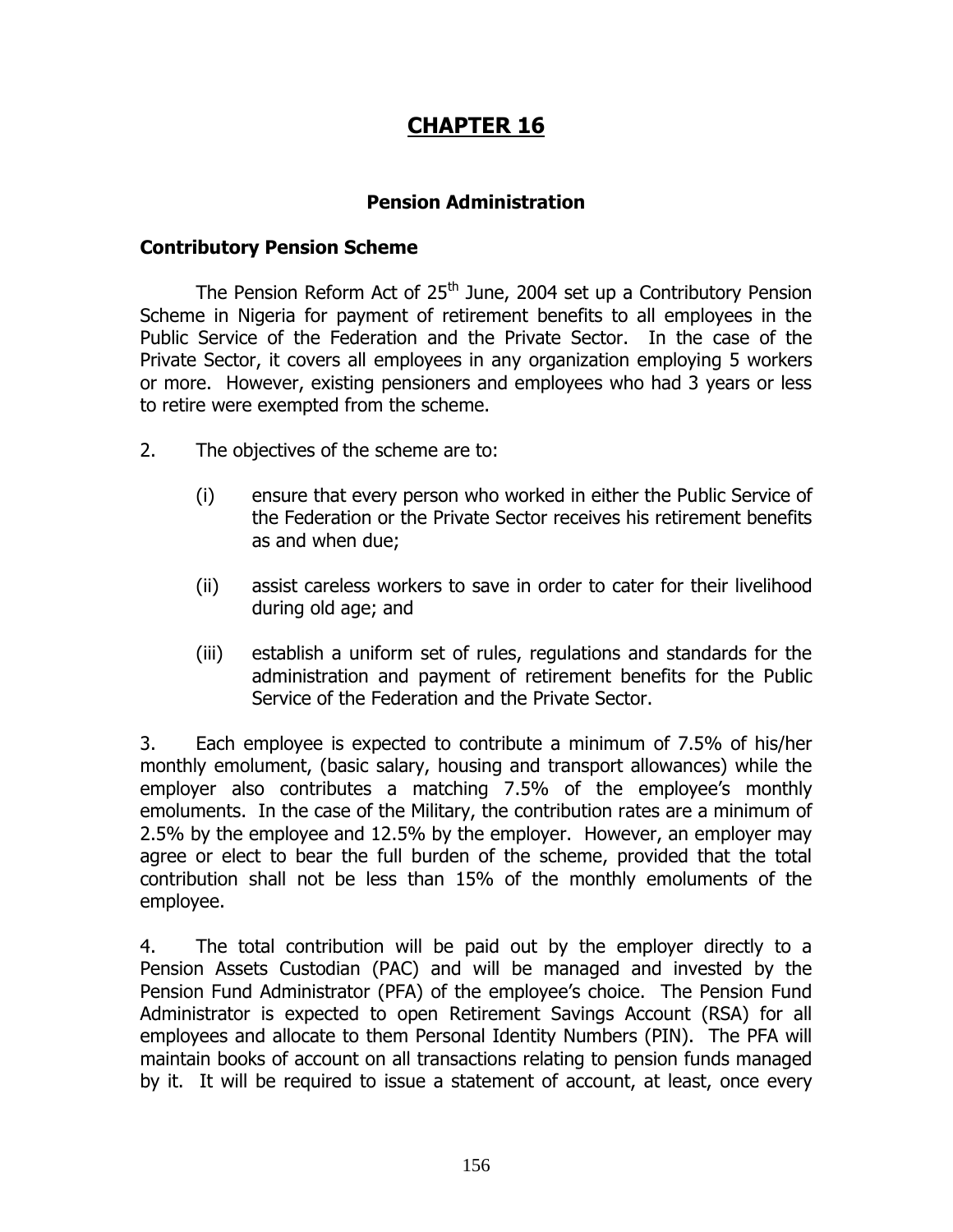# CHAPTER 16

## Pension Administration

### Contributory Pension Scheme

The Pension Reform Act of 25th June, 2004 set up a Contributory Pension Scheme in Nigeria for payment of retirement benefits to all employees in the Public Service of the Federation and the Private Sector. In the case of the Private Sector, it covers all employees in any organization employing 5 workers or more. However, existing pensioners and employees who had 3 years or less to retire were exempted from the scheme.

2. The objectives of the scheme are to:

   (i) ensure that every person who worked in either the Public Service of the Federation or the Private Sector receives his retirement benefits as and when due;

   (ii) assist careless workers to save in order to cater for their livelihood during old age; and

   (iii) establish a uniform set of rules, regulations and standards for the administration and payment of retirement benefits for the Public Service of the Federation and the Private Sector.

3. Each employee is expected to contribute a minimum of 7.5% of his/her monthly emolument, (basic salary, housing and transport allowances) while the employer also contributes a matching 7.5% of the employee's monthly emoluments. In the case of the Military, the contribution rates are a minimum of 2.5% by the employee and 12.5% by the employer. However, an employer may agree or elect to bear the full burden of the scheme, provided that the total contribution shall not be less than 15% of the monthly emoluments of the employee.

4. The total contribution will be paid out by the employer directly to a Pension Assets Custodian (PAC) and will be managed and invested by the Pension Fund Administrator (PFA) of the employee's choice. The Pension Fund Administrator is expected to open Retirement Savings Account (RSA) for all employees and allocate to them Personal Identity Numbers (PIN). The PFA will maintain books of account on all transactions relating to pension funds managed by it. It will be required to issue a statement of account, at least, once every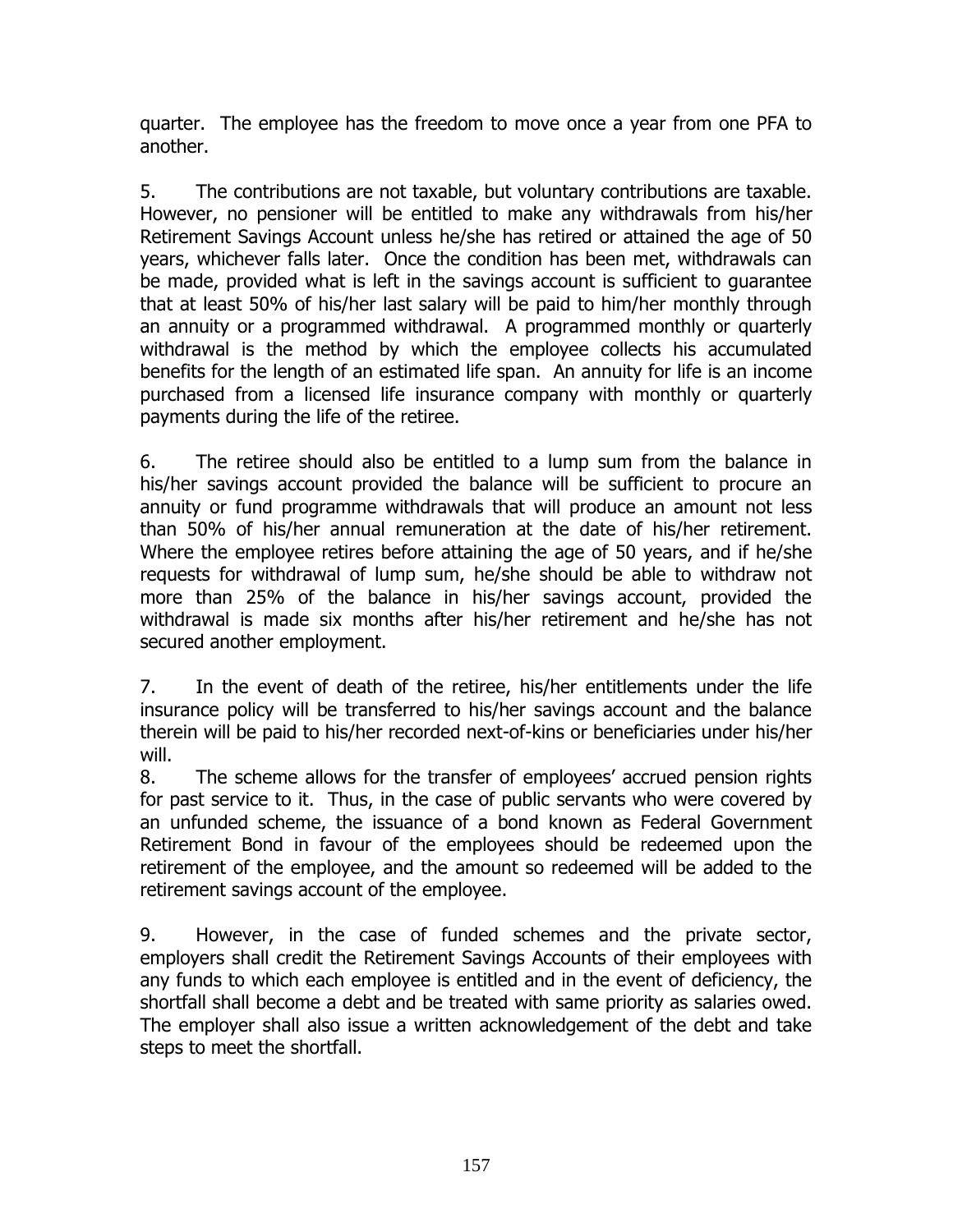quarter. The employee has the freedom to move once a year from one PFA to another.

5. The contributions are not taxable, but voluntary contributions are taxable. However, no pensioner will be entitled to make any withdrawals from his/her Retirement Savings Account unless he/she has retired or attained the age of 50 years, whichever falls later. Once the condition has been met, withdrawals can be made, provided what is left in the savings account is sufficient to guarantee that at least 50% of his/her last salary will be paid to him/her monthly through an annuity or a programmed withdrawal. A programmed monthly or quarterly withdrawal is the method by which the employee collects his accumulated benefits for the length of an estimated life span. An annuity for life is an income purchased from a licensed life insurance company with monthly or quarterly payments during the life of the retiree.

6. The retiree should also be entitled to a lump sum from the balance in his/her savings account provided the balance will be sufficient to procure an annuity or fund programme withdrawals that will produce an amount not less than 50% of his/her annual remuneration at the date of his/her retirement. Where the employee retires before attaining the age of 50 years, and if he/she requests for withdrawal of lump sum, he/she should be able to withdraw not more than 25% of the balance in his/her savings account, provided the withdrawal is made six months after his/her retirement and he/she has not secured another employment.

7. In the event of death of the retiree, his/her entitlements under the life insurance policy will be transferred to his/her savings account and the balance therein will be paid to his/her recorded next-of-kins or beneficiaries under his/her will.

8. The scheme allows for the transfer of employees' accrued pension rights for past service to it. Thus, in the case of public servants who were covered by an unfunded scheme, the issuance of a bond known as Federal Government Retirement Bond in favour of the employees should be redeemed upon the retirement of the employee, and the amount so redeemed will be added to the retirement savings account of the employee.

9. However, in the case of funded schemes and the private sector, employers shall credit the Retirement Savings Accounts of their employees with any funds to which each employee is entitled and in the event of deficiency, the shortfall shall become a debt and be treated with same priority as salaries owed. The employer shall also issue a written acknowledgement of the debt and take steps to meet the shortfall.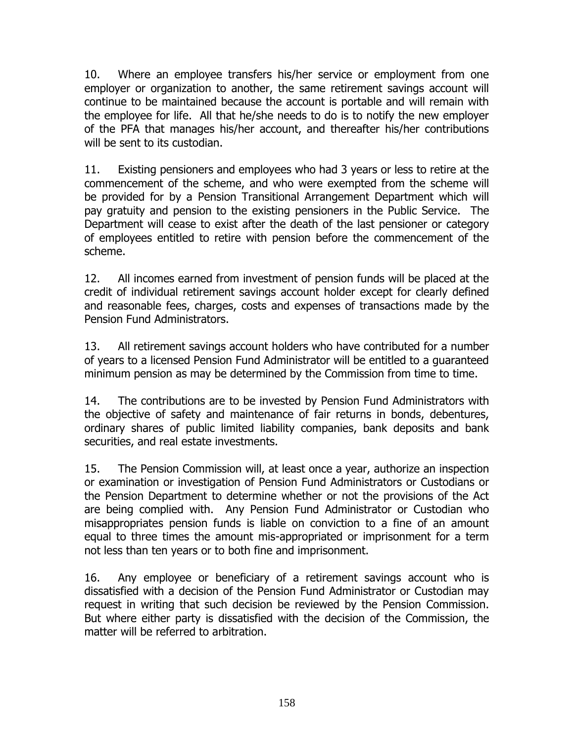10. Where an employee transfers his/her service or employment from one employer or organization to another, the same retirement savings account will continue to be maintained because the account is portable and will remain with the employee for life. All that he/she needs to do is to notify the new employer of the PFA that manages his/her account, and thereafter his/her contributions will be sent to its custodian.

11. Existing pensioners and employees who had 3 years or less to retire at the commencement of the scheme, and who were exempted from the scheme will be provided for by a Pension Transitional Arrangement Department which will pay gratuity and pension to the existing pensioners in the Public Service. The Department will cease to exist after the death of the last pensioner or category of employees entitled to retire with pension before the commencement of the scheme.

12. All incomes earned from investment of pension funds will be placed at the credit of individual retirement savings account holder except for clearly defined and reasonable fees, charges, costs and expenses of transactions made by the Pension Fund Administrators.

13. All retirement savings account holders who have contributed for a number of years to a licensed Pension Fund Administrator will be entitled to a guaranteed minimum pension as may be determined by the Commission from time to time.

14. The contributions are to be invested by Pension Fund Administrators with the objective of safety and maintenance of fair returns in bonds, debentures, ordinary shares of public limited liability companies, bank deposits and bank securities, and real estate investments.

15. The Pension Commission will, at least once a year, authorize an inspection or examination or investigation of Pension Fund Administrators or Custodians or the Pension Department to determine whether or not the provisions of the Act are being complied with. Any Pension Fund Administrator or Custodian who misappropriates pension funds is liable on conviction to a fine of an amount equal to three times the amount mis-appropriated or imprisonment for a term not less than ten years or to both fine and imprisonment.

16. Any employee or beneficiary of a retirement savings account who is dissatisfied with a decision of the Pension Fund Administrator or Custodian may request in writing that such decision be reviewed by the Pension Commission. But where either party is dissatisfied with the decision of the Commission, the matter will be referred to arbitration.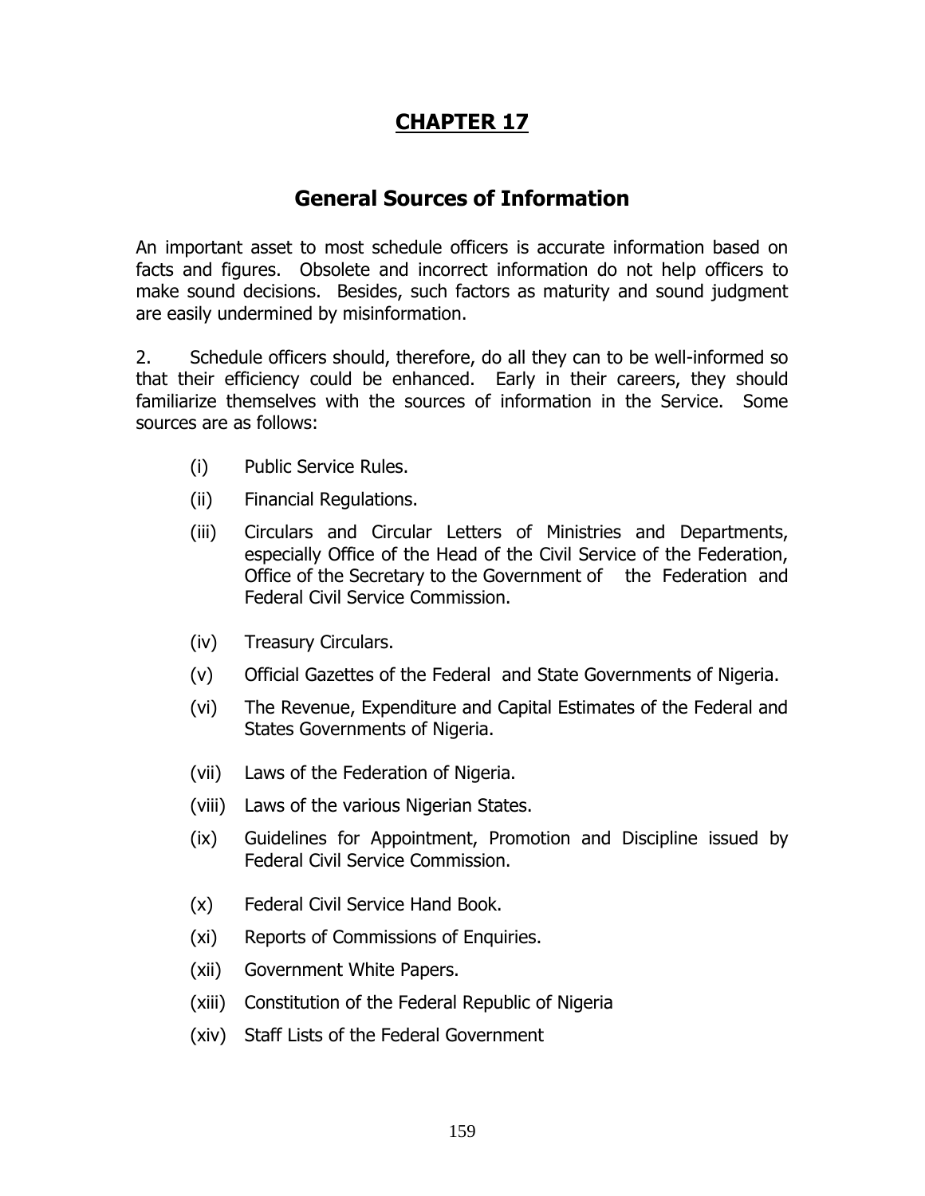# CHAPTER 17

## General Sources of Information

An important asset to most schedule officers is accurate information based on facts and figures. Obsolete and incorrect information do not help officers to make sound decisions. Besides, such factors as maturity and sound judgment are easily undermined by misinformation.

2. Schedule officers should, therefore, do all they can to be well-informed so that their efficiency could be enhanced. Early in their careers, they should familiarize themselves with the sources of information in the Service. Some sources are as follows:

(i) Public Service Rules.

(ii) Financial Regulations.

(iii) Circulars and Circular Letters of Ministries and Departments, especially Office of the Head of the Civil Service of the Federation, Office of the Secretary to the Government of the Federation and Federal Civil Service Commission.

(iv) Treasury Circulars.

(v) Official Gazettes of the Federal and State Governments of Nigeria.

(vi) The Revenue, Expenditure and Capital Estimates of the Federal and States Governments of Nigeria.

(vii) Laws of the Federation of Nigeria.

(viii) Laws of the various Nigerian States.

(ix) Guidelines for Appointment, Promotion and Discipline issued by Federal Civil Service Commission.

(x) Federal Civil Service Hand Book.

(xi) Reports of Commissions of Enquiries.

(xii) Government White Papers.

(xiii) Constitution of the Federal Republic of Nigeria

(xiv) Staff Lists of the Federal Government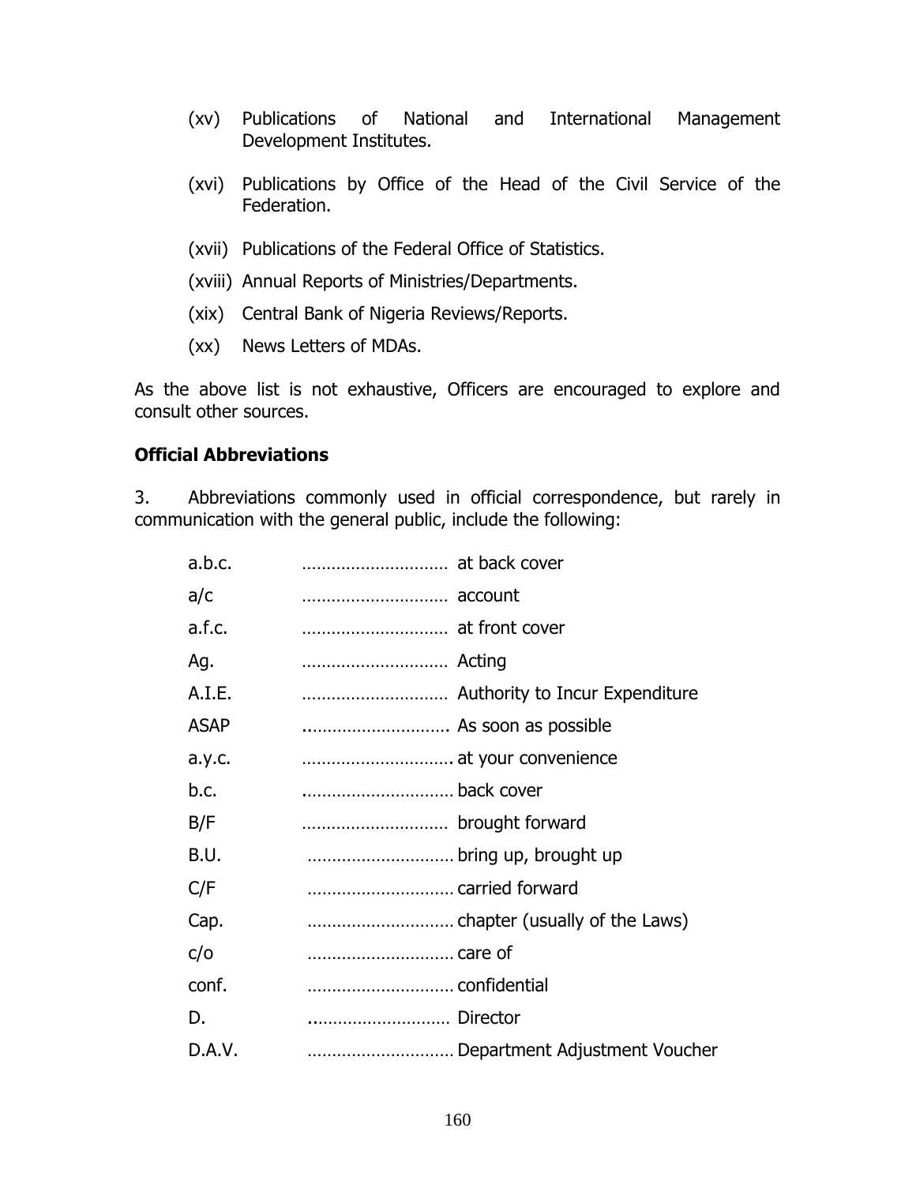(xv) Publications of National and International Management Development Institutes.

(xvi) Publications by Office of the Head of the Civil Service of the Federation.

(xvii) Publications of the Federal Office of Statistics.

(xviii) Annual Reports of Ministries/Departments.

(xix) Central Bank of Nigeria Reviews/Reports.

(xx) News Letters of MDAs.

As the above list is not exhaustive, Officers are encouraged to explore and consult other sources.

**Official Abbreviations**

3. Abbreviations commonly used in official correspondence, but rarely in communication with the general public, include the following:

a.b.c. ............................. at back cover

a/c ............................. account

a.f.c. ............................. at front cover

Ag. ............................. Acting

A.I.E. ............................. Authority to Incur Expenditure

ASAP ............................. As soon as possible

a.y.c. ............................. at your convenience

b.c. ............................. back cover

B/F ............................. brought forward

B.U. ............................. bring up, brought up

C/F ............................. carried forward

Cap. ............................. chapter (usually of the Laws)

c/o ............................. care of

conf. ............................. confidential

D. ............................. Director

D.A.V. ............................. Department Adjustment Voucher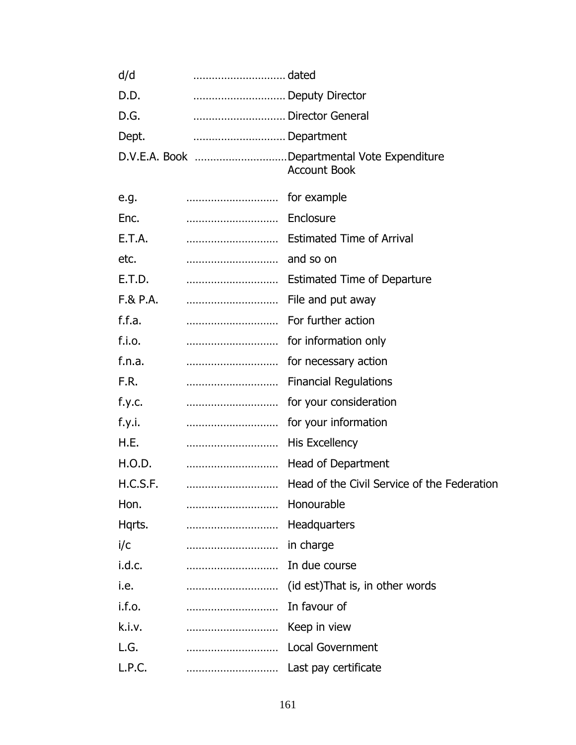d/d .............................. dated

D.D. .............................. Deputy Director

D.G. .............................. Director General

Dept. .............................. Department

D.V.E.A. Book .............................. Departmental Vote Expenditure Account Book

e.g. .............................. for example

Enc. .............................. Enclosure

E.T.A. .............................. Estimated Time of Arrival

etc. .............................. and so on

E.T.D. .............................. Estimated Time of Departure

F.& P.A. .............................. File and put away

f.f.a. .............................. For further action

f.i.o. .............................. for information only

f.n.a. .............................. for necessary action

F.R. .............................. Financial Regulations

f.y.c. .............................. for your consideration

f.y.i. .............................. for your information

H.E. .............................. His Excellency

H.O.D. .............................. Head of Department

H.C.S.F. .............................. Head of the Civil Service of the Federation

Hon. .............................. Honourable

Hqrts. .............................. Headquarters

i/c .............................. in charge

i.d.c. .............................. In due course

i.e. .............................. (id est)That is, in other words

i.f.o. .............................. In favour of

k.i.v. .............................. Keep in view

L.G. .............................. Local Government

L.P.C. .............................. Last pay certificate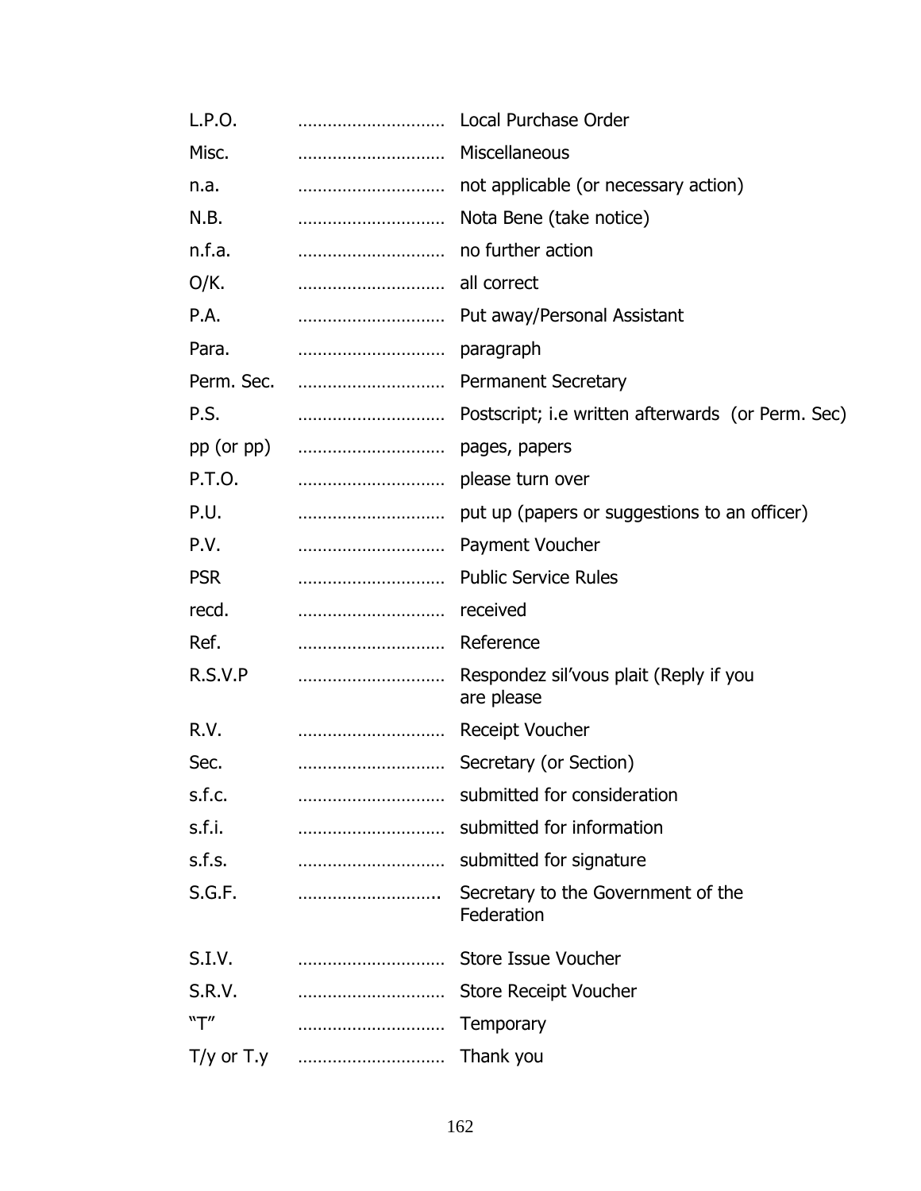L.P.O. ............................. Local Purchase Order

Misc. ............................. Miscellaneous

n.a. ............................. not applicable (or necessary action)

N.B. ............................. Nota Bene (take notice)

n.f.a. ............................. no further action

O/K. ............................. all correct

P.A. ............................. Put away/Personal Assistant

Para. ............................. paragraph

Perm. Sec. ............................. Permanent Secretary

P.S. ............................. Postscript; i.e written afterwards (or Perm. Sec)

pp (or pp) ............................. pages, papers

P.T.O. ............................. please turn over

P.U. ............................. put up (papers or suggestions to an officer)

P.V. ............................. Payment Voucher

PSR ............................. Public Service Rules

recd. ............................. received

Ref. ............................. Reference

R.S.V.P ............................. Respondez sil'vous plait (Reply if you are please

R.V. ............................. Receipt Voucher

Sec. ............................. Secretary (or Section)

s.f.c. ............................. submitted for consideration

s.f.i. ............................. submitted for information

s.f.s. ............................. submitted for signature

S.G.F. ............................ Secretary to the Government of the Federation

S.I.V. ............................. Store Issue Voucher

S.R.V. ............................. Store Receipt Voucher

"T" ............................. Temporary

T/y or T.y ............................. Thank you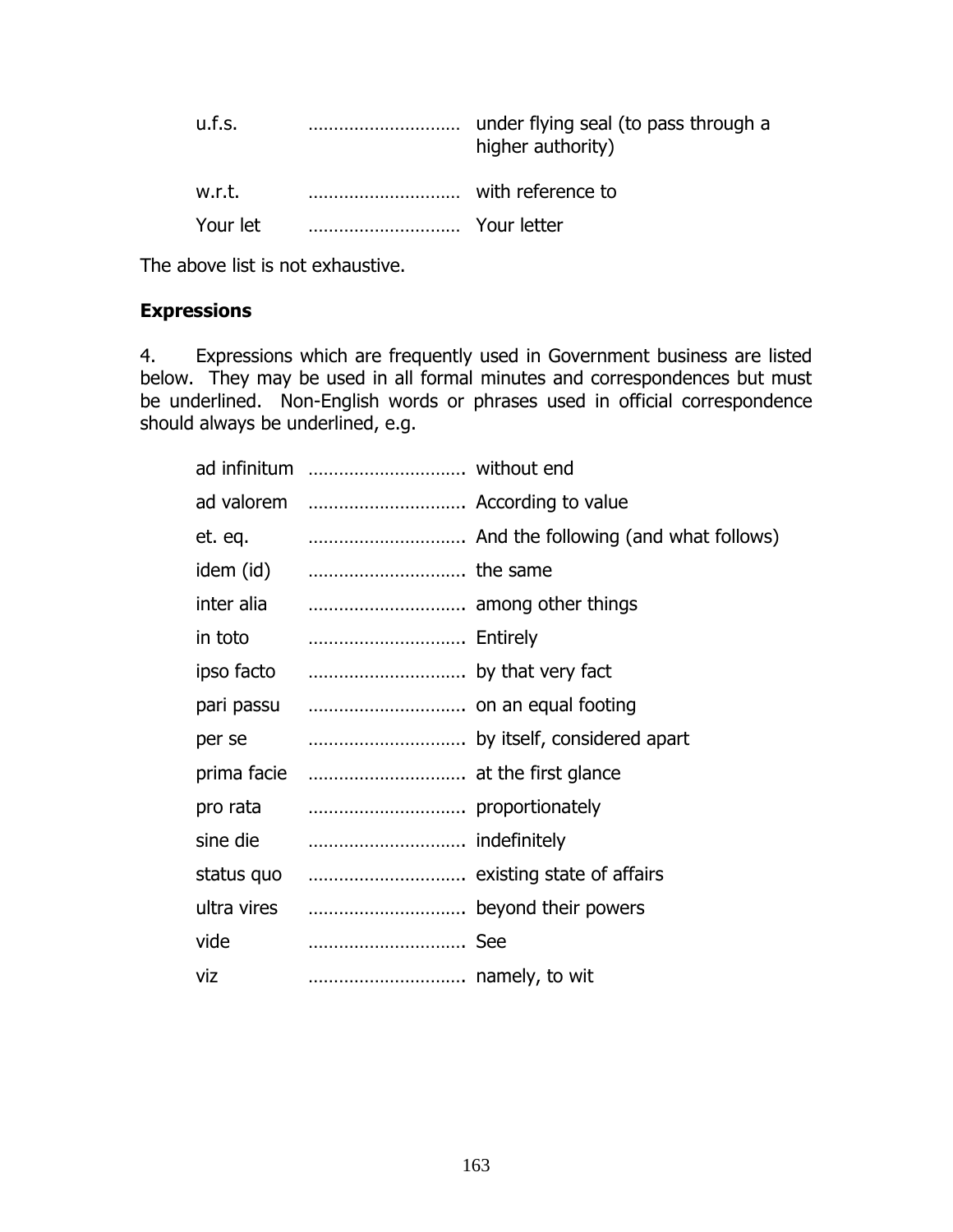u.f.s. ............................ under flying seal (to pass through a higher authority)

w.r.t. ............................ with reference to

Your let ............................ Your letter

The above list is not exhaustive.

**Expressions**

4. Expressions which are frequently used in Government business are listed below. They may be used in all formal minutes and correspondences but must be underlined. Non-English words or phrases used in official correspondence should always be underlined, e.g.

ad infinitum .............................. without end

ad valorem .............................. According to value

et. eq. .............................. And the following (and what follows)

idem (id) .............................. the same

inter alia .............................. among other things

in toto .............................. Entirely

ipso facto .............................. by that very fact

pari passu .............................. on an equal footing

per se .............................. by itself, considered apart

prima facie .............................. at the first glance

pro rata .............................. proportionately

sine die .............................. indefinitely

status quo .............................. existing state of affairs

ultra vires .............................. beyond their powers

vide .............................. See

viz .............................. namely, to wit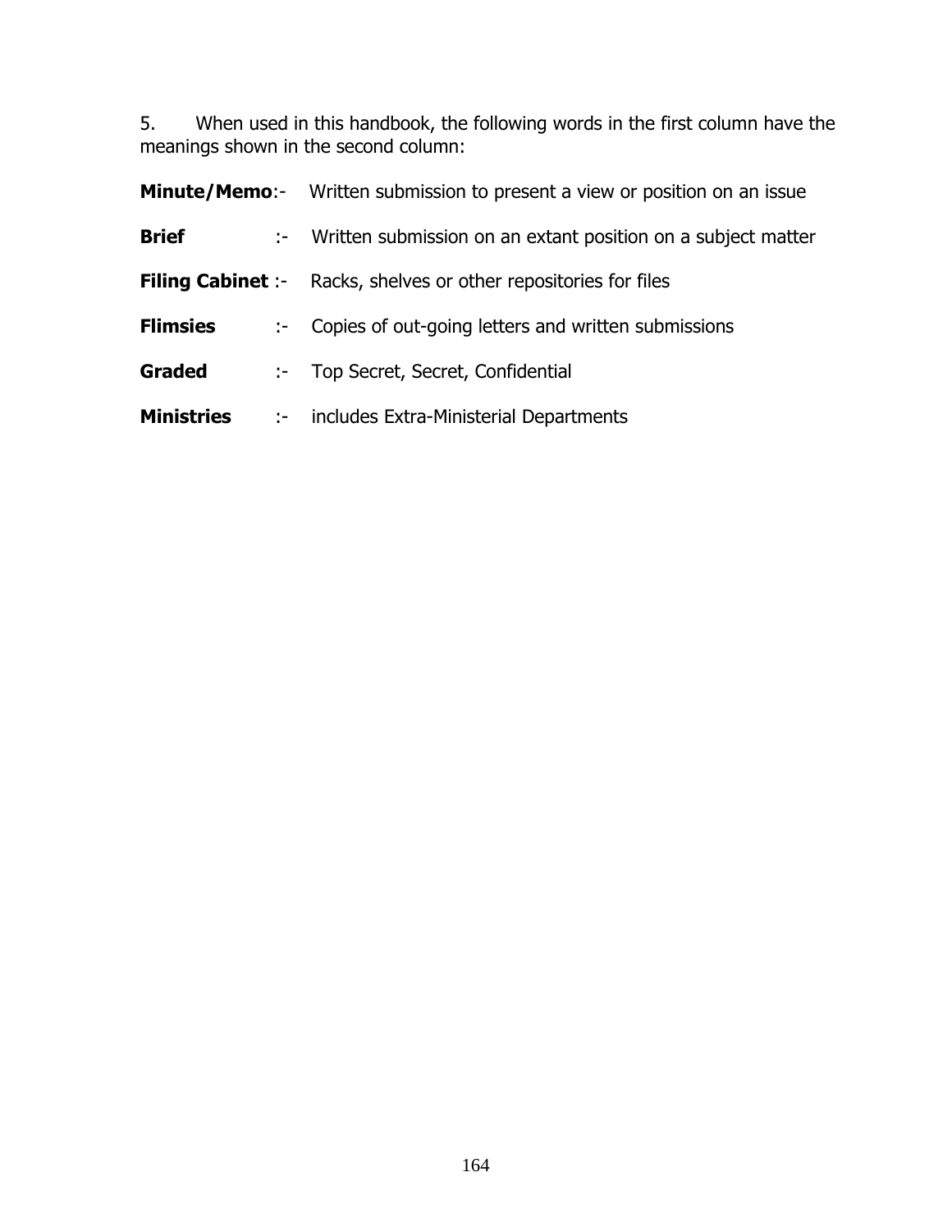5. When used in this handbook, the following words in the first column have the meanings shown in the second column:

**Minute/Memo**:- Written submission to present a view or position on an issue

**Brief** :- Written submission on an extant position on a subject matter

**Filing Cabinet** :- Racks, shelves or other repositories for files

**Flimsies** :- Copies of out-going letters and written submissions

**Graded** :- Top Secret, Secret, Confidential

**Ministries** :- includes Extra-Ministerial Departments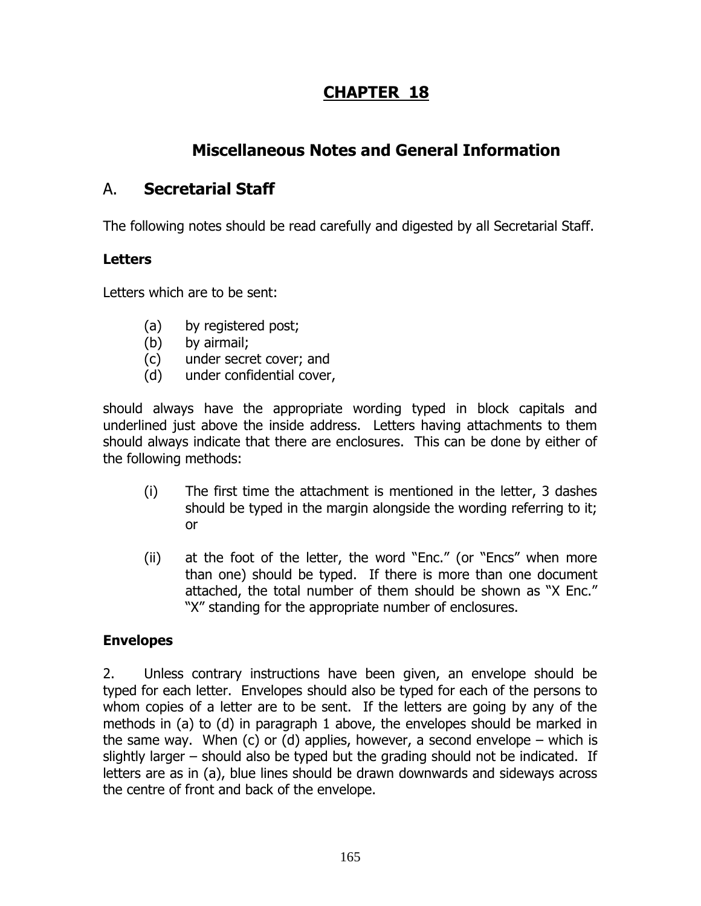# CHAPTER 18

## Miscellaneous Notes and General Information

## A. Secretarial Staff

The following notes should be read carefully and digested by all Secretarial Staff.

**Letters**

Letters which are to be sent:

(a) by registered post;
(b) by airmail;
(c) under secret cover; and
(d) under confidential cover,

should always have the appropriate wording typed in block capitals and underlined just above the inside address. Letters having attachments to them should always indicate that there are enclosures. This can be done by either of the following methods:

(i) The first time the attachment is mentioned in the letter, 3 dashes should be typed in the margin alongside the wording referring to it; or

(ii) at the foot of the letter, the word "Enc." (or "Encs" when more than one) should be typed. If there is more than one document attached, the total number of them should be shown as "X Enc." "X" standing for the appropriate number of enclosures.

**Envelopes**

2. Unless contrary instructions have been given, an envelope should be typed for each letter. Envelopes should also be typed for each of the persons to whom copies of a letter are to be sent. If the letters are going by any of the methods in (a) to (d) in paragraph 1 above, the envelopes should be marked in the same way. When (c) or (d) applies, however, a second envelope – which is slightly larger – should also be typed but the grading should not be indicated. If letters are as in (a), blue lines should be drawn downwards and sideways across the centre of front and back of the envelope.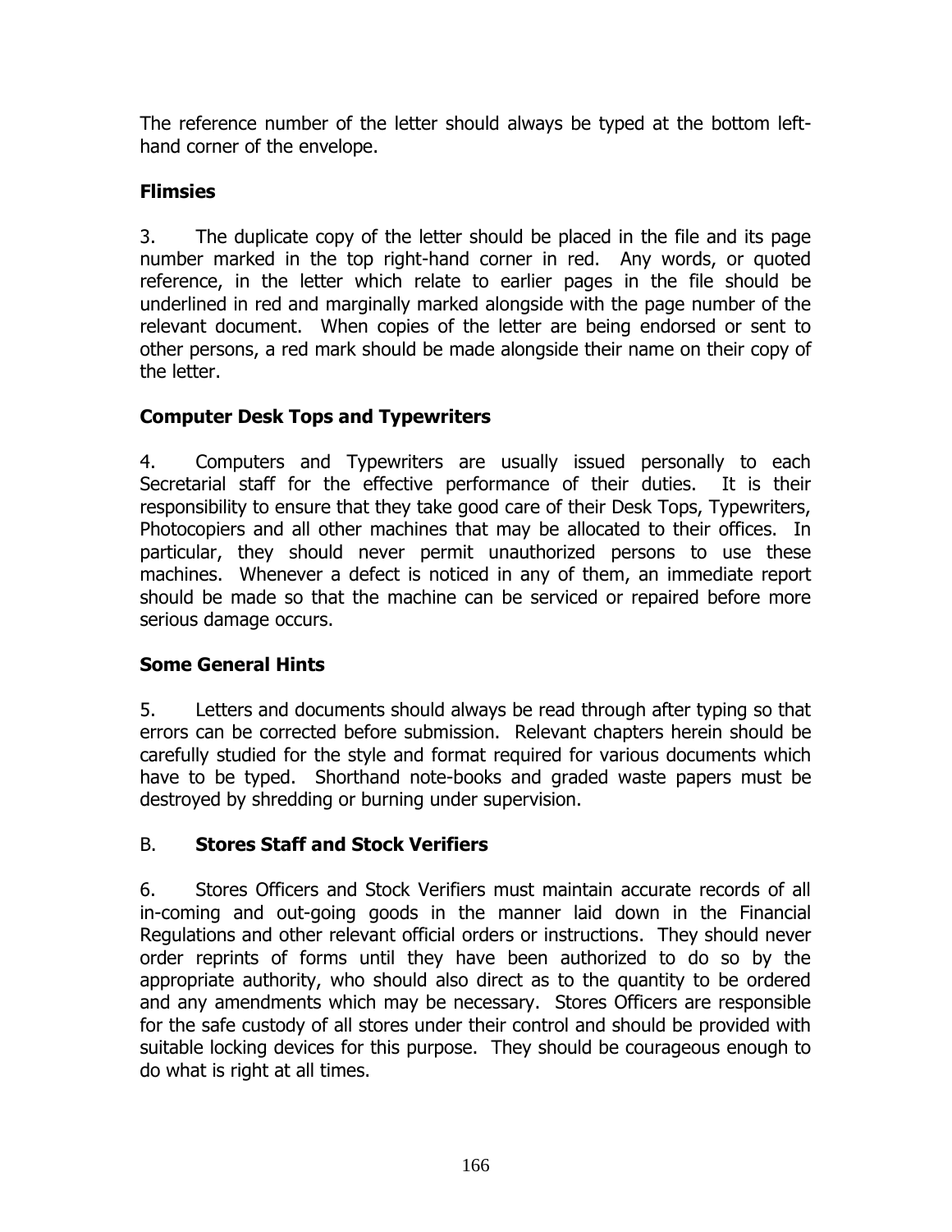The reference number of the letter should always be typed at the bottom left-hand corner of the envelope.

**Flimsies**

3. The duplicate copy of the letter should be placed in the file and its page number marked in the top right-hand corner in red. Any words, or quoted reference, in the letter which relate to earlier pages in the file should be underlined in red and marginally marked alongside with the page number of the relevant document. When copies of the letter are being endorsed or sent to other persons, a red mark should be made alongside their name on their copy of the letter.

**Computer Desk Tops and Typewriters**

4. Computers and Typewriters are usually issued personally to each Secretarial staff for the effective performance of their duties. It is their responsibility to ensure that they take good care of their Desk Tops, Typewriters, Photocopiers and all other machines that may be allocated to their offices. In particular, they should never permit unauthorized persons to use these machines. Whenever a defect is noticed in any of them, an immediate report should be made so that the machine can be serviced or repaired before more serious damage occurs.

**Some General Hints**

5. Letters and documents should always be read through after typing so that errors can be corrected before submission. Relevant chapters herein should be carefully studied for the style and format required for various documents which have to be typed. Shorthand note-books and graded waste papers must be destroyed by shredding or burning under supervision.

B. **Stores Staff and Stock Verifiers**

6. Stores Officers and Stock Verifiers must maintain accurate records of all in-coming and out-going goods in the manner laid down in the Financial Regulations and other relevant official orders or instructions. They should never order reprints of forms until they have been authorized to do so by the appropriate authority, who should also direct as to the quantity to be ordered and any amendments which may be necessary. Stores Officers are responsible for the safe custody of all stores under their control and should be provided with suitable locking devices for this purpose. They should be courageous enough to do what is right at all times.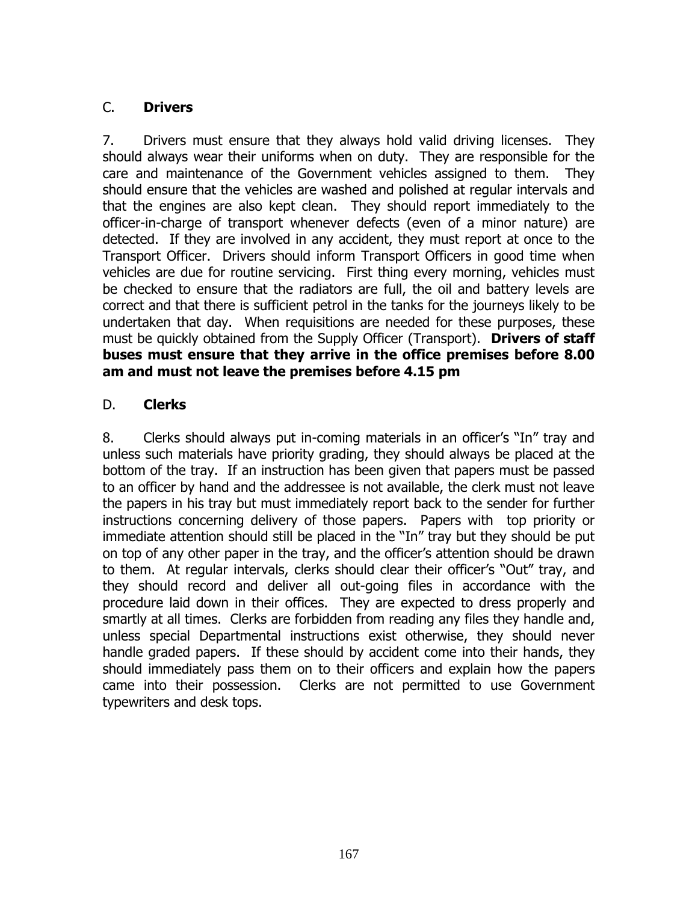## C. **Drivers**

7. Drivers must ensure that they always hold valid driving licenses. They should always wear their uniforms when on duty. They are responsible for the care and maintenance of the Government vehicles assigned to them. They should ensure that the vehicles are washed and polished at regular intervals and that the engines are also kept clean. They should report immediately to the officer-in-charge of transport whenever defects (even of a minor nature) are detected. If they are involved in any accident, they must report at once to the Transport Officer. Drivers should inform Transport Officers in good time when vehicles are due for routine servicing. First thing every morning, vehicles must be checked to ensure that the radiators are full, the oil and battery levels are correct and that there is sufficient petrol in the tanks for the journeys likely to be undertaken that day. When requisitions are needed for these purposes, these must be quickly obtained from the Supply Officer (Transport). **Drivers of staff buses must ensure that they arrive in the office premises before 8.00 am and must not leave the premises before 4.15 pm**

## D. **Clerks**

8. Clerks should always put in-coming materials in an officer's "In" tray and unless such materials have priority grading, they should always be placed at the bottom of the tray. If an instruction has been given that papers must be passed to an officer by hand and the addressee is not available, the clerk must not leave the papers in his tray but must immediately report back to the sender for further instructions concerning delivery of those papers. Papers with top priority or immediate attention should still be placed in the "In" tray but they should be put on top of any other paper in the tray, and the officer's attention should be drawn to them. At regular intervals, clerks should clear their officer's "Out" tray, and they should record and deliver all out-going files in accordance with the procedure laid down in their offices. They are expected to dress properly and smartly at all times. Clerks are forbidden from reading any files they handle and, unless special Departmental instructions exist otherwise, they should never handle graded papers. If these should by accident come into their hands, they should immediately pass them on to their officers and explain how the papers came into their possession. Clerks are not permitted to use Government typewriters and desk tops.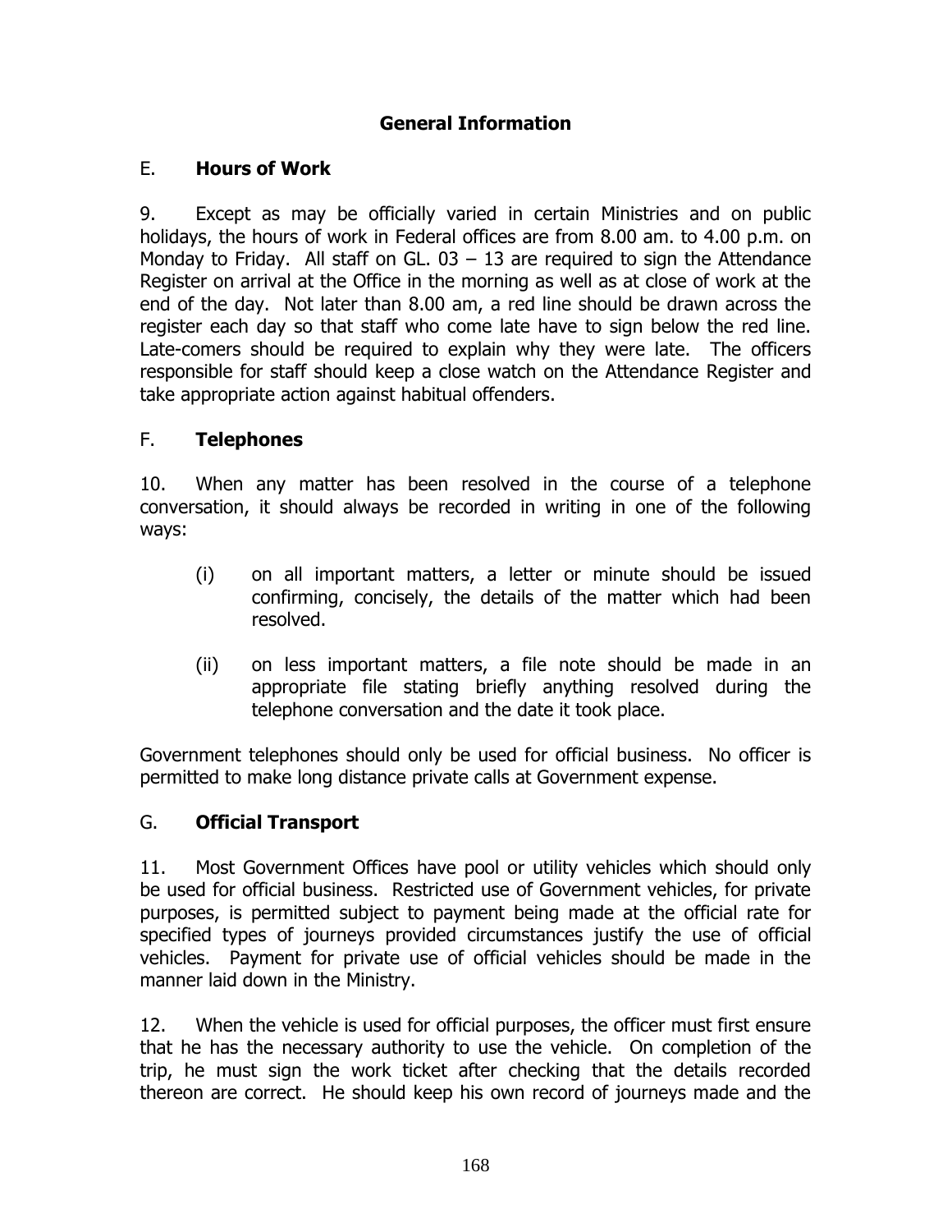## General Information

### E. **Hours of Work**

9. Except as may be officially varied in certain Ministries and on public holidays, the hours of work in Federal offices are from 8.00 am. to 4.00 p.m. on Monday to Friday. All staff on GL. 03 – 13 are required to sign the Attendance Register on arrival at the Office in the morning as well as at close of work at the end of the day. Not later than 8.00 am, a red line should be drawn across the register each day so that staff who come late have to sign below the red line. Late-comers should be required to explain why they were late. The officers responsible for staff should keep a close watch on the Attendance Register and take appropriate action against habitual offenders.

### F. **Telephones**

10. When any matter has been resolved in the course of a telephone conversation, it should always be recorded in writing in one of the following ways:

(i) on all important matters, a letter or minute should be issued confirming, concisely, the details of the matter which had been resolved.

(ii) on less important matters, a file note should be made in an appropriate file stating briefly anything resolved during the telephone conversation and the date it took place.

Government telephones should only be used for official business. No officer is permitted to make long distance private calls at Government expense.

### G. **Official Transport**

11. Most Government Offices have pool or utility vehicles which should only be used for official business. Restricted use of Government vehicles, for private purposes, is permitted subject to payment being made at the official rate for specified types of journeys provided circumstances justify the use of official vehicles. Payment for private use of official vehicles should be made in the manner laid down in the Ministry.

12. When the vehicle is used for official purposes, the officer must first ensure that he has the necessary authority to use the vehicle. On completion of the trip, he must sign the work ticket after checking that the details recorded thereon are correct. He should keep his own record of journeys made and the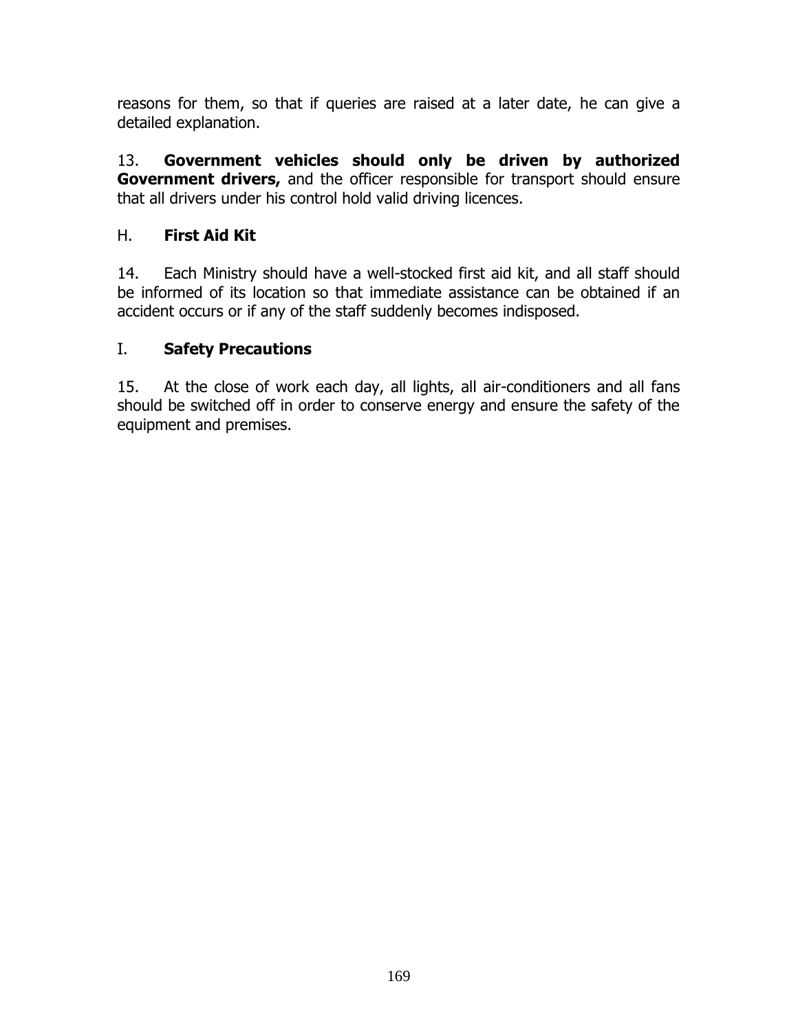reasons for them, so that if queries are raised at a later date, he can give a detailed explanation.

13. **Government vehicles should only be driven by authorized Government drivers,** and the officer responsible for transport should ensure that all drivers under his control hold valid driving licences.

## H. First Aid Kit

14. Each Ministry should have a well-stocked first aid kit, and all staff should be informed of its location so that immediate assistance can be obtained if an accident occurs or if any of the staff suddenly becomes indisposed.

## I. Safety Precautions

15. At the close of work each day, all lights, all air-conditioners and all fans should be switched off in order to conserve energy and ensure the safety of the equipment and premises.